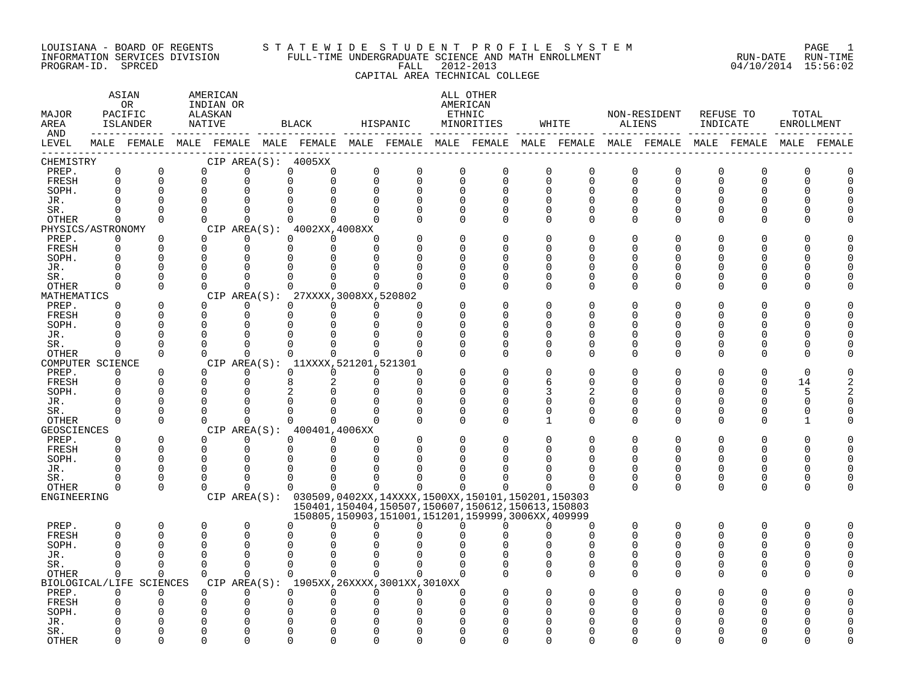LOUISIANA - BOARD OF REGENTS
INFORMATION SERVICES DIVISION
PROGRAM-ID. SPRCED

STATEWIDE STUDENT PROFILE SYSTEM
FULL-TIME UNDERGRADUATE SCIENCE AND MATH ENROLLMENT
FALL 2012-2013
CAPITAL AREA TECHNICAL COLLEGE

RUN-DATE 04/10/2014 RUN-TIME 15:56:02

| MAJOR AREA AND LEVEL | ASIAN OR PACIFIC ISLANDER | | AMERICAN INDIAN OR ALASKAN NATIVE | | BLACK | | HISPANIC | | ALL OTHER AMERICAN ETHNIC MINORITIES | | WHITE | | NON-RESIDENT ALIENS | | REFUSE TO INDICATE | | TOTAL ENROLLMENT | |
|---|---|---|---|---|---|---|---|---|---|---|---|---|---|---|---|---|---|---|
| | MALE | FEMALE | MALE | FEMALE | MALE | FEMALE | MALE | FEMALE | MALE | FEMALE | MALE | FEMALE | MALE | FEMALE | MALE | FEMALE | MALE | FEMALE |
| CHEMISTRY | CIP AREA(S): 4005XX | | | | | | | | | | | | | | | | | |
| PREP. | 0 | 0 | 0 | 0 | 0 | 0 | 0 | 0 | 0 | 0 | 0 | 0 | 0 | 0 | 0 | 0 | 0 | 0 |
| FRESH | 0 | 0 | 0 | 0 | 0 | 0 | 0 | 0 | 0 | 0 | 0 | 0 | 0 | 0 | 0 | 0 | 0 | 0 |
| SOPH. | 0 | 0 | 0 | 0 | 0 | 0 | 0 | 0 | 0 | 0 | 0 | 0 | 0 | 0 | 0 | 0 | 0 | 0 |
| JR. | 0 | 0 | 0 | 0 | 0 | 0 | 0 | 0 | 0 | 0 | 0 | 0 | 0 | 0 | 0 | 0 | 0 | 0 |
| SR. | 0 | 0 | 0 | 0 | 0 | 0 | 0 | 0 | 0 | 0 | 0 | 0 | 0 | 0 | 0 | 0 | 0 | 0 |
| OTHER | 0 | 0 | 0 | 0 | 0 | 0 | 0 | 0 | 0 | 0 | 0 | 0 | 0 | 0 | 0 | 0 | 0 | 0 |
| PHYSICS/ASTRONOMY | CIP AREA(S): 4002XX,4008XX | | | | | | | | | | | | | | | | | |
| PREP. | 0 | 0 | 0 | 0 | 0 | 0 | 0 | 0 | 0 | 0 | 0 | 0 | 0 | 0 | 0 | 0 | 0 | 0 |
| FRESH | 0 | 0 | 0 | 0 | 0 | 0 | 0 | 0 | 0 | 0 | 0 | 0 | 0 | 0 | 0 | 0 | 0 | 0 |
| SOPH. | 0 | 0 | 0 | 0 | 0 | 0 | 0 | 0 | 0 | 0 | 0 | 0 | 0 | 0 | 0 | 0 | 0 | 0 |
| JR. | 0 | 0 | 0 | 0 | 0 | 0 | 0 | 0 | 0 | 0 | 0 | 0 | 0 | 0 | 0 | 0 | 0 | 0 |
| SR. | 0 | 0 | 0 | 0 | 0 | 0 | 0 | 0 | 0 | 0 | 0 | 0 | 0 | 0 | 0 | 0 | 0 | 0 |
| OTHER | 0 | 0 | 0 | 0 | 0 | 0 | 0 | 0 | 0 | 0 | 0 | 0 | 0 | 0 | 0 | 0 | 0 | 0 |
| MATHEMATICS | CIP AREA(S): 27XXXX,3008XX,520802 | | | | | | | | | | | | | | | | | |
| PREP. | 0 | 0 | 0 | 0 | 0 | 0 | 0 | 0 | 0 | 0 | 0 | 0 | 0 | 0 | 0 | 0 | 0 | 0 |
| FRESH | 0 | 0 | 0 | 0 | 0 | 0 | 0 | 0 | 0 | 0 | 0 | 0 | 0 | 0 | 0 | 0 | 0 | 0 |
| SOPH. | 0 | 0 | 0 | 0 | 0 | 0 | 0 | 0 | 0 | 0 | 0 | 0 | 0 | 0 | 0 | 0 | 0 | 0 |
| JR. | 0 | 0 | 0 | 0 | 0 | 0 | 0 | 0 | 0 | 0 | 0 | 0 | 0 | 0 | 0 | 0 | 0 | 0 |
| SR. | 0 | 0 | 0 | 0 | 0 | 0 | 0 | 0 | 0 | 0 | 0 | 0 | 0 | 0 | 0 | 0 | 0 | 0 |
| OTHER | 0 | 0 | 0 | 0 | 0 | 0 | 0 | 0 | 0 | 0 | 0 | 0 | 0 | 0 | 0 | 0 | 0 | 0 |
| COMPUTER SCIENCE | CIP AREA(S): 11XXXX,521201,521301 | | | | | | | | | | | | | | | | | |
| PREP. | 0 | 0 | 0 | 0 | 0 | 0 | 0 | 0 | 0 | 0 | 0 | 0 | 0 | 0 | 0 | 0 | 0 | 0 |
| FRESH | 0 | 0 | 0 | 0 | 8 | 2 | 0 | 0 | 0 | 0 | 6 | 0 | 0 | 0 | 0 | 0 | 14 | 2 |
| SOPH. | 0 | 0 | 0 | 0 | 2 | 0 | 0 | 0 | 0 | 0 | 3 | 2 | 0 | 0 | 0 | 0 | 5 | 2 |
| JR. | 0 | 0 | 0 | 0 | 0 | 0 | 0 | 0 | 0 | 0 | 0 | 0 | 0 | 0 | 0 | 0 | 0 | 0 |
| SR. | 0 | 0 | 0 | 0 | 0 | 0 | 0 | 0 | 0 | 0 | 0 | 0 | 0 | 0 | 0 | 0 | 0 | 0 |
| OTHER | 0 | 0 | 0 | 0 | 0 | 0 | 0 | 0 | 0 | 0 | 1 | 0 | 0 | 0 | 0 | 0 | 1 | 0 |
| GEOSCIENCES | CIP AREA(S): 400401,4006XX | | | | | | | | | | | | | | | | | |
| PREP. | 0 | 0 | 0 | 0 | 0 | 0 | 0 | 0 | 0 | 0 | 0 | 0 | 0 | 0 | 0 | 0 | 0 | 0 |
| FRESH | 0 | 0 | 0 | 0 | 0 | 0 | 0 | 0 | 0 | 0 | 0 | 0 | 0 | 0 | 0 | 0 | 0 | 0 |
| SOPH. | 0 | 0 | 0 | 0 | 0 | 0 | 0 | 0 | 0 | 0 | 0 | 0 | 0 | 0 | 0 | 0 | 0 | 0 |
| JR. | 0 | 0 | 0 | 0 | 0 | 0 | 0 | 0 | 0 | 0 | 0 | 0 | 0 | 0 | 0 | 0 | 0 | 0 |
| SR. | 0 | 0 | 0 | 0 | 0 | 0 | 0 | 0 | 0 | 0 | 0 | 0 | 0 | 0 | 0 | 0 | 0 | 0 |
| OTHER | 0 | 0 | 0 | 0 | 0 | 0 | 0 | 0 | 0 | 0 | 0 | 0 | 0 | 0 | 0 | 0 | 0 | 0 |
| ENGINEERING | CIP AREA(S): 030509,0402XX,14XXXX,1500XX,150101,150201,150303 150401,150404,150507,150607,150612,150613,150803 150805,150903,151001,151201,159999,3006XX,409999 | | | | | | | | | | | | | | | | | |
| PREP. | 0 | 0 | 0 | 0 | 0 | 0 | 0 | 0 | 0 | 0 | 0 | 0 | 0 | 0 | 0 | 0 | 0 | 0 |
| FRESH | 0 | 0 | 0 | 0 | 0 | 0 | 0 | 0 | 0 | 0 | 0 | 0 | 0 | 0 | 0 | 0 | 0 | 0 |
| SOPH. | 0 | 0 | 0 | 0 | 0 | 0 | 0 | 0 | 0 | 0 | 0 | 0 | 0 | 0 | 0 | 0 | 0 | 0 |
| JR. | 0 | 0 | 0 | 0 | 0 | 0 | 0 | 0 | 0 | 0 | 0 | 0 | 0 | 0 | 0 | 0 | 0 | 0 |
| SR. | 0 | 0 | 0 | 0 | 0 | 0 | 0 | 0 | 0 | 0 | 0 | 0 | 0 | 0 | 0 | 0 | 0 | 0 |
| OTHER | 0 | 0 | 0 | 0 | 0 | 0 | 0 | 0 | 0 | 0 | 0 | 0 | 0 | 0 | 0 | 0 | 0 | 0 |
| BIOLOGICAL/LIFE SCIENCES | CIP AREA(S): 1905XX,26XXXX,3001XX,3010XX | | | | | | | | | | | | | | | | | |
| PREP. | 0 | 0 | 0 | 0 | 0 | 0 | 0 | 0 | 0 | 0 | 0 | 0 | 0 | 0 | 0 | 0 | 0 | 0 |
| FRESH | 0 | 0 | 0 | 0 | 0 | 0 | 0 | 0 | 0 | 0 | 0 | 0 | 0 | 0 | 0 | 0 | 0 | 0 |
| SOPH. | 0 | 0 | 0 | 0 | 0 | 0 | 0 | 0 | 0 | 0 | 0 | 0 | 0 | 0 | 0 | 0 | 0 | 0 |
| JR. | 0 | 0 | 0 | 0 | 0 | 0 | 0 | 0 | 0 | 0 | 0 | 0 | 0 | 0 | 0 | 0 | 0 | 0 |
| SR. | 0 | 0 | 0 | 0 | 0 | 0 | 0 | 0 | 0 | 0 | 0 | 0 | 0 | 0 | 0 | 0 | 0 | 0 |
| OTHER | 0 | 0 | 0 | 0 | 0 | 0 | 0 | 0 | 0 | 0 | 0 | 0 | 0 | 0 | 0 | 0 | 0 | 0 |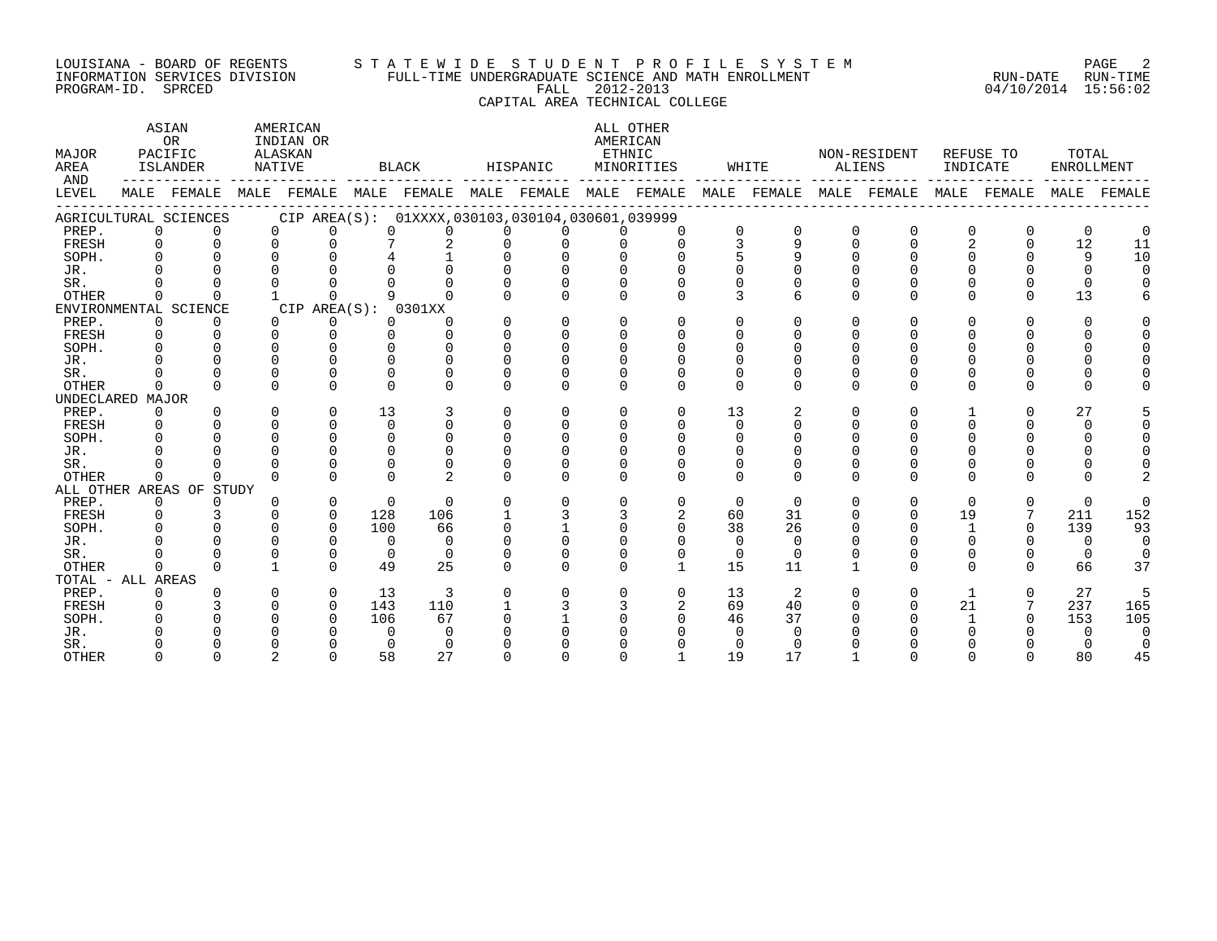LOUISIANA - BOARD OF REGENTS
INFORMATION SERVICES DIVISION
PROGRAM-ID. SPRCED

STATEWIDE STUDENT PROFILE SYSTEM
FULL-TIME UNDERGRADUATE SCIENCE AND MATH ENROLLMENT
FALL 2012-2013
CAPITAL AREA TECHNICAL COLLEGE

RUN-DATE 04/10/2014 RUN-TIME 15:56:02

| MAJOR AREA AND LEVEL | ASIAN OR PACIFIC ISLANDER | | AMERICAN INDIAN OR ALASKAN NATIVE | | BLACK | | HISPANIC | | ALL OTHER AMERICAN ETHNIC MINORITIES | | WHITE | | NON-RESIDENT ALIENS | | REFUSE TO INDICATE | | TOTAL ENROLLMENT | |
|---|---|---|---|---|---|---|---|---|---|---|---|---|---|---|---|---|---|---|
| | MALE | FEMALE | MALE | FEMALE | MALE | FEMALE | MALE | FEMALE | MALE | FEMALE | MALE | FEMALE | MALE | FEMALE | MALE | FEMALE | MALE | FEMALE |
| AGRICULTURAL SCIENCES CIP AREA(S): 01XXXX,030103,030104,030601,039999 | | | | | | | | | | | | | | | | | | |
| PREP. | 0 | 0 | 0 | 0 | 0 | 0 | 0 | 0 | 0 | 0 | 0 | 0 | 0 | 0 | 0 | 0 | 0 | 0 |
| FRESH | 0 | 0 | 0 | 0 | 7 | 2 | 0 | 0 | 0 | 0 | 3 | 9 | 0 | 0 | 2 | 0 | 12 | 11 |
| SOPH. | 0 | 0 | 0 | 0 | 4 | 1 | 0 | 0 | 0 | 0 | 5 | 9 | 0 | 0 | 0 | 0 | 9 | 10 |
| JR. | 0 | 0 | 0 | 0 | 0 | 0 | 0 | 0 | 0 | 0 | 0 | 0 | 0 | 0 | 0 | 0 | 0 | 0 |
| SR. | 0 | 0 | 0 | 0 | 0 | 0 | 0 | 0 | 0 | 0 | 0 | 0 | 0 | 0 | 0 | 0 | 0 | 0 |
| OTHER | 0 | 0 | 1 | 0 | 9 | 0 | 0 | 0 | 0 | 0 | 3 | 6 | 0 | 0 | 0 | 0 | 13 | 6 |
| ENVIRONMENTAL SCIENCE CIP AREA(S): 0301XX | | | | | | | | | | | | | | | | | | |
| PREP. | 0 | 0 | 0 | 0 | 0 | 0 | 0 | 0 | 0 | 0 | 0 | 0 | 0 | 0 | 0 | 0 | 0 | 0 |
| FRESH | 0 | 0 | 0 | 0 | 0 | 0 | 0 | 0 | 0 | 0 | 0 | 0 | 0 | 0 | 0 | 0 | 0 | 0 |
| SOPH. | 0 | 0 | 0 | 0 | 0 | 0 | 0 | 0 | 0 | 0 | 0 | 0 | 0 | 0 | 0 | 0 | 0 | 0 |
| JR. | 0 | 0 | 0 | 0 | 0 | 0 | 0 | 0 | 0 | 0 | 0 | 0 | 0 | 0 | 0 | 0 | 0 | 0 |
| SR. | 0 | 0 | 0 | 0 | 0 | 0 | 0 | 0 | 0 | 0 | 0 | 0 | 0 | 0 | 0 | 0 | 0 | 0 |
| OTHER | 0 | 0 | 0 | 0 | 0 | 0 | 0 | 0 | 0 | 0 | 0 | 0 | 0 | 0 | 0 | 0 | 0 | 0 |
| UNDECLARED MAJOR | | | | | | | | | | | | | | | | | | |
| PREP. | 0 | 0 | 0 | 0 | 13 | 3 | 0 | 0 | 0 | 0 | 13 | 2 | 0 | 0 | 1 | 0 | 27 | 5 |
| FRESH | 0 | 0 | 0 | 0 | 0 | 0 | 0 | 0 | 0 | 0 | 0 | 0 | 0 | 0 | 0 | 0 | 0 | 0 |
| SOPH. | 0 | 0 | 0 | 0 | 0 | 0 | 0 | 0 | 0 | 0 | 0 | 0 | 0 | 0 | 0 | 0 | 0 | 0 |
| JR. | 0 | 0 | 0 | 0 | 0 | 0 | 0 | 0 | 0 | 0 | 0 | 0 | 0 | 0 | 0 | 0 | 0 | 0 |
| SR. | 0 | 0 | 0 | 0 | 0 | 0 | 0 | 0 | 0 | 0 | 0 | 0 | 0 | 0 | 0 | 0 | 0 | 0 |
| OTHER | 0 | 0 | 0 | 0 | 0 | 2 | 0 | 0 | 0 | 0 | 0 | 0 | 0 | 0 | 0 | 0 | 0 | 2 |
| ALL OTHER AREAS OF STUDY | | | | | | | | | | | | | | | | | | |
| PREP. | 0 | 0 | 0 | 0 | 0 | 0 | 0 | 0 | 0 | 0 | 0 | 0 | 0 | 0 | 0 | 0 | 0 | 0 |
| FRESH | 0 | 3 | 0 | 0 | 128 | 106 | 1 | 3 | 3 | 2 | 60 | 31 | 0 | 0 | 19 | 7 | 211 | 152 |
| SOPH. | 0 | 0 | 0 | 0 | 100 | 66 | 0 | 1 | 0 | 0 | 38 | 26 | 0 | 0 | 1 | 0 | 139 | 93 |
| JR. | 0 | 0 | 0 | 0 | 0 | 0 | 0 | 0 | 0 | 0 | 0 | 0 | 0 | 0 | 0 | 0 | 0 | 0 |
| SR. | 0 | 0 | 0 | 0 | 0 | 0 | 0 | 0 | 0 | 0 | 0 | 0 | 0 | 0 | 0 | 0 | 0 | 0 |
| OTHER | 0 | 0 | 1 | 0 | 49 | 25 | 0 | 0 | 0 | 1 | 15 | 11 | 1 | 0 | 0 | 0 | 66 | 37 |
| TOTAL - ALL AREAS | | | | | | | | | | | | | | | | | | |
| PREP. | 0 | 0 | 0 | 0 | 13 | 3 | 0 | 0 | 0 | 0 | 13 | 2 | 0 | 0 | 1 | 0 | 27 | 5 |
| FRESH | 0 | 3 | 0 | 0 | 143 | 110 | 1 | 3 | 3 | 2 | 69 | 40 | 0 | 0 | 21 | 7 | 237 | 165 |
| SOPH. | 0 | 0 | 0 | 0 | 106 | 67 | 0 | 1 | 0 | 0 | 46 | 37 | 0 | 0 | 1 | 0 | 153 | 105 |
| JR. | 0 | 0 | 0 | 0 | 0 | 0 | 0 | 0 | 0 | 0 | 0 | 0 | 0 | 0 | 0 | 0 | 0 | 0 |
| SR. | 0 | 0 | 0 | 0 | 0 | 0 | 0 | 0 | 0 | 0 | 0 | 0 | 0 | 0 | 0 | 0 | 0 | 0 |
| OTHER | 0 | 0 | 2 | 0 | 58 | 27 | 0 | 0 | 0 | 1 | 19 | 17 | 1 | 0 | 0 | 0 | 80 | 45 |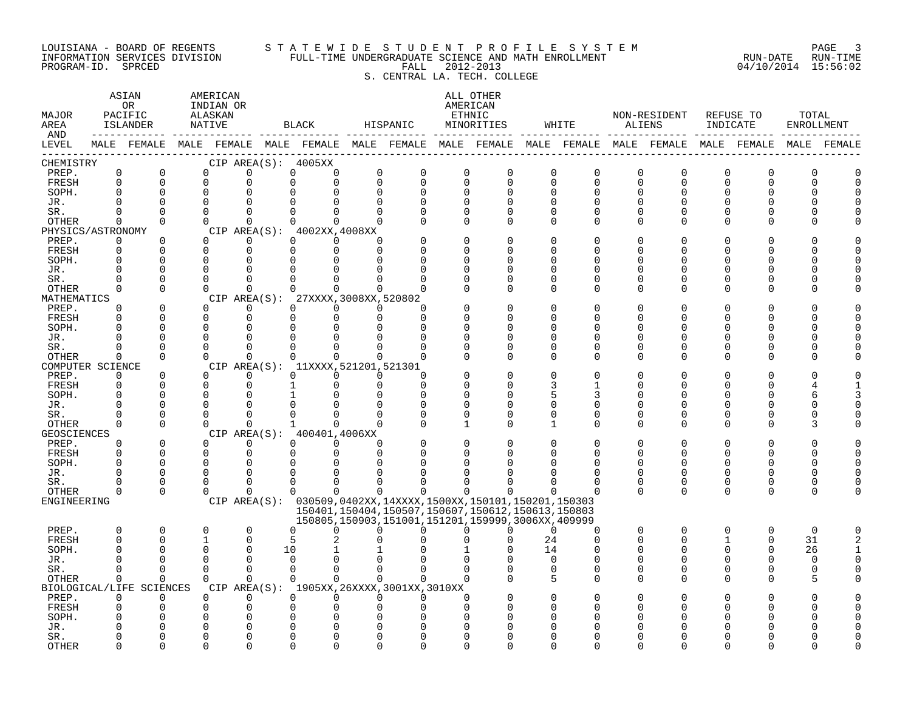LOUISIANA - BOARD OF REGENTS
INFORMATION SERVICES DIVISION
PROGRAM-ID. SPRCED

STATEWIDE STUDENT PROFILE SYSTEM
FULL-TIME UNDERGRADUATE SCIENCE AND MATH ENROLLMENT
FALL 2012-2013
S. CENTRAL LA. TECH. COLLEGE

RUN-DATE 04/10/2014 RUN-TIME 15:56:02

| MAJOR AREA AND LEVEL | ASIAN OR PACIFIC ISLANDER MALE | ASIAN OR PACIFIC ISLANDER FEMALE | AMERICAN INDIAN OR ALASKAN NATIVE MALE | AMERICAN INDIAN OR ALASKAN NATIVE FEMALE | BLACK MALE | BLACK FEMALE | HISPANIC MALE | HISPANIC FEMALE | ALL OTHER AMERICAN ETHNIC MINORITIES MALE | ALL OTHER AMERICAN ETHNIC MINORITIES FEMALE | WHITE MALE | WHITE FEMALE | NON-RESIDENT ALIENS MALE | NON-RESIDENT ALIENS FEMALE | REFUSE TO INDICATE MALE | REFUSE TO INDICATE FEMALE | TOTAL ENROLLMENT MALE | TOTAL ENROLLMENT FEMALE |
|---|---|---|---|---|---|---|---|---|---|---|---|---|---|---|---|---|---|---|
| CHEMISTRY — CIP AREA(S): 4005XX | | | | | | | | | | | | | | | | | | |
| PREP. | 0 | 0 | 0 | 0 | 0 | 0 | 0 | 0 | 0 | 0 | 0 | 0 | 0 | 0 | 0 | 0 | 0 | 0 |
| FRESH | 0 | 0 | 0 | 0 | 0 | 0 | 0 | 0 | 0 | 0 | 0 | 0 | 0 | 0 | 0 | 0 | 0 | 0 |
| SOPH. | 0 | 0 | 0 | 0 | 0 | 0 | 0 | 0 | 0 | 0 | 0 | 0 | 0 | 0 | 0 | 0 | 0 | 0 |
| JR. | 0 | 0 | 0 | 0 | 0 | 0 | 0 | 0 | 0 | 0 | 0 | 0 | 0 | 0 | 0 | 0 | 0 | 0 |
| SR. | 0 | 0 | 0 | 0 | 0 | 0 | 0 | 0 | 0 | 0 | 0 | 0 | 0 | 0 | 0 | 0 | 0 | 0 |
| OTHER | 0 | 0 | 0 | 0 | 0 | 0 | 0 | 0 | 0 | 0 | 0 | 0 | 0 | 0 | 0 | 0 | 0 | 0 |
| PHYSICS/ASTRONOMY — CIP AREA(S): 4002XX,4008XX | | | | | | | | | | | | | | | | | | |
| PREP. | 0 | 0 | 0 | 0 | 0 | 0 | 0 | 0 | 0 | 0 | 0 | 0 | 0 | 0 | 0 | 0 | 0 | 0 |
| FRESH | 0 | 0 | 0 | 0 | 0 | 0 | 0 | 0 | 0 | 0 | 0 | 0 | 0 | 0 | 0 | 0 | 0 | 0 |
| SOPH. | 0 | 0 | 0 | 0 | 0 | 0 | 0 | 0 | 0 | 0 | 0 | 0 | 0 | 0 | 0 | 0 | 0 | 0 |
| JR. | 0 | 0 | 0 | 0 | 0 | 0 | 0 | 0 | 0 | 0 | 0 | 0 | 0 | 0 | 0 | 0 | 0 | 0 |
| SR. | 0 | 0 | 0 | 0 | 0 | 0 | 0 | 0 | 0 | 0 | 0 | 0 | 0 | 0 | 0 | 0 | 0 | 0 |
| OTHER | 0 | 0 | 0 | 0 | 0 | 0 | 0 | 0 | 0 | 0 | 0 | 0 | 0 | 0 | 0 | 0 | 0 | 0 |
| MATHEMATICS — CIP AREA(S): 27XXXX,3008XX,520802 | | | | | | | | | | | | | | | | | | |
| PREP. | 0 | 0 | 0 | 0 | 0 | 0 | 0 | 0 | 0 | 0 | 0 | 0 | 0 | 0 | 0 | 0 | 0 | 0 |
| FRESH | 0 | 0 | 0 | 0 | 0 | 0 | 0 | 0 | 0 | 0 | 0 | 0 | 0 | 0 | 0 | 0 | 0 | 0 |
| SOPH. | 0 | 0 | 0 | 0 | 0 | 0 | 0 | 0 | 0 | 0 | 0 | 0 | 0 | 0 | 0 | 0 | 0 | 0 |
| JR. | 0 | 0 | 0 | 0 | 0 | 0 | 0 | 0 | 0 | 0 | 0 | 0 | 0 | 0 | 0 | 0 | 0 | 0 |
| SR. | 0 | 0 | 0 | 0 | 0 | 0 | 0 | 0 | 0 | 0 | 0 | 0 | 0 | 0 | 0 | 0 | 0 | 0 |
| OTHER | 0 | 0 | 0 | 0 | 0 | 0 | 0 | 0 | 0 | 0 | 0 | 0 | 0 | 0 | 0 | 0 | 0 | 0 |
| COMPUTER SCIENCE — CIP AREA(S): 11XXXX,521201,521301 | | | | | | | | | | | | | | | | | | |
| PREP. | 0 | 0 | 0 | 0 | 0 | 0 | 0 | 0 | 0 | 0 | 0 | 0 | 0 | 0 | 0 | 0 | 0 | 0 |
| FRESH | 0 | 0 | 0 | 0 | 1 | 0 | 0 | 0 | 0 | 0 | 3 | 1 | 0 | 0 | 0 | 0 | 4 | 1 |
| SOPH. | 0 | 0 | 0 | 0 | 1 | 0 | 0 | 0 | 0 | 0 | 5 | 3 | 0 | 0 | 0 | 0 | 6 | 3 |
| JR. | 0 | 0 | 0 | 0 | 0 | 0 | 0 | 0 | 0 | 0 | 0 | 0 | 0 | 0 | 0 | 0 | 0 | 0 |
| SR. | 0 | 0 | 0 | 0 | 0 | 0 | 0 | 0 | 0 | 0 | 0 | 0 | 0 | 0 | 0 | 0 | 0 | 0 |
| OTHER | 0 | 0 | 0 | 0 | 1 | 0 | 0 | 0 | 1 | 0 | 1 | 0 | 0 | 0 | 0 | 0 | 3 | 0 |
| GEOSCIENCES — CIP AREA(S): 400401,4006XX | | | | | | | | | | | | | | | | | | |
| PREP. | 0 | 0 | 0 | 0 | 0 | 0 | 0 | 0 | 0 | 0 | 0 | 0 | 0 | 0 | 0 | 0 | 0 | 0 |
| FRESH | 0 | 0 | 0 | 0 | 0 | 0 | 0 | 0 | 0 | 0 | 0 | 0 | 0 | 0 | 0 | 0 | 0 | 0 |
| SOPH. | 0 | 0 | 0 | 0 | 0 | 0 | 0 | 0 | 0 | 0 | 0 | 0 | 0 | 0 | 0 | 0 | 0 | 0 |
| JR. | 0 | 0 | 0 | 0 | 0 | 0 | 0 | 0 | 0 | 0 | 0 | 0 | 0 | 0 | 0 | 0 | 0 | 0 |
| SR. | 0 | 0 | 0 | 0 | 0 | 0 | 0 | 0 | 0 | 0 | 0 | 0 | 0 | 0 | 0 | 0 | 0 | 0 |
| OTHER | 0 | 0 | 0 | 0 | 0 | 0 | 0 | 0 | 0 | 0 | 0 | 0 | 0 | 0 | 0 | 0 | 0 | 0 |
| ENGINEERING — CIP AREA(S): 030509,0402XX,14XXXX,1500XX,150101,150201,150303,150401,150404,150507,150607,150612,150613,150803,150805,150903,151001,151201,159999,3006XX,409999 | | | | | | | | | | | | | | | | | | |
| PREP. | 0 | 0 | 0 | 0 | 0 | 0 | 0 | 0 | 0 | 0 | 0 | 0 | 0 | 0 | 0 | 0 | 0 | 0 |
| FRESH | 0 | 0 | 1 | 0 | 5 | 2 | 0 | 0 | 0 | 0 | 24 | 0 | 0 | 0 | 1 | 0 | 31 | 2 |
| SOPH. | 0 | 0 | 0 | 0 | 10 | 1 | 1 | 0 | 1 | 0 | 14 | 0 | 0 | 0 | 0 | 0 | 26 | 1 |
| JR. | 0 | 0 | 0 | 0 | 0 | 0 | 0 | 0 | 0 | 0 | 0 | 0 | 0 | 0 | 0 | 0 | 0 | 0 |
| SR. | 0 | 0 | 0 | 0 | 0 | 0 | 0 | 0 | 0 | 0 | 0 | 0 | 0 | 0 | 0 | 0 | 0 | 0 |
| OTHER | 0 | 0 | 0 | 0 | 0 | 0 | 0 | 0 | 0 | 0 | 5 | 0 | 0 | 0 | 0 | 0 | 5 | 0 |
| BIOLOGICAL/LIFE SCIENCES — CIP AREA(S): 1905XX,26XXXX,3001XX,3010XX | | | | | | | | | | | | | | | | | | |
| PREP. | 0 | 0 | 0 | 0 | 0 | 0 | 0 | 0 | 0 | 0 | 0 | 0 | 0 | 0 | 0 | 0 | 0 | 0 |
| FRESH | 0 | 0 | 0 | 0 | 0 | 0 | 0 | 0 | 0 | 0 | 0 | 0 | 0 | 0 | 0 | 0 | 0 | 0 |
| SOPH. | 0 | 0 | 0 | 0 | 0 | 0 | 0 | 0 | 0 | 0 | 0 | 0 | 0 | 0 | 0 | 0 | 0 | 0 |
| JR. | 0 | 0 | 0 | 0 | 0 | 0 | 0 | 0 | 0 | 0 | 0 | 0 | 0 | 0 | 0 | 0 | 0 | 0 |
| SR. | 0 | 0 | 0 | 0 | 0 | 0 | 0 | 0 | 0 | 0 | 0 | 0 | 0 | 0 | 0 | 0 | 0 | 0 |
| OTHER | 0 | 0 | 0 | 0 | 0 | 0 | 0 | 0 | 0 | 0 | 0 | 0 | 0 | 0 | 0 | 0 | 0 | 0 |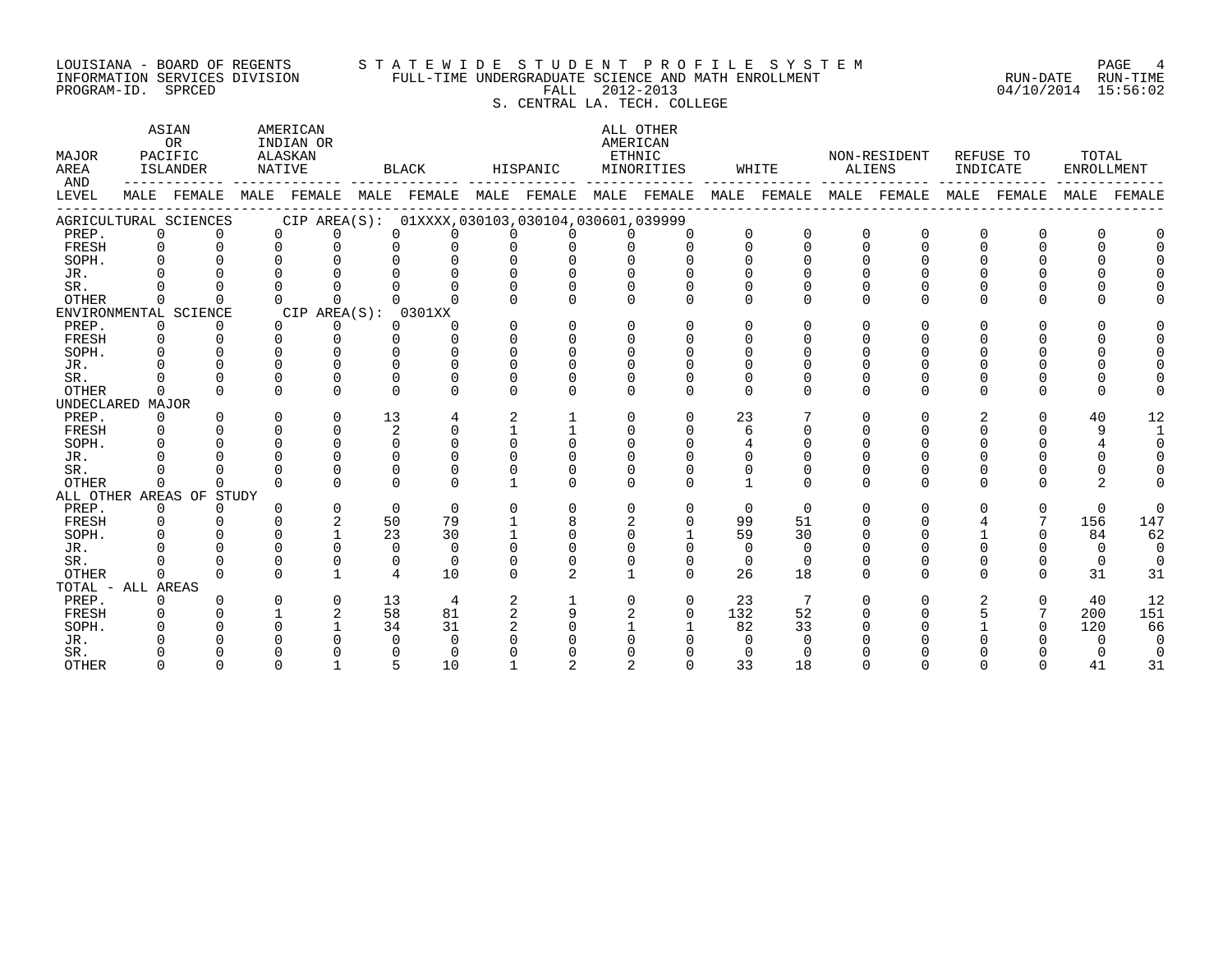LOUISIANA - BOARD OF REGENTS
INFORMATION SERVICES DIVISION
PROGRAM-ID. SPRCED

STATEWIDE STUDENT PROFILE SYSTEM
FULL-TIME UNDERGRADUATE SCIENCE AND MATH ENROLLMENT
FALL 2012-2013
S. CENTRAL LA. TECH. COLLEGE

RUN-DATE 04/10/2014 RUN-TIME 15:56:02

| MAJOR AREA AND LEVEL | ASIAN OR PACIFIC ISLANDER | | AMERICAN INDIAN OR ALASKAN NATIVE | | BLACK | | HISPANIC | | ALL OTHER AMERICAN ETHNIC MINORITIES | | WHITE | | NON-RESIDENT ALIENS | | REFUSE TO INDICATE | | TOTAL ENROLLMENT | |
|---|---|---|---|---|---|---|---|---|---|---|---|---|---|---|---|---|---|---|
| | MALE | FEMALE | MALE | FEMALE | MALE | FEMALE | MALE | FEMALE | MALE | FEMALE | MALE | FEMALE | MALE | FEMALE | MALE | FEMALE | MALE | FEMALE |
| **AGRICULTURAL SCIENCES CIP AREA(S): 01XXXX,030103,030104,030601,039999** | | | | | | | | | | | | | | | | | | |
| PREP. | 0 | 0 | 0 | 0 | 0 | 0 | 0 | 0 | 0 | 0 | 0 | 0 | 0 | 0 | 0 | 0 | 0 | 0 |
| FRESH | 0 | 0 | 0 | 0 | 0 | 0 | 0 | 0 | 0 | 0 | 0 | 0 | 0 | 0 | 0 | 0 | 0 | 0 |
| SOPH. | 0 | 0 | 0 | 0 | 0 | 0 | 0 | 0 | 0 | 0 | 0 | 0 | 0 | 0 | 0 | 0 | 0 | 0 |
| JR. | 0 | 0 | 0 | 0 | 0 | 0 | 0 | 0 | 0 | 0 | 0 | 0 | 0 | 0 | 0 | 0 | 0 | 0 |
| SR. | 0 | 0 | 0 | 0 | 0 | 0 | 0 | 0 | 0 | 0 | 0 | 0 | 0 | 0 | 0 | 0 | 0 | 0 |
| OTHER | 0 | 0 | 0 | 0 | 0 | 0 | 0 | 0 | 0 | 0 | 0 | 0 | 0 | 0 | 0 | 0 | 0 | 0 |
| **ENVIRONMENTAL SCIENCE CIP AREA(S): 0301XX** | | | | | | | | | | | | | | | | | | |
| PREP. | 0 | 0 | 0 | 0 | 0 | 0 | 0 | 0 | 0 | 0 | 0 | 0 | 0 | 0 | 0 | 0 | 0 | 0 |
| FRESH | 0 | 0 | 0 | 0 | 0 | 0 | 0 | 0 | 0 | 0 | 0 | 0 | 0 | 0 | 0 | 0 | 0 | 0 |
| SOPH. | 0 | 0 | 0 | 0 | 0 | 0 | 0 | 0 | 0 | 0 | 0 | 0 | 0 | 0 | 0 | 0 | 0 | 0 |
| JR. | 0 | 0 | 0 | 0 | 0 | 0 | 0 | 0 | 0 | 0 | 0 | 0 | 0 | 0 | 0 | 0 | 0 | 0 |
| SR. | 0 | 0 | 0 | 0 | 0 | 0 | 0 | 0 | 0 | 0 | 0 | 0 | 0 | 0 | 0 | 0 | 0 | 0 |
| OTHER | 0 | 0 | 0 | 0 | 0 | 0 | 0 | 0 | 0 | 0 | 0 | 0 | 0 | 0 | 0 | 0 | 0 | 0 |
| **UNDECLARED MAJOR** | | | | | | | | | | | | | | | | | | |
| PREP. | 0 | 0 | 0 | 0 | 13 | 4 | 2 | 1 | 0 | 0 | 23 | 7 | 0 | 0 | 2 | 0 | 40 | 12 |
| FRESH | 0 | 0 | 0 | 0 | 2 | 0 | 1 | 1 | 0 | 0 | 6 | 0 | 0 | 0 | 0 | 0 | 9 | 1 |
| SOPH. | 0 | 0 | 0 | 0 | 0 | 0 | 0 | 0 | 0 | 0 | 4 | 0 | 0 | 0 | 0 | 0 | 4 | 0 |
| JR. | 0 | 0 | 0 | 0 | 0 | 0 | 0 | 0 | 0 | 0 | 0 | 0 | 0 | 0 | 0 | 0 | 0 | 0 |
| SR. | 0 | 0 | 0 | 0 | 0 | 0 | 0 | 0 | 0 | 0 | 0 | 0 | 0 | 0 | 0 | 0 | 0 | 0 |
| OTHER | 0 | 0 | 0 | 0 | 0 | 0 | 1 | 0 | 0 | 0 | 1 | 0 | 0 | 0 | 0 | 0 | 2 | 0 |
| **ALL OTHER AREAS OF STUDY** | | | | | | | | | | | | | | | | | | |
| PREP. | 0 | 0 | 0 | 0 | 0 | 0 | 0 | 0 | 0 | 0 | 0 | 0 | 0 | 0 | 0 | 0 | 0 | 0 |
| FRESH | 0 | 0 | 0 | 2 | 50 | 79 | 1 | 8 | 2 | 0 | 99 | 51 | 0 | 0 | 4 | 7 | 156 | 147 |
| SOPH. | 0 | 0 | 0 | 1 | 23 | 30 | 1 | 0 | 0 | 1 | 59 | 30 | 0 | 0 | 1 | 0 | 84 | 62 |
| JR. | 0 | 0 | 0 | 0 | 0 | 0 | 0 | 0 | 0 | 0 | 0 | 0 | 0 | 0 | 0 | 0 | 0 | 0 |
| SR. | 0 | 0 | 0 | 0 | 0 | 0 | 0 | 0 | 0 | 0 | 0 | 0 | 0 | 0 | 0 | 0 | 0 | 0 |
| OTHER | 0 | 0 | 0 | 1 | 4 | 10 | 0 | 2 | 1 | 0 | 26 | 18 | 0 | 0 | 0 | 0 | 31 | 31 |
| **TOTAL - ALL AREAS** | | | | | | | | | | | | | | | | | | |
| PREP. | 0 | 0 | 0 | 0 | 13 | 4 | 2 | 1 | 0 | 0 | 23 | 7 | 0 | 0 | 2 | 0 | 40 | 12 |
| FRESH | 0 | 0 | 1 | 2 | 58 | 81 | 2 | 9 | 2 | 0 | 132 | 52 | 0 | 0 | 5 | 7 | 200 | 151 |
| SOPH. | 0 | 0 | 0 | 1 | 34 | 31 | 2 | 0 | 1 | 1 | 82 | 33 | 0 | 0 | 1 | 0 | 120 | 66 |
| JR. | 0 | 0 | 0 | 0 | 0 | 0 | 0 | 0 | 0 | 0 | 0 | 0 | 0 | 0 | 0 | 0 | 0 | 0 |
| SR. | 0 | 0 | 0 | 0 | 0 | 0 | 0 | 0 | 0 | 0 | 0 | 0 | 0 | 0 | 0 | 0 | 0 | 0 |
| OTHER | 0 | 0 | 0 | 1 | 5 | 10 | 1 | 2 | 2 | 0 | 33 | 18 | 0 | 0 | 0 | 0 | 41 | 31 |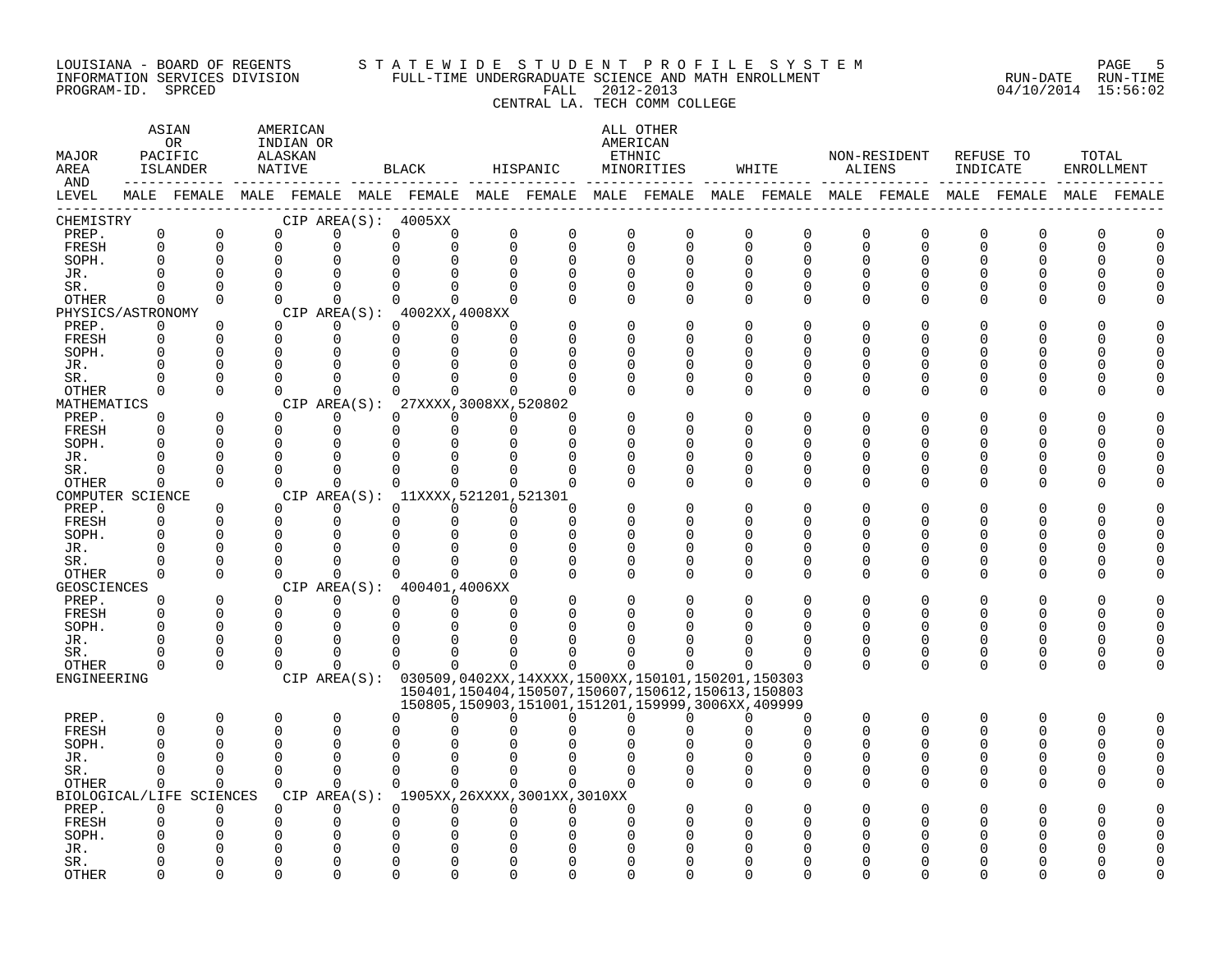LOUISIANA - BOARD OF REGENTS
INFORMATION SERVICES DIVISION
PROGRAM-ID. SPRCED

STATEWIDE STUDENT PROFILE SYSTEM
FULL-TIME UNDERGRADUATE SCIENCE AND MATH ENROLLMENT
FALL 2012-2013
CENTRAL LA. TECH COMM COLLEGE

RUN-DATE 04/10/2014 RUN-TIME 15:56:02

| MAJOR AREA AND LEVEL | ASIAN OR PACIFIC ISLANDER | | AMERICAN INDIAN OR ALASKAN NATIVE | | BLACK | | HISPANIC | | ALL OTHER AMERICAN ETHNIC MINORITIES | | WHITE | | NON-RESIDENT ALIENS | | REFUSE TO INDICATE | | TOTAL ENROLLMENT | |
|---|---|---|---|---|---|---|---|---|---|---|---|---|---|---|---|---|---|---|
| | MALE | FEMALE | MALE | FEMALE | MALE | FEMALE | MALE | FEMALE | MALE | FEMALE | MALE | FEMALE | MALE | FEMALE | MALE | FEMALE | MALE | FEMALE |
| CHEMISTRY — CIP AREA(S): 4005XX | | | | | | | | | | | | | | | | | | |
| PREP. | 0 | 0 | 0 | 0 | 0 | 0 | 0 | 0 | 0 | 0 | 0 | 0 | 0 | 0 | 0 | 0 | 0 | 0 |
| FRESH | 0 | 0 | 0 | 0 | 0 | 0 | 0 | 0 | 0 | 0 | 0 | 0 | 0 | 0 | 0 | 0 | 0 | 0 |
| SOPH. | 0 | 0 | 0 | 0 | 0 | 0 | 0 | 0 | 0 | 0 | 0 | 0 | 0 | 0 | 0 | 0 | 0 | 0 |
| JR. | 0 | 0 | 0 | 0 | 0 | 0 | 0 | 0 | 0 | 0 | 0 | 0 | 0 | 0 | 0 | 0 | 0 | 0 |
| SR. | 0 | 0 | 0 | 0 | 0 | 0 | 0 | 0 | 0 | 0 | 0 | 0 | 0 | 0 | 0 | 0 | 0 | 0 |
| OTHER | 0 | 0 | 0 | 0 | 0 | 0 | 0 | 0 | 0 | 0 | 0 | 0 | 0 | 0 | 0 | 0 | 0 | 0 |
| PHYSICS/ASTRONOMY — CIP AREA(S): 4002XX,4008XX | | | | | | | | | | | | | | | | | | |
| PREP. | 0 | 0 | 0 | 0 | 0 | 0 | 0 | 0 | 0 | 0 | 0 | 0 | 0 | 0 | 0 | 0 | 0 | 0 |
| FRESH | 0 | 0 | 0 | 0 | 0 | 0 | 0 | 0 | 0 | 0 | 0 | 0 | 0 | 0 | 0 | 0 | 0 | 0 |
| SOPH. | 0 | 0 | 0 | 0 | 0 | 0 | 0 | 0 | 0 | 0 | 0 | 0 | 0 | 0 | 0 | 0 | 0 | 0 |
| JR. | 0 | 0 | 0 | 0 | 0 | 0 | 0 | 0 | 0 | 0 | 0 | 0 | 0 | 0 | 0 | 0 | 0 | 0 |
| SR. | 0 | 0 | 0 | 0 | 0 | 0 | 0 | 0 | 0 | 0 | 0 | 0 | 0 | 0 | 0 | 0 | 0 | 0 |
| OTHER | 0 | 0 | 0 | 0 | 0 | 0 | 0 | 0 | 0 | 0 | 0 | 0 | 0 | 0 | 0 | 0 | 0 | 0 |
| MATHEMATICS — CIP AREA(S): 27XXXX,3008XX,520802 | | | | | | | | | | | | | | | | | | |
| PREP. | 0 | 0 | 0 | 0 | 0 | 0 | 0 | 0 | 0 | 0 | 0 | 0 | 0 | 0 | 0 | 0 | 0 | 0 |
| FRESH | 0 | 0 | 0 | 0 | 0 | 0 | 0 | 0 | 0 | 0 | 0 | 0 | 0 | 0 | 0 | 0 | 0 | 0 |
| SOPH. | 0 | 0 | 0 | 0 | 0 | 0 | 0 | 0 | 0 | 0 | 0 | 0 | 0 | 0 | 0 | 0 | 0 | 0 |
| JR. | 0 | 0 | 0 | 0 | 0 | 0 | 0 | 0 | 0 | 0 | 0 | 0 | 0 | 0 | 0 | 0 | 0 | 0 |
| SR. | 0 | 0 | 0 | 0 | 0 | 0 | 0 | 0 | 0 | 0 | 0 | 0 | 0 | 0 | 0 | 0 | 0 | 0 |
| OTHER | 0 | 0 | 0 | 0 | 0 | 0 | 0 | 0 | 0 | 0 | 0 | 0 | 0 | 0 | 0 | 0 | 0 | 0 |
| COMPUTER SCIENCE — CIP AREA(S): 11XXXX,521201,521301 | | | | | | | | | | | | | | | | | | |
| PREP. | 0 | 0 | 0 | 0 | 0 | 0 | 0 | 0 | 0 | 0 | 0 | 0 | 0 | 0 | 0 | 0 | 0 | 0 |
| FRESH | 0 | 0 | 0 | 0 | 0 | 0 | 0 | 0 | 0 | 0 | 0 | 0 | 0 | 0 | 0 | 0 | 0 | 0 |
| SOPH. | 0 | 0 | 0 | 0 | 0 | 0 | 0 | 0 | 0 | 0 | 0 | 0 | 0 | 0 | 0 | 0 | 0 | 0 |
| JR. | 0 | 0 | 0 | 0 | 0 | 0 | 0 | 0 | 0 | 0 | 0 | 0 | 0 | 0 | 0 | 0 | 0 | 0 |
| SR. | 0 | 0 | 0 | 0 | 0 | 0 | 0 | 0 | 0 | 0 | 0 | 0 | 0 | 0 | 0 | 0 | 0 | 0 |
| OTHER | 0 | 0 | 0 | 0 | 0 | 0 | 0 | 0 | 0 | 0 | 0 | 0 | 0 | 0 | 0 | 0 | 0 | 0 |
| GEOSCIENCES — CIP AREA(S): 400401,4006XX | | | | | | | | | | | | | | | | | | |
| PREP. | 0 | 0 | 0 | 0 | 0 | 0 | 0 | 0 | 0 | 0 | 0 | 0 | 0 | 0 | 0 | 0 | 0 | 0 |
| FRESH | 0 | 0 | 0 | 0 | 0 | 0 | 0 | 0 | 0 | 0 | 0 | 0 | 0 | 0 | 0 | 0 | 0 | 0 |
| SOPH. | 0 | 0 | 0 | 0 | 0 | 0 | 0 | 0 | 0 | 0 | 0 | 0 | 0 | 0 | 0 | 0 | 0 | 0 |
| JR. | 0 | 0 | 0 | 0 | 0 | 0 | 0 | 0 | 0 | 0 | 0 | 0 | 0 | 0 | 0 | 0 | 0 | 0 |
| SR. | 0 | 0 | 0 | 0 | 0 | 0 | 0 | 0 | 0 | 0 | 0 | 0 | 0 | 0 | 0 | 0 | 0 | 0 |
| OTHER | 0 | 0 | 0 | 0 | 0 | 0 | 0 | 0 | 0 | 0 | 0 | 0 | 0 | 0 | 0 | 0 | 0 | 0 |
| ENGINEERING — CIP AREA(S): 030509,0402XX,14XXXX,1500XX,150101,150201,150303, 150401,150404,150507,150607,150612,150613,150803, 150805,150903,151001,151201,159999,3006XX,409999 | | | | | | | | | | | | | | | | | | |
| PREP. | 0 | 0 | 0 | 0 | 0 | 0 | 0 | 0 | 0 | 0 | 0 | 0 | 0 | 0 | 0 | 0 | 0 | 0 |
| FRESH | 0 | 0 | 0 | 0 | 0 | 0 | 0 | 0 | 0 | 0 | 0 | 0 | 0 | 0 | 0 | 0 | 0 | 0 |
| SOPH. | 0 | 0 | 0 | 0 | 0 | 0 | 0 | 0 | 0 | 0 | 0 | 0 | 0 | 0 | 0 | 0 | 0 | 0 |
| JR. | 0 | 0 | 0 | 0 | 0 | 0 | 0 | 0 | 0 | 0 | 0 | 0 | 0 | 0 | 0 | 0 | 0 | 0 |
| SR. | 0 | 0 | 0 | 0 | 0 | 0 | 0 | 0 | 0 | 0 | 0 | 0 | 0 | 0 | 0 | 0 | 0 | 0 |
| OTHER | 0 | 0 | 0 | 0 | 0 | 0 | 0 | 0 | 0 | 0 | 0 | 0 | 0 | 0 | 0 | 0 | 0 | 0 |
| BIOLOGICAL/LIFE SCIENCES — CIP AREA(S): 1905XX,26XXXX,3001XX,3010XX | | | | | | | | | | | | | | | | | | |
| PREP. | 0 | 0 | 0 | 0 | 0 | 0 | 0 | 0 | 0 | 0 | 0 | 0 | 0 | 0 | 0 | 0 | 0 | 0 |
| FRESH | 0 | 0 | 0 | 0 | 0 | 0 | 0 | 0 | 0 | 0 | 0 | 0 | 0 | 0 | 0 | 0 | 0 | 0 |
| SOPH. | 0 | 0 | 0 | 0 | 0 | 0 | 0 | 0 | 0 | 0 | 0 | 0 | 0 | 0 | 0 | 0 | 0 | 0 |
| JR. | 0 | 0 | 0 | 0 | 0 | 0 | 0 | 0 | 0 | 0 | 0 | 0 | 0 | 0 | 0 | 0 | 0 | 0 |
| SR. | 0 | 0 | 0 | 0 | 0 | 0 | 0 | 0 | 0 | 0 | 0 | 0 | 0 | 0 | 0 | 0 | 0 | 0 |
| OTHER | 0 | 0 | 0 | 0 | 0 | 0 | 0 | 0 | 0 | 0 | 0 | 0 | 0 | 0 | 0 | 0 | 0 | 0 |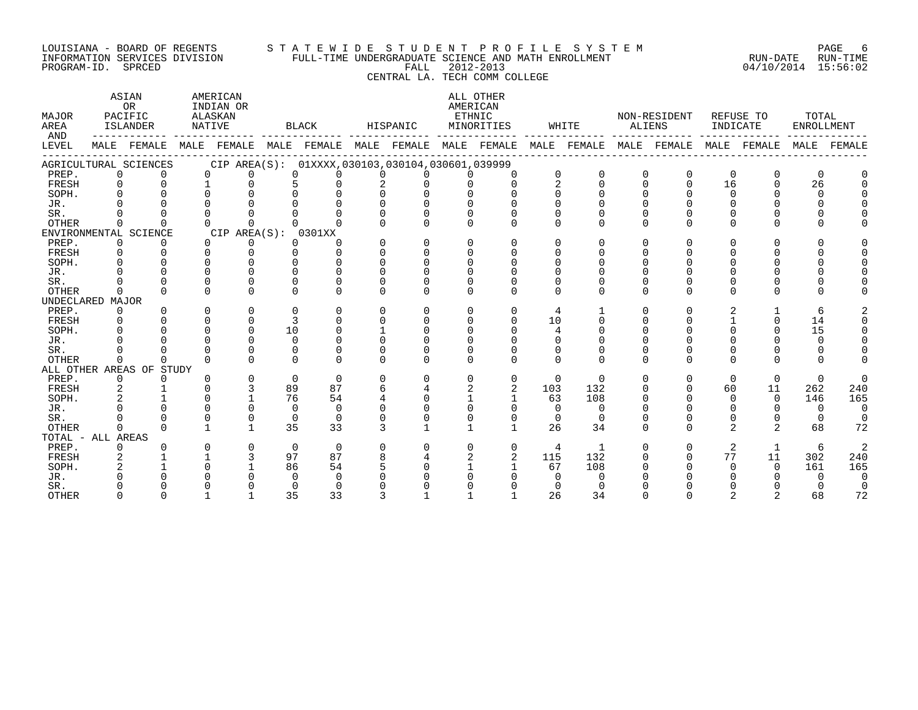LOUISIANA - BOARD OF REGENTS
INFORMATION SERVICES DIVISION
PROGRAM-ID. SPRCED

STATEWIDE STUDENT PROFILE SYSTEM
FULL-TIME UNDERGRADUATE SCIENCE AND MATH ENROLLMENT
FALL 2012-2013
CENTRAL LA. TECH COMM COLLEGE

RUN-DATE 04/10/2014 RUN-TIME 15:56:02

| MAJOR AREA AND LEVEL | ASIAN OR PACIFIC ISLANDER | | AMERICAN INDIAN OR ALASKAN NATIVE | | BLACK | | HISPANIC | | ALL OTHER AMERICAN ETHNIC MINORITIES | | WHITE | | NON-RESIDENT ALIENS | | REFUSE TO INDICATE | | TOTAL ENROLLMENT | |
|---|---|---|---|---|---|---|---|---|---|---|---|---|---|---|---|---|---|---|
| | MALE | FEMALE | MALE | FEMALE | MALE | FEMALE | MALE | FEMALE | MALE | FEMALE | MALE | FEMALE | MALE | FEMALE | MALE | FEMALE | MALE | FEMALE |
| **AGRICULTURAL SCIENCES CIP AREA(S): 01XXXX,030103,030104,030601,039999** | | | | | | | | | | | | | | | | | | |
| PREP. | 0 | 0 | 0 | 0 | 0 | 0 | 0 | 0 | 0 | 0 | 0 | 0 | 0 | 0 | 0 | 0 | 0 | 0 |
| FRESH | 0 | 0 | 1 | 0 | 5 | 0 | 2 | 0 | 0 | 0 | 2 | 0 | 0 | 0 | 16 | 0 | 26 | 0 |
| SOPH. | 0 | 0 | 0 | 0 | 0 | 0 | 0 | 0 | 0 | 0 | 0 | 0 | 0 | 0 | 0 | 0 | 0 | 0 |
| JR. | 0 | 0 | 0 | 0 | 0 | 0 | 0 | 0 | 0 | 0 | 0 | 0 | 0 | 0 | 0 | 0 | 0 | 0 |
| SR. | 0 | 0 | 0 | 0 | 0 | 0 | 0 | 0 | 0 | 0 | 0 | 0 | 0 | 0 | 0 | 0 | 0 | 0 |
| OTHER | 0 | 0 | 0 | 0 | 0 | 0 | 0 | 0 | 0 | 0 | 0 | 0 | 0 | 0 | 0 | 0 | 0 | 0 |
| **ENVIRONMENTAL SCIENCE CIP AREA(S): 0301XX** | | | | | | | | | | | | | | | | | | |
| PREP. | 0 | 0 | 0 | 0 | 0 | 0 | 0 | 0 | 0 | 0 | 0 | 0 | 0 | 0 | 0 | 0 | 0 | 0 |
| FRESH | 0 | 0 | 0 | 0 | 0 | 0 | 0 | 0 | 0 | 0 | 0 | 0 | 0 | 0 | 0 | 0 | 0 | 0 |
| SOPH. | 0 | 0 | 0 | 0 | 0 | 0 | 0 | 0 | 0 | 0 | 0 | 0 | 0 | 0 | 0 | 0 | 0 | 0 |
| JR. | 0 | 0 | 0 | 0 | 0 | 0 | 0 | 0 | 0 | 0 | 0 | 0 | 0 | 0 | 0 | 0 | 0 | 0 |
| SR. | 0 | 0 | 0 | 0 | 0 | 0 | 0 | 0 | 0 | 0 | 0 | 0 | 0 | 0 | 0 | 0 | 0 | 0 |
| OTHER | 0 | 0 | 0 | 0 | 0 | 0 | 0 | 0 | 0 | 0 | 0 | 0 | 0 | 0 | 0 | 0 | 0 | 0 |
| **UNDECLARED MAJOR** | | | | | | | | | | | | | | | | | | |
| PREP. | 0 | 0 | 0 | 0 | 0 | 0 | 0 | 0 | 0 | 0 | 4 | 1 | 0 | 0 | 2 | 1 | 6 | 2 |
| FRESH | 0 | 0 | 0 | 0 | 3 | 0 | 0 | 0 | 0 | 0 | 10 | 0 | 0 | 0 | 1 | 0 | 14 | 0 |
| SOPH. | 0 | 0 | 0 | 0 | 10 | 0 | 1 | 0 | 0 | 0 | 4 | 0 | 0 | 0 | 0 | 0 | 15 | 0 |
| JR. | 0 | 0 | 0 | 0 | 0 | 0 | 0 | 0 | 0 | 0 | 0 | 0 | 0 | 0 | 0 | 0 | 0 | 0 |
| SR. | 0 | 0 | 0 | 0 | 0 | 0 | 0 | 0 | 0 | 0 | 0 | 0 | 0 | 0 | 0 | 0 | 0 | 0 |
| OTHER | 0 | 0 | 0 | 0 | 0 | 0 | 0 | 0 | 0 | 0 | 0 | 0 | 0 | 0 | 0 | 0 | 0 | 0 |
| **ALL OTHER AREAS OF STUDY** | | | | | | | | | | | | | | | | | | |
| PREP. | 0 | 0 | 0 | 0 | 0 | 0 | 0 | 0 | 0 | 0 | 0 | 0 | 0 | 0 | 0 | 0 | 0 | 0 |
| FRESH | 2 | 1 | 0 | 3 | 89 | 87 | 6 | 4 | 2 | 2 | 103 | 132 | 0 | 0 | 60 | 11 | 262 | 240 |
| SOPH. | 2 | 1 | 0 | 1 | 76 | 54 | 4 | 0 | 1 | 1 | 63 | 108 | 0 | 0 | 0 | 0 | 146 | 165 |
| JR. | 0 | 0 | 0 | 0 | 0 | 0 | 0 | 0 | 0 | 0 | 0 | 0 | 0 | 0 | 0 | 0 | 0 | 0 |
| SR. | 0 | 0 | 0 | 0 | 0 | 0 | 0 | 0 | 0 | 0 | 0 | 0 | 0 | 0 | 0 | 0 | 0 | 0 |
| OTHER | 0 | 0 | 1 | 1 | 35 | 33 | 3 | 1 | 1 | 1 | 26 | 34 | 0 | 0 | 2 | 2 | 68 | 72 |
| **TOTAL - ALL AREAS** | | | | | | | | | | | | | | | | | | |
| PREP. | 0 | 0 | 0 | 0 | 0 | 0 | 0 | 0 | 0 | 0 | 4 | 1 | 0 | 0 | 2 | 1 | 6 | 2 |
| FRESH | 2 | 1 | 1 | 3 | 97 | 87 | 8 | 4 | 2 | 2 | 115 | 132 | 0 | 0 | 77 | 11 | 302 | 240 |
| SOPH. | 2 | 1 | 0 | 1 | 86 | 54 | 5 | 0 | 1 | 1 | 67 | 108 | 0 | 0 | 0 | 0 | 161 | 165 |
| JR. | 0 | 0 | 0 | 0 | 0 | 0 | 0 | 0 | 0 | 0 | 0 | 0 | 0 | 0 | 0 | 0 | 0 | 0 |
| SR. | 0 | 0 | 0 | 0 | 0 | 0 | 0 | 0 | 0 | 0 | 0 | 0 | 0 | 0 | 0 | 0 | 0 | 0 |
| OTHER | 0 | 0 | 1 | 1 | 35 | 33 | 3 | 1 | 1 | 1 | 26 | 34 | 0 | 0 | 2 | 2 | 68 | 72 |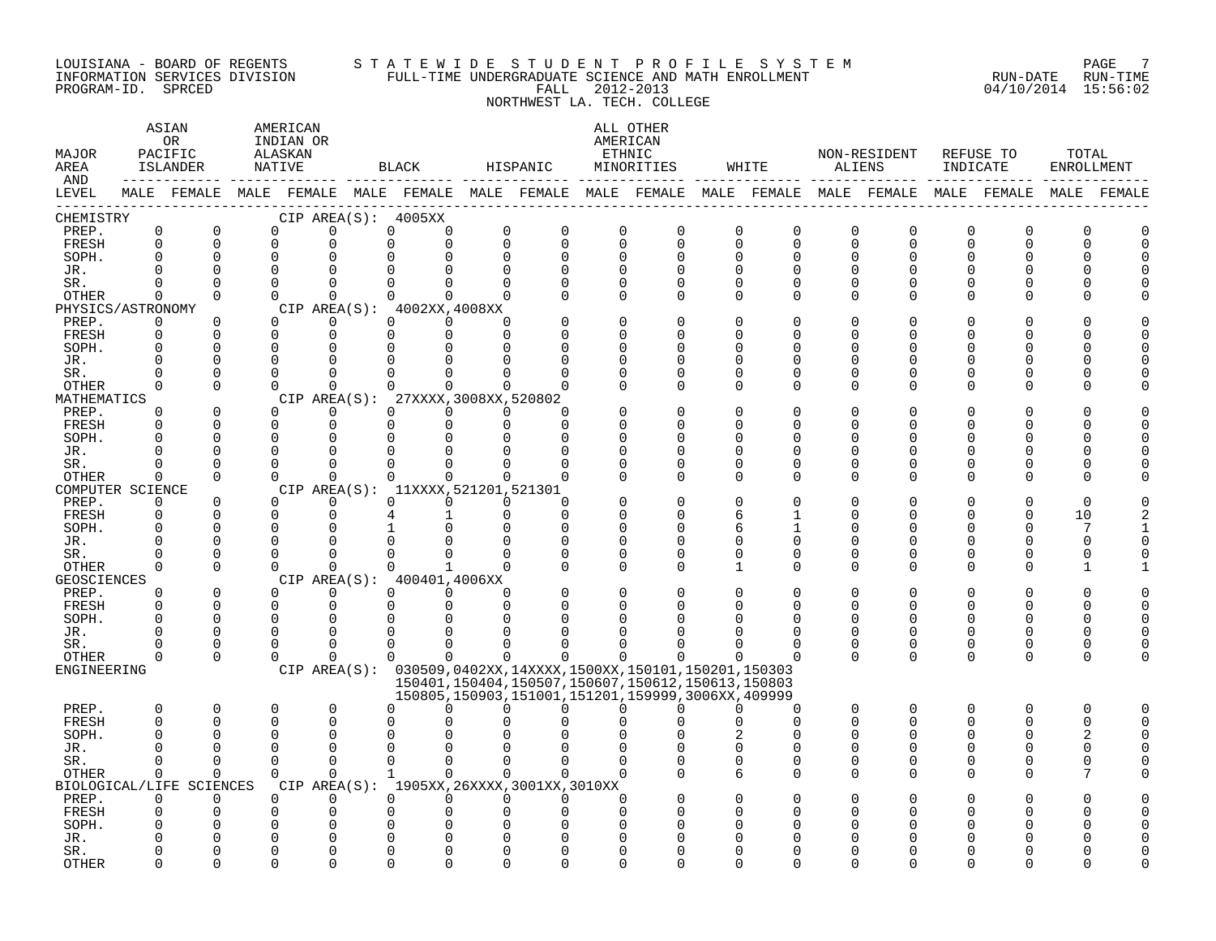LOUISIANA - BOARD OF REGENTS
INFORMATION SERVICES DIVISION
PROGRAM-ID. SPRCED

STATEWIDE STUDENT PROFILE SYSTEM
FULL-TIME UNDERGRADUATE SCIENCE AND MATH ENROLLMENT
FALL 2012-2013
NORTHWEST LA. TECH. COLLEGE

RUN-DATE 04/10/2014 RUN-TIME 15:56:02

| MAJOR AREA AND LEVEL | ASIAN OR PACIFIC ISLANDER MALE | ASIAN OR PACIFIC ISLANDER FEMALE | AMERICAN INDIAN OR ALASKAN NATIVE MALE | AMERICAN INDIAN OR ALASKAN NATIVE FEMALE | BLACK MALE | BLACK FEMALE | HISPANIC MALE | HISPANIC FEMALE | ALL OTHER AMERICAN ETHNIC MINORITIES MALE | ALL OTHER AMERICAN ETHNIC MINORITIES FEMALE | WHITE MALE | WHITE FEMALE | NON-RESIDENT ALIENS MALE | NON-RESIDENT ALIENS FEMALE | REFUSE TO INDICATE MALE | REFUSE TO INDICATE FEMALE | TOTAL ENROLLMENT MALE | TOTAL ENROLLMENT FEMALE |
|---|---|---|---|---|---|---|---|---|---|---|---|---|---|---|---|---|---|---|
| CHEMISTRY — CIP AREA(S): 4005XX | | | | | | | | | | | | | | | | | | |
| PREP. | 0 | 0 | 0 | 0 | 0 | 0 | 0 | 0 | 0 | 0 | 0 | 0 | 0 | 0 | 0 | 0 | 0 | 0 |
| FRESH | 0 | 0 | 0 | 0 | 0 | 0 | 0 | 0 | 0 | 0 | 0 | 0 | 0 | 0 | 0 | 0 | 0 | 0 |
| SOPH. | 0 | 0 | 0 | 0 | 0 | 0 | 0 | 0 | 0 | 0 | 0 | 0 | 0 | 0 | 0 | 0 | 0 | 0 |
| JR. | 0 | 0 | 0 | 0 | 0 | 0 | 0 | 0 | 0 | 0 | 0 | 0 | 0 | 0 | 0 | 0 | 0 | 0 |
| SR. | 0 | 0 | 0 | 0 | 0 | 0 | 0 | 0 | 0 | 0 | 0 | 0 | 0 | 0 | 0 | 0 | 0 | 0 |
| OTHER | 0 | 0 | 0 | 0 | 0 | 0 | 0 | 0 | 0 | 0 | 0 | 0 | 0 | 0 | 0 | 0 | 0 | 0 |
| PHYSICS/ASTRONOMY — CIP AREA(S): 4002XX,4008XX | | | | | | | | | | | | | | | | | | |
| PREP. | 0 | 0 | 0 | 0 | 0 | 0 | 0 | 0 | 0 | 0 | 0 | 0 | 0 | 0 | 0 | 0 | 0 | 0 |
| FRESH | 0 | 0 | 0 | 0 | 0 | 0 | 0 | 0 | 0 | 0 | 0 | 0 | 0 | 0 | 0 | 0 | 0 | 0 |
| SOPH. | 0 | 0 | 0 | 0 | 0 | 0 | 0 | 0 | 0 | 0 | 0 | 0 | 0 | 0 | 0 | 0 | 0 | 0 |
| JR. | 0 | 0 | 0 | 0 | 0 | 0 | 0 | 0 | 0 | 0 | 0 | 0 | 0 | 0 | 0 | 0 | 0 | 0 |
| SR. | 0 | 0 | 0 | 0 | 0 | 0 | 0 | 0 | 0 | 0 | 0 | 0 | 0 | 0 | 0 | 0 | 0 | 0 |
| OTHER | 0 | 0 | 0 | 0 | 0 | 0 | 0 | 0 | 0 | 0 | 0 | 0 | 0 | 0 | 0 | 0 | 0 | 0 |
| MATHEMATICS — CIP AREA(S): 27XXXX,3008XX,520802 | | | | | | | | | | | | | | | | | | |
| PREP. | 0 | 0 | 0 | 0 | 0 | 0 | 0 | 0 | 0 | 0 | 0 | 0 | 0 | 0 | 0 | 0 | 0 | 0 |
| FRESH | 0 | 0 | 0 | 0 | 0 | 0 | 0 | 0 | 0 | 0 | 0 | 0 | 0 | 0 | 0 | 0 | 0 | 0 |
| SOPH. | 0 | 0 | 0 | 0 | 0 | 0 | 0 | 0 | 0 | 0 | 0 | 0 | 0 | 0 | 0 | 0 | 0 | 0 |
| JR. | 0 | 0 | 0 | 0 | 0 | 0 | 0 | 0 | 0 | 0 | 0 | 0 | 0 | 0 | 0 | 0 | 0 | 0 |
| SR. | 0 | 0 | 0 | 0 | 0 | 0 | 0 | 0 | 0 | 0 | 0 | 0 | 0 | 0 | 0 | 0 | 0 | 0 |
| OTHER | 0 | 0 | 0 | 0 | 0 | 0 | 0 | 0 | 0 | 0 | 0 | 0 | 0 | 0 | 0 | 0 | 0 | 0 |
| COMPUTER SCIENCE — CIP AREA(S): 11XXXX,521201,521301 | | | | | | | | | | | | | | | | | | |
| PREP. | 0 | 0 | 0 | 0 | 0 | 0 | 0 | 0 | 0 | 0 | 0 | 0 | 0 | 0 | 0 | 0 | 0 | 0 |
| FRESH | 0 | 0 | 0 | 0 | 4 | 1 | 0 | 0 | 0 | 0 | 6 | 1 | 0 | 0 | 0 | 0 | 10 | 2 |
| SOPH. | 0 | 0 | 0 | 0 | 1 | 0 | 0 | 0 | 0 | 0 | 6 | 1 | 0 | 0 | 0 | 0 | 7 | 1 |
| JR. | 0 | 0 | 0 | 0 | 0 | 0 | 0 | 0 | 0 | 0 | 0 | 0 | 0 | 0 | 0 | 0 | 0 | 0 |
| SR. | 0 | 0 | 0 | 0 | 0 | 0 | 0 | 0 | 0 | 0 | 0 | 0 | 0 | 0 | 0 | 0 | 0 | 0 |
| OTHER | 0 | 0 | 0 | 0 | 0 | 1 | 0 | 0 | 0 | 0 | 1 | 0 | 0 | 0 | 0 | 0 | 1 | 1 |
| GEOSCIENCES — CIP AREA(S): 400401,4006XX | | | | | | | | | | | | | | | | | | |
| PREP. | 0 | 0 | 0 | 0 | 0 | 0 | 0 | 0 | 0 | 0 | 0 | 0 | 0 | 0 | 0 | 0 | 0 | 0 |
| FRESH | 0 | 0 | 0 | 0 | 0 | 0 | 0 | 0 | 0 | 0 | 0 | 0 | 0 | 0 | 0 | 0 | 0 | 0 |
| SOPH. | 0 | 0 | 0 | 0 | 0 | 0 | 0 | 0 | 0 | 0 | 0 | 0 | 0 | 0 | 0 | 0 | 0 | 0 |
| JR. | 0 | 0 | 0 | 0 | 0 | 0 | 0 | 0 | 0 | 0 | 0 | 0 | 0 | 0 | 0 | 0 | 0 | 0 |
| SR. | 0 | 0 | 0 | 0 | 0 | 0 | 0 | 0 | 0 | 0 | 0 | 0 | 0 | 0 | 0 | 0 | 0 | 0 |
| OTHER | 0 | 0 | 0 | 0 | 0 | 0 | 0 | 0 | 0 | 0 | 0 | 0 | 0 | 0 | 0 | 0 | 0 | 0 |
| ENGINEERING — CIP AREA(S): 030509,0402XX,14XXXX,1500XX,150101,150201,150303 150401,150404,150507,150607,150612,150613,150803 150805,150903,151001,151201,159999,3006XX,409999 | | | | | | | | | | | | | | | | | | |
| PREP. | 0 | 0 | 0 | 0 | 0 | 0 | 0 | 0 | 0 | 0 | 0 | 0 | 0 | 0 | 0 | 0 | 0 | 0 |
| FRESH | 0 | 0 | 0 | 0 | 0 | 0 | 0 | 0 | 0 | 0 | 0 | 0 | 0 | 0 | 0 | 0 | 0 | 0 |
| SOPH. | 0 | 0 | 0 | 0 | 0 | 0 | 0 | 0 | 0 | 0 | 2 | 0 | 0 | 0 | 0 | 0 | 2 | 0 |
| JR. | 0 | 0 | 0 | 0 | 0 | 0 | 0 | 0 | 0 | 0 | 0 | 0 | 0 | 0 | 0 | 0 | 0 | 0 |
| SR. | 0 | 0 | 0 | 0 | 0 | 0 | 0 | 0 | 0 | 0 | 0 | 0 | 0 | 0 | 0 | 0 | 0 | 0 |
| OTHER | 0 | 0 | 0 | 0 | 1 | 0 | 0 | 0 | 0 | 0 | 6 | 0 | 0 | 0 | 0 | 0 | 7 | 0 |
| BIOLOGICAL/LIFE SCIENCES — CIP AREA(S): 1905XX,26XXXX,3001XX,3010XX | | | | | | | | | | | | | | | | | | |
| PREP. | 0 | 0 | 0 | 0 | 0 | 0 | 0 | 0 | 0 | 0 | 0 | 0 | 0 | 0 | 0 | 0 | 0 | 0 |
| FRESH | 0 | 0 | 0 | 0 | 0 | 0 | 0 | 0 | 0 | 0 | 0 | 0 | 0 | 0 | 0 | 0 | 0 | 0 |
| SOPH. | 0 | 0 | 0 | 0 | 0 | 0 | 0 | 0 | 0 | 0 | 0 | 0 | 0 | 0 | 0 | 0 | 0 | 0 |
| JR. | 0 | 0 | 0 | 0 | 0 | 0 | 0 | 0 | 0 | 0 | 0 | 0 | 0 | 0 | 0 | 0 | 0 | 0 |
| SR. | 0 | 0 | 0 | 0 | 0 | 0 | 0 | 0 | 0 | 0 | 0 | 0 | 0 | 0 | 0 | 0 | 0 | 0 |
| OTHER | 0 | 0 | 0 | 0 | 0 | 0 | 0 | 0 | 0 | 0 | 0 | 0 | 0 | 0 | 0 | 0 | 0 | 0 |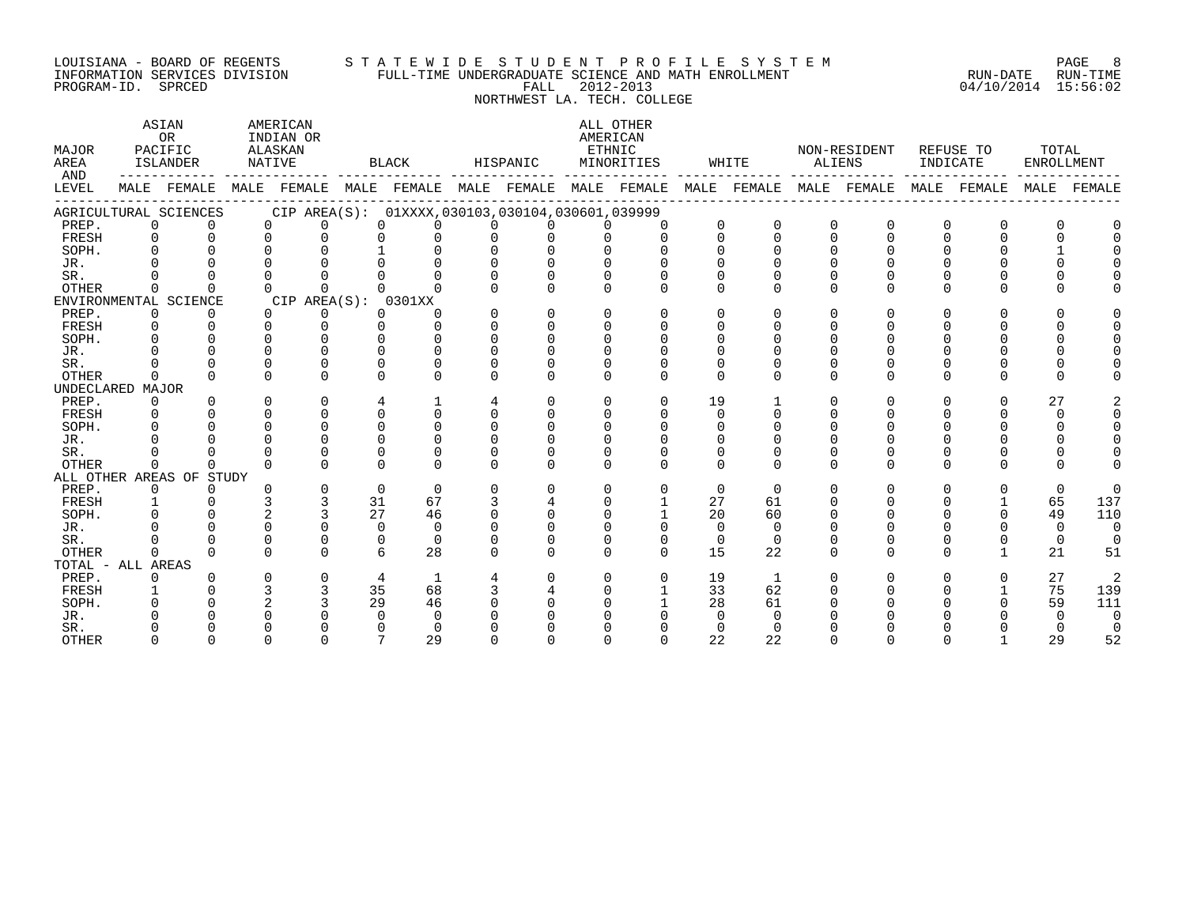LOUISIANA - BOARD OF REGENTS
INFORMATION SERVICES DIVISION
PROGRAM-ID. SPRCED

STATEWIDE STUDENT PROFILE SYSTEM
FULL-TIME UNDERGRADUATE SCIENCE AND MATH ENROLLMENT
FALL 2012-2013
NORTHWEST LA. TECH. COLLEGE

RUN-DATE 04/10/2014 RUN-TIME 15:56:02

| MAJOR AREA AND LEVEL | ASIAN OR PACIFIC ISLANDER MALE | ASIAN OR PACIFIC ISLANDER FEMALE | AMERICAN INDIAN OR ALASKAN NATIVE MALE | AMERICAN INDIAN OR ALASKAN NATIVE FEMALE | BLACK MALE | BLACK FEMALE | HISPANIC MALE | HISPANIC FEMALE | ALL OTHER AMERICAN ETHNIC MINORITIES MALE | ALL OTHER AMERICAN ETHNIC MINORITIES FEMALE | WHITE MALE | WHITE FEMALE | NON-RESIDENT ALIENS MALE | NON-RESIDENT ALIENS FEMALE | REFUSE TO INDICATE MALE | REFUSE TO INDICATE FEMALE | TOTAL ENROLLMENT MALE | TOTAL ENROLLMENT FEMALE |
|---|---|---|---|---|---|---|---|---|---|---|---|---|---|---|---|---|---|---|
| AGRICULTURAL SCIENCES CIP AREA(S): 01XXXX,030103,030104,030601,039999 | | | | | | | | | | | | | | | | | | |
| PREP. | 0 | 0 | 0 | 0 | 0 | 0 | 0 | 0 | 0 | 0 | 0 | 0 | 0 | 0 | 0 | 0 | 0 | 0 |
| FRESH | 0 | 0 | 0 | 0 | 0 | 0 | 0 | 0 | 0 | 0 | 0 | 0 | 0 | 0 | 0 | 0 | 0 | 0 |
| SOPH. | 0 | 0 | 0 | 0 | 1 | 0 | 0 | 0 | 0 | 0 | 0 | 0 | 0 | 0 | 0 | 0 | 1 | 0 |
| JR. | 0 | 0 | 0 | 0 | 0 | 0 | 0 | 0 | 0 | 0 | 0 | 0 | 0 | 0 | 0 | 0 | 0 | 0 |
| SR. | 0 | 0 | 0 | 0 | 0 | 0 | 0 | 0 | 0 | 0 | 0 | 0 | 0 | 0 | 0 | 0 | 0 | 0 |
| OTHER | 0 | 0 | 0 | 0 | 0 | 0 | 0 | 0 | 0 | 0 | 0 | 0 | 0 | 0 | 0 | 0 | 0 | 0 |
| ENVIRONMENTAL SCIENCE CIP AREA(S): 0301XX | | | | | | | | | | | | | | | | | | |
| PREP. | 0 | 0 | 0 | 0 | 0 | 0 | 0 | 0 | 0 | 0 | 0 | 0 | 0 | 0 | 0 | 0 | 0 | 0 |
| FRESH | 0 | 0 | 0 | 0 | 0 | 0 | 0 | 0 | 0 | 0 | 0 | 0 | 0 | 0 | 0 | 0 | 0 | 0 |
| SOPH. | 0 | 0 | 0 | 0 | 0 | 0 | 0 | 0 | 0 | 0 | 0 | 0 | 0 | 0 | 0 | 0 | 0 | 0 |
| JR. | 0 | 0 | 0 | 0 | 0 | 0 | 0 | 0 | 0 | 0 | 0 | 0 | 0 | 0 | 0 | 0 | 0 | 0 |
| SR. | 0 | 0 | 0 | 0 | 0 | 0 | 0 | 0 | 0 | 0 | 0 | 0 | 0 | 0 | 0 | 0 | 0 | 0 |
| OTHER | 0 | 0 | 0 | 0 | 0 | 0 | 0 | 0 | 0 | 0 | 0 | 0 | 0 | 0 | 0 | 0 | 0 | 0 |
| UNDECLARED MAJOR | | | | | | | | | | | | | | | | | | |
| PREP. | 0 | 0 | 0 | 0 | 4 | 1 | 4 | 0 | 0 | 0 | 19 | 1 | 0 | 0 | 0 | 0 | 27 | 2 |
| FRESH | 0 | 0 | 0 | 0 | 0 | 0 | 0 | 0 | 0 | 0 | 0 | 0 | 0 | 0 | 0 | 0 | 0 | 0 |
| SOPH. | 0 | 0 | 0 | 0 | 0 | 0 | 0 | 0 | 0 | 0 | 0 | 0 | 0 | 0 | 0 | 0 | 0 | 0 |
| JR. | 0 | 0 | 0 | 0 | 0 | 0 | 0 | 0 | 0 | 0 | 0 | 0 | 0 | 0 | 0 | 0 | 0 | 0 |
| SR. | 0 | 0 | 0 | 0 | 0 | 0 | 0 | 0 | 0 | 0 | 0 | 0 | 0 | 0 | 0 | 0 | 0 | 0 |
| OTHER | 0 | 0 | 0 | 0 | 0 | 0 | 0 | 0 | 0 | 0 | 0 | 0 | 0 | 0 | 0 | 0 | 0 | 0 |
| ALL OTHER AREAS OF STUDY | | | | | | | | | | | | | | | | | | |
| PREP. | 0 | 0 | 0 | 0 | 0 | 0 | 0 | 0 | 0 | 0 | 0 | 0 | 0 | 0 | 0 | 0 | 0 | 0 |
| FRESH | 1 | 0 | 3 | 3 | 31 | 67 | 3 | 4 | 0 | 1 | 27 | 61 | 0 | 0 | 0 | 1 | 65 | 137 |
| SOPH. | 0 | 0 | 2 | 3 | 27 | 46 | 0 | 0 | 0 | 1 | 20 | 60 | 0 | 0 | 0 | 0 | 49 | 110 |
| JR. | 0 | 0 | 0 | 0 | 0 | 0 | 0 | 0 | 0 | 0 | 0 | 0 | 0 | 0 | 0 | 0 | 0 | 0 |
| SR. | 0 | 0 | 0 | 0 | 0 | 0 | 0 | 0 | 0 | 0 | 0 | 0 | 0 | 0 | 0 | 0 | 0 | 0 |
| OTHER | 0 | 0 | 0 | 0 | 6 | 28 | 0 | 0 | 0 | 0 | 15 | 22 | 0 | 0 | 0 | 1 | 21 | 51 |
| TOTAL - ALL AREAS | | | | | | | | | | | | | | | | | | |
| PREP. | 0 | 0 | 0 | 0 | 4 | 1 | 4 | 0 | 0 | 0 | 19 | 1 | 0 | 0 | 0 | 0 | 27 | 2 |
| FRESH | 1 | 0 | 3 | 3 | 35 | 68 | 3 | 4 | 0 | 1 | 33 | 62 | 0 | 0 | 0 | 1 | 75 | 139 |
| SOPH. | 0 | 0 | 2 | 3 | 29 | 46 | 0 | 0 | 0 | 1 | 28 | 61 | 0 | 0 | 0 | 0 | 59 | 111 |
| JR. | 0 | 0 | 0 | 0 | 0 | 0 | 0 | 0 | 0 | 0 | 0 | 0 | 0 | 0 | 0 | 0 | 0 | 0 |
| SR. | 0 | 0 | 0 | 0 | 0 | 0 | 0 | 0 | 0 | 0 | 0 | 0 | 0 | 0 | 0 | 0 | 0 | 0 |
| OTHER | 0 | 0 | 0 | 0 | 7 | 29 | 0 | 0 | 0 | 0 | 22 | 22 | 0 | 0 | 0 | 1 | 29 | 52 |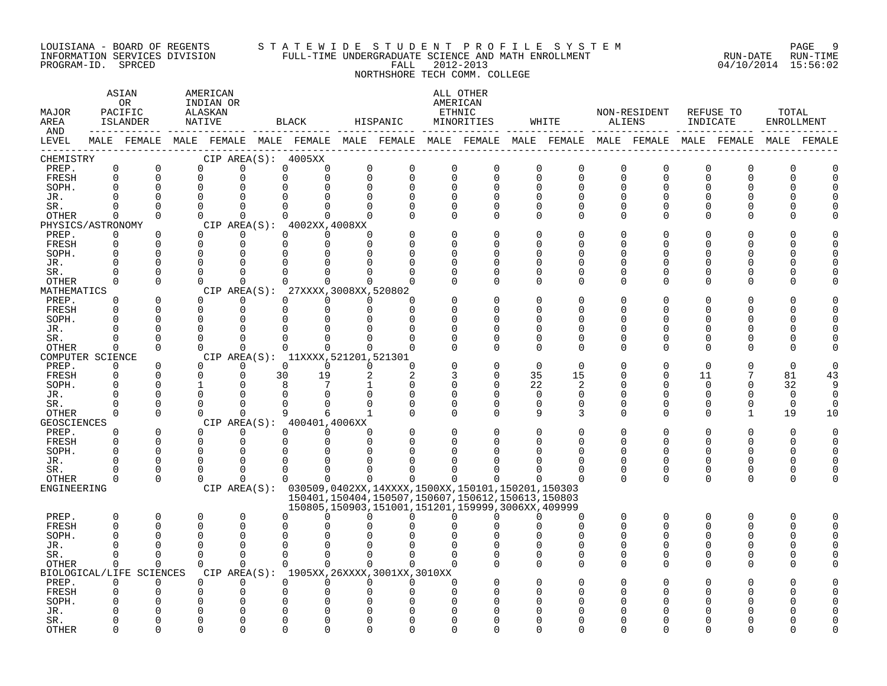LOUISIANA - BOARD OF REGENTS
INFORMATION SERVICES DIVISION
PROGRAM-ID. SPRCED

STATEWIDE STUDENT PROFILE SYSTEM
FULL-TIME UNDERGRADUATE SCIENCE AND MATH ENROLLMENT
FALL 2012-2013
NORTHSHORE TECH COMM. COLLEGE

RUN-DATE 04/10/2014 RUN-TIME 15:56:02

| MAJOR AREA AND LEVEL | ASIAN OR PACIFIC ISLANDER MALE | ASIAN OR PACIFIC ISLANDER FEMALE | AMERICAN INDIAN OR ALASKAN NATIVE MALE | AMERICAN INDIAN OR ALASKAN NATIVE FEMALE | BLACK MALE | BLACK FEMALE | HISPANIC MALE | HISPANIC FEMALE | ALL OTHER AMERICAN ETHNIC MINORITIES MALE | ALL OTHER AMERICAN ETHNIC MINORITIES FEMALE | WHITE MALE | WHITE FEMALE | NON-RESIDENT ALIENS MALE | NON-RESIDENT ALIENS FEMALE | REFUSE TO INDICATE MALE | REFUSE TO INDICATE FEMALE | TOTAL ENROLLMENT MALE | TOTAL ENROLLMENT FEMALE |
|---|---|---|---|---|---|---|---|---|---|---|---|---|---|---|---|---|---|---|
| CHEMISTRY CIP AREA(S): 4005XX | | | | | | | | | | | | | | | | | | |
| PREP. | 0 | 0 | 0 | 0 | 0 | 0 | 0 | 0 | 0 | 0 | 0 | 0 | 0 | 0 | 0 | 0 | 0 | 0 |
| FRESH | 0 | 0 | 0 | 0 | 0 | 0 | 0 | 0 | 0 | 0 | 0 | 0 | 0 | 0 | 0 | 0 | 0 | 0 |
| SOPH. | 0 | 0 | 0 | 0 | 0 | 0 | 0 | 0 | 0 | 0 | 0 | 0 | 0 | 0 | 0 | 0 | 0 | 0 |
| JR. | 0 | 0 | 0 | 0 | 0 | 0 | 0 | 0 | 0 | 0 | 0 | 0 | 0 | 0 | 0 | 0 | 0 | 0 |
| SR. | 0 | 0 | 0 | 0 | 0 | 0 | 0 | 0 | 0 | 0 | 0 | 0 | 0 | 0 | 0 | 0 | 0 | 0 |
| OTHER | 0 | 0 | 0 | 0 | 0 | 0 | 0 | 0 | 0 | 0 | 0 | 0 | 0 | 0 | 0 | 0 | 0 | 0 |
| PHYSICS/ASTRONOMY CIP AREA(S): 4002XX,4008XX | | | | | | | | | | | | | | | | | | |
| PREP. | 0 | 0 | 0 | 0 | 0 | 0 | 0 | 0 | 0 | 0 | 0 | 0 | 0 | 0 | 0 | 0 | 0 | 0 |
| FRESH | 0 | 0 | 0 | 0 | 0 | 0 | 0 | 0 | 0 | 0 | 0 | 0 | 0 | 0 | 0 | 0 | 0 | 0 |
| SOPH. | 0 | 0 | 0 | 0 | 0 | 0 | 0 | 0 | 0 | 0 | 0 | 0 | 0 | 0 | 0 | 0 | 0 | 0 |
| JR. | 0 | 0 | 0 | 0 | 0 | 0 | 0 | 0 | 0 | 0 | 0 | 0 | 0 | 0 | 0 | 0 | 0 | 0 |
| SR. | 0 | 0 | 0 | 0 | 0 | 0 | 0 | 0 | 0 | 0 | 0 | 0 | 0 | 0 | 0 | 0 | 0 | 0 |
| OTHER | 0 | 0 | 0 | 0 | 0 | 0 | 0 | 0 | 0 | 0 | 0 | 0 | 0 | 0 | 0 | 0 | 0 | 0 |
| MATHEMATICS CIP AREA(S): 27XXXX,3008XX,520802 | | | | | | | | | | | | | | | | | | |
| PREP. | 0 | 0 | 0 | 0 | 0 | 0 | 0 | 0 | 0 | 0 | 0 | 0 | 0 | 0 | 0 | 0 | 0 | 0 |
| FRESH | 0 | 0 | 0 | 0 | 0 | 0 | 0 | 0 | 0 | 0 | 0 | 0 | 0 | 0 | 0 | 0 | 0 | 0 |
| SOPH. | 0 | 0 | 0 | 0 | 0 | 0 | 0 | 0 | 0 | 0 | 0 | 0 | 0 | 0 | 0 | 0 | 0 | 0 |
| JR. | 0 | 0 | 0 | 0 | 0 | 0 | 0 | 0 | 0 | 0 | 0 | 0 | 0 | 0 | 0 | 0 | 0 | 0 |
| SR. | 0 | 0 | 0 | 0 | 0 | 0 | 0 | 0 | 0 | 0 | 0 | 0 | 0 | 0 | 0 | 0 | 0 | 0 |
| OTHER | 0 | 0 | 0 | 0 | 0 | 0 | 0 | 0 | 0 | 0 | 0 | 0 | 0 | 0 | 0 | 0 | 0 | 0 |
| COMPUTER SCIENCE CIP AREA(S): 11XXXX,521201,521301 | | | | | | | | | | | | | | | | | | |
| PREP. | 0 | 0 | 0 | 0 | 0 | 0 | 0 | 0 | 0 | 0 | 0 | 0 | 0 | 0 | 0 | 0 | 0 | 0 |
| FRESH | 0 | 0 | 0 | 0 | 30 | 19 | 2 | 2 | 3 | 0 | 35 | 15 | 0 | 0 | 11 | 7 | 81 | 43 |
| SOPH. | 0 | 0 | 1 | 0 | 8 | 7 | 1 | 0 | 0 | 0 | 22 | 2 | 0 | 0 | 0 | 0 | 32 | 9 |
| JR. | 0 | 0 | 0 | 0 | 0 | 0 | 0 | 0 | 0 | 0 | 0 | 0 | 0 | 0 | 0 | 0 | 0 | 0 |
| SR. | 0 | 0 | 0 | 0 | 0 | 0 | 0 | 0 | 0 | 0 | 0 | 0 | 0 | 0 | 0 | 0 | 0 | 0 |
| OTHER | 0 | 0 | 0 | 0 | 9 | 6 | 1 | 0 | 0 | 0 | 9 | 3 | 0 | 0 | 0 | 1 | 19 | 10 |
| GEOSCIENCES CIP AREA(S): 400401,4006XX | | | | | | | | | | | | | | | | | | |
| PREP. | 0 | 0 | 0 | 0 | 0 | 0 | 0 | 0 | 0 | 0 | 0 | 0 | 0 | 0 | 0 | 0 | 0 | 0 |
| FRESH | 0 | 0 | 0 | 0 | 0 | 0 | 0 | 0 | 0 | 0 | 0 | 0 | 0 | 0 | 0 | 0 | 0 | 0 |
| SOPH. | 0 | 0 | 0 | 0 | 0 | 0 | 0 | 0 | 0 | 0 | 0 | 0 | 0 | 0 | 0 | 0 | 0 | 0 |
| JR. | 0 | 0 | 0 | 0 | 0 | 0 | 0 | 0 | 0 | 0 | 0 | 0 | 0 | 0 | 0 | 0 | 0 | 0 |
| SR. | 0 | 0 | 0 | 0 | 0 | 0 | 0 | 0 | 0 | 0 | 0 | 0 | 0 | 0 | 0 | 0 | 0 | 0 |
| OTHER | 0 | 0 | 0 | 0 | 0 | 0 | 0 | 0 | 0 | 0 | 0 | 0 | 0 | 0 | 0 | 0 | 0 | 0 |
| ENGINEERING CIP AREA(S): 030509,0402XX,14XXXX,1500XX,150101,150201,150303 150401,150404,150507,150607,150612,150613,150803 150805,150903,151001,151201,159999,3006XX,409999 | | | | | | | | | | | | | | | | | | |
| PREP. | 0 | 0 | 0 | 0 | 0 | 0 | 0 | 0 | 0 | 0 | 0 | 0 | 0 | 0 | 0 | 0 | 0 | 0 |
| FRESH | 0 | 0 | 0 | 0 | 0 | 0 | 0 | 0 | 0 | 0 | 0 | 0 | 0 | 0 | 0 | 0 | 0 | 0 |
| SOPH. | 0 | 0 | 0 | 0 | 0 | 0 | 0 | 0 | 0 | 0 | 0 | 0 | 0 | 0 | 0 | 0 | 0 | 0 |
| JR. | 0 | 0 | 0 | 0 | 0 | 0 | 0 | 0 | 0 | 0 | 0 | 0 | 0 | 0 | 0 | 0 | 0 | 0 |
| SR. | 0 | 0 | 0 | 0 | 0 | 0 | 0 | 0 | 0 | 0 | 0 | 0 | 0 | 0 | 0 | 0 | 0 | 0 |
| OTHER | 0 | 0 | 0 | 0 | 0 | 0 | 0 | 0 | 0 | 0 | 0 | 0 | 0 | 0 | 0 | 0 | 0 | 0 |
| BIOLOGICAL/LIFE SCIENCES CIP AREA(S): 1905XX,26XXXX,3001XX,3010XX | | | | | | | | | | | | | | | | | | |
| PREP. | 0 | 0 | 0 | 0 | 0 | 0 | 0 | 0 | 0 | 0 | 0 | 0 | 0 | 0 | 0 | 0 | 0 | 0 |
| FRESH | 0 | 0 | 0 | 0 | 0 | 0 | 0 | 0 | 0 | 0 | 0 | 0 | 0 | 0 | 0 | 0 | 0 | 0 |
| SOPH. | 0 | 0 | 0 | 0 | 0 | 0 | 0 | 0 | 0 | 0 | 0 | 0 | 0 | 0 | 0 | 0 | 0 | 0 |
| JR. | 0 | 0 | 0 | 0 | 0 | 0 | 0 | 0 | 0 | 0 | 0 | 0 | 0 | 0 | 0 | 0 | 0 | 0 |
| SR. | 0 | 0 | 0 | 0 | 0 | 0 | 0 | 0 | 0 | 0 | 0 | 0 | 0 | 0 | 0 | 0 | 0 | 0 |
| OTHER | 0 | 0 | 0 | 0 | 0 | 0 | 0 | 0 | 0 | 0 | 0 | 0 | 0 | 0 | 0 | 0 | 0 | 0 |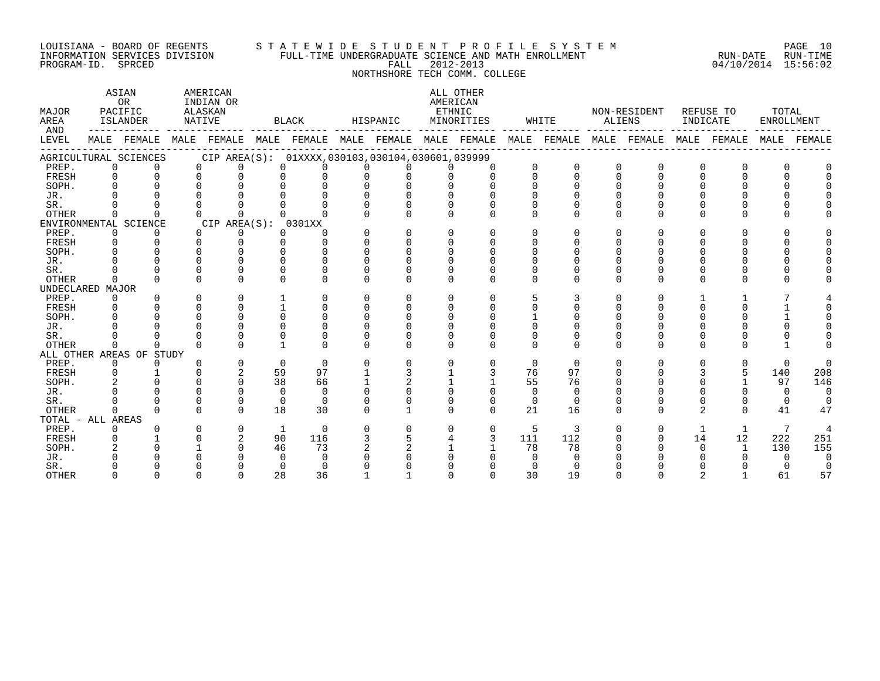LOUISIANA - BOARD OF REGENTS — STATEWIDE STUDENT PROFILE SYSTEM
INFORMATION SERVICES DIVISION — FULL-TIME UNDERGRADUATE SCIENCE AND MATH ENROLLMENT — RUN-DATE 04/10/2014 RUN-TIME 15:56:02
PROGRAM-ID. SPRCED — FALL 2012-2013

NORTHSHORE TECH COMM. COLLEGE

| MAJOR AREA AND LEVEL | ASIAN OR PACIFIC ISLANDER | | AMERICAN INDIAN OR ALASKAN NATIVE | | BLACK | | HISPANIC | | ALL OTHER AMERICAN ETHNIC MINORITIES | | WHITE | | NON-RESIDENT ALIENS | | REFUSE TO INDICATE | | TOTAL ENROLLMENT | |
|---|---|---|---|---|---|---|---|---|---|---|---|---|---|---|---|---|---|---|
| | MALE | FEMALE | MALE | FEMALE | MALE | FEMALE | MALE | FEMALE | MALE | FEMALE | MALE | FEMALE | MALE | FEMALE | MALE | FEMALE | MALE | FEMALE |
| **AGRICULTURAL SCIENCES — CIP AREA(S): 01XXXX,030103,030104,030601,039999** | | | | | | | | | | | | | | | | | | |
| PREP. | 0 | 0 | 0 | 0 | 0 | 0 | 0 | 0 | 0 | 0 | 0 | 0 | 0 | 0 | 0 | 0 | 0 | 0 |
| FRESH | 0 | 0 | 0 | 0 | 0 | 0 | 0 | 0 | 0 | 0 | 0 | 0 | 0 | 0 | 0 | 0 | 0 | 0 |
| SOPH. | 0 | 0 | 0 | 0 | 0 | 0 | 0 | 0 | 0 | 0 | 0 | 0 | 0 | 0 | 0 | 0 | 0 | 0 |
| JR. | 0 | 0 | 0 | 0 | 0 | 0 | 0 | 0 | 0 | 0 | 0 | 0 | 0 | 0 | 0 | 0 | 0 | 0 |
| SR. | 0 | 0 | 0 | 0 | 0 | 0 | 0 | 0 | 0 | 0 | 0 | 0 | 0 | 0 | 0 | 0 | 0 | 0 |
| OTHER | 0 | 0 | 0 | 0 | 0 | 0 | 0 | 0 | 0 | 0 | 0 | 0 | 0 | 0 | 0 | 0 | 0 | 0 |
| **ENVIRONMENTAL SCIENCE — CIP AREA(S): 0301XX** | | | | | | | | | | | | | | | | | | |
| PREP. | 0 | 0 | 0 | 0 | 0 | 0 | 0 | 0 | 0 | 0 | 0 | 0 | 0 | 0 | 0 | 0 | 0 | 0 |
| FRESH | 0 | 0 | 0 | 0 | 0 | 0 | 0 | 0 | 0 | 0 | 0 | 0 | 0 | 0 | 0 | 0 | 0 | 0 |
| SOPH. | 0 | 0 | 0 | 0 | 0 | 0 | 0 | 0 | 0 | 0 | 0 | 0 | 0 | 0 | 0 | 0 | 0 | 0 |
| JR. | 0 | 0 | 0 | 0 | 0 | 0 | 0 | 0 | 0 | 0 | 0 | 0 | 0 | 0 | 0 | 0 | 0 | 0 |
| SR. | 0 | 0 | 0 | 0 | 0 | 0 | 0 | 0 | 0 | 0 | 0 | 0 | 0 | 0 | 0 | 0 | 0 | 0 |
| OTHER | 0 | 0 | 0 | 0 | 0 | 0 | 0 | 0 | 0 | 0 | 0 | 0 | 0 | 0 | 0 | 0 | 0 | 0 |
| **UNDECLARED MAJOR** | | | | | | | | | | | | | | | | | | |
| PREP. | 0 | 0 | 0 | 0 | 1 | 0 | 0 | 0 | 0 | 0 | 5 | 3 | 0 | 0 | 1 | 1 | 7 | 4 |
| FRESH | 0 | 0 | 0 | 0 | 1 | 0 | 0 | 0 | 0 | 0 | 0 | 0 | 0 | 0 | 0 | 0 | 1 | 0 |
| SOPH. | 0 | 0 | 0 | 0 | 0 | 0 | 0 | 0 | 0 | 0 | 1 | 0 | 0 | 0 | 0 | 0 | 1 | 0 |
| JR. | 0 | 0 | 0 | 0 | 0 | 0 | 0 | 0 | 0 | 0 | 0 | 0 | 0 | 0 | 0 | 0 | 0 | 0 |
| SR. | 0 | 0 | 0 | 0 | 0 | 0 | 0 | 0 | 0 | 0 | 0 | 0 | 0 | 0 | 0 | 0 | 0 | 0 |
| OTHER | 0 | 0 | 0 | 0 | 1 | 0 | 0 | 0 | 0 | 0 | 0 | 0 | 0 | 0 | 0 | 0 | 1 | 0 |
| **ALL OTHER AREAS OF STUDY** | | | | | | | | | | | | | | | | | | |
| PREP. | 0 | 0 | 0 | 0 | 0 | 0 | 0 | 0 | 0 | 0 | 0 | 0 | 0 | 0 | 0 | 0 | 0 | 0 |
| FRESH | 0 | 1 | 0 | 2 | 59 | 97 | 1 | 3 | 1 | 3 | 76 | 97 | 0 | 0 | 3 | 5 | 140 | 208 |
| SOPH. | 2 | 0 | 0 | 0 | 38 | 66 | 1 | 2 | 1 | 1 | 55 | 76 | 0 | 0 | 0 | 1 | 97 | 146 |
| JR. | 0 | 0 | 0 | 0 | 0 | 0 | 0 | 0 | 0 | 0 | 0 | 0 | 0 | 0 | 0 | 0 | 0 | 0 |
| SR. | 0 | 0 | 0 | 0 | 0 | 0 | 0 | 0 | 0 | 0 | 0 | 0 | 0 | 0 | 0 | 0 | 0 | 0 |
| OTHER | 0 | 0 | 0 | 0 | 18 | 30 | 0 | 1 | 0 | 0 | 21 | 16 | 0 | 0 | 2 | 0 | 41 | 47 |
| **TOTAL - ALL AREAS** | | | | | | | | | | | | | | | | | | |
| PREP. | 0 | 0 | 0 | 0 | 1 | 0 | 0 | 0 | 0 | 0 | 5 | 3 | 0 | 0 | 1 | 1 | 7 | 4 |
| FRESH | 0 | 1 | 0 | 2 | 90 | 116 | 3 | 5 | 4 | 3 | 111 | 112 | 0 | 0 | 14 | 12 | 222 | 251 |
| SOPH. | 2 | 0 | 1 | 0 | 46 | 73 | 2 | 2 | 1 | 1 | 78 | 78 | 0 | 0 | 0 | 1 | 130 | 155 |
| JR. | 0 | 0 | 0 | 0 | 0 | 0 | 0 | 0 | 0 | 0 | 0 | 0 | 0 | 0 | 0 | 0 | 0 | 0 |
| SR. | 0 | 0 | 0 | 0 | 0 | 0 | 0 | 0 | 0 | 0 | 0 | 0 | 0 | 0 | 0 | 0 | 0 | 0 |
| OTHER | 0 | 0 | 0 | 0 | 28 | 36 | 1 | 1 | 0 | 0 | 30 | 19 | 0 | 0 | 2 | 1 | 61 | 57 |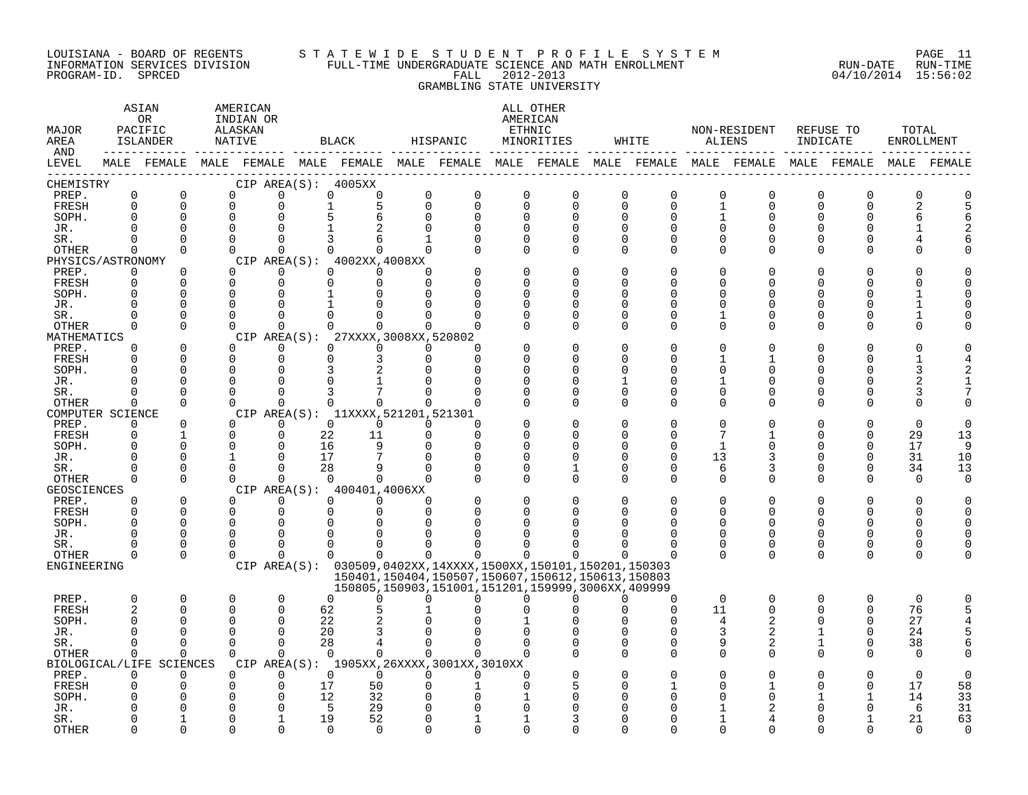LOUISIANA - BOARD OF REGENTS
INFORMATION SERVICES DIVISION
PROGRAM-ID. SPRCED

STATEWIDE STUDENT PROFILE SYSTEM
FULL-TIME UNDERGRADUATE SCIENCE AND MATH ENROLLMENT
FALL 2012-2013
GRAMBLING STATE UNIVERSITY

RUN-DATE 04/10/2014 RUN-TIME 15:56:02

| MAJOR AREA AND LEVEL | ASIAN OR PACIFIC ISLANDER | | AMERICAN INDIAN OR ALASKAN NATIVE | | BLACK | | HISPANIC | | ALL OTHER AMERICAN ETHNIC MINORITIES | | WHITE | | NON-RESIDENT ALIENS | | REFUSE TO INDICATE | | TOTAL ENROLLMENT | |
|---|---|---|---|---|---|---|---|---|---|---|---|---|---|---|---|---|---|---|
| | MALE | FEMALE | MALE | FEMALE | MALE | FEMALE | MALE | FEMALE | MALE | FEMALE | MALE | FEMALE | MALE | FEMALE | MALE | FEMALE | MALE | FEMALE |
| **CHEMISTRY** CIP AREA(S): 4005XX | | | | | | | | | | | | | | | | | | |
| PREP. | 0 | 0 | 0 | 0 | 0 | 0 | 0 | 0 | 0 | 0 | 0 | 0 | 0 | 0 | 0 | 0 | 0 | 0 |
| FRESH | 0 | 0 | 0 | 0 | 1 | 5 | 0 | 0 | 0 | 0 | 0 | 0 | 1 | 0 | 0 | 0 | 2 | 5 |
| SOPH. | 0 | 0 | 0 | 0 | 5 | 6 | 0 | 0 | 0 | 0 | 0 | 0 | 1 | 0 | 0 | 0 | 6 | 6 |
| JR. | 0 | 0 | 0 | 0 | 1 | 2 | 0 | 0 | 0 | 0 | 0 | 0 | 0 | 0 | 0 | 0 | 1 | 2 |
| SR. | 0 | 0 | 0 | 0 | 3 | 6 | 1 | 0 | 0 | 0 | 0 | 0 | 0 | 0 | 0 | 0 | 4 | 6 |
| OTHER | 0 | 0 | 0 | 0 | 0 | 0 | 0 | 0 | 0 | 0 | 0 | 0 | 0 | 0 | 0 | 0 | 0 | 0 |
| **PHYSICS/ASTRONOMY** CIP AREA(S): 4002XX,4008XX | | | | | | | | | | | | | | | | | | |
| PREP. | 0 | 0 | 0 | 0 | 0 | 0 | 0 | 0 | 0 | 0 | 0 | 0 | 0 | 0 | 0 | 0 | 0 | 0 |
| FRESH | 0 | 0 | 0 | 0 | 0 | 0 | 0 | 0 | 0 | 0 | 0 | 0 | 0 | 0 | 0 | 0 | 0 | 0 |
| SOPH. | 0 | 0 | 0 | 0 | 1 | 0 | 0 | 0 | 0 | 0 | 0 | 0 | 0 | 0 | 0 | 0 | 1 | 0 |
| JR. | 0 | 0 | 0 | 0 | 1 | 0 | 0 | 0 | 0 | 0 | 0 | 0 | 0 | 0 | 0 | 0 | 1 | 0 |
| SR. | 0 | 0 | 0 | 0 | 0 | 0 | 0 | 0 | 0 | 0 | 0 | 0 | 1 | 0 | 0 | 0 | 1 | 0 |
| OTHER | 0 | 0 | 0 | 0 | 0 | 0 | 0 | 0 | 0 | 0 | 0 | 0 | 0 | 0 | 0 | 0 | 0 | 0 |
| **MATHEMATICS** CIP AREA(S): 27XXXX,3008XX,520802 | | | | | | | | | | | | | | | | | | |
| PREP. | 0 | 0 | 0 | 0 | 0 | 0 | 0 | 0 | 0 | 0 | 0 | 0 | 0 | 0 | 0 | 0 | 0 | 0 |
| FRESH | 0 | 0 | 0 | 0 | 0 | 3 | 0 | 0 | 0 | 0 | 0 | 0 | 1 | 1 | 0 | 0 | 1 | 4 |
| SOPH. | 0 | 0 | 0 | 0 | 3 | 2 | 0 | 0 | 0 | 0 | 0 | 0 | 0 | 0 | 0 | 0 | 3 | 2 |
| JR. | 0 | 0 | 0 | 0 | 0 | 1 | 0 | 0 | 0 | 0 | 1 | 0 | 1 | 0 | 0 | 0 | 2 | 1 |
| SR. | 0 | 0 | 0 | 0 | 3 | 7 | 0 | 0 | 0 | 0 | 0 | 0 | 0 | 0 | 0 | 0 | 3 | 7 |
| OTHER | 0 | 0 | 0 | 0 | 0 | 0 | 0 | 0 | 0 | 0 | 0 | 0 | 0 | 0 | 0 | 0 | 0 | 0 |
| **COMPUTER SCIENCE** CIP AREA(S): 11XXXX,521201,521301 | | | | | | | | | | | | | | | | | | |
| PREP. | 0 | 0 | 0 | 0 | 0 | 0 | 0 | 0 | 0 | 0 | 0 | 0 | 0 | 0 | 0 | 0 | 0 | 0 |
| FRESH | 0 | 1 | 0 | 0 | 22 | 11 | 0 | 0 | 0 | 0 | 0 | 0 | 7 | 1 | 0 | 0 | 29 | 13 |
| SOPH. | 0 | 0 | 0 | 0 | 16 | 9 | 0 | 0 | 0 | 0 | 0 | 0 | 1 | 0 | 0 | 0 | 17 | 9 |
| JR. | 0 | 0 | 1 | 0 | 17 | 7 | 0 | 0 | 0 | 0 | 0 | 0 | 13 | 3 | 0 | 0 | 31 | 10 |
| SR. | 0 | 0 | 0 | 0 | 28 | 9 | 0 | 0 | 0 | 1 | 0 | 0 | 6 | 3 | 0 | 0 | 34 | 13 |
| OTHER | 0 | 0 | 0 | 0 | 0 | 0 | 0 | 0 | 0 | 0 | 0 | 0 | 0 | 0 | 0 | 0 | 0 | 0 |
| **GEOSCIENCES** CIP AREA(S): 400401,4006XX | | | | | | | | | | | | | | | | | | |
| PREP. | 0 | 0 | 0 | 0 | 0 | 0 | 0 | 0 | 0 | 0 | 0 | 0 | 0 | 0 | 0 | 0 | 0 | 0 |
| FRESH | 0 | 0 | 0 | 0 | 0 | 0 | 0 | 0 | 0 | 0 | 0 | 0 | 0 | 0 | 0 | 0 | 0 | 0 |
| SOPH. | 0 | 0 | 0 | 0 | 0 | 0 | 0 | 0 | 0 | 0 | 0 | 0 | 0 | 0 | 0 | 0 | 0 | 0 |
| JR. | 0 | 0 | 0 | 0 | 0 | 0 | 0 | 0 | 0 | 0 | 0 | 0 | 0 | 0 | 0 | 0 | 0 | 0 |
| SR. | 0 | 0 | 0 | 0 | 0 | 0 | 0 | 0 | 0 | 0 | 0 | 0 | 0 | 0 | 0 | 0 | 0 | 0 |
| OTHER | 0 | 0 | 0 | 0 | 0 | 0 | 0 | 0 | 0 | 0 | 0 | 0 | 0 | 0 | 0 | 0 | 0 | 0 |
| **ENGINEERING** CIP AREA(S): 030509,0402XX,14XXXX,1500XX,150101,150201,150303 150401,150404,150507,150607,150612,150613,150803 150805,150903,151001,151201,159999,3006XX,409999 | | | | | | | | | | | | | | | | | | |
| PREP. | 0 | 0 | 0 | 0 | 0 | 0 | 0 | 0 | 0 | 0 | 0 | 0 | 0 | 0 | 0 | 0 | 0 | 0 |
| FRESH | 2 | 0 | 0 | 0 | 62 | 5 | 1 | 0 | 0 | 0 | 0 | 0 | 11 | 0 | 0 | 0 | 76 | 5 |
| SOPH. | 0 | 0 | 0 | 0 | 22 | 2 | 0 | 0 | 1 | 0 | 0 | 0 | 4 | 2 | 0 | 0 | 27 | 4 |
| JR. | 0 | 0 | 0 | 0 | 20 | 3 | 0 | 0 | 0 | 0 | 0 | 0 | 3 | 2 | 1 | 0 | 24 | 5 |
| SR. | 0 | 0 | 0 | 0 | 28 | 4 | 0 | 0 | 0 | 0 | 0 | 0 | 9 | 2 | 1 | 0 | 38 | 6 |
| OTHER | 0 | 0 | 0 | 0 | 0 | 0 | 0 | 0 | 0 | 0 | 0 | 0 | 0 | 0 | 0 | 0 | 0 | 0 |
| **BIOLOGICAL/LIFE SCIENCES** CIP AREA(S): 1905XX,26XXXX,3001XX,3010XX | | | | | | | | | | | | | | | | | | |
| PREP. | 0 | 0 | 0 | 0 | 0 | 0 | 0 | 0 | 0 | 0 | 0 | 0 | 0 | 0 | 0 | 0 | 0 | 0 |
| FRESH | 0 | 0 | 0 | 0 | 17 | 50 | 0 | 1 | 0 | 5 | 0 | 1 | 0 | 1 | 0 | 0 | 17 | 58 |
| SOPH. | 0 | 0 | 0 | 0 | 12 | 32 | 0 | 0 | 1 | 0 | 0 | 0 | 0 | 0 | 1 | 1 | 14 | 33 |
| JR. | 0 | 0 | 0 | 0 | 5 | 29 | 0 | 0 | 0 | 0 | 0 | 0 | 1 | 2 | 0 | 0 | 6 | 31 |
| SR. | 0 | 1 | 0 | 1 | 19 | 52 | 0 | 1 | 1 | 3 | 0 | 0 | 1 | 4 | 0 | 1 | 21 | 63 |
| OTHER | 0 | 0 | 0 | 0 | 0 | 0 | 0 | 0 | 0 | 0 | 0 | 0 | 0 | 0 | 0 | 0 | 0 | 0 |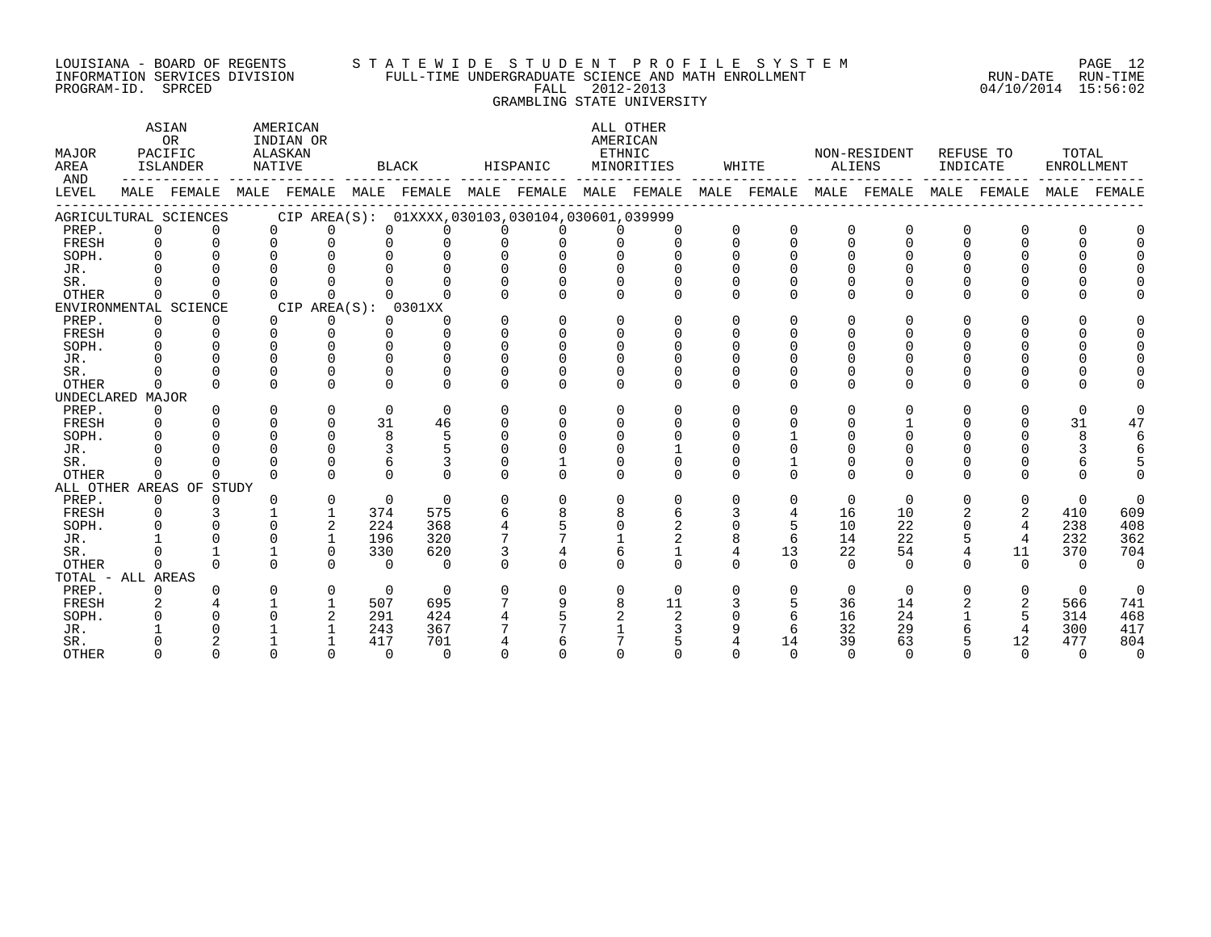LOUISIANA - BOARD OF REGENTS
INFORMATION SERVICES DIVISION
PROGRAM-ID. SPRCED

STATEWIDE STUDENT PROFILE SYSTEM
FULL-TIME UNDERGRADUATE SCIENCE AND MATH ENROLLMENT
FALL 2012-2013
GRAMBLING STATE UNIVERSITY

RUN-DATE 04/10/2014 RUN-TIME 15:56:02

| MAJOR AREA AND LEVEL | ASIAN OR PACIFIC ISLANDER | | AMERICAN INDIAN OR ALASKAN NATIVE | | BLACK | | HISPANIC | | ALL OTHER AMERICAN ETHNIC MINORITIES | | WHITE | | NON-RESIDENT ALIENS | | REFUSE TO INDICATE | | TOTAL ENROLLMENT | |
|---|---|---|---|---|---|---|---|---|---|---|---|---|---|---|---|---|---|---|
| | MALE | FEMALE | MALE | FEMALE | MALE | FEMALE | MALE | FEMALE | MALE | FEMALE | MALE | FEMALE | MALE | FEMALE | MALE | FEMALE | MALE | FEMALE |
| AGRICULTURAL SCIENCES CIP AREA(S): 01XXXX,030103,030104,030601,039999 | | | | | | | | | | | | | | | | | | |
| PREP. | 0 | 0 | 0 | 0 | 0 | 0 | 0 | 0 | 0 | 0 | 0 | 0 | 0 | 0 | 0 | 0 | 0 | 0 |
| FRESH | 0 | 0 | 0 | 0 | 0 | 0 | 0 | 0 | 0 | 0 | 0 | 0 | 0 | 0 | 0 | 0 | 0 | 0 |
| SOPH. | 0 | 0 | 0 | 0 | 0 | 0 | 0 | 0 | 0 | 0 | 0 | 0 | 0 | 0 | 0 | 0 | 0 | 0 |
| JR. | 0 | 0 | 0 | 0 | 0 | 0 | 0 | 0 | 0 | 0 | 0 | 0 | 0 | 0 | 0 | 0 | 0 | 0 |
| SR. | 0 | 0 | 0 | 0 | 0 | 0 | 0 | 0 | 0 | 0 | 0 | 0 | 0 | 0 | 0 | 0 | 0 | 0 |
| OTHER | 0 | 0 | 0 | 0 | 0 | 0 | 0 | 0 | 0 | 0 | 0 | 0 | 0 | 0 | 0 | 0 | 0 | 0 |
| ENVIRONMENTAL SCIENCE CIP AREA(S): 0301XX | | | | | | | | | | | | | | | | | | |
| PREP. | 0 | 0 | 0 | 0 | 0 | 0 | 0 | 0 | 0 | 0 | 0 | 0 | 0 | 0 | 0 | 0 | 0 | 0 |
| FRESH | 0 | 0 | 0 | 0 | 0 | 0 | 0 | 0 | 0 | 0 | 0 | 0 | 0 | 0 | 0 | 0 | 0 | 0 |
| SOPH. | 0 | 0 | 0 | 0 | 0 | 0 | 0 | 0 | 0 | 0 | 0 | 0 | 0 | 0 | 0 | 0 | 0 | 0 |
| JR. | 0 | 0 | 0 | 0 | 0 | 0 | 0 | 0 | 0 | 0 | 0 | 0 | 0 | 0 | 0 | 0 | 0 | 0 |
| SR. | 0 | 0 | 0 | 0 | 0 | 0 | 0 | 0 | 0 | 0 | 0 | 0 | 0 | 0 | 0 | 0 | 0 | 0 |
| OTHER | 0 | 0 | 0 | 0 | 0 | 0 | 0 | 0 | 0 | 0 | 0 | 0 | 0 | 0 | 0 | 0 | 0 | 0 |
| UNDECLARED MAJOR | | | | | | | | | | | | | | | | | | |
| PREP. | 0 | 0 | 0 | 0 | 0 | 0 | 0 | 0 | 0 | 0 | 0 | 0 | 0 | 0 | 0 | 0 | 0 | 0 |
| FRESH | 0 | 0 | 0 | 0 | 31 | 46 | 0 | 0 | 0 | 0 | 0 | 0 | 0 | 1 | 0 | 0 | 31 | 47 |
| SOPH. | 0 | 0 | 0 | 0 | 8 | 5 | 0 | 0 | 0 | 0 | 0 | 1 | 0 | 0 | 0 | 0 | 8 | 6 |
| JR. | 0 | 0 | 0 | 0 | 3 | 5 | 0 | 0 | 0 | 1 | 0 | 0 | 0 | 0 | 0 | 0 | 3 | 6 |
| SR. | 0 | 0 | 0 | 0 | 6 | 3 | 0 | 1 | 0 | 0 | 0 | 1 | 0 | 0 | 0 | 0 | 6 | 5 |
| OTHER | 0 | 0 | 0 | 0 | 0 | 0 | 0 | 0 | 0 | 0 | 0 | 0 | 0 | 0 | 0 | 0 | 0 | 0 |
| ALL OTHER AREAS OF STUDY | | | | | | | | | | | | | | | | | | |
| PREP. | 0 | 0 | 0 | 0 | 0 | 0 | 0 | 0 | 0 | 0 | 0 | 0 | 0 | 0 | 0 | 0 | 0 | 0 |
| FRESH | 0 | 3 | 1 | 1 | 374 | 575 | 6 | 8 | 8 | 6 | 3 | 4 | 16 | 10 | 2 | 2 | 410 | 609 |
| SOPH. | 0 | 0 | 0 | 2 | 224 | 368 | 4 | 5 | 0 | 2 | 0 | 5 | 10 | 22 | 0 | 4 | 238 | 408 |
| JR. | 1 | 0 | 0 | 1 | 196 | 320 | 7 | 7 | 1 | 2 | 8 | 6 | 14 | 22 | 5 | 4 | 232 | 362 |
| SR. | 0 | 1 | 1 | 0 | 330 | 620 | 3 | 4 | 6 | 1 | 4 | 13 | 22 | 54 | 4 | 11 | 370 | 704 |
| OTHER | 0 | 0 | 0 | 0 | 0 | 0 | 0 | 0 | 0 | 0 | 0 | 0 | 0 | 0 | 0 | 0 | 0 | 0 |
| TOTAL - ALL AREAS | | | | | | | | | | | | | | | | | | |
| PREP. | 0 | 0 | 0 | 0 | 0 | 0 | 0 | 0 | 0 | 0 | 0 | 0 | 0 | 0 | 0 | 0 | 0 | 0 |
| FRESH | 2 | 4 | 1 | 1 | 507 | 695 | 7 | 9 | 8 | 11 | 3 | 5 | 36 | 14 | 2 | 2 | 566 | 741 |
| SOPH. | 0 | 0 | 0 | 2 | 291 | 424 | 4 | 5 | 2 | 2 | 0 | 6 | 16 | 24 | 1 | 5 | 314 | 468 |
| JR. | 1 | 0 | 1 | 1 | 243 | 367 | 7 | 7 | 1 | 3 | 9 | 6 | 32 | 29 | 6 | 4 | 300 | 417 |
| SR. | 0 | 2 | 1 | 1 | 417 | 701 | 4 | 6 | 7 | 5 | 4 | 14 | 39 | 63 | 5 | 12 | 477 | 804 |
| OTHER | 0 | 0 | 0 | 0 | 0 | 0 | 0 | 0 | 0 | 0 | 0 | 0 | 0 | 0 | 0 | 0 | 0 | 0 |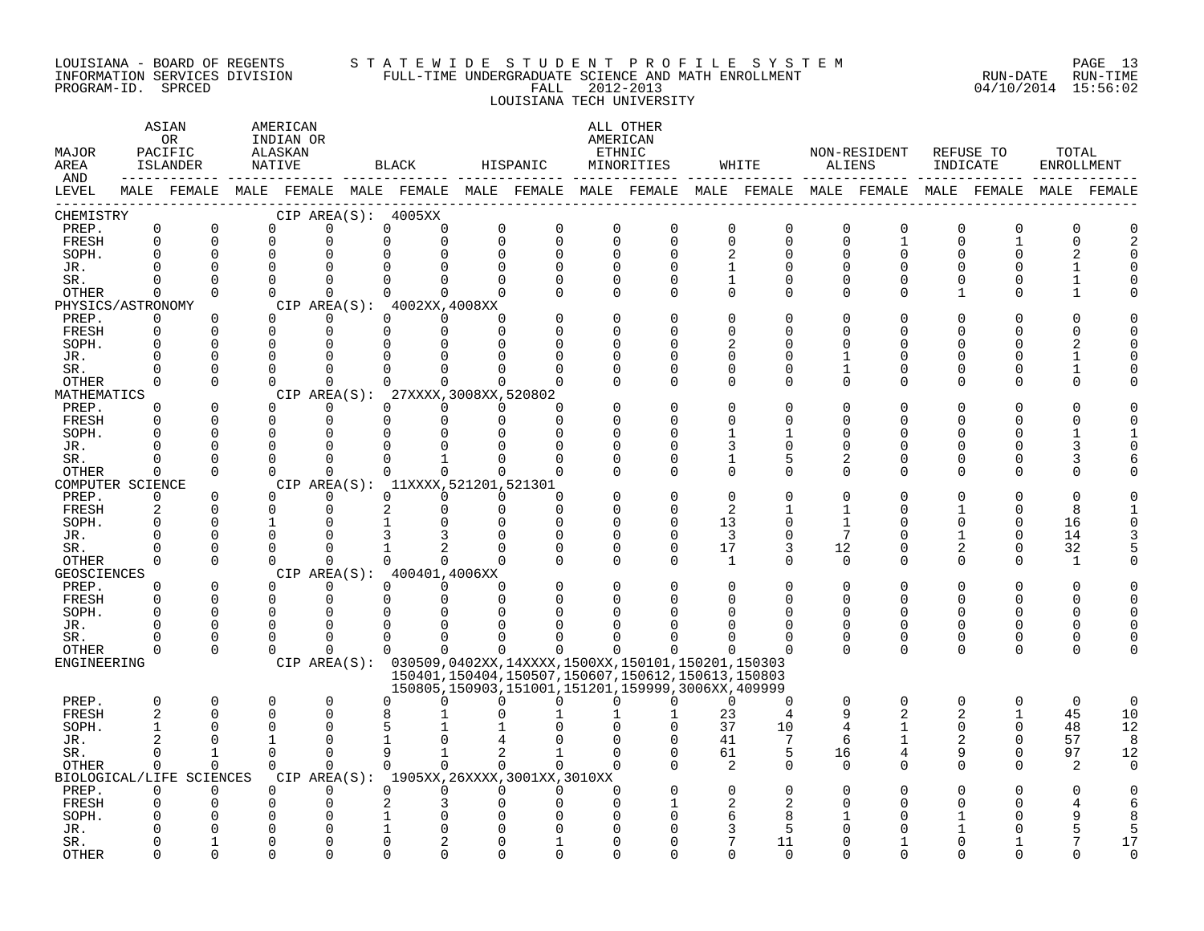LOUISIANA - BOARD OF REGENTS — STATEWIDE STUDENT PROFILE SYSTEM
INFORMATION SERVICES DIVISION — FULL-TIME UNDERGRADUATE SCIENCE AND MATH ENROLLMENT — RUN-DATE 04/10/2014 RUN-TIME 15:56:02
PROGRAM-ID. SPRCED — FALL 2012-2013
LOUISIANA TECH UNIVERSITY

| MAJOR AREA AND LEVEL | ASIAN OR PACIFIC ISLANDER MALE | ASIAN OR PACIFIC ISLANDER FEMALE | AMERICAN INDIAN OR ALASKAN NATIVE MALE | AMERICAN INDIAN OR ALASKAN NATIVE FEMALE | BLACK MALE | BLACK FEMALE | HISPANIC MALE | HISPANIC FEMALE | ALL OTHER AMERICAN ETHNIC MINORITIES MALE | ALL OTHER AMERICAN ETHNIC MINORITIES FEMALE | WHITE MALE | WHITE FEMALE | NON-RESIDENT ALIENS MALE | NON-RESIDENT ALIENS FEMALE | REFUSE TO INDICATE MALE | REFUSE TO INDICATE FEMALE | TOTAL ENROLLMENT MALE | TOTAL ENROLLMENT FEMALE |
|---|---|---|---|---|---|---|---|---|---|---|---|---|---|---|---|---|---|---|
| CHEMISTRY — CIP AREA(S): 4005XX | | | | | | | | | | | | | | | | | | |
| PREP. | 0 | 0 | 0 | 0 | 0 | 0 | 0 | 0 | 0 | 0 | 0 | 0 | 0 | 0 | 0 | 0 | 0 | 0 |
| FRESH | 0 | 0 | 0 | 0 | 0 | 0 | 0 | 0 | 0 | 0 | 0 | 0 | 0 | 1 | 0 | 1 | 0 | 2 |
| SOPH. | 0 | 0 | 0 | 0 | 0 | 0 | 0 | 0 | 0 | 0 | 2 | 0 | 0 | 0 | 0 | 0 | 2 | 0 |
| JR. | 0 | 0 | 0 | 0 | 0 | 0 | 0 | 0 | 0 | 0 | 1 | 0 | 0 | 0 | 0 | 0 | 1 | 0 |
| SR. | 0 | 0 | 0 | 0 | 0 | 0 | 0 | 0 | 0 | 0 | 1 | 0 | 0 | 0 | 0 | 0 | 1 | 0 |
| OTHER | 0 | 0 | 0 | 0 | 0 | 0 | 0 | 0 | 0 | 0 | 0 | 0 | 0 | 0 | 1 | 0 | 1 | 0 |
| PHYSICS/ASTRONOMY — CIP AREA(S): 4002XX,4008XX | | | | | | | | | | | | | | | | | | |
| PREP. | 0 | 0 | 0 | 0 | 0 | 0 | 0 | 0 | 0 | 0 | 0 | 0 | 0 | 0 | 0 | 0 | 0 | 0 |
| FRESH | 0 | 0 | 0 | 0 | 0 | 0 | 0 | 0 | 0 | 0 | 0 | 0 | 0 | 0 | 0 | 0 | 0 | 0 |
| SOPH. | 0 | 0 | 0 | 0 | 0 | 0 | 0 | 0 | 0 | 0 | 2 | 0 | 0 | 0 | 0 | 0 | 2 | 0 |
| JR. | 0 | 0 | 0 | 0 | 0 | 0 | 0 | 0 | 0 | 0 | 0 | 0 | 1 | 0 | 0 | 0 | 1 | 0 |
| SR. | 0 | 0 | 0 | 0 | 0 | 0 | 0 | 0 | 0 | 0 | 0 | 0 | 1 | 0 | 0 | 0 | 1 | 0 |
| OTHER | 0 | 0 | 0 | 0 | 0 | 0 | 0 | 0 | 0 | 0 | 0 | 0 | 0 | 0 | 0 | 0 | 0 | 0 |
| MATHEMATICS — CIP AREA(S): 27XXXX,3008XX,520802 | | | | | | | | | | | | | | | | | | |
| PREP. | 0 | 0 | 0 | 0 | 0 | 0 | 0 | 0 | 0 | 0 | 0 | 0 | 0 | 0 | 0 | 0 | 0 | 0 |
| FRESH | 0 | 0 | 0 | 0 | 0 | 0 | 0 | 0 | 0 | 0 | 0 | 0 | 0 | 0 | 0 | 0 | 0 | 0 |
| SOPH. | 0 | 0 | 0 | 0 | 0 | 0 | 0 | 0 | 0 | 0 | 1 | 1 | 0 | 0 | 0 | 0 | 1 | 1 |
| JR. | 0 | 0 | 0 | 0 | 0 | 0 | 0 | 0 | 0 | 0 | 3 | 0 | 0 | 0 | 0 | 0 | 3 | 0 |
| SR. | 0 | 0 | 0 | 0 | 0 | 1 | 0 | 0 | 0 | 0 | 1 | 5 | 2 | 0 | 0 | 0 | 3 | 6 |
| OTHER | 0 | 0 | 0 | 0 | 0 | 0 | 0 | 0 | 0 | 0 | 0 | 0 | 0 | 0 | 0 | 0 | 0 | 0 |
| COMPUTER SCIENCE — CIP AREA(S): 11XXXX,521201,521301 | | | | | | | | | | | | | | | | | | |
| PREP. | 0 | 0 | 0 | 0 | 0 | 0 | 0 | 0 | 0 | 0 | 0 | 0 | 0 | 0 | 0 | 0 | 0 | 0 |
| FRESH | 2 | 0 | 0 | 0 | 2 | 0 | 0 | 0 | 0 | 0 | 2 | 1 | 1 | 0 | 1 | 0 | 8 | 1 |
| SOPH. | 0 | 0 | 1 | 0 | 1 | 0 | 0 | 0 | 0 | 0 | 13 | 0 | 1 | 0 | 0 | 0 | 16 | 0 |
| JR. | 0 | 0 | 0 | 0 | 3 | 3 | 0 | 0 | 0 | 0 | 3 | 0 | 7 | 0 | 1 | 0 | 14 | 3 |
| SR. | 0 | 0 | 0 | 0 | 1 | 2 | 0 | 0 | 0 | 0 | 17 | 3 | 12 | 0 | 2 | 0 | 32 | 5 |
| OTHER | 0 | 0 | 0 | 0 | 0 | 0 | 0 | 0 | 0 | 0 | 1 | 0 | 0 | 0 | 0 | 0 | 1 | 0 |
| GEOSCIENCES — CIP AREA(S): 400401,4006XX | | | | | | | | | | | | | | | | | | |
| PREP. | 0 | 0 | 0 | 0 | 0 | 0 | 0 | 0 | 0 | 0 | 0 | 0 | 0 | 0 | 0 | 0 | 0 | 0 |
| FRESH | 0 | 0 | 0 | 0 | 0 | 0 | 0 | 0 | 0 | 0 | 0 | 0 | 0 | 0 | 0 | 0 | 0 | 0 |
| SOPH. | 0 | 0 | 0 | 0 | 0 | 0 | 0 | 0 | 0 | 0 | 0 | 0 | 0 | 0 | 0 | 0 | 0 | 0 |
| JR. | 0 | 0 | 0 | 0 | 0 | 0 | 0 | 0 | 0 | 0 | 0 | 0 | 0 | 0 | 0 | 0 | 0 | 0 |
| SR. | 0 | 0 | 0 | 0 | 0 | 0 | 0 | 0 | 0 | 0 | 0 | 0 | 0 | 0 | 0 | 0 | 0 | 0 |
| OTHER | 0 | 0 | 0 | 0 | 0 | 0 | 0 | 0 | 0 | 0 | 0 | 0 | 0 | 0 | 0 | 0 | 0 | 0 |
| ENGINEERING — CIP AREA(S): 030509,0402XX,14XXXX,1500XX,150101,150201,150303, 150401,150404,150507,150607,150612,150613,150803, 150805,150903,151001,151201,159999,3006XX,409999 | | | | | | | | | | | | | | | | | | |
| PREP. | 0 | 0 | 0 | 0 | 0 | 0 | 0 | 0 | 0 | 0 | 0 | 0 | 0 | 0 | 0 | 0 | 0 | 0 |
| FRESH | 2 | 0 | 0 | 0 | 8 | 1 | 0 | 1 | 1 | 1 | 23 | 4 | 9 | 2 | 2 | 1 | 45 | 10 |
| SOPH. | 1 | 0 | 0 | 0 | 5 | 1 | 1 | 0 | 0 | 0 | 37 | 10 | 4 | 1 | 0 | 0 | 48 | 12 |
| JR. | 2 | 0 | 1 | 0 | 1 | 0 | 4 | 0 | 0 | 0 | 41 | 7 | 6 | 1 | 2 | 0 | 57 | 8 |
| SR. | 0 | 1 | 0 | 0 | 9 | 1 | 2 | 1 | 0 | 0 | 61 | 5 | 16 | 4 | 9 | 0 | 97 | 12 |
| OTHER | 0 | 0 | 0 | 0 | 0 | 0 | 0 | 0 | 0 | 0 | 2 | 0 | 0 | 0 | 0 | 0 | 2 | 0 |
| BIOLOGICAL/LIFE SCIENCES — CIP AREA(S): 1905XX,26XXXX,3001XX,3010XX | | | | | | | | | | | | | | | | | | |
| PREP. | 0 | 0 | 0 | 0 | 0 | 0 | 0 | 0 | 0 | 0 | 0 | 0 | 0 | 0 | 0 | 0 | 0 | 0 |
| FRESH | 0 | 0 | 0 | 0 | 2 | 3 | 0 | 0 | 0 | 1 | 2 | 2 | 0 | 0 | 0 | 0 | 4 | 6 |
| SOPH. | 0 | 0 | 0 | 0 | 1 | 0 | 0 | 0 | 0 | 0 | 6 | 8 | 1 | 0 | 1 | 0 | 9 | 8 |
| JR. | 0 | 0 | 0 | 0 | 1 | 0 | 0 | 0 | 0 | 0 | 3 | 5 | 0 | 0 | 1 | 0 | 5 | 5 |
| SR. | 0 | 1 | 0 | 0 | 0 | 2 | 0 | 1 | 0 | 0 | 7 | 11 | 0 | 1 | 0 | 1 | 7 | 17 |
| OTHER | 0 | 0 | 0 | 0 | 0 | 0 | 0 | 0 | 0 | 0 | 0 | 0 | 0 | 0 | 0 | 0 | 0 | 0 |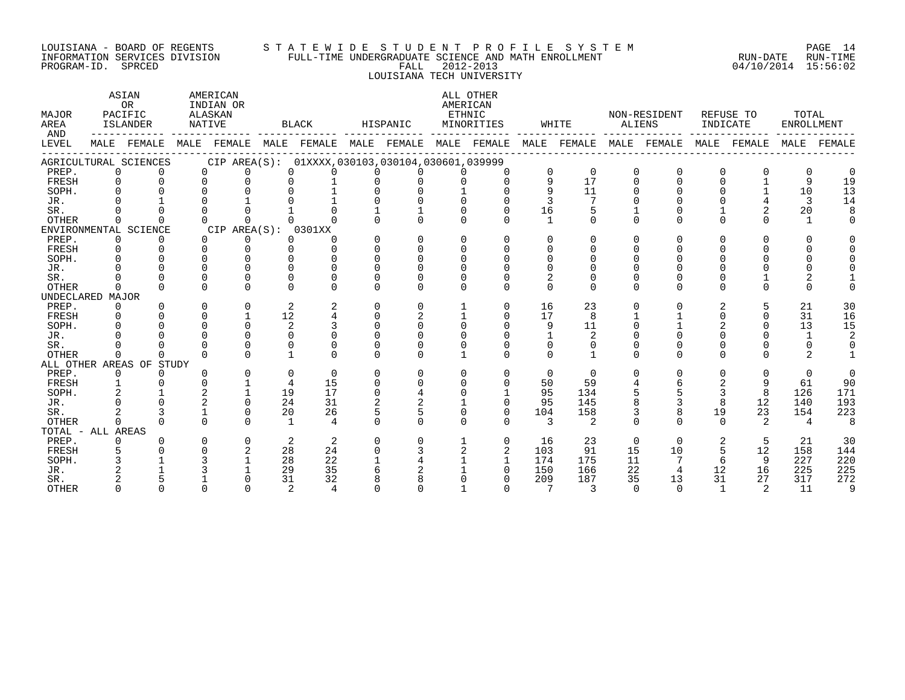LOUISIANA - BOARD OF REGENTS
INFORMATION SERVICES DIVISION
PROGRAM-ID. SPRCED

STATEWIDE STUDENT PROFILE SYSTEM
FULL-TIME UNDERGRADUATE SCIENCE AND MATH ENROLLMENT
FALL 2012-2013
LOUISIANA TECH UNIVERSITY

RUN-DATE 04/10/2014 RUN-TIME 15:56:02

| MAJOR AREA AND LEVEL | ASIAN OR PACIFIC ISLANDER | | AMERICAN INDIAN OR ALASKAN NATIVE | | BLACK | | HISPANIC | | ALL OTHER AMERICAN ETHNIC MINORITIES | | WHITE | | NON-RESIDENT ALIENS | | REFUSE TO INDICATE | | TOTAL ENROLLMENT | |
|---|---|---|---|---|---|---|---|---|---|---|---|---|---|---|---|---|---|---|
| | MALE | FEMALE | MALE | FEMALE | MALE | FEMALE | MALE | FEMALE | MALE | FEMALE | MALE | FEMALE | MALE | FEMALE | MALE | FEMALE | MALE | FEMALE |
| AGRICULTURAL SCIENCES CIP AREA(S): 01XXXX,030103,030104,030601,039999 | | | | | | | | | | | | | | | | | | |
| PREP. | 0 | 0 | 0 | 0 | 0 | 0 | 0 | 0 | 0 | 0 | 0 | 0 | 0 | 0 | 0 | 0 | 0 | 0 |
| FRESH | 0 | 0 | 0 | 0 | 0 | 1 | 0 | 0 | 0 | 0 | 9 | 17 | 0 | 0 | 0 | 1 | 9 | 19 |
| SOPH. | 0 | 0 | 0 | 0 | 0 | 1 | 0 | 0 | 1 | 0 | 9 | 11 | 0 | 0 | 0 | 1 | 10 | 13 |
| JR. | 0 | 1 | 0 | 1 | 0 | 1 | 0 | 0 | 0 | 0 | 3 | 7 | 0 | 0 | 0 | 4 | 3 | 14 |
| SR. | 0 | 0 | 0 | 0 | 1 | 0 | 1 | 1 | 0 | 0 | 16 | 5 | 1 | 0 | 1 | 2 | 20 | 8 |
| OTHER | 0 | 0 | 0 | 0 | 0 | 0 | 0 | 0 | 0 | 0 | 1 | 0 | 0 | 0 | 0 | 0 | 1 | 0 |
| ENVIRONMENTAL SCIENCE CIP AREA(S): 0301XX | | | | | | | | | | | | | | | | | | |
| PREP. | 0 | 0 | 0 | 0 | 0 | 0 | 0 | 0 | 0 | 0 | 0 | 0 | 0 | 0 | 0 | 0 | 0 | 0 |
| FRESH | 0 | 0 | 0 | 0 | 0 | 0 | 0 | 0 | 0 | 0 | 0 | 0 | 0 | 0 | 0 | 0 | 0 | 0 |
| SOPH. | 0 | 0 | 0 | 0 | 0 | 0 | 0 | 0 | 0 | 0 | 0 | 0 | 0 | 0 | 0 | 0 | 0 | 0 |
| JR. | 0 | 0 | 0 | 0 | 0 | 0 | 0 | 0 | 0 | 0 | 0 | 0 | 0 | 0 | 0 | 0 | 0 | 0 |
| SR. | 0 | 0 | 0 | 0 | 0 | 0 | 0 | 0 | 0 | 0 | 2 | 0 | 0 | 0 | 0 | 1 | 2 | 1 |
| OTHER | 0 | 0 | 0 | 0 | 0 | 0 | 0 | 0 | 0 | 0 | 0 | 0 | 0 | 0 | 0 | 0 | 0 | 0 |
| UNDECLARED MAJOR | | | | | | | | | | | | | | | | | | |
| PREP. | 0 | 0 | 0 | 0 | 2 | 2 | 0 | 0 | 1 | 0 | 16 | 23 | 0 | 0 | 2 | 5 | 21 | 30 |
| FRESH | 0 | 0 | 0 | 1 | 12 | 4 | 0 | 2 | 1 | 0 | 17 | 8 | 1 | 1 | 0 | 0 | 31 | 16 |
| SOPH. | 0 | 0 | 0 | 0 | 2 | 3 | 0 | 0 | 0 | 0 | 9 | 11 | 0 | 1 | 2 | 0 | 13 | 15 |
| JR. | 0 | 0 | 0 | 0 | 0 | 0 | 0 | 0 | 0 | 0 | 1 | 2 | 0 | 0 | 0 | 0 | 1 | 2 |
| SR. | 0 | 0 | 0 | 0 | 0 | 0 | 0 | 0 | 0 | 0 | 0 | 0 | 0 | 0 | 0 | 0 | 0 | 0 |
| OTHER | 0 | 0 | 0 | 0 | 1 | 0 | 0 | 0 | 1 | 0 | 0 | 1 | 0 | 0 | 0 | 0 | 2 | 1 |
| ALL OTHER AREAS OF STUDY | | | | | | | | | | | | | | | | | | |
| PREP. | 0 | 0 | 0 | 0 | 0 | 0 | 0 | 0 | 0 | 0 | 0 | 0 | 0 | 0 | 0 | 0 | 0 | 0 |
| FRESH | 1 | 0 | 0 | 1 | 4 | 15 | 0 | 0 | 0 | 0 | 50 | 59 | 4 | 6 | 2 | 9 | 61 | 90 |
| SOPH. | 2 | 1 | 2 | 1 | 19 | 17 | 0 | 4 | 0 | 1 | 95 | 134 | 5 | 5 | 3 | 8 | 126 | 171 |
| JR. | 0 | 0 | 2 | 0 | 24 | 31 | 2 | 2 | 1 | 0 | 95 | 145 | 8 | 3 | 8 | 12 | 140 | 193 |
| SR. | 2 | 3 | 1 | 0 | 20 | 26 | 5 | 5 | 0 | 0 | 104 | 158 | 3 | 8 | 19 | 23 | 154 | 223 |
| OTHER | 0 | 0 | 0 | 0 | 1 | 4 | 0 | 0 | 0 | 0 | 3 | 2 | 0 | 0 | 0 | 2 | 4 | 8 |
| TOTAL - ALL AREAS | | | | | | | | | | | | | | | | | | |
| PREP. | 0 | 0 | 0 | 0 | 2 | 2 | 0 | 0 | 1 | 0 | 16 | 23 | 0 | 0 | 2 | 5 | 21 | 30 |
| FRESH | 5 | 0 | 0 | 2 | 28 | 24 | 0 | 3 | 2 | 2 | 103 | 91 | 15 | 10 | 5 | 12 | 158 | 144 |
| SOPH. | 3 | 1 | 3 | 1 | 28 | 22 | 1 | 4 | 1 | 1 | 174 | 175 | 11 | 7 | 6 | 9 | 227 | 220 |
| JR. | 2 | 1 | 3 | 1 | 29 | 35 | 6 | 2 | 1 | 0 | 150 | 166 | 22 | 4 | 12 | 16 | 225 | 225 |
| SR. | 2 | 5 | 1 | 0 | 31 | 32 | 8 | 8 | 0 | 0 | 209 | 187 | 35 | 13 | 31 | 27 | 317 | 272 |
| OTHER | 0 | 0 | 0 | 0 | 2 | 4 | 0 | 0 | 1 | 0 | 7 | 3 | 0 | 0 | 1 | 2 | 11 | 9 |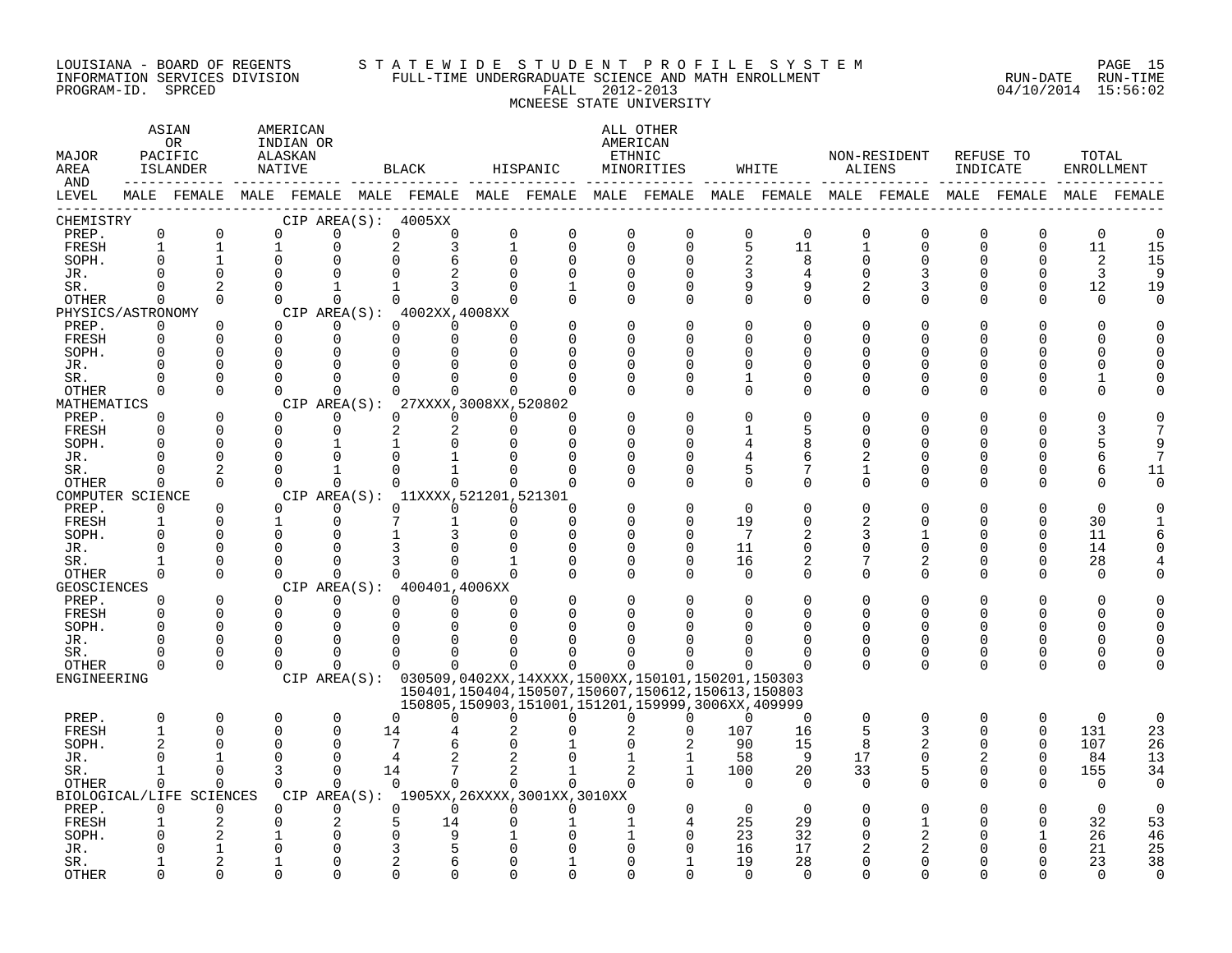LOUISIANA - BOARD OF REGENTS
INFORMATION SERVICES DIVISION
PROGRAM-ID. SPRCED

STATEWIDE STUDENT PROFILE SYSTEM
FULL-TIME UNDERGRADUATE SCIENCE AND MATH ENROLLMENT
FALL 2012-2013
MCNEESE STATE UNIVERSITY

RUN-DATE 04/10/2014 RUN-TIME 15:56:02

| MAJOR AREA AND LEVEL | ASIAN OR PACIFIC ISLANDER | | AMERICAN INDIAN OR ALASKAN NATIVE | | BLACK | | HISPANIC | | ALL OTHER AMERICAN ETHNIC MINORITIES | | WHITE | | NON-RESIDENT ALIENS | | REFUSE TO INDICATE | | TOTAL ENROLLMENT | |
|---|---|---|---|---|---|---|---|---|---|---|---|---|---|---|---|---|---|---|
| | MALE | FEMALE | MALE | FEMALE | MALE | FEMALE | MALE | FEMALE | MALE | FEMALE | MALE | FEMALE | MALE | FEMALE | MALE | FEMALE | MALE | FEMALE |
| CHEMISTRY — CIP AREA(S): 4005XX | | | | | | | | | | | | | | | | | | |
| PREP. | 0 | 0 | 0 | 0 | 0 | 0 | 0 | 0 | 0 | 0 | 0 | 0 | 0 | 0 | 0 | 0 | 0 | 0 |
| FRESH | 1 | 1 | 1 | 0 | 2 | 3 | 1 | 0 | 0 | 0 | 5 | 11 | 1 | 0 | 0 | 0 | 11 | 15 |
| SOPH. | 0 | 1 | 0 | 0 | 0 | 6 | 0 | 0 | 0 | 0 | 2 | 8 | 0 | 0 | 0 | 0 | 2 | 15 |
| JR. | 0 | 0 | 0 | 0 | 0 | 2 | 0 | 0 | 0 | 0 | 3 | 4 | 0 | 3 | 0 | 0 | 3 | 9 |
| SR. | 0 | 2 | 0 | 1 | 1 | 3 | 0 | 1 | 0 | 0 | 9 | 9 | 2 | 3 | 0 | 0 | 12 | 19 |
| OTHER | 0 | 0 | 0 | 0 | 0 | 0 | 0 | 0 | 0 | 0 | 0 | 0 | 0 | 0 | 0 | 0 | 0 | 0 |
| PHYSICS/ASTRONOMY — CIP AREA(S): 4002XX,4008XX | | | | | | | | | | | | | | | | | | |
| PREP. | 0 | 0 | 0 | 0 | 0 | 0 | 0 | 0 | 0 | 0 | 0 | 0 | 0 | 0 | 0 | 0 | 0 | 0 |
| FRESH | 0 | 0 | 0 | 0 | 0 | 0 | 0 | 0 | 0 | 0 | 0 | 0 | 0 | 0 | 0 | 0 | 0 | 0 |
| SOPH. | 0 | 0 | 0 | 0 | 0 | 0 | 0 | 0 | 0 | 0 | 0 | 0 | 0 | 0 | 0 | 0 | 0 | 0 |
| JR. | 0 | 0 | 0 | 0 | 0 | 0 | 0 | 0 | 0 | 0 | 0 | 0 | 0 | 0 | 0 | 0 | 0 | 0 |
| SR. | 0 | 0 | 0 | 0 | 0 | 0 | 0 | 0 | 0 | 0 | 1 | 0 | 0 | 0 | 0 | 0 | 1 | 0 |
| OTHER | 0 | 0 | 0 | 0 | 0 | 0 | 0 | 0 | 0 | 0 | 0 | 0 | 0 | 0 | 0 | 0 | 0 | 0 |
| MATHEMATICS — CIP AREA(S): 27XXXX,3008XX,520802 | | | | | | | | | | | | | | | | | | |
| PREP. | 0 | 0 | 0 | 0 | 0 | 0 | 0 | 0 | 0 | 0 | 0 | 0 | 0 | 0 | 0 | 0 | 0 | 0 |
| FRESH | 0 | 0 | 0 | 0 | 2 | 2 | 0 | 0 | 0 | 0 | 1 | 5 | 0 | 0 | 0 | 0 | 3 | 7 |
| SOPH. | 0 | 0 | 0 | 1 | 1 | 0 | 0 | 0 | 0 | 0 | 4 | 8 | 0 | 0 | 0 | 0 | 5 | 9 |
| JR. | 0 | 0 | 0 | 0 | 0 | 1 | 0 | 0 | 0 | 0 | 4 | 6 | 2 | 0 | 0 | 0 | 6 | 7 |
| SR. | 0 | 2 | 0 | 1 | 0 | 1 | 0 | 0 | 0 | 0 | 5 | 7 | 1 | 0 | 0 | 0 | 6 | 11 |
| OTHER | 0 | 0 | 0 | 0 | 0 | 0 | 0 | 0 | 0 | 0 | 0 | 0 | 0 | 0 | 0 | 0 | 0 | 0 |
| COMPUTER SCIENCE — CIP AREA(S): 11XXXX,521201,521301 | | | | | | | | | | | | | | | | | | |
| PREP. | 0 | 0 | 0 | 0 | 0 | 0 | 0 | 0 | 0 | 0 | 0 | 0 | 0 | 0 | 0 | 0 | 0 | 0 |
| FRESH | 1 | 0 | 1 | 0 | 7 | 1 | 0 | 0 | 0 | 0 | 19 | 0 | 2 | 0 | 0 | 0 | 30 | 1 |
| SOPH. | 0 | 0 | 0 | 0 | 1 | 3 | 0 | 0 | 0 | 0 | 7 | 2 | 3 | 1 | 0 | 0 | 11 | 6 |
| JR. | 0 | 0 | 0 | 0 | 3 | 0 | 0 | 0 | 0 | 0 | 11 | 0 | 0 | 0 | 0 | 0 | 14 | 0 |
| SR. | 1 | 0 | 0 | 0 | 3 | 0 | 1 | 0 | 0 | 0 | 16 | 2 | 7 | 2 | 0 | 0 | 28 | 4 |
| OTHER | 0 | 0 | 0 | 0 | 0 | 0 | 0 | 0 | 0 | 0 | 0 | 0 | 0 | 0 | 0 | 0 | 0 | 0 |
| GEOSCIENCES — CIP AREA(S): 400401,4006XX | | | | | | | | | | | | | | | | | | |
| PREP. | 0 | 0 | 0 | 0 | 0 | 0 | 0 | 0 | 0 | 0 | 0 | 0 | 0 | 0 | 0 | 0 | 0 | 0 |
| FRESH | 0 | 0 | 0 | 0 | 0 | 0 | 0 | 0 | 0 | 0 | 0 | 0 | 0 | 0 | 0 | 0 | 0 | 0 |
| SOPH. | 0 | 0 | 0 | 0 | 0 | 0 | 0 | 0 | 0 | 0 | 0 | 0 | 0 | 0 | 0 | 0 | 0 | 0 |
| JR. | 0 | 0 | 0 | 0 | 0 | 0 | 0 | 0 | 0 | 0 | 0 | 0 | 0 | 0 | 0 | 0 | 0 | 0 |
| SR. | 0 | 0 | 0 | 0 | 0 | 0 | 0 | 0 | 0 | 0 | 0 | 0 | 0 | 0 | 0 | 0 | 0 | 0 |
| OTHER | 0 | 0 | 0 | 0 | 0 | 0 | 0 | 0 | 0 | 0 | 0 | 0 | 0 | 0 | 0 | 0 | 0 | 0 |
| ENGINEERING — CIP AREA(S): 030509,0402XX,14XXXX,1500XX,150101,150201,150303,150401,150404,150507,150607,150612,150613,150803,150805,150903,151001,151201,159999,3006XX,409999 | | | | | | | | | | | | | | | | | | |
| PREP. | 0 | 0 | 0 | 0 | 0 | 0 | 0 | 0 | 0 | 0 | 0 | 0 | 0 | 0 | 0 | 0 | 0 | 0 |
| FRESH | 1 | 0 | 0 | 0 | 14 | 4 | 2 | 0 | 2 | 0 | 107 | 16 | 5 | 3 | 0 | 0 | 131 | 23 |
| SOPH. | 2 | 0 | 0 | 0 | 7 | 6 | 0 | 1 | 0 | 2 | 90 | 15 | 8 | 2 | 0 | 0 | 107 | 26 |
| JR. | 0 | 1 | 0 | 0 | 4 | 2 | 2 | 0 | 1 | 1 | 58 | 9 | 17 | 0 | 2 | 0 | 84 | 13 |
| SR. | 1 | 0 | 3 | 0 | 14 | 7 | 2 | 1 | 2 | 1 | 100 | 20 | 33 | 5 | 0 | 0 | 155 | 34 |
| OTHER | 0 | 0 | 0 | 0 | 0 | 0 | 0 | 0 | 0 | 0 | 0 | 0 | 0 | 0 | 0 | 0 | 0 | 0 |
| BIOLOGICAL/LIFE SCIENCES — CIP AREA(S): 1905XX,26XXXX,3001XX,3010XX | | | | | | | | | | | | | | | | | | |
| PREP. | 0 | 0 | 0 | 0 | 0 | 0 | 0 | 0 | 0 | 0 | 0 | 0 | 0 | 0 | 0 | 0 | 0 | 0 |
| FRESH | 1 | 2 | 0 | 2 | 5 | 14 | 0 | 1 | 1 | 4 | 25 | 29 | 0 | 1 | 0 | 0 | 32 | 53 |
| SOPH. | 0 | 2 | 1 | 0 | 0 | 9 | 1 | 0 | 1 | 0 | 23 | 32 | 0 | 2 | 0 | 1 | 26 | 46 |
| JR. | 0 | 1 | 0 | 0 | 3 | 5 | 0 | 0 | 0 | 0 | 16 | 17 | 2 | 2 | 0 | 0 | 21 | 25 |
| SR. | 1 | 2 | 1 | 0 | 2 | 6 | 0 | 1 | 0 | 1 | 19 | 28 | 0 | 0 | 0 | 0 | 23 | 38 |
| OTHER | 0 | 0 | 0 | 0 | 0 | 0 | 0 | 0 | 0 | 0 | 0 | 0 | 0 | 0 | 0 | 0 | 0 | 0 |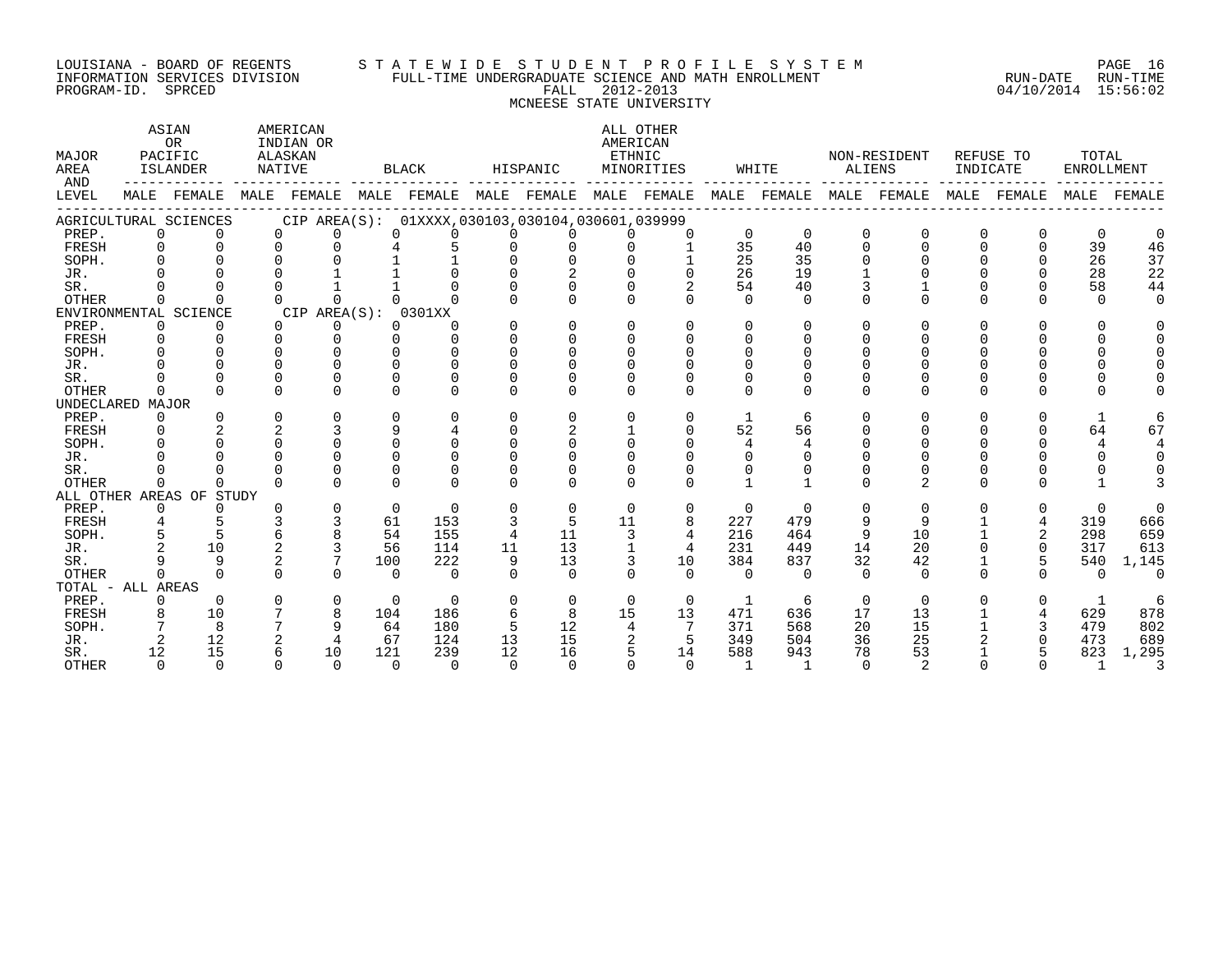LOUISIANA - BOARD OF REGENTS
INFORMATION SERVICES DIVISION
PROGRAM-ID. SPRCED

STATEWIDE STUDENT PROFILE SYSTEM
FULL-TIME UNDERGRADUATE SCIENCE AND MATH ENROLLMENT
FALL 2012-2013
MCNEESE STATE UNIVERSITY

RUN-DATE 04/10/2014 RUN-TIME 15:56:02

| MAJOR AREA AND LEVEL | ASIAN OR PACIFIC ISLANDER MALE | ASIAN OR PACIFIC ISLANDER FEMALE | AMERICAN INDIAN OR ALASKAN NATIVE MALE | AMERICAN INDIAN OR ALASKAN NATIVE FEMALE | BLACK MALE | BLACK FEMALE | HISPANIC MALE | HISPANIC FEMALE | ALL OTHER AMERICAN ETHNIC MINORITIES MALE | ALL OTHER AMERICAN ETHNIC MINORITIES FEMALE | WHITE MALE | WHITE FEMALE | NON-RESIDENT ALIENS MALE | NON-RESIDENT ALIENS FEMALE | REFUSE TO INDICATE MALE | REFUSE TO INDICATE FEMALE | TOTAL ENROLLMENT MALE | TOTAL ENROLLMENT FEMALE |
|---|---|---|---|---|---|---|---|---|---|---|---|---|---|---|---|---|---|---|
| AGRICULTURAL SCIENCES CIP AREA(S): 01XXXX,030103,030104,030601,039999 | | | | | | | | | | | | | | | | | | |
| PREP. | 0 | 0 | 0 | 0 | 0 | 0 | 0 | 0 | 0 | 0 | 0 | 0 | 0 | 0 | 0 | 0 | 0 | 0 |
| FRESH | 0 | 0 | 0 | 0 | 4 | 5 | 0 | 0 | 0 | 1 | 35 | 40 | 0 | 0 | 0 | 0 | 39 | 46 |
| SOPH. | 0 | 0 | 0 | 0 | 1 | 1 | 0 | 0 | 0 | 1 | 25 | 35 | 0 | 0 | 0 | 0 | 26 | 37 |
| JR. | 0 | 0 | 0 | 1 | 1 | 0 | 0 | 2 | 0 | 0 | 26 | 19 | 1 | 0 | 0 | 0 | 28 | 22 |
| SR. | 0 | 0 | 0 | 1 | 1 | 0 | 0 | 0 | 0 | 2 | 54 | 40 | 3 | 1 | 0 | 0 | 58 | 44 |
| OTHER | 0 | 0 | 0 | 0 | 0 | 0 | 0 | 0 | 0 | 0 | 0 | 0 | 0 | 0 | 0 | 0 | 0 | 0 |
| ENVIRONMENTAL SCIENCE CIP AREA(S): 0301XX | | | | | | | | | | | | | | | | | | |
| PREP. | 0 | 0 | 0 | 0 | 0 | 0 | 0 | 0 | 0 | 0 | 0 | 0 | 0 | 0 | 0 | 0 | 0 | 0 |
| FRESH | 0 | 0 | 0 | 0 | 0 | 0 | 0 | 0 | 0 | 0 | 0 | 0 | 0 | 0 | 0 | 0 | 0 | 0 |
| SOPH. | 0 | 0 | 0 | 0 | 0 | 0 | 0 | 0 | 0 | 0 | 0 | 0 | 0 | 0 | 0 | 0 | 0 | 0 |
| JR. | 0 | 0 | 0 | 0 | 0 | 0 | 0 | 0 | 0 | 0 | 0 | 0 | 0 | 0 | 0 | 0 | 0 | 0 |
| SR. | 0 | 0 | 0 | 0 | 0 | 0 | 0 | 0 | 0 | 0 | 0 | 0 | 0 | 0 | 0 | 0 | 0 | 0 |
| OTHER | 0 | 0 | 0 | 0 | 0 | 0 | 0 | 0 | 0 | 0 | 0 | 0 | 0 | 0 | 0 | 0 | 0 | 0 |
| UNDECLARED MAJOR | | | | | | | | | | | | | | | | | | |
| PREP. | 0 | 0 | 0 | 0 | 0 | 0 | 0 | 0 | 0 | 0 | 1 | 6 | 0 | 0 | 0 | 0 | 1 | 6 |
| FRESH | 0 | 2 | 2 | 3 | 9 | 4 | 0 | 2 | 1 | 0 | 52 | 56 | 0 | 0 | 0 | 0 | 64 | 67 |
| SOPH. | 0 | 0 | 0 | 0 | 0 | 0 | 0 | 0 | 0 | 0 | 4 | 4 | 0 | 0 | 0 | 0 | 4 | 4 |
| JR. | 0 | 0 | 0 | 0 | 0 | 0 | 0 | 0 | 0 | 0 | 0 | 0 | 0 | 0 | 0 | 0 | 0 | 0 |
| SR. | 0 | 0 | 0 | 0 | 0 | 0 | 0 | 0 | 0 | 0 | 0 | 0 | 0 | 0 | 0 | 0 | 0 | 0 |
| OTHER | 0 | 0 | 0 | 0 | 0 | 0 | 0 | 0 | 0 | 0 | 1 | 1 | 0 | 2 | 0 | 0 | 1 | 3 |
| ALL OTHER AREAS OF STUDY | | | | | | | | | | | | | | | | | | |
| PREP. | 0 | 0 | 0 | 0 | 0 | 0 | 0 | 0 | 0 | 0 | 0 | 0 | 0 | 0 | 0 | 0 | 0 | 0 |
| FRESH | 4 | 5 | 3 | 3 | 61 | 153 | 3 | 5 | 11 | 8 | 227 | 479 | 9 | 9 | 1 | 4 | 319 | 666 |
| SOPH. | 5 | 5 | 6 | 8 | 54 | 155 | 4 | 11 | 3 | 4 | 216 | 464 | 9 | 10 | 1 | 2 | 298 | 659 |
| JR. | 2 | 10 | 2 | 3 | 56 | 114 | 11 | 13 | 1 | 4 | 231 | 449 | 14 | 20 | 0 | 0 | 317 | 613 |
| SR. | 9 | 9 | 2 | 7 | 100 | 222 | 9 | 13 | 3 | 10 | 384 | 837 | 32 | 42 | 1 | 5 | 540 | 1,145 |
| OTHER | 0 | 0 | 0 | 0 | 0 | 0 | 0 | 0 | 0 | 0 | 0 | 0 | 0 | 0 | 0 | 0 | 0 | 0 |
| TOTAL - ALL AREAS | | | | | | | | | | | | | | | | | | |
| PREP. | 0 | 0 | 0 | 0 | 0 | 0 | 0 | 0 | 0 | 0 | 1 | 6 | 0 | 0 | 0 | 0 | 1 | 6 |
| FRESH | 8 | 10 | 7 | 8 | 104 | 186 | 6 | 8 | 15 | 13 | 471 | 636 | 17 | 13 | 1 | 4 | 629 | 878 |
| SOPH. | 7 | 8 | 7 | 9 | 64 | 180 | 5 | 12 | 4 | 7 | 371 | 568 | 20 | 15 | 1 | 3 | 479 | 802 |
| JR. | 2 | 12 | 2 | 4 | 67 | 124 | 13 | 15 | 2 | 5 | 349 | 504 | 36 | 25 | 2 | 0 | 473 | 689 |
| SR. | 12 | 15 | 6 | 10 | 121 | 239 | 12 | 16 | 5 | 14 | 588 | 943 | 78 | 53 | 1 | 5 | 823 | 1,295 |
| OTHER | 0 | 0 | 0 | 0 | 0 | 0 | 0 | 0 | 0 | 0 | 1 | 1 | 0 | 2 | 0 | 0 | 1 | 3 |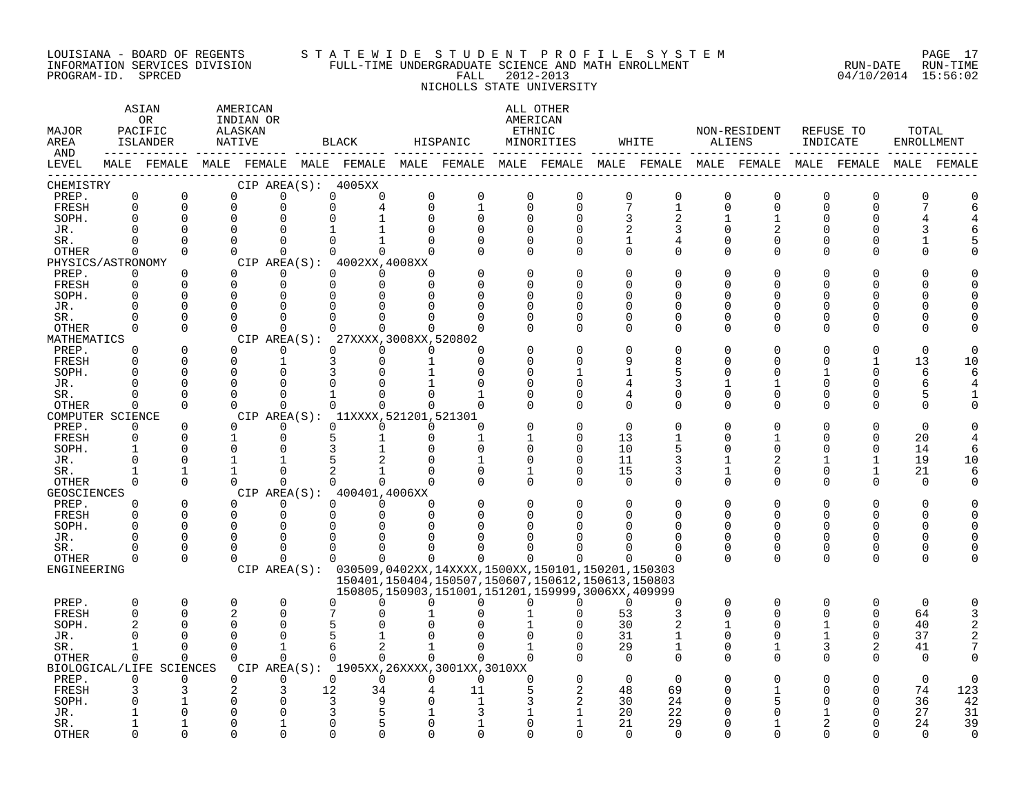LOUISIANA - BOARD OF REGENTS
INFORMATION SERVICES DIVISION
PROGRAM-ID. SPRCED

STATEWIDE STUDENT PROFILE SYSTEM
FULL-TIME UNDERGRADUATE SCIENCE AND MATH ENROLLMENT
FALL 2012-2013
NICHOLLS STATE UNIVERSITY

RUN-DATE 04/10/2014 RUN-TIME 15:56:02

| MAJOR AREA AND LEVEL | ASIAN OR PACIFIC ISLANDER | | AMERICAN INDIAN OR ALASKAN NATIVE | | BLACK | | HISPANIC | | ALL OTHER AMERICAN ETHNIC MINORITIES | | WHITE | | NON-RESIDENT ALIENS | | REFUSE TO INDICATE | | TOTAL ENROLLMENT | |
|---|---|---|---|---|---|---|---|---|---|---|---|---|---|---|---|---|---|---|
| | MALE | FEMALE | MALE | FEMALE | MALE | FEMALE | MALE | FEMALE | MALE | FEMALE | MALE | FEMALE | MALE | FEMALE | MALE | FEMALE | MALE | FEMALE |
| **CHEMISTRY** CIP AREA(S): 4005XX | | | | | | | | | | | | | | | | | | |
| PREP. | 0 | 0 | 0 | 0 | 0 | 0 | 0 | 0 | 0 | 0 | 0 | 0 | 0 | 0 | 0 | 0 | 0 | 0 |
| FRESH | 0 | 0 | 0 | 0 | 0 | 4 | 0 | 1 | 0 | 0 | 7 | 1 | 0 | 0 | 0 | 0 | 7 | 6 |
| SOPH. | 0 | 0 | 0 | 0 | 0 | 1 | 0 | 0 | 0 | 0 | 3 | 2 | 1 | 1 | 0 | 0 | 4 | 4 |
| JR. | 0 | 0 | 0 | 0 | 1 | 1 | 0 | 0 | 0 | 0 | 2 | 3 | 0 | 2 | 0 | 0 | 3 | 6 |
| SR. | 0 | 0 | 0 | 0 | 0 | 1 | 0 | 0 | 0 | 0 | 1 | 4 | 0 | 0 | 0 | 0 | 1 | 5 |
| OTHER | 0 | 0 | 0 | 0 | 0 | 0 | 0 | 0 | 0 | 0 | 0 | 0 | 0 | 0 | 0 | 0 | 0 | 0 |
| **PHYSICS/ASTRONOMY** CIP AREA(S): 4002XX,4008XX | | | | | | | | | | | | | | | | | | |
| PREP. | 0 | 0 | 0 | 0 | 0 | 0 | 0 | 0 | 0 | 0 | 0 | 0 | 0 | 0 | 0 | 0 | 0 | 0 |
| FRESH | 0 | 0 | 0 | 0 | 0 | 0 | 0 | 0 | 0 | 0 | 0 | 0 | 0 | 0 | 0 | 0 | 0 | 0 |
| SOPH. | 0 | 0 | 0 | 0 | 0 | 0 | 0 | 0 | 0 | 0 | 0 | 0 | 0 | 0 | 0 | 0 | 0 | 0 |
| JR. | 0 | 0 | 0 | 0 | 0 | 0 | 0 | 0 | 0 | 0 | 0 | 0 | 0 | 0 | 0 | 0 | 0 | 0 |
| SR. | 0 | 0 | 0 | 0 | 0 | 0 | 0 | 0 | 0 | 0 | 0 | 0 | 0 | 0 | 0 | 0 | 0 | 0 |
| OTHER | 0 | 0 | 0 | 0 | 0 | 0 | 0 | 0 | 0 | 0 | 0 | 0 | 0 | 0 | 0 | 0 | 0 | 0 |
| **MATHEMATICS** CIP AREA(S): 27XXXX,3008XX,520802 | | | | | | | | | | | | | | | | | | |
| PREP. | 0 | 0 | 0 | 0 | 0 | 0 | 0 | 0 | 0 | 0 | 0 | 0 | 0 | 0 | 0 | 0 | 0 | 0 |
| FRESH | 0 | 0 | 0 | 1 | 3 | 0 | 1 | 0 | 0 | 0 | 9 | 8 | 0 | 0 | 0 | 1 | 13 | 10 |
| SOPH. | 0 | 0 | 0 | 0 | 3 | 0 | 1 | 0 | 0 | 1 | 1 | 5 | 0 | 0 | 1 | 0 | 6 | 6 |
| JR. | 0 | 0 | 0 | 0 | 0 | 0 | 1 | 0 | 0 | 0 | 4 | 3 | 1 | 1 | 0 | 0 | 6 | 4 |
| SR. | 0 | 0 | 0 | 0 | 1 | 0 | 0 | 1 | 0 | 0 | 4 | 0 | 0 | 0 | 0 | 0 | 5 | 1 |
| OTHER | 0 | 0 | 0 | 0 | 0 | 0 | 0 | 0 | 0 | 0 | 0 | 0 | 0 | 0 | 0 | 0 | 0 | 0 |
| **COMPUTER SCIENCE** CIP AREA(S): 11XXXX,521201,521301 | | | | | | | | | | | | | | | | | | |
| PREP. | 0 | 0 | 0 | 0 | 0 | 0 | 0 | 0 | 0 | 0 | 0 | 0 | 0 | 0 | 0 | 0 | 0 | 0 |
| FRESH | 0 | 0 | 1 | 0 | 5 | 1 | 0 | 1 | 1 | 0 | 13 | 1 | 0 | 1 | 0 | 0 | 20 | 4 |
| SOPH. | 1 | 0 | 0 | 0 | 3 | 1 | 0 | 0 | 0 | 0 | 10 | 5 | 0 | 0 | 0 | 0 | 14 | 6 |
| JR. | 0 | 0 | 1 | 1 | 5 | 2 | 0 | 1 | 0 | 0 | 11 | 3 | 1 | 2 | 1 | 1 | 19 | 10 |
| SR. | 1 | 1 | 1 | 0 | 2 | 1 | 0 | 0 | 1 | 0 | 15 | 3 | 1 | 0 | 0 | 1 | 21 | 6 |
| OTHER | 0 | 0 | 0 | 0 | 0 | 0 | 0 | 0 | 0 | 0 | 0 | 0 | 0 | 0 | 0 | 0 | 0 | 0 |
| **GEOSCIENCES** CIP AREA(S): 400401,4006XX | | | | | | | | | | | | | | | | | | |
| PREP. | 0 | 0 | 0 | 0 | 0 | 0 | 0 | 0 | 0 | 0 | 0 | 0 | 0 | 0 | 0 | 0 | 0 | 0 |
| FRESH | 0 | 0 | 0 | 0 | 0 | 0 | 0 | 0 | 0 | 0 | 0 | 0 | 0 | 0 | 0 | 0 | 0 | 0 |
| SOPH. | 0 | 0 | 0 | 0 | 0 | 0 | 0 | 0 | 0 | 0 | 0 | 0 | 0 | 0 | 0 | 0 | 0 | 0 |
| JR. | 0 | 0 | 0 | 0 | 0 | 0 | 0 | 0 | 0 | 0 | 0 | 0 | 0 | 0 | 0 | 0 | 0 | 0 |
| SR. | 0 | 0 | 0 | 0 | 0 | 0 | 0 | 0 | 0 | 0 | 0 | 0 | 0 | 0 | 0 | 0 | 0 | 0 |
| OTHER | 0 | 0 | 0 | 0 | 0 | 0 | 0 | 0 | 0 | 0 | 0 | 0 | 0 | 0 | 0 | 0 | 0 | 0 |
| **ENGINEERING** CIP AREA(S): 030509,0402XX,14XXXX,1500XX,150101,150201,150303 150401,150404,150507,150607,150612,150613,150803 150805,150903,151001,151201,159999,3006XX,409999 | | | | | | | | | | | | | | | | | | |
| PREP. | 0 | 0 | 0 | 0 | 0 | 0 | 0 | 0 | 0 | 0 | 0 | 0 | 0 | 0 | 0 | 0 | 0 | 0 |
| FRESH | 0 | 0 | 2 | 0 | 7 | 0 | 1 | 0 | 1 | 0 | 53 | 3 | 0 | 0 | 0 | 0 | 64 | 3 |
| SOPH. | 2 | 0 | 0 | 0 | 5 | 0 | 0 | 0 | 1 | 0 | 30 | 2 | 1 | 0 | 1 | 0 | 40 | 2 |
| JR. | 0 | 0 | 0 | 0 | 5 | 1 | 0 | 0 | 0 | 0 | 31 | 1 | 0 | 0 | 1 | 0 | 37 | 2 |
| SR. | 1 | 0 | 0 | 1 | 6 | 2 | 1 | 0 | 1 | 0 | 29 | 1 | 0 | 1 | 3 | 2 | 41 | 7 |
| OTHER | 0 | 0 | 0 | 0 | 0 | 0 | 0 | 0 | 0 | 0 | 0 | 0 | 0 | 0 | 0 | 0 | 0 | 0 |
| **BIOLOGICAL/LIFE SCIENCES** CIP AREA(S): 1905XX,26XXXX,3001XX,3010XX | | | | | | | | | | | | | | | | | | |
| PREP. | 0 | 0 | 0 | 0 | 0 | 0 | 0 | 0 | 0 | 0 | 0 | 0 | 0 | 0 | 0 | 0 | 0 | 0 |
| FRESH | 3 | 3 | 2 | 3 | 12 | 34 | 4 | 11 | 5 | 2 | 48 | 69 | 0 | 1 | 0 | 0 | 74 | 123 |
| SOPH. | 0 | 1 | 0 | 0 | 3 | 9 | 0 | 1 | 3 | 2 | 30 | 24 | 0 | 5 | 0 | 0 | 36 | 42 |
| JR. | 1 | 0 | 0 | 0 | 3 | 5 | 1 | 3 | 1 | 1 | 20 | 22 | 0 | 0 | 1 | 0 | 27 | 31 |
| SR. | 1 | 1 | 0 | 1 | 0 | 5 | 0 | 1 | 0 | 1 | 21 | 29 | 0 | 1 | 2 | 0 | 24 | 39 |
| OTHER | 0 | 0 | 0 | 0 | 0 | 0 | 0 | 0 | 0 | 0 | 0 | 0 | 0 | 0 | 0 | 0 | 0 | 0 |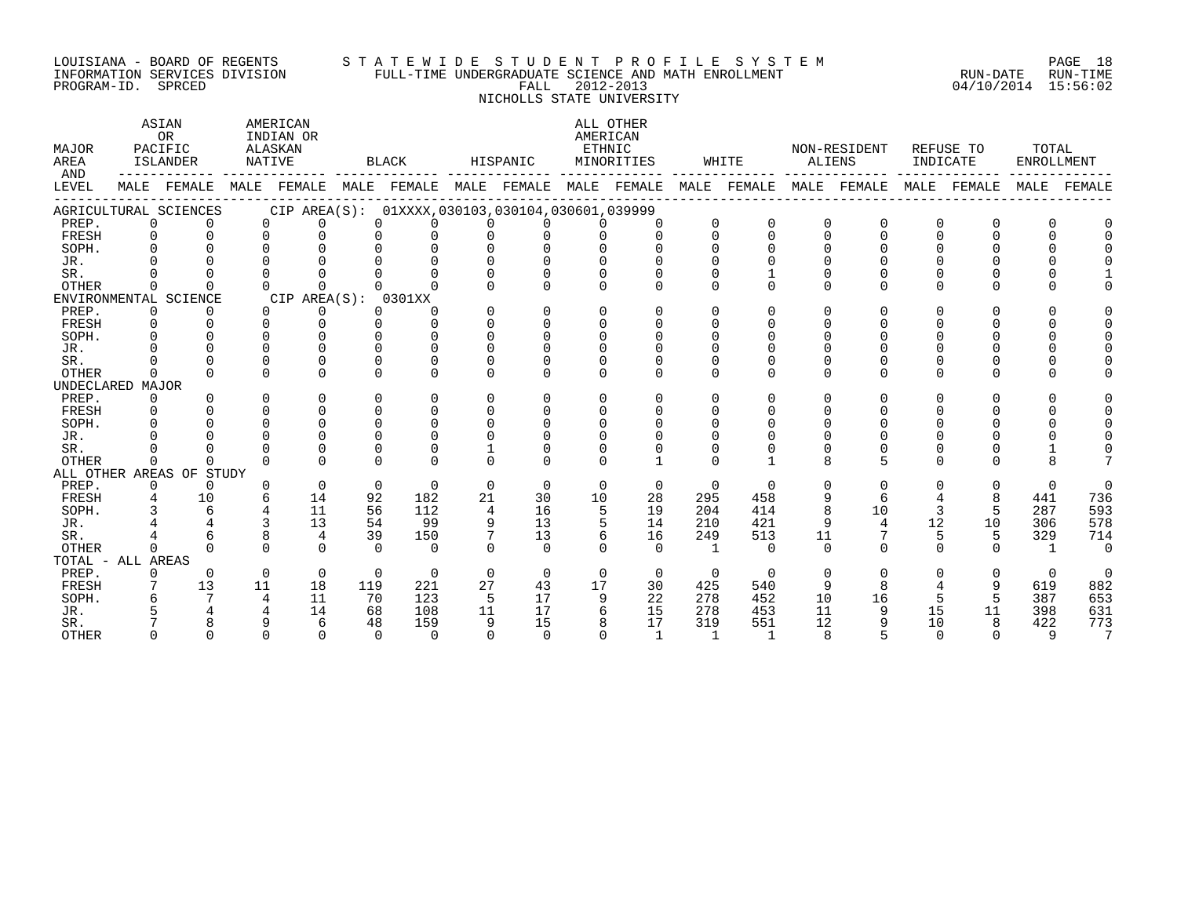LOUISIANA - BOARD OF REGENTS
INFORMATION SERVICES DIVISION
PROGRAM-ID. SPRCED

STATEWIDE STUDENT PROFILE SYSTEM
FULL-TIME UNDERGRADUATE SCIENCE AND MATH ENROLLMENT
FALL 2012-2013
NICHOLLS STATE UNIVERSITY

RUN-DATE 04/10/2014 RUN-TIME 15:56:02

| MAJOR AREA AND LEVEL | ASIAN OR PACIFIC ISLANDER MALE | ASIAN OR PACIFIC ISLANDER FEMALE | AMERICAN INDIAN OR ALASKAN NATIVE MALE | AMERICAN INDIAN OR ALASKAN NATIVE FEMALE | BLACK MALE | BLACK FEMALE | HISPANIC MALE | HISPANIC FEMALE | ALL OTHER AMERICAN ETHNIC MINORITIES MALE | ALL OTHER AMERICAN ETHNIC MINORITIES FEMALE | WHITE MALE | WHITE FEMALE | NON-RESIDENT ALIENS MALE | NON-RESIDENT ALIENS FEMALE | REFUSE TO INDICATE MALE | REFUSE TO INDICATE FEMALE | TOTAL ENROLLMENT MALE | TOTAL ENROLLMENT FEMALE |
|---|---|---|---|---|---|---|---|---|---|---|---|---|---|---|---|---|---|---|
| AGRICULTURAL SCIENCES CIP AREA(S): 01XXXX,030103,030104,030601,039999 | | | | | | | | | | | | | | | | | | |
| PREP. | 0 | 0 | 0 | 0 | 0 | 0 | 0 | 0 | 0 | 0 | 0 | 0 | 0 | 0 | 0 | 0 | 0 | 0 |
| FRESH | 0 | 0 | 0 | 0 | 0 | 0 | 0 | 0 | 0 | 0 | 0 | 0 | 0 | 0 | 0 | 0 | 0 | 0 |
| SOPH. | 0 | 0 | 0 | 0 | 0 | 0 | 0 | 0 | 0 | 0 | 0 | 0 | 0 | 0 | 0 | 0 | 0 | 0 |
| JR. | 0 | 0 | 0 | 0 | 0 | 0 | 0 | 0 | 0 | 0 | 0 | 0 | 0 | 0 | 0 | 0 | 0 | 0 |
| SR. | 0 | 0 | 0 | 0 | 0 | 0 | 0 | 0 | 0 | 0 | 0 | 1 | 0 | 0 | 0 | 0 | 0 | 1 |
| OTHER | 0 | 0 | 0 | 0 | 0 | 0 | 0 | 0 | 0 | 0 | 0 | 0 | 0 | 0 | 0 | 0 | 0 | 0 |
| ENVIRONMENTAL SCIENCE CIP AREA(S): 0301XX | | | | | | | | | | | | | | | | | | |
| PREP. | 0 | 0 | 0 | 0 | 0 | 0 | 0 | 0 | 0 | 0 | 0 | 0 | 0 | 0 | 0 | 0 | 0 | 0 |
| FRESH | 0 | 0 | 0 | 0 | 0 | 0 | 0 | 0 | 0 | 0 | 0 | 0 | 0 | 0 | 0 | 0 | 0 | 0 |
| SOPH. | 0 | 0 | 0 | 0 | 0 | 0 | 0 | 0 | 0 | 0 | 0 | 0 | 0 | 0 | 0 | 0 | 0 | 0 |
| JR. | 0 | 0 | 0 | 0 | 0 | 0 | 0 | 0 | 0 | 0 | 0 | 0 | 0 | 0 | 0 | 0 | 0 | 0 |
| SR. | 0 | 0 | 0 | 0 | 0 | 0 | 0 | 0 | 0 | 0 | 0 | 0 | 0 | 0 | 0 | 0 | 0 | 0 |
| OTHER | 0 | 0 | 0 | 0 | 0 | 0 | 0 | 0 | 0 | 0 | 0 | 0 | 0 | 0 | 0 | 0 | 0 | 0 |
| UNDECLARED MAJOR | | | | | | | | | | | | | | | | | | |
| PREP. | 0 | 0 | 0 | 0 | 0 | 0 | 0 | 0 | 0 | 0 | 0 | 0 | 0 | 0 | 0 | 0 | 0 | 0 |
| FRESH | 0 | 0 | 0 | 0 | 0 | 0 | 0 | 0 | 0 | 0 | 0 | 0 | 0 | 0 | 0 | 0 | 0 | 0 |
| SOPH. | 0 | 0 | 0 | 0 | 0 | 0 | 0 | 0 | 0 | 0 | 0 | 0 | 0 | 0 | 0 | 0 | 0 | 0 |
| JR. | 0 | 0 | 0 | 0 | 0 | 0 | 0 | 0 | 0 | 0 | 0 | 0 | 0 | 0 | 0 | 0 | 0 | 0 |
| SR. | 0 | 0 | 0 | 0 | 0 | 0 | 1 | 0 | 0 | 0 | 0 | 0 | 0 | 0 | 0 | 0 | 1 | 0 |
| OTHER | 0 | 0 | 0 | 0 | 0 | 0 | 0 | 0 | 0 | 1 | 0 | 1 | 8 | 5 | 0 | 0 | 8 | 7 |
| ALL OTHER AREAS OF STUDY | | | | | | | | | | | | | | | | | | |
| PREP. | 0 | 0 | 0 | 0 | 0 | 0 | 0 | 0 | 0 | 0 | 0 | 0 | 0 | 0 | 0 | 0 | 0 | 0 |
| FRESH | 4 | 10 | 6 | 14 | 92 | 182 | 21 | 30 | 10 | 28 | 295 | 458 | 9 | 6 | 4 | 8 | 441 | 736 |
| SOPH. | 3 | 6 | 4 | 11 | 56 | 112 | 4 | 16 | 5 | 19 | 204 | 414 | 8 | 10 | 3 | 5 | 287 | 593 |
| JR. | 4 | 4 | 3 | 13 | 54 | 99 | 9 | 13 | 5 | 14 | 210 | 421 | 9 | 4 | 12 | 10 | 306 | 578 |
| SR. | 4 | 6 | 8 | 4 | 39 | 150 | 7 | 13 | 6 | 16 | 249 | 513 | 11 | 7 | 5 | 5 | 329 | 714 |
| OTHER | 0 | 0 | 0 | 0 | 0 | 0 | 0 | 0 | 0 | 0 | 1 | 0 | 0 | 0 | 0 | 0 | 1 | 0 |
| TOTAL - ALL AREAS | | | | | | | | | | | | | | | | | | |
| PREP. | 0 | 0 | 0 | 0 | 0 | 0 | 0 | 0 | 0 | 0 | 0 | 0 | 0 | 0 | 0 | 0 | 0 | 0 |
| FRESH | 7 | 13 | 11 | 18 | 119 | 221 | 27 | 43 | 17 | 30 | 425 | 540 | 9 | 8 | 4 | 9 | 619 | 882 |
| SOPH. | 6 | 7 | 4 | 11 | 70 | 123 | 5 | 17 | 9 | 22 | 278 | 452 | 10 | 16 | 5 | 5 | 387 | 653 |
| JR. | 5 | 4 | 4 | 14 | 68 | 108 | 11 | 17 | 6 | 15 | 278 | 453 | 11 | 9 | 15 | 11 | 398 | 631 |
| SR. | 7 | 8 | 9 | 6 | 48 | 159 | 9 | 15 | 8 | 17 | 319 | 551 | 12 | 9 | 10 | 8 | 422 | 773 |
| OTHER | 0 | 0 | 0 | 0 | 0 | 0 | 0 | 0 | 0 | 1 | 1 | 1 | 8 | 5 | 0 | 0 | 9 | 7 |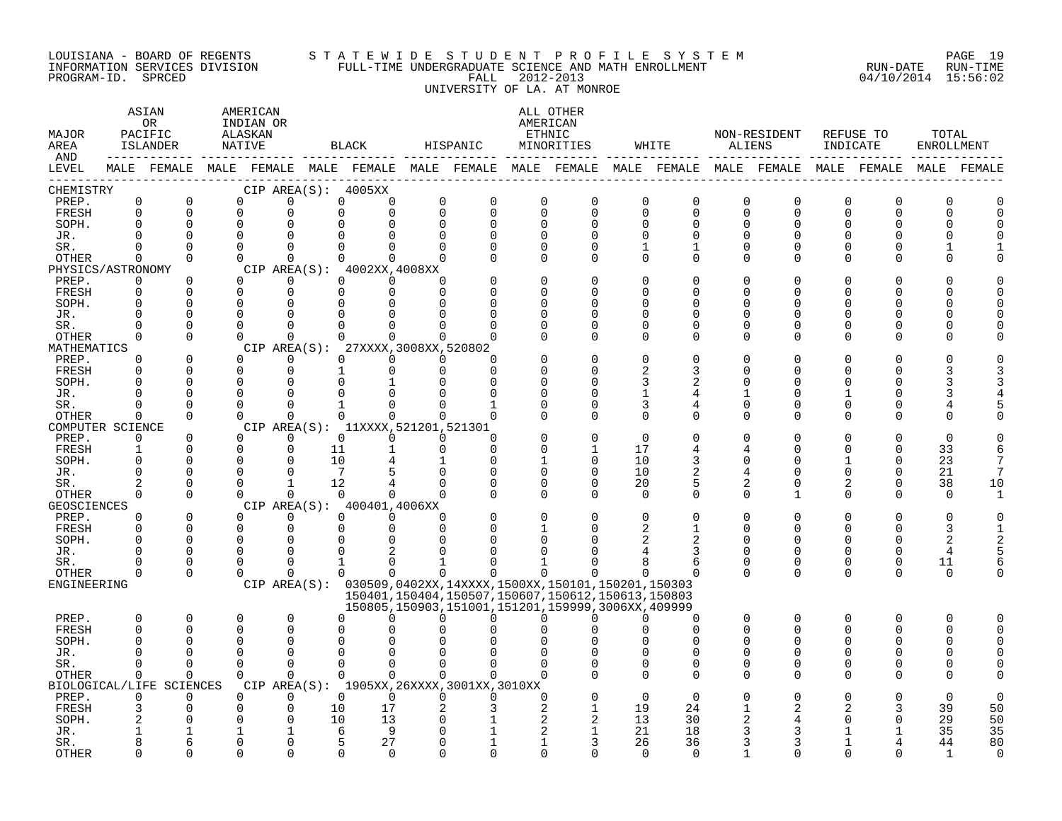LOUISIANA - BOARD OF REGENTS
INFORMATION SERVICES DIVISION
PROGRAM-ID. SPRCED

STATEWIDE STUDENT PROFILE SYSTEM
FULL-TIME UNDERGRADUATE SCIENCE AND MATH ENROLLMENT
FALL 2012-2013
UNIVERSITY OF LA. AT MONROE

RUN-DATE 04/10/2014 RUN-TIME 15:56:02

| MAJOR AREA AND LEVEL | ASIAN OR PACIFIC ISLANDER MALE | ASIAN OR PACIFIC ISLANDER FEMALE | AMERICAN INDIAN OR ALASKAN NATIVE MALE | AMERICAN INDIAN OR ALASKAN NATIVE FEMALE | BLACK MALE | BLACK FEMALE | HISPANIC MALE | HISPANIC FEMALE | ALL OTHER AMERICAN ETHNIC MINORITIES MALE | ALL OTHER AMERICAN ETHNIC MINORITIES FEMALE | WHITE MALE | WHITE FEMALE | NON-RESIDENT ALIENS MALE | NON-RESIDENT ALIENS FEMALE | REFUSE TO INDICATE MALE | REFUSE TO INDICATE FEMALE | TOTAL ENROLLMENT MALE | TOTAL ENROLLMENT FEMALE |
|---|---|---|---|---|---|---|---|---|---|---|---|---|---|---|---|---|---|---|
| CHEMISTRY — CIP AREA(S): 4005XX | | | | | | | | | | | | | | | | | | |
| PREP. | 0 | 0 | 0 | 0 | 0 | 0 | 0 | 0 | 0 | 0 | 0 | 0 | 0 | 0 | 0 | 0 | 0 | 0 |
| FRESH | 0 | 0 | 0 | 0 | 0 | 0 | 0 | 0 | 0 | 0 | 0 | 0 | 0 | 0 | 0 | 0 | 0 | 0 |
| SOPH. | 0 | 0 | 0 | 0 | 0 | 0 | 0 | 0 | 0 | 0 | 0 | 0 | 0 | 0 | 0 | 0 | 0 | 0 |
| JR. | 0 | 0 | 0 | 0 | 0 | 0 | 0 | 0 | 0 | 0 | 0 | 0 | 0 | 0 | 0 | 0 | 0 | 0 |
| SR. | 0 | 0 | 0 | 0 | 0 | 0 | 0 | 0 | 0 | 0 | 1 | 1 | 0 | 0 | 0 | 0 | 1 | 1 |
| OTHER | 0 | 0 | 0 | 0 | 0 | 0 | 0 | 0 | 0 | 0 | 0 | 0 | 0 | 0 | 0 | 0 | 0 | 0 |
| PHYSICS/ASTRONOMY — CIP AREA(S): 4002XX,4008XX | | | | | | | | | | | | | | | | | | |
| PREP. | 0 | 0 | 0 | 0 | 0 | 0 | 0 | 0 | 0 | 0 | 0 | 0 | 0 | 0 | 0 | 0 | 0 | 0 |
| FRESH | 0 | 0 | 0 | 0 | 0 | 0 | 0 | 0 | 0 | 0 | 0 | 0 | 0 | 0 | 0 | 0 | 0 | 0 |
| SOPH. | 0 | 0 | 0 | 0 | 0 | 0 | 0 | 0 | 0 | 0 | 0 | 0 | 0 | 0 | 0 | 0 | 0 | 0 |
| JR. | 0 | 0 | 0 | 0 | 0 | 0 | 0 | 0 | 0 | 0 | 0 | 0 | 0 | 0 | 0 | 0 | 0 | 0 |
| SR. | 0 | 0 | 0 | 0 | 0 | 0 | 0 | 0 | 0 | 0 | 0 | 0 | 0 | 0 | 0 | 0 | 0 | 0 |
| OTHER | 0 | 0 | 0 | 0 | 0 | 0 | 0 | 0 | 0 | 0 | 0 | 0 | 0 | 0 | 0 | 0 | 0 | 0 |
| MATHEMATICS — CIP AREA(S): 27XXXX,3008XX,520802 | | | | | | | | | | | | | | | | | | |
| PREP. | 0 | 0 | 0 | 0 | 0 | 0 | 0 | 0 | 0 | 0 | 0 | 0 | 0 | 0 | 0 | 0 | 0 | 0 |
| FRESH | 0 | 0 | 0 | 0 | 1 | 0 | 0 | 0 | 0 | 0 | 2 | 3 | 0 | 0 | 0 | 0 | 3 | 3 |
| SOPH. | 0 | 0 | 0 | 0 | 0 | 1 | 0 | 0 | 0 | 0 | 3 | 2 | 0 | 0 | 0 | 0 | 3 | 3 |
| JR. | 0 | 0 | 0 | 0 | 0 | 0 | 0 | 0 | 0 | 0 | 1 | 4 | 1 | 0 | 1 | 0 | 3 | 4 |
| SR. | 0 | 0 | 0 | 0 | 1 | 0 | 0 | 1 | 0 | 0 | 3 | 4 | 0 | 0 | 0 | 0 | 4 | 5 |
| OTHER | 0 | 0 | 0 | 0 | 0 | 0 | 0 | 0 | 0 | 0 | 0 | 0 | 0 | 0 | 0 | 0 | 0 | 0 |
| COMPUTER SCIENCE — CIP AREA(S): 11XXXX,521201,521301 | | | | | | | | | | | | | | | | | | |
| PREP. | 0 | 0 | 0 | 0 | 0 | 0 | 0 | 0 | 0 | 0 | 0 | 0 | 0 | 0 | 0 | 0 | 0 | 0 |
| FRESH | 1 | 0 | 0 | 0 | 11 | 1 | 0 | 0 | 0 | 1 | 17 | 4 | 4 | 0 | 0 | 0 | 33 | 6 |
| SOPH. | 0 | 0 | 0 | 0 | 10 | 4 | 1 | 0 | 1 | 0 | 10 | 3 | 0 | 0 | 1 | 0 | 23 | 7 |
| JR. | 0 | 0 | 0 | 0 | 7 | 5 | 0 | 0 | 0 | 0 | 10 | 2 | 4 | 0 | 0 | 0 | 21 | 7 |
| SR. | 2 | 0 | 0 | 1 | 12 | 4 | 0 | 0 | 0 | 0 | 20 | 5 | 2 | 0 | 2 | 0 | 38 | 10 |
| OTHER | 0 | 0 | 0 | 0 | 0 | 0 | 0 | 0 | 0 | 0 | 0 | 0 | 0 | 1 | 0 | 0 | 0 | 1 |
| GEOSCIENCES — CIP AREA(S): 400401,4006XX | | | | | | | | | | | | | | | | | | |
| PREP. | 0 | 0 | 0 | 0 | 0 | 0 | 0 | 0 | 0 | 0 | 0 | 0 | 0 | 0 | 0 | 0 | 0 | 0 |
| FRESH | 0 | 0 | 0 | 0 | 0 | 0 | 0 | 0 | 1 | 0 | 2 | 1 | 0 | 0 | 0 | 0 | 3 | 1 |
| SOPH. | 0 | 0 | 0 | 0 | 0 | 0 | 0 | 0 | 0 | 0 | 2 | 2 | 0 | 0 | 0 | 0 | 2 | 2 |
| JR. | 0 | 0 | 0 | 0 | 0 | 2 | 0 | 0 | 0 | 0 | 4 | 3 | 0 | 0 | 0 | 0 | 4 | 5 |
| SR. | 0 | 0 | 0 | 0 | 1 | 0 | 1 | 0 | 1 | 0 | 8 | 6 | 0 | 0 | 0 | 0 | 11 | 6 |
| OTHER | 0 | 0 | 0 | 0 | 0 | 0 | 0 | 0 | 0 | 0 | 0 | 0 | 0 | 0 | 0 | 0 | 0 | 0 |
| ENGINEERING — CIP AREA(S): 030509,0402XX,14XXXX,1500XX,150101,150201,150303,150401,150404,150507,150607,150612,150613,150803,150805,150903,151001,151201,159999,3006XX,409999 | | | | | | | | | | | | | | | | | | |
| PREP. | 0 | 0 | 0 | 0 | 0 | 0 | 0 | 0 | 0 | 0 | 0 | 0 | 0 | 0 | 0 | 0 | 0 | 0 |
| FRESH | 0 | 0 | 0 | 0 | 0 | 0 | 0 | 0 | 0 | 0 | 0 | 0 | 0 | 0 | 0 | 0 | 0 | 0 |
| SOPH. | 0 | 0 | 0 | 0 | 0 | 0 | 0 | 0 | 0 | 0 | 0 | 0 | 0 | 0 | 0 | 0 | 0 | 0 |
| JR. | 0 | 0 | 0 | 0 | 0 | 0 | 0 | 0 | 0 | 0 | 0 | 0 | 0 | 0 | 0 | 0 | 0 | 0 |
| SR. | 0 | 0 | 0 | 0 | 0 | 0 | 0 | 0 | 0 | 0 | 0 | 0 | 0 | 0 | 0 | 0 | 0 | 0 |
| OTHER | 0 | 0 | 0 | 0 | 0 | 0 | 0 | 0 | 0 | 0 | 0 | 0 | 0 | 0 | 0 | 0 | 0 | 0 |
| BIOLOGICAL/LIFE SCIENCES — CIP AREA(S): 1905XX,26XXXX,3001XX,3010XX | | | | | | | | | | | | | | | | | | |
| PREP. | 0 | 0 | 0 | 0 | 0 | 0 | 0 | 0 | 0 | 0 | 0 | 0 | 0 | 0 | 0 | 0 | 0 | 0 |
| FRESH | 3 | 0 | 0 | 0 | 10 | 17 | 2 | 3 | 2 | 1 | 19 | 24 | 1 | 2 | 2 | 3 | 39 | 50 |
| SOPH. | 2 | 0 | 0 | 0 | 10 | 13 | 0 | 1 | 2 | 2 | 13 | 30 | 2 | 4 | 0 | 0 | 29 | 50 |
| JR. | 1 | 1 | 1 | 1 | 6 | 9 | 0 | 1 | 2 | 1 | 21 | 18 | 3 | 3 | 1 | 1 | 35 | 35 |
| SR. | 8 | 6 | 0 | 0 | 5 | 27 | 0 | 1 | 1 | 3 | 26 | 36 | 3 | 3 | 1 | 4 | 44 | 80 |
| OTHER | 0 | 0 | 0 | 0 | 0 | 0 | 0 | 0 | 0 | 0 | 0 | 0 | 1 | 0 | 0 | 0 | 1 | 0 |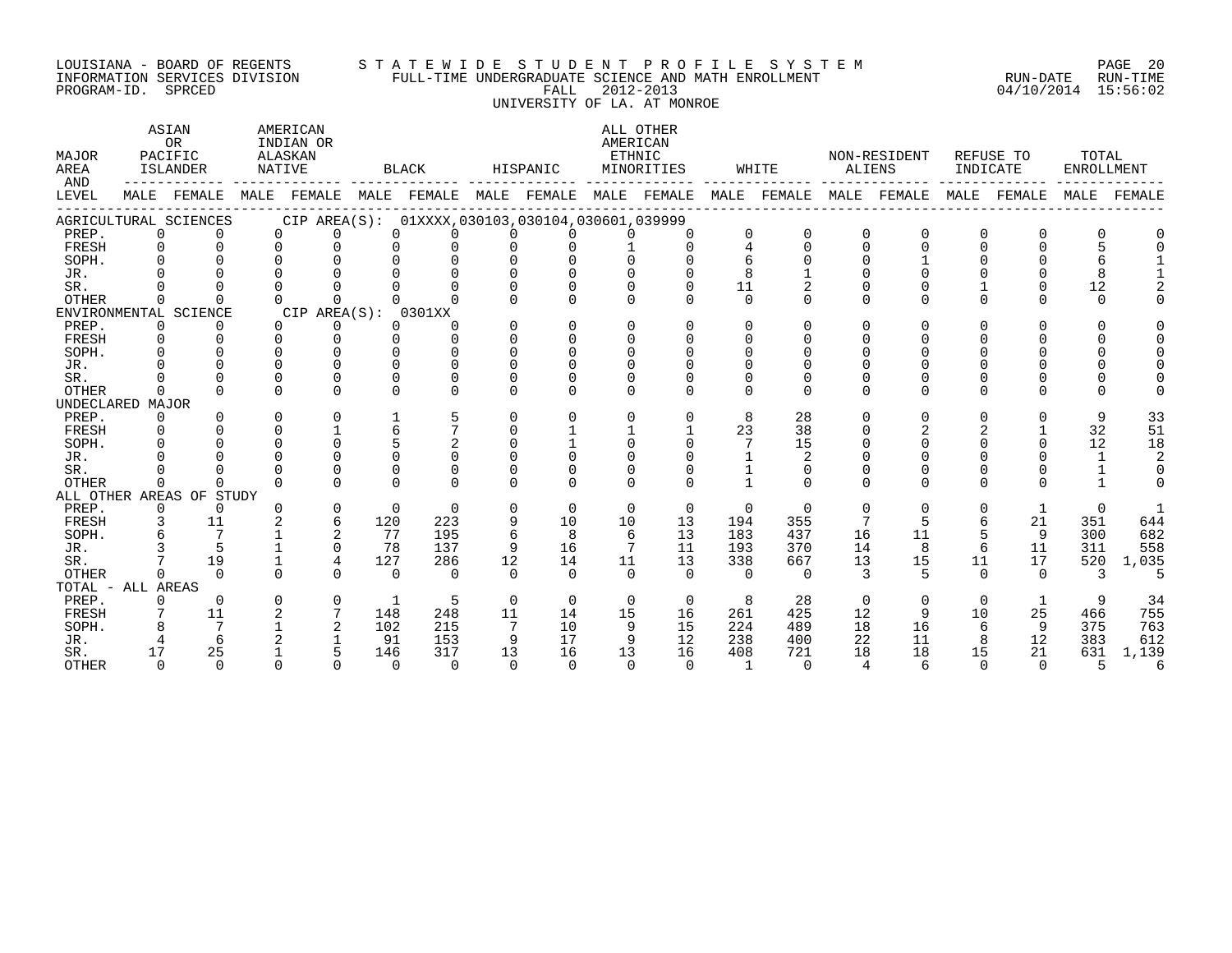LOUISIANA - BOARD OF REGENTS
INFORMATION SERVICES DIVISION
PROGRAM-ID. SPRCED

STATEWIDE STUDENT PROFILE SYSTEM
FULL-TIME UNDERGRADUATE SCIENCE AND MATH ENROLLMENT
FALL 2012-2013
UNIVERSITY OF LA. AT MONROE

RUN-DATE 04/10/2014 RUN-TIME 15:56:02

| MAJOR AREA AND LEVEL | ASIAN OR PACIFIC ISLANDER | | AMERICAN INDIAN OR ALASKAN NATIVE | | BLACK | | HISPANIC | | ALL OTHER AMERICAN ETHNIC MINORITIES | | WHITE | | NON-RESIDENT ALIENS | | REFUSE TO INDICATE | | TOTAL ENROLLMENT | |
|---|---|---|---|---|---|---|---|---|---|---|---|---|---|---|---|---|---|---|
| | MALE | FEMALE | MALE | FEMALE | MALE | FEMALE | MALE | FEMALE | MALE | FEMALE | MALE | FEMALE | MALE | FEMALE | MALE | FEMALE | MALE | FEMALE |
| AGRICULTURAL SCIENCES CIP AREA(S): 01XXXX,030103,030104,030601,039999 | | | | | | | | | | | | | | | | | | |
| PREP. | 0 | 0 | 0 | 0 | 0 | 0 | 0 | 0 | 0 | 0 | 0 | 0 | 0 | 0 | 0 | 0 | 0 | 0 |
| FRESH | 0 | 0 | 0 | 0 | 0 | 0 | 0 | 0 | 1 | 0 | 4 | 0 | 0 | 0 | 0 | 0 | 5 | 0 |
| SOPH. | 0 | 0 | 0 | 0 | 0 | 0 | 0 | 0 | 0 | 0 | 6 | 0 | 0 | 1 | 0 | 0 | 6 | 1 |
| JR. | 0 | 0 | 0 | 0 | 0 | 0 | 0 | 0 | 0 | 0 | 8 | 1 | 0 | 0 | 0 | 0 | 8 | 1 |
| SR. | 0 | 0 | 0 | 0 | 0 | 0 | 0 | 0 | 0 | 0 | 11 | 2 | 0 | 0 | 1 | 0 | 12 | 2 |
| OTHER | 0 | 0 | 0 | 0 | 0 | 0 | 0 | 0 | 0 | 0 | 0 | 0 | 0 | 0 | 0 | 0 | 0 | 0 |
| ENVIRONMENTAL SCIENCE CIP AREA(S): 0301XX | | | | | | | | | | | | | | | | | | |
| PREP. | 0 | 0 | 0 | 0 | 0 | 0 | 0 | 0 | 0 | 0 | 0 | 0 | 0 | 0 | 0 | 0 | 0 | 0 |
| FRESH | 0 | 0 | 0 | 0 | 0 | 0 | 0 | 0 | 0 | 0 | 0 | 0 | 0 | 0 | 0 | 0 | 0 | 0 |
| SOPH. | 0 | 0 | 0 | 0 | 0 | 0 | 0 | 0 | 0 | 0 | 0 | 0 | 0 | 0 | 0 | 0 | 0 | 0 |
| JR. | 0 | 0 | 0 | 0 | 0 | 0 | 0 | 0 | 0 | 0 | 0 | 0 | 0 | 0 | 0 | 0 | 0 | 0 |
| SR. | 0 | 0 | 0 | 0 | 0 | 0 | 0 | 0 | 0 | 0 | 0 | 0 | 0 | 0 | 0 | 0 | 0 | 0 |
| OTHER | 0 | 0 | 0 | 0 | 0 | 0 | 0 | 0 | 0 | 0 | 0 | 0 | 0 | 0 | 0 | 0 | 0 | 0 |
| UNDECLARED MAJOR | | | | | | | | | | | | | | | | | | |
| PREP. | 0 | 0 | 0 | 0 | 1 | 5 | 0 | 0 | 0 | 0 | 8 | 28 | 0 | 0 | 0 | 0 | 9 | 33 |
| FRESH | 0 | 0 | 0 | 1 | 6 | 7 | 0 | 1 | 1 | 1 | 23 | 38 | 0 | 2 | 2 | 1 | 32 | 51 |
| SOPH. | 0 | 0 | 0 | 0 | 5 | 2 | 0 | 1 | 0 | 0 | 7 | 15 | 0 | 0 | 0 | 0 | 12 | 18 |
| JR. | 0 | 0 | 0 | 0 | 0 | 0 | 0 | 0 | 0 | 0 | 1 | 2 | 0 | 0 | 0 | 0 | 1 | 2 |
| SR. | 0 | 0 | 0 | 0 | 0 | 0 | 0 | 0 | 0 | 0 | 1 | 0 | 0 | 0 | 0 | 0 | 1 | 0 |
| OTHER | 0 | 0 | 0 | 0 | 0 | 0 | 0 | 0 | 0 | 0 | 1 | 0 | 0 | 0 | 0 | 0 | 1 | 0 |
| ALL OTHER AREAS OF STUDY | | | | | | | | | | | | | | | | | | |
| PREP. | 0 | 0 | 0 | 0 | 0 | 0 | 0 | 0 | 0 | 0 | 0 | 0 | 0 | 0 | 0 | 1 | 0 | 1 |
| FRESH | 3 | 11 | 2 | 6 | 120 | 223 | 9 | 10 | 10 | 13 | 194 | 355 | 7 | 5 | 6 | 21 | 351 | 644 |
| SOPH. | 6 | 7 | 1 | 2 | 77 | 195 | 6 | 8 | 6 | 13 | 183 | 437 | 16 | 11 | 5 | 9 | 300 | 682 |
| JR. | 3 | 5 | 1 | 0 | 78 | 137 | 9 | 16 | 7 | 11 | 193 | 370 | 14 | 8 | 6 | 11 | 311 | 558 |
| SR. | 7 | 19 | 1 | 4 | 127 | 286 | 12 | 14 | 11 | 13 | 338 | 667 | 13 | 15 | 11 | 17 | 520 | 1,035 |
| OTHER | 0 | 0 | 0 | 0 | 0 | 0 | 0 | 0 | 0 | 0 | 0 | 0 | 3 | 5 | 0 | 0 | 3 | 5 |
| TOTAL - ALL AREAS | | | | | | | | | | | | | | | | | | |
| PREP. | 0 | 0 | 0 | 0 | 1 | 5 | 0 | 0 | 0 | 0 | 8 | 28 | 0 | 0 | 0 | 1 | 9 | 34 |
| FRESH | 7 | 11 | 2 | 7 | 148 | 248 | 11 | 14 | 15 | 16 | 261 | 425 | 12 | 9 | 10 | 25 | 466 | 755 |
| SOPH. | 8 | 7 | 1 | 2 | 102 | 215 | 7 | 10 | 9 | 15 | 224 | 489 | 18 | 16 | 6 | 9 | 375 | 763 |
| JR. | 4 | 6 | 2 | 1 | 91 | 153 | 9 | 17 | 9 | 12 | 238 | 400 | 22 | 11 | 8 | 12 | 383 | 612 |
| SR. | 17 | 25 | 1 | 5 | 146 | 317 | 13 | 16 | 13 | 16 | 408 | 721 | 18 | 18 | 15 | 21 | 631 | 1,139 |
| OTHER | 0 | 0 | 0 | 0 | 0 | 0 | 0 | 0 | 0 | 0 | 1 | 0 | 4 | 6 | 0 | 0 | 5 | 6 |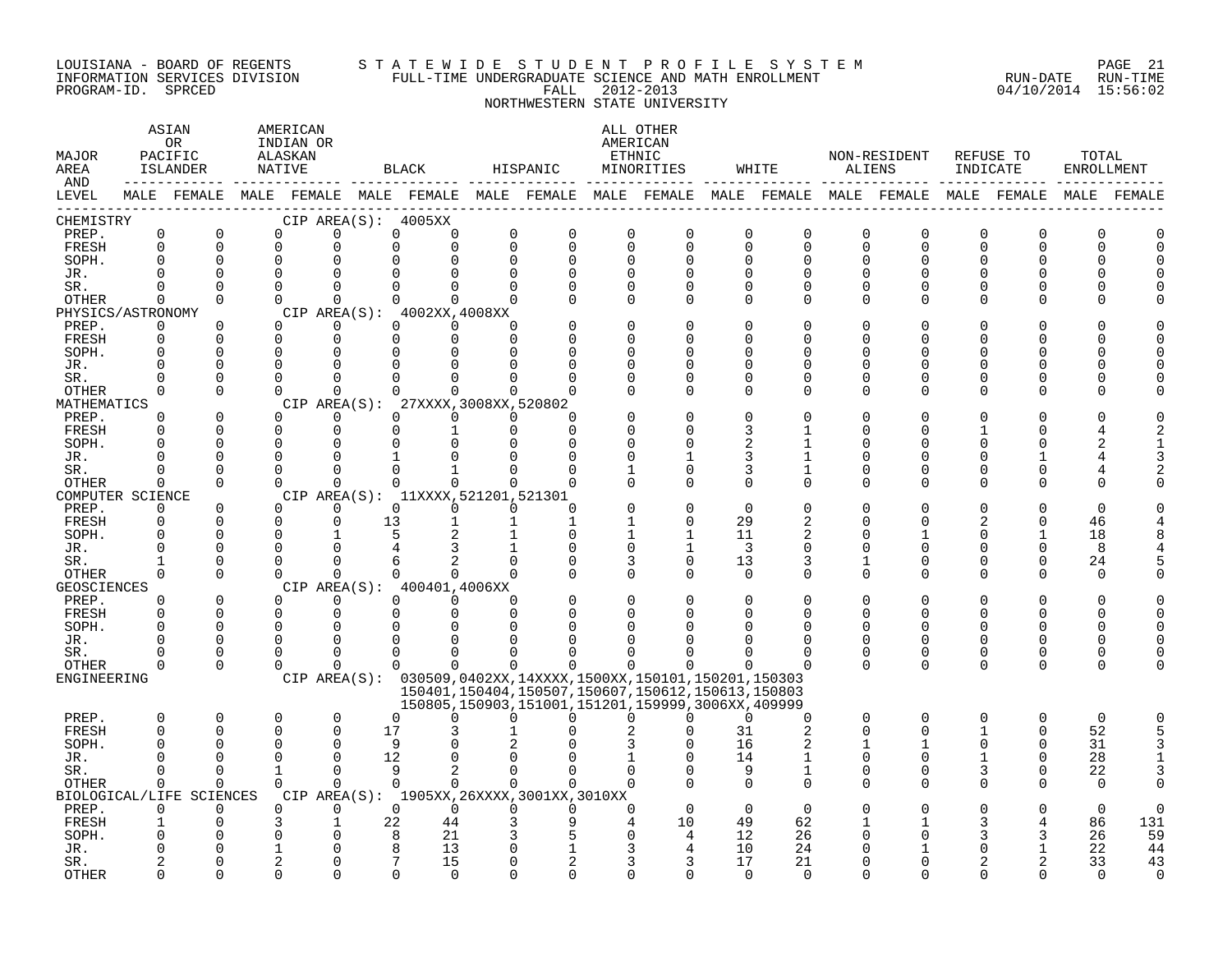LOUISIANA - BOARD OF REGENTS
INFORMATION SERVICES DIVISION
PROGRAM-ID. SPRCED

STATEWIDE STUDENT PROFILE SYSTEM
FULL-TIME UNDERGRADUATE SCIENCE AND MATH ENROLLMENT
FALL 2012-2013
NORTHWESTERN STATE UNIVERSITY

RUN-DATE 04/10/2014 RUN-TIME 15:56:02

| MAJOR AREA AND LEVEL | ASIAN OR PACIFIC ISLANDER | | AMERICAN INDIAN OR ALASKAN NATIVE | | BLACK | | HISPANIC | | ALL OTHER AMERICAN ETHNIC MINORITIES | | WHITE | | NON-RESIDENT ALIENS | | REFUSE TO INDICATE | | TOTAL ENROLLMENT | |
|---|---|---|---|---|---|---|---|---|---|---|---|---|---|---|---|---|---|---|
| | MALE | FEMALE | MALE | FEMALE | MALE | FEMALE | MALE | FEMALE | MALE | FEMALE | MALE | FEMALE | MALE | FEMALE | MALE | FEMALE | MALE | FEMALE |
| CHEMISTRY — CIP AREA(S): 4005XX | | | | | | | | | | | | | | | | | | |
| PREP. | 0 | 0 | 0 | 0 | 0 | 0 | 0 | 0 | 0 | 0 | 0 | 0 | 0 | 0 | 0 | 0 | 0 | 0 |
| FRESH | 0 | 0 | 0 | 0 | 0 | 0 | 0 | 0 | 0 | 0 | 0 | 0 | 0 | 0 | 0 | 0 | 0 | 0 |
| SOPH. | 0 | 0 | 0 | 0 | 0 | 0 | 0 | 0 | 0 | 0 | 0 | 0 | 0 | 0 | 0 | 0 | 0 | 0 |
| JR. | 0 | 0 | 0 | 0 | 0 | 0 | 0 | 0 | 0 | 0 | 0 | 0 | 0 | 0 | 0 | 0 | 0 | 0 |
| SR. | 0 | 0 | 0 | 0 | 0 | 0 | 0 | 0 | 0 | 0 | 0 | 0 | 0 | 0 | 0 | 0 | 0 | 0 |
| OTHER | 0 | 0 | 0 | 0 | 0 | 0 | 0 | 0 | 0 | 0 | 0 | 0 | 0 | 0 | 0 | 0 | 0 | 0 |
| PHYSICS/ASTRONOMY — CIP AREA(S): 4002XX,4008XX | | | | | | | | | | | | | | | | | | |
| PREP. | 0 | 0 | 0 | 0 | 0 | 0 | 0 | 0 | 0 | 0 | 0 | 0 | 0 | 0 | 0 | 0 | 0 | 0 |
| FRESH | 0 | 0 | 0 | 0 | 0 | 0 | 0 | 0 | 0 | 0 | 0 | 0 | 0 | 0 | 0 | 0 | 0 | 0 |
| SOPH. | 0 | 0 | 0 | 0 | 0 | 0 | 0 | 0 | 0 | 0 | 0 | 0 | 0 | 0 | 0 | 0 | 0 | 0 |
| JR. | 0 | 0 | 0 | 0 | 0 | 0 | 0 | 0 | 0 | 0 | 0 | 0 | 0 | 0 | 0 | 0 | 0 | 0 |
| SR. | 0 | 0 | 0 | 0 | 0 | 0 | 0 | 0 | 0 | 0 | 0 | 0 | 0 | 0 | 0 | 0 | 0 | 0 |
| OTHER | 0 | 0 | 0 | 0 | 0 | 0 | 0 | 0 | 0 | 0 | 0 | 0 | 0 | 0 | 0 | 0 | 0 | 0 |
| MATHEMATICS — CIP AREA(S): 27XXXX,3008XX,520802 | | | | | | | | | | | | | | | | | | |
| PREP. | 0 | 0 | 0 | 0 | 0 | 0 | 0 | 0 | 0 | 0 | 0 | 0 | 0 | 0 | 0 | 0 | 0 | 0 |
| FRESH | 0 | 0 | 0 | 0 | 0 | 1 | 0 | 0 | 0 | 0 | 3 | 1 | 0 | 0 | 1 | 0 | 4 | 2 |
| SOPH. | 0 | 0 | 0 | 0 | 0 | 0 | 0 | 0 | 0 | 0 | 2 | 1 | 0 | 0 | 0 | 0 | 2 | 1 |
| JR. | 0 | 0 | 0 | 0 | 1 | 0 | 0 | 0 | 0 | 1 | 3 | 1 | 0 | 0 | 0 | 1 | 4 | 3 |
| SR. | 0 | 0 | 0 | 0 | 0 | 1 | 0 | 0 | 1 | 0 | 3 | 1 | 0 | 0 | 0 | 0 | 4 | 2 |
| OTHER | 0 | 0 | 0 | 0 | 0 | 0 | 0 | 0 | 0 | 0 | 0 | 0 | 0 | 0 | 0 | 0 | 0 | 0 |
| COMPUTER SCIENCE — CIP AREA(S): 11XXXX,521201,521301 | | | | | | | | | | | | | | | | | | |
| PREP. | 0 | 0 | 0 | 0 | 0 | 0 | 0 | 0 | 0 | 0 | 0 | 0 | 0 | 0 | 0 | 0 | 0 | 0 |
| FRESH | 0 | 0 | 0 | 0 | 13 | 1 | 1 | 1 | 1 | 0 | 29 | 2 | 0 | 0 | 2 | 0 | 46 | 4 |
| SOPH. | 0 | 0 | 0 | 1 | 5 | 2 | 1 | 0 | 1 | 1 | 11 | 2 | 0 | 1 | 0 | 1 | 18 | 8 |
| JR. | 0 | 0 | 0 | 0 | 4 | 3 | 1 | 0 | 0 | 1 | 3 | 0 | 0 | 0 | 0 | 0 | 8 | 4 |
| SR. | 1 | 0 | 0 | 0 | 6 | 2 | 0 | 0 | 3 | 0 | 13 | 3 | 1 | 0 | 0 | 0 | 24 | 5 |
| OTHER | 0 | 0 | 0 | 0 | 0 | 0 | 0 | 0 | 0 | 0 | 0 | 0 | 0 | 0 | 0 | 0 | 0 | 0 |
| GEOSCIENCES — CIP AREA(S): 400401,4006XX | | | | | | | | | | | | | | | | | | |
| PREP. | 0 | 0 | 0 | 0 | 0 | 0 | 0 | 0 | 0 | 0 | 0 | 0 | 0 | 0 | 0 | 0 | 0 | 0 |
| FRESH | 0 | 0 | 0 | 0 | 0 | 0 | 0 | 0 | 0 | 0 | 0 | 0 | 0 | 0 | 0 | 0 | 0 | 0 |
| SOPH. | 0 | 0 | 0 | 0 | 0 | 0 | 0 | 0 | 0 | 0 | 0 | 0 | 0 | 0 | 0 | 0 | 0 | 0 |
| JR. | 0 | 0 | 0 | 0 | 0 | 0 | 0 | 0 | 0 | 0 | 0 | 0 | 0 | 0 | 0 | 0 | 0 | 0 |
| SR. | 0 | 0 | 0 | 0 | 0 | 0 | 0 | 0 | 0 | 0 | 0 | 0 | 0 | 0 | 0 | 0 | 0 | 0 |
| OTHER | 0 | 0 | 0 | 0 | 0 | 0 | 0 | 0 | 0 | 0 | 0 | 0 | 0 | 0 | 0 | 0 | 0 | 0 |
| ENGINEERING — CIP AREA(S): 030509,0402XX,14XXXX,1500XX,150101,150201,150303,150401,150404,150507,150607,150612,150613,150803,150805,150903,151001,151201,159999,3006XX,409999 | | | | | | | | | | | | | | | | | | |
| PREP. | 0 | 0 | 0 | 0 | 0 | 0 | 0 | 0 | 0 | 0 | 0 | 0 | 0 | 0 | 0 | 0 | 0 | 0 |
| FRESH | 0 | 0 | 0 | 0 | 17 | 3 | 1 | 0 | 2 | 0 | 31 | 2 | 0 | 0 | 1 | 0 | 52 | 5 |
| SOPH. | 0 | 0 | 0 | 0 | 9 | 0 | 2 | 0 | 3 | 0 | 16 | 2 | 1 | 1 | 0 | 0 | 31 | 3 |
| JR. | 0 | 0 | 0 | 0 | 12 | 0 | 0 | 0 | 1 | 0 | 14 | 1 | 0 | 0 | 1 | 0 | 28 | 1 |
| SR. | 0 | 0 | 1 | 0 | 9 | 2 | 0 | 0 | 0 | 0 | 9 | 1 | 0 | 0 | 3 | 0 | 22 | 3 |
| OTHER | 0 | 0 | 0 | 0 | 0 | 0 | 0 | 0 | 0 | 0 | 0 | 0 | 0 | 0 | 0 | 0 | 0 | 0 |
| BIOLOGICAL/LIFE SCIENCES — CIP AREA(S): 1905XX,26XXXX,3001XX,3010XX | | | | | | | | | | | | | | | | | | |
| PREP. | 0 | 0 | 0 | 0 | 0 | 0 | 0 | 0 | 0 | 0 | 0 | 0 | 0 | 0 | 0 | 0 | 0 | 0 |
| FRESH | 1 | 0 | 3 | 1 | 22 | 44 | 3 | 9 | 4 | 10 | 49 | 62 | 1 | 1 | 3 | 4 | 86 | 131 |
| SOPH. | 0 | 0 | 0 | 0 | 8 | 21 | 3 | 5 | 0 | 4 | 12 | 26 | 0 | 0 | 3 | 3 | 26 | 59 |
| JR. | 0 | 0 | 1 | 0 | 8 | 13 | 0 | 1 | 3 | 4 | 10 | 24 | 0 | 1 | 0 | 1 | 22 | 44 |
| SR. | 2 | 0 | 2 | 0 | 7 | 15 | 0 | 2 | 3 | 3 | 17 | 21 | 0 | 0 | 2 | 2 | 33 | 43 |
| OTHER | 0 | 0 | 0 | 0 | 0 | 0 | 0 | 0 | 0 | 0 | 0 | 0 | 0 | 0 | 0 | 0 | 0 | 0 |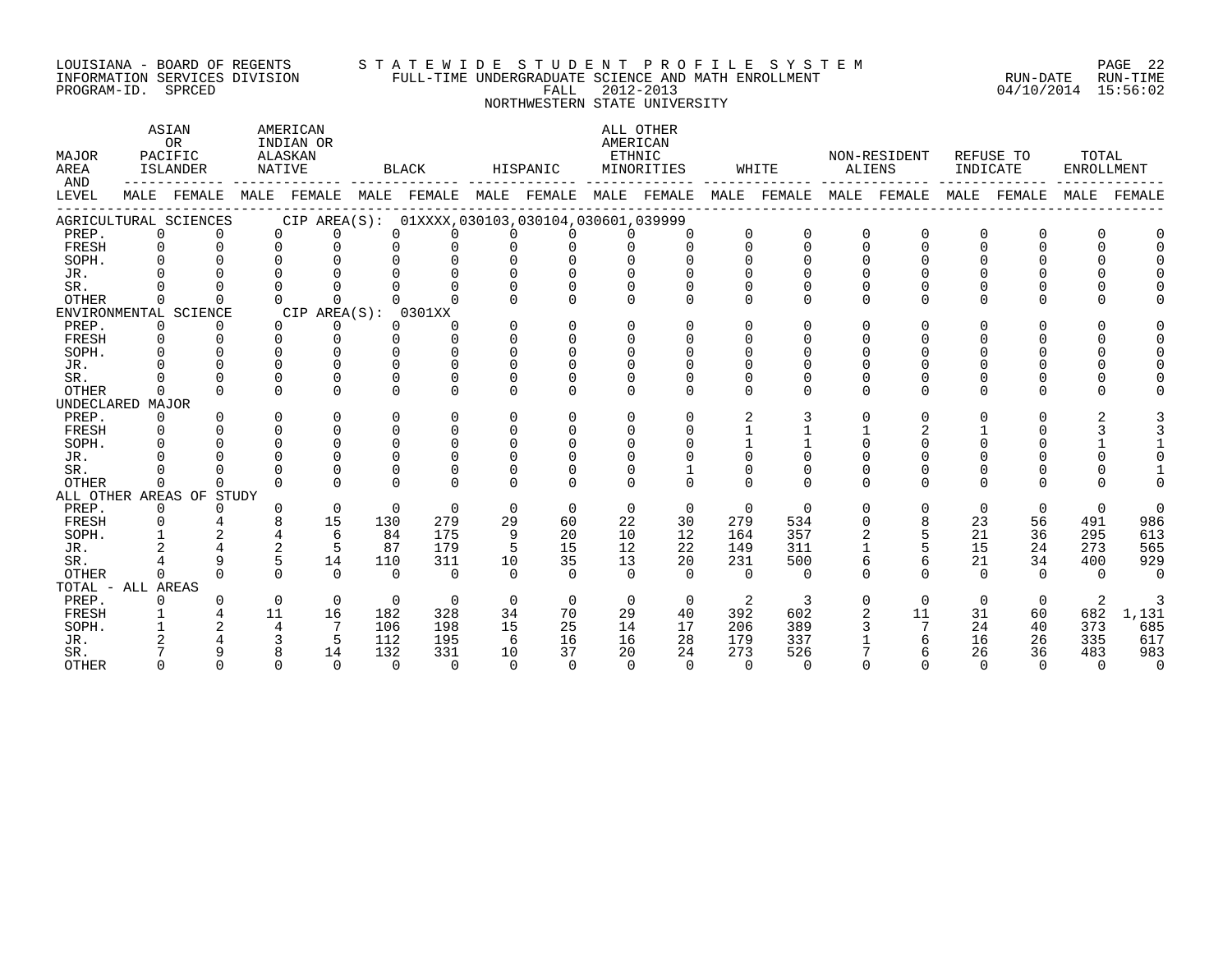LOUISIANA - BOARD OF REGENTS
INFORMATION SERVICES DIVISION
PROGRAM-ID. SPRCED

STATEWIDE STUDENT PROFILE SYSTEM
FULL-TIME UNDERGRADUATE SCIENCE AND MATH ENROLLMENT
FALL 2012-2013
NORTHWESTERN STATE UNIVERSITY

RUN-DATE 04/10/2014 RUN-TIME 15:56:02

| MAJOR AREA AND LEVEL | ASIAN OR PACIFIC ISLANDER MALE | ASIAN OR PACIFIC ISLANDER FEMALE | AMERICAN INDIAN OR ALASKAN NATIVE MALE | AMERICAN INDIAN OR ALASKAN NATIVE FEMALE | BLACK MALE | BLACK FEMALE | HISPANIC MALE | HISPANIC FEMALE | ALL OTHER AMERICAN ETHNIC MINORITIES MALE | ALL OTHER AMERICAN ETHNIC MINORITIES FEMALE | WHITE MALE | WHITE FEMALE | NON-RESIDENT ALIENS MALE | NON-RESIDENT ALIENS FEMALE | REFUSE TO INDICATE MALE | REFUSE TO INDICATE FEMALE | TOTAL ENROLLMENT MALE | TOTAL ENROLLMENT FEMALE |
|---|---|---|---|---|---|---|---|---|---|---|---|---|---|---|---|---|---|---|
| AGRICULTURAL SCIENCES CIP AREA(S): 01XXXX,030103,030104,030601,039999 | | | | | | | | | | | | | | | | | | |
| PREP. | 0 | 0 | 0 | 0 | 0 | 0 | 0 | 0 | 0 | 0 | 0 | 0 | 0 | 0 | 0 | 0 | 0 | 0 |
| FRESH | 0 | 0 | 0 | 0 | 0 | 0 | 0 | 0 | 0 | 0 | 0 | 0 | 0 | 0 | 0 | 0 | 0 | 0 |
| SOPH. | 0 | 0 | 0 | 0 | 0 | 0 | 0 | 0 | 0 | 0 | 0 | 0 | 0 | 0 | 0 | 0 | 0 | 0 |
| JR. | 0 | 0 | 0 | 0 | 0 | 0 | 0 | 0 | 0 | 0 | 0 | 0 | 0 | 0 | 0 | 0 | 0 | 0 |
| SR. | 0 | 0 | 0 | 0 | 0 | 0 | 0 | 0 | 0 | 0 | 0 | 0 | 0 | 0 | 0 | 0 | 0 | 0 |
| OTHER | 0 | 0 | 0 | 0 | 0 | 0 | 0 | 0 | 0 | 0 | 0 | 0 | 0 | 0 | 0 | 0 | 0 | 0 |
| ENVIRONMENTAL SCIENCE CIP AREA(S): 0301XX | | | | | | | | | | | | | | | | | | |
| PREP. | 0 | 0 | 0 | 0 | 0 | 0 | 0 | 0 | 0 | 0 | 0 | 0 | 0 | 0 | 0 | 0 | 0 | 0 |
| FRESH | 0 | 0 | 0 | 0 | 0 | 0 | 0 | 0 | 0 | 0 | 0 | 0 | 0 | 0 | 0 | 0 | 0 | 0 |
| SOPH. | 0 | 0 | 0 | 0 | 0 | 0 | 0 | 0 | 0 | 0 | 0 | 0 | 0 | 0 | 0 | 0 | 0 | 0 |
| JR. | 0 | 0 | 0 | 0 | 0 | 0 | 0 | 0 | 0 | 0 | 0 | 0 | 0 | 0 | 0 | 0 | 0 | 0 |
| SR. | 0 | 0 | 0 | 0 | 0 | 0 | 0 | 0 | 0 | 0 | 0 | 0 | 0 | 0 | 0 | 0 | 0 | 0 |
| OTHER | 0 | 0 | 0 | 0 | 0 | 0 | 0 | 0 | 0 | 0 | 0 | 0 | 0 | 0 | 0 | 0 | 0 | 0 |
| UNDECLARED MAJOR | | | | | | | | | | | | | | | | | | |
| PREP. | 0 | 0 | 0 | 0 | 0 | 0 | 0 | 0 | 0 | 0 | 2 | 3 | 0 | 0 | 0 | 0 | 2 | 3 |
| FRESH | 0 | 0 | 0 | 0 | 0 | 0 | 0 | 0 | 0 | 0 | 1 | 1 | 1 | 2 | 1 | 0 | 3 | 3 |
| SOPH. | 0 | 0 | 0 | 0 | 0 | 0 | 0 | 0 | 0 | 0 | 1 | 1 | 0 | 0 | 0 | 0 | 1 | 1 |
| JR. | 0 | 0 | 0 | 0 | 0 | 0 | 0 | 0 | 0 | 0 | 0 | 0 | 0 | 0 | 0 | 0 | 0 | 0 |
| SR. | 0 | 0 | 0 | 0 | 0 | 0 | 0 | 0 | 0 | 1 | 0 | 0 | 0 | 0 | 0 | 0 | 0 | 1 |
| OTHER | 0 | 0 | 0 | 0 | 0 | 0 | 0 | 0 | 0 | 0 | 0 | 0 | 0 | 0 | 0 | 0 | 0 | 0 |
| ALL OTHER AREAS OF STUDY | | | | | | | | | | | | | | | | | | |
| PREP. | 0 | 0 | 0 | 0 | 0 | 0 | 0 | 0 | 0 | 0 | 0 | 0 | 0 | 0 | 0 | 0 | 0 | 0 |
| FRESH | 0 | 4 | 8 | 15 | 130 | 279 | 29 | 60 | 22 | 30 | 279 | 534 | 0 | 8 | 23 | 56 | 491 | 986 |
| SOPH. | 1 | 2 | 4 | 6 | 84 | 175 | 9 | 20 | 10 | 12 | 164 | 357 | 2 | 5 | 21 | 36 | 295 | 613 |
| JR. | 2 | 4 | 2 | 5 | 87 | 179 | 5 | 15 | 12 | 22 | 149 | 311 | 1 | 5 | 15 | 24 | 273 | 565 |
| SR. | 4 | 9 | 5 | 14 | 110 | 311 | 10 | 35 | 13 | 20 | 231 | 500 | 6 | 6 | 21 | 34 | 400 | 929 |
| OTHER | 0 | 0 | 0 | 0 | 0 | 0 | 0 | 0 | 0 | 0 | 0 | 0 | 0 | 0 | 0 | 0 | 0 | 0 |
| TOTAL - ALL AREAS | | | | | | | | | | | | | | | | | | |
| PREP. | 0 | 0 | 0 | 0 | 0 | 0 | 0 | 0 | 0 | 0 | 2 | 3 | 0 | 0 | 0 | 0 | 2 | 3 |
| FRESH | 1 | 4 | 11 | 16 | 182 | 328 | 34 | 70 | 29 | 40 | 392 | 602 | 2 | 11 | 31 | 60 | 682 | 1,131 |
| SOPH. | 1 | 2 | 4 | 7 | 106 | 198 | 15 | 25 | 14 | 17 | 206 | 389 | 3 | 7 | 24 | 40 | 373 | 685 |
| JR. | 2 | 4 | 3 | 5 | 112 | 195 | 6 | 16 | 16 | 28 | 179 | 337 | 1 | 6 | 16 | 26 | 335 | 617 |
| SR. | 7 | 9 | 8 | 14 | 132 | 331 | 10 | 37 | 20 | 24 | 273 | 526 | 7 | 6 | 26 | 36 | 483 | 983 |
| OTHER | 0 | 0 | 0 | 0 | 0 | 0 | 0 | 0 | 0 | 0 | 0 | 0 | 0 | 0 | 0 | 0 | 0 | 0 |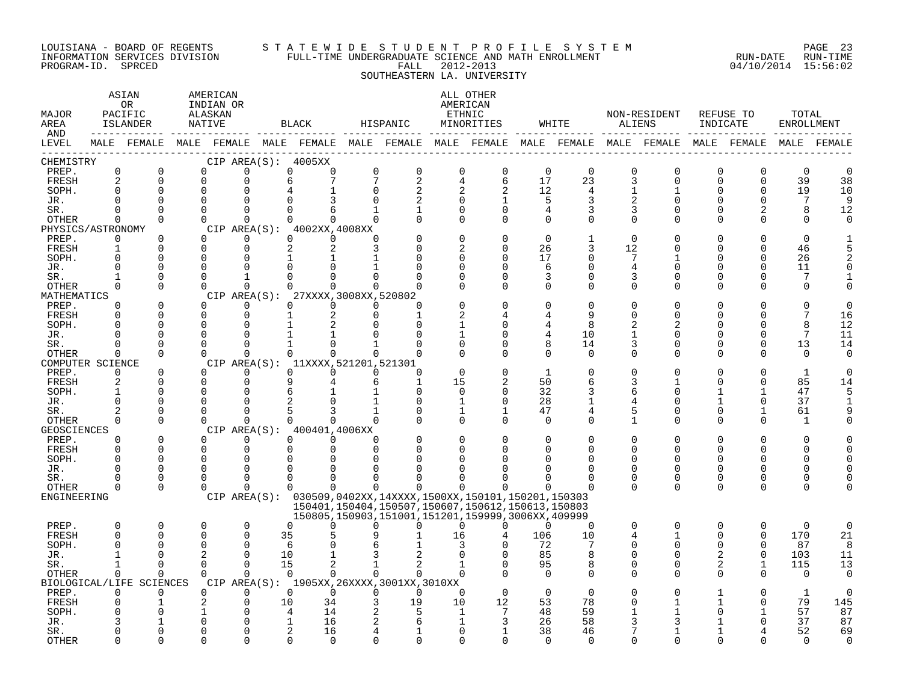LOUISIANA - BOARD OF REGENTS
INFORMATION SERVICES DIVISION
PROGRAM-ID. SPRCED

STATEWIDE STUDENT PROFILE SYSTEM
FULL-TIME UNDERGRADUATE SCIENCE AND MATH ENROLLMENT
FALL 2012-2013
SOUTHEASTERN LA. UNIVERSITY

RUN-DATE 04/10/2014 RUN-TIME 15:56:02

| MAJOR AREA AND LEVEL | ASIAN OR PACIFIC ISLANDER | | AMERICAN INDIAN OR ALASKAN NATIVE | | BLACK | | HISPANIC | | ALL OTHER AMERICAN ETHNIC MINORITIES | | WHITE | | NON-RESIDENT ALIENS | | REFUSE TO INDICATE | | TOTAL ENROLLMENT | |
|---|---|---|---|---|---|---|---|---|---|---|---|---|---|---|---|---|---|---|
| | MALE | FEMALE | MALE | FEMALE | MALE | FEMALE | MALE | FEMALE | MALE | FEMALE | MALE | FEMALE | MALE | FEMALE | MALE | FEMALE | MALE | FEMALE |
| **CHEMISTRY** CIP AREA(S): 4005XX | | | | | | | | | | | | | | | | | | |
| PREP. | 0 | 0 | 0 | 0 | 0 | 0 | 0 | 0 | 0 | 0 | 0 | 0 | 0 | 0 | 0 | 0 | 0 | 0 |
| FRESH | 2 | 0 | 0 | 0 | 6 | 7 | 7 | 2 | 4 | 6 | 17 | 23 | 3 | 0 | 0 | 0 | 39 | 38 |
| SOPH. | 0 | 0 | 0 | 0 | 4 | 1 | 0 | 2 | 2 | 2 | 12 | 4 | 1 | 1 | 0 | 0 | 19 | 10 |
| JR. | 0 | 0 | 0 | 0 | 0 | 3 | 0 | 2 | 0 | 1 | 5 | 3 | 2 | 0 | 0 | 0 | 7 | 9 |
| SR. | 0 | 0 | 0 | 0 | 0 | 6 | 1 | 1 | 0 | 0 | 4 | 3 | 3 | 0 | 0 | 2 | 8 | 12 |
| OTHER | 0 | 0 | 0 | 0 | 0 | 0 | 0 | 0 | 0 | 0 | 0 | 0 | 0 | 0 | 0 | 0 | 0 | 0 |
| **PHYSICS/ASTRONOMY** CIP AREA(S): 4002XX,4008XX | | | | | | | | | | | | | | | | | | |
| PREP. | 0 | 0 | 0 | 0 | 0 | 0 | 0 | 0 | 0 | 0 | 0 | 1 | 0 | 0 | 0 | 0 | 0 | 1 |
| FRESH | 1 | 0 | 0 | 0 | 2 | 2 | 3 | 0 | 2 | 0 | 26 | 3 | 12 | 0 | 0 | 0 | 46 | 5 |
| SOPH. | 0 | 0 | 0 | 0 | 1 | 1 | 1 | 0 | 0 | 0 | 17 | 0 | 7 | 1 | 0 | 0 | 26 | 2 |
| JR. | 0 | 0 | 0 | 0 | 0 | 0 | 1 | 0 | 0 | 0 | 6 | 0 | 4 | 0 | 0 | 0 | 11 | 0 |
| SR. | 1 | 0 | 0 | 1 | 0 | 0 | 0 | 0 | 0 | 0 | 3 | 0 | 3 | 0 | 0 | 0 | 7 | 1 |
| OTHER | 0 | 0 | 0 | 0 | 0 | 0 | 0 | 0 | 0 | 0 | 0 | 0 | 0 | 0 | 0 | 0 | 0 | 0 |
| **MATHEMATICS** CIP AREA(S): 27XXXX,3008XX,520802 | | | | | | | | | | | | | | | | | | |
| PREP. | 0 | 0 | 0 | 0 | 0 | 0 | 0 | 0 | 0 | 0 | 0 | 0 | 0 | 0 | 0 | 0 | 0 | 0 |
| FRESH | 0 | 0 | 0 | 0 | 1 | 2 | 0 | 1 | 2 | 4 | 4 | 9 | 0 | 0 | 0 | 0 | 7 | 16 |
| SOPH. | 0 | 0 | 0 | 0 | 1 | 2 | 0 | 0 | 1 | 0 | 4 | 8 | 2 | 2 | 0 | 0 | 8 | 12 |
| JR. | 0 | 0 | 0 | 0 | 1 | 1 | 0 | 0 | 1 | 0 | 4 | 10 | 1 | 0 | 0 | 0 | 7 | 11 |
| SR. | 0 | 0 | 0 | 0 | 1 | 0 | 1 | 0 | 0 | 0 | 8 | 14 | 3 | 0 | 0 | 0 | 13 | 14 |
| OTHER | 0 | 0 | 0 | 0 | 0 | 0 | 0 | 0 | 0 | 0 | 0 | 0 | 0 | 0 | 0 | 0 | 0 | 0 |
| **COMPUTER SCIENCE** CIP AREA(S): 11XXXX,521201,521301 | | | | | | | | | | | | | | | | | | |
| PREP. | 0 | 0 | 0 | 0 | 0 | 0 | 0 | 0 | 0 | 0 | 1 | 0 | 0 | 0 | 0 | 0 | 1 | 0 |
| FRESH | 2 | 0 | 0 | 0 | 9 | 4 | 6 | 1 | 15 | 2 | 50 | 6 | 3 | 1 | 0 | 0 | 85 | 14 |
| SOPH. | 1 | 0 | 0 | 0 | 6 | 1 | 1 | 0 | 0 | 0 | 32 | 3 | 6 | 0 | 1 | 1 | 47 | 5 |
| JR. | 0 | 0 | 0 | 0 | 2 | 0 | 1 | 0 | 1 | 0 | 28 | 1 | 4 | 0 | 1 | 0 | 37 | 1 |
| SR. | 2 | 0 | 0 | 0 | 5 | 3 | 1 | 0 | 1 | 1 | 47 | 4 | 5 | 0 | 0 | 1 | 61 | 9 |
| OTHER | 0 | 0 | 0 | 0 | 0 | 0 | 0 | 0 | 0 | 0 | 0 | 0 | 1 | 0 | 0 | 0 | 1 | 0 |
| **GEOSCIENCES** CIP AREA(S): 400401,4006XX | | | | | | | | | | | | | | | | | | |
| PREP. | 0 | 0 | 0 | 0 | 0 | 0 | 0 | 0 | 0 | 0 | 0 | 0 | 0 | 0 | 0 | 0 | 0 | 0 |
| FRESH | 0 | 0 | 0 | 0 | 0 | 0 | 0 | 0 | 0 | 0 | 0 | 0 | 0 | 0 | 0 | 0 | 0 | 0 |
| SOPH. | 0 | 0 | 0 | 0 | 0 | 0 | 0 | 0 | 0 | 0 | 0 | 0 | 0 | 0 | 0 | 0 | 0 | 0 |
| JR. | 0 | 0 | 0 | 0 | 0 | 0 | 0 | 0 | 0 | 0 | 0 | 0 | 0 | 0 | 0 | 0 | 0 | 0 |
| SR. | 0 | 0 | 0 | 0 | 0 | 0 | 0 | 0 | 0 | 0 | 0 | 0 | 0 | 0 | 0 | 0 | 0 | 0 |
| OTHER | 0 | 0 | 0 | 0 | 0 | 0 | 0 | 0 | 0 | 0 | 0 | 0 | 0 | 0 | 0 | 0 | 0 | 0 |
| **ENGINEERING** CIP AREA(S): 030509,0402XX,14XXXX,1500XX,150101,150201,150303 150401,150404,150507,150607,150612,150613,150803 150805,150903,151001,151201,159999,3006XX,409999 | | | | | | | | | | | | | | | | | | |
| PREP. | 0 | 0 | 0 | 0 | 0 | 0 | 0 | 0 | 0 | 0 | 0 | 0 | 0 | 0 | 0 | 0 | 0 | 0 |
| FRESH | 0 | 0 | 0 | 0 | 35 | 5 | 9 | 1 | 16 | 4 | 106 | 10 | 4 | 1 | 0 | 0 | 170 | 21 |
| SOPH. | 0 | 0 | 0 | 0 | 6 | 0 | 6 | 1 | 3 | 0 | 72 | 7 | 0 | 0 | 0 | 0 | 87 | 8 |
| JR. | 1 | 0 | 2 | 0 | 10 | 1 | 3 | 2 | 0 | 0 | 85 | 8 | 0 | 0 | 2 | 0 | 103 | 11 |
| SR. | 1 | 0 | 0 | 0 | 15 | 2 | 1 | 2 | 1 | 0 | 95 | 8 | 0 | 0 | 2 | 1 | 115 | 13 |
| OTHER | 0 | 0 | 0 | 0 | 0 | 0 | 0 | 0 | 0 | 0 | 0 | 0 | 0 | 0 | 0 | 0 | 0 | 0 |
| **BIOLOGICAL/LIFE SCIENCES** CIP AREA(S): 1905XX,26XXXX,3001XX,3010XX | | | | | | | | | | | | | | | | | | |
| PREP. | 0 | 0 | 0 | 0 | 0 | 0 | 0 | 0 | 0 | 0 | 0 | 0 | 0 | 0 | 1 | 0 | 1 | 0 |
| FRESH | 0 | 1 | 2 | 0 | 10 | 34 | 3 | 19 | 10 | 12 | 53 | 78 | 0 | 1 | 1 | 0 | 79 | 145 |
| SOPH. | 0 | 0 | 1 | 0 | 4 | 14 | 2 | 5 | 1 | 7 | 48 | 59 | 1 | 1 | 0 | 1 | 57 | 87 |
| JR. | 3 | 1 | 0 | 0 | 1 | 16 | 2 | 6 | 1 | 3 | 26 | 58 | 3 | 3 | 1 | 0 | 37 | 87 |
| SR. | 0 | 0 | 0 | 0 | 2 | 16 | 4 | 1 | 0 | 1 | 38 | 46 | 7 | 1 | 1 | 4 | 52 | 69 |
| OTHER | 0 | 0 | 0 | 0 | 0 | 0 | 0 | 0 | 0 | 0 | 0 | 0 | 0 | 0 | 0 | 0 | 0 | 0 |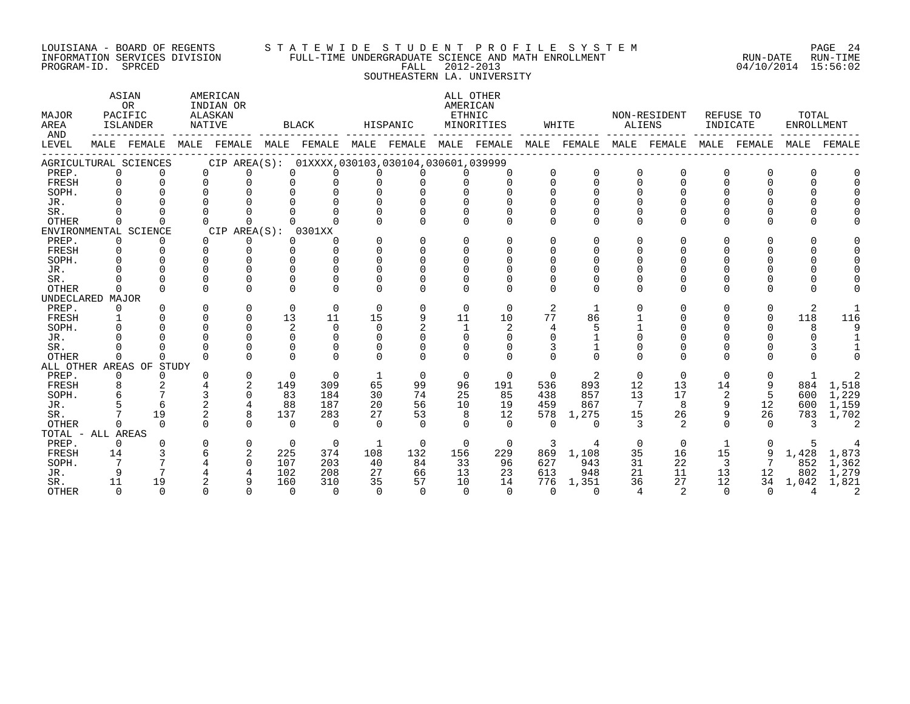LOUISIANA - BOARD OF REGENTS
INFORMATION SERVICES DIVISION
PROGRAM-ID. SPRCED

STATEWIDE STUDENT PROFILE SYSTEM
FULL-TIME UNDERGRADUATE SCIENCE AND MATH ENROLLMENT
FALL 2012-2013
SOUTHEASTERN LA. UNIVERSITY

RUN-DATE 04/10/2014 RUN-TIME 15:56:02

| MAJOR AREA AND LEVEL | ASIAN OR PACIFIC ISLANDER MALE | ASIAN OR PACIFIC ISLANDER FEMALE | AMERICAN INDIAN OR ALASKAN NATIVE MALE | AMERICAN INDIAN OR ALASKAN NATIVE FEMALE | BLACK MALE | BLACK FEMALE | HISPANIC MALE | HISPANIC FEMALE | ALL OTHER AMERICAN ETHNIC MINORITIES MALE | ALL OTHER AMERICAN ETHNIC MINORITIES FEMALE | WHITE MALE | WHITE FEMALE | NON-RESIDENT ALIENS MALE | NON-RESIDENT ALIENS FEMALE | REFUSE TO INDICATE MALE | REFUSE TO INDICATE FEMALE | TOTAL ENROLLMENT MALE | TOTAL ENROLLMENT FEMALE |
|---|---|---|---|---|---|---|---|---|---|---|---|---|---|---|---|---|---|---|
| AGRICULTURAL SCIENCES CIP AREA(S): 01XXXX,030103,030104,030601,039999 | | | | | | | | | | | | | | | | | | |
| PREP. | 0 | 0 | 0 | 0 | 0 | 0 | 0 | 0 | 0 | 0 | 0 | 0 | 0 | 0 | 0 | 0 | 0 | 0 |
| FRESH | 0 | 0 | 0 | 0 | 0 | 0 | 0 | 0 | 0 | 0 | 0 | 0 | 0 | 0 | 0 | 0 | 0 | 0 |
| SOPH. | 0 | 0 | 0 | 0 | 0 | 0 | 0 | 0 | 0 | 0 | 0 | 0 | 0 | 0 | 0 | 0 | 0 | 0 |
| JR. | 0 | 0 | 0 | 0 | 0 | 0 | 0 | 0 | 0 | 0 | 0 | 0 | 0 | 0 | 0 | 0 | 0 | 0 |
| SR. | 0 | 0 | 0 | 0 | 0 | 0 | 0 | 0 | 0 | 0 | 0 | 0 | 0 | 0 | 0 | 0 | 0 | 0 |
| OTHER | 0 | 0 | 0 | 0 | 0 | 0 | 0 | 0 | 0 | 0 | 0 | 0 | 0 | 0 | 0 | 0 | 0 | 0 |
| ENVIRONMENTAL SCIENCE CIP AREA(S): 0301XX | | | | | | | | | | | | | | | | | | |
| PREP. | 0 | 0 | 0 | 0 | 0 | 0 | 0 | 0 | 0 | 0 | 0 | 0 | 0 | 0 | 0 | 0 | 0 | 0 |
| FRESH | 0 | 0 | 0 | 0 | 0 | 0 | 0 | 0 | 0 | 0 | 0 | 0 | 0 | 0 | 0 | 0 | 0 | 0 |
| SOPH. | 0 | 0 | 0 | 0 | 0 | 0 | 0 | 0 | 0 | 0 | 0 | 0 | 0 | 0 | 0 | 0 | 0 | 0 |
| JR. | 0 | 0 | 0 | 0 | 0 | 0 | 0 | 0 | 0 | 0 | 0 | 0 | 0 | 0 | 0 | 0 | 0 | 0 |
| SR. | 0 | 0 | 0 | 0 | 0 | 0 | 0 | 0 | 0 | 0 | 0 | 0 | 0 | 0 | 0 | 0 | 0 | 0 |
| OTHER | 0 | 0 | 0 | 0 | 0 | 0 | 0 | 0 | 0 | 0 | 0 | 0 | 0 | 0 | 0 | 0 | 0 | 0 |
| UNDECLARED MAJOR | | | | | | | | | | | | | | | | | | |
| PREP. | 0 | 0 | 0 | 0 | 0 | 0 | 0 | 0 | 0 | 0 | 2 | 1 | 0 | 0 | 0 | 0 | 2 | 1 |
| FRESH | 1 | 0 | 0 | 0 | 13 | 11 | 15 | 9 | 11 | 10 | 77 | 86 | 1 | 0 | 0 | 0 | 118 | 116 |
| SOPH. | 0 | 0 | 0 | 0 | 2 | 0 | 0 | 2 | 1 | 2 | 4 | 5 | 1 | 0 | 0 | 0 | 8 | 9 |
| JR. | 0 | 0 | 0 | 0 | 0 | 0 | 0 | 0 | 0 | 0 | 0 | 1 | 0 | 0 | 0 | 0 | 0 | 1 |
| SR. | 0 | 0 | 0 | 0 | 0 | 0 | 0 | 0 | 0 | 0 | 3 | 1 | 0 | 0 | 0 | 0 | 3 | 1 |
| OTHER | 0 | 0 | 0 | 0 | 0 | 0 | 0 | 0 | 0 | 0 | 0 | 0 | 0 | 0 | 0 | 0 | 0 | 0 |
| ALL OTHER AREAS OF STUDY | | | | | | | | | | | | | | | | | | |
| PREP. | 0 | 0 | 0 | 0 | 0 | 0 | 1 | 0 | 0 | 0 | 0 | 2 | 0 | 0 | 0 | 0 | 1 | 2 |
| FRESH | 8 | 2 | 4 | 2 | 149 | 309 | 65 | 99 | 96 | 191 | 536 | 893 | 12 | 13 | 14 | 9 | 884 | 1,518 |
| SOPH. | 6 | 7 | 3 | 0 | 83 | 184 | 30 | 74 | 25 | 85 | 438 | 857 | 13 | 17 | 2 | 5 | 600 | 1,229 |
| JR. | 5 | 6 | 2 | 4 | 88 | 187 | 20 | 56 | 10 | 19 | 459 | 867 | 7 | 8 | 9 | 12 | 600 | 1,159 |
| SR. | 7 | 19 | 2 | 8 | 137 | 283 | 27 | 53 | 8 | 12 | 578 | 1,275 | 15 | 26 | 9 | 26 | 783 | 1,702 |
| OTHER | 0 | 0 | 0 | 0 | 0 | 0 | 0 | 0 | 0 | 0 | 0 | 0 | 3 | 2 | 0 | 0 | 3 | 2 |
| TOTAL - ALL AREAS | | | | | | | | | | | | | | | | | | |
| PREP. | 0 | 0 | 0 | 0 | 0 | 0 | 1 | 0 | 0 | 0 | 3 | 4 | 0 | 0 | 1 | 0 | 5 | 4 |
| FRESH | 14 | 3 | 6 | 2 | 225 | 374 | 108 | 132 | 156 | 229 | 869 | 1,108 | 35 | 16 | 15 | 9 | 1,428 | 1,873 |
| SOPH. | 7 | 7 | 4 | 0 | 107 | 203 | 40 | 84 | 33 | 96 | 627 | 943 | 31 | 22 | 3 | 7 | 852 | 1,362 |
| JR. | 9 | 7 | 4 | 4 | 102 | 208 | 27 | 66 | 13 | 23 | 613 | 948 | 21 | 11 | 13 | 12 | 802 | 1,279 |
| SR. | 11 | 19 | 2 | 9 | 160 | 310 | 35 | 57 | 10 | 14 | 776 | 1,351 | 36 | 27 | 12 | 34 | 1,042 | 1,821 |
| OTHER | 0 | 0 | 0 | 0 | 0 | 0 | 0 | 0 | 0 | 0 | 0 | 0 | 4 | 2 | 0 | 0 | 4 | 2 |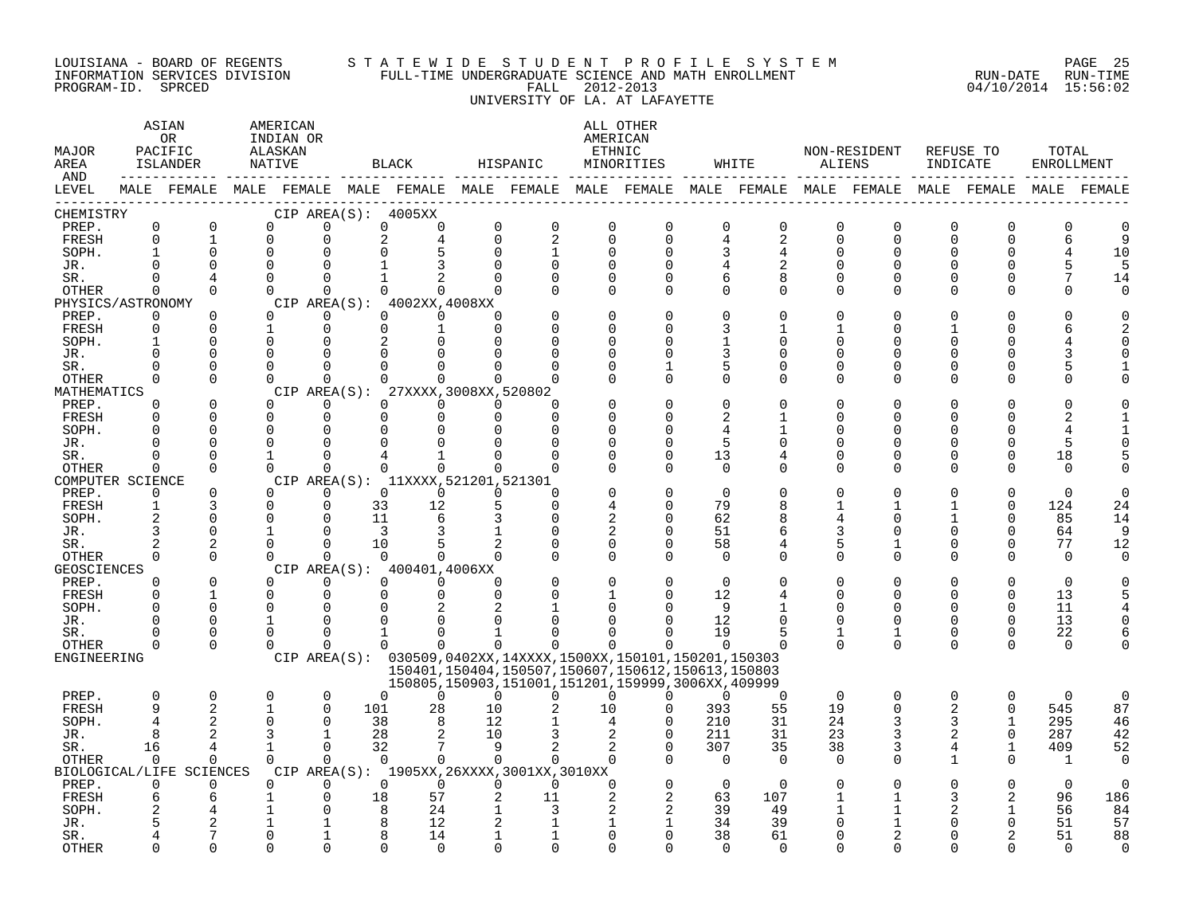LOUISIANA - BOARD OF REGENTS
INFORMATION SERVICES DIVISION
PROGRAM-ID. SPRCED

STATEWIDE STUDENT PROFILE SYSTEM
FULL-TIME UNDERGRADUATE SCIENCE AND MATH ENROLLMENT
FALL 2012-2013
UNIVERSITY OF LA. AT LAFAYETTE

RUN-DATE 04/10/2014 RUN-TIME 15:56:02

| MAJOR AREA AND LEVEL | ASIAN OR PACIFIC ISLANDER | | AMERICAN INDIAN OR ALASKAN NATIVE | | BLACK | | HISPANIC | | ALL OTHER AMERICAN ETHNIC MINORITIES | | WHITE | | NON-RESIDENT ALIENS | | REFUSE TO INDICATE | | TOTAL ENROLLMENT | |
|---|---|---|---|---|---|---|---|---|---|---|---|---|---|---|---|---|---|---|
| | MALE | FEMALE | MALE | FEMALE | MALE | FEMALE | MALE | FEMALE | MALE | FEMALE | MALE | FEMALE | MALE | FEMALE | MALE | FEMALE | MALE | FEMALE |
| CHEMISTRY | CIP AREA(S): 4005XX | | | | | | | | | | | | | | | | | |
| PREP. | 0 | 0 | 0 | 0 | 0 | 0 | 0 | 0 | 0 | 0 | 0 | 0 | 0 | 0 | 0 | 0 | 0 | 0 |
| FRESH | 0 | 1 | 0 | 0 | 2 | 4 | 0 | 2 | 0 | 0 | 4 | 2 | 0 | 0 | 0 | 0 | 6 | 9 |
| SOPH. | 1 | 0 | 0 | 0 | 0 | 5 | 0 | 1 | 0 | 0 | 3 | 4 | 0 | 0 | 0 | 0 | 4 | 10 |
| JR. | 0 | 0 | 0 | 0 | 1 | 3 | 0 | 0 | 0 | 0 | 4 | 2 | 0 | 0 | 0 | 0 | 5 | 5 |
| SR. | 0 | 4 | 0 | 0 | 1 | 2 | 0 | 0 | 0 | 0 | 6 | 8 | 0 | 0 | 0 | 0 | 7 | 14 |
| OTHER | 0 | 0 | 0 | 0 | 0 | 0 | 0 | 0 | 0 | 0 | 0 | 0 | 0 | 0 | 0 | 0 | 0 | 0 |
| PHYSICS/ASTRONOMY | CIP AREA(S): 4002XX,4008XX | | | | | | | | | | | | | | | | | |
| PREP. | 0 | 0 | 0 | 0 | 0 | 0 | 0 | 0 | 0 | 0 | 0 | 0 | 0 | 0 | 0 | 0 | 0 | 0 |
| FRESH | 0 | 0 | 1 | 0 | 0 | 1 | 0 | 0 | 0 | 0 | 3 | 1 | 1 | 0 | 1 | 0 | 6 | 2 |
| SOPH. | 1 | 0 | 0 | 0 | 2 | 0 | 0 | 0 | 0 | 0 | 1 | 0 | 0 | 0 | 0 | 0 | 4 | 0 |
| JR. | 0 | 0 | 0 | 0 | 0 | 0 | 0 | 0 | 0 | 0 | 3 | 0 | 0 | 0 | 0 | 0 | 3 | 0 |
| SR. | 0 | 0 | 0 | 0 | 0 | 0 | 0 | 0 | 0 | 1 | 5 | 0 | 0 | 0 | 0 | 0 | 5 | 1 |
| OTHER | 0 | 0 | 0 | 0 | 0 | 0 | 0 | 0 | 0 | 0 | 0 | 0 | 0 | 0 | 0 | 0 | 0 | 0 |
| MATHEMATICS | CIP AREA(S): 27XXXX,3008XX,520802 | | | | | | | | | | | | | | | | | |
| PREP. | 0 | 0 | 0 | 0 | 0 | 0 | 0 | 0 | 0 | 0 | 0 | 0 | 0 | 0 | 0 | 0 | 0 | 0 |
| FRESH | 0 | 0 | 0 | 0 | 0 | 0 | 0 | 0 | 0 | 0 | 2 | 1 | 0 | 0 | 0 | 0 | 2 | 1 |
| SOPH. | 0 | 0 | 0 | 0 | 0 | 0 | 0 | 0 | 0 | 0 | 4 | 1 | 0 | 0 | 0 | 0 | 4 | 1 |
| JR. | 0 | 0 | 0 | 0 | 0 | 0 | 0 | 0 | 0 | 0 | 5 | 0 | 0 | 0 | 0 | 0 | 5 | 0 |
| SR. | 0 | 0 | 1 | 0 | 4 | 1 | 0 | 0 | 0 | 0 | 13 | 4 | 0 | 0 | 0 | 0 | 18 | 5 |
| OTHER | 0 | 0 | 0 | 0 | 0 | 0 | 0 | 0 | 0 | 0 | 0 | 0 | 0 | 0 | 0 | 0 | 0 | 0 |
| COMPUTER SCIENCE | CIP AREA(S): 11XXXX,521201,521301 | | | | | | | | | | | | | | | | | |
| PREP. | 0 | 0 | 0 | 0 | 0 | 0 | 0 | 0 | 0 | 0 | 0 | 0 | 0 | 0 | 0 | 0 | 0 | 0 |
| FRESH | 1 | 3 | 0 | 0 | 33 | 12 | 5 | 0 | 4 | 0 | 79 | 8 | 1 | 1 | 1 | 0 | 124 | 24 |
| SOPH. | 2 | 0 | 0 | 0 | 11 | 6 | 3 | 0 | 2 | 0 | 62 | 8 | 4 | 0 | 1 | 0 | 85 | 14 |
| JR. | 3 | 0 | 1 | 0 | 3 | 3 | 1 | 0 | 2 | 0 | 51 | 6 | 3 | 0 | 0 | 0 | 64 | 9 |
| SR. | 2 | 2 | 0 | 0 | 10 | 5 | 2 | 0 | 0 | 0 | 58 | 4 | 5 | 1 | 0 | 0 | 77 | 12 |
| OTHER | 0 | 0 | 0 | 0 | 0 | 0 | 0 | 0 | 0 | 0 | 0 | 0 | 0 | 0 | 0 | 0 | 0 | 0 |
| GEOSCIENCES | CIP AREA(S): 400401,4006XX | | | | | | | | | | | | | | | | | |
| PREP. | 0 | 0 | 0 | 0 | 0 | 0 | 0 | 0 | 0 | 0 | 0 | 0 | 0 | 0 | 0 | 0 | 0 | 0 |
| FRESH | 0 | 1 | 0 | 0 | 0 | 0 | 0 | 0 | 1 | 0 | 12 | 4 | 0 | 0 | 0 | 0 | 13 | 5 |
| SOPH. | 0 | 0 | 0 | 0 | 0 | 2 | 2 | 1 | 0 | 0 | 9 | 1 | 0 | 0 | 0 | 0 | 11 | 4 |
| JR. | 0 | 0 | 1 | 0 | 0 | 0 | 0 | 0 | 0 | 0 | 12 | 0 | 0 | 0 | 0 | 0 | 13 | 0 |
| SR. | 0 | 0 | 0 | 0 | 1 | 0 | 1 | 0 | 0 | 0 | 19 | 5 | 1 | 1 | 0 | 0 | 22 | 6 |
| OTHER | 0 | 0 | 0 | 0 | 0 | 0 | 0 | 0 | 0 | 0 | 0 | 0 | 0 | 0 | 0 | 0 | 0 | 0 |
| ENGINEERING | CIP AREA(S): 030509,0402XX,14XXXX,1500XX,150101,150201,150303,150401,150404,150507,150607,150612,150613,150803,150805,150903,151001,151201,159999,3006XX,409999 | | | | | | | | | | | | | | | | | |
| PREP. | 0 | 0 | 0 | 0 | 0 | 0 | 0 | 0 | 0 | 0 | 0 | 0 | 0 | 0 | 0 | 0 | 0 | 0 |
| FRESH | 9 | 2 | 1 | 0 | 101 | 28 | 10 | 2 | 10 | 0 | 393 | 55 | 19 | 0 | 2 | 0 | 545 | 87 |
| SOPH. | 4 | 2 | 0 | 0 | 38 | 8 | 12 | 1 | 4 | 0 | 210 | 31 | 24 | 3 | 3 | 1 | 295 | 46 |
| JR. | 8 | 2 | 3 | 1 | 28 | 2 | 10 | 3 | 2 | 0 | 211 | 31 | 23 | 3 | 2 | 0 | 287 | 42 |
| SR. | 16 | 4 | 1 | 0 | 32 | 7 | 9 | 2 | 2 | 0 | 307 | 35 | 38 | 3 | 4 | 1 | 409 | 52 |
| OTHER | 0 | 0 | 0 | 0 | 0 | 0 | 0 | 0 | 0 | 0 | 0 | 0 | 0 | 0 | 1 | 0 | 1 | 0 |
| BIOLOGICAL/LIFE SCIENCES | CIP AREA(S): 1905XX,26XXXX,3001XX,3010XX | | | | | | | | | | | | | | | | | |
| PREP. | 0 | 0 | 0 | 0 | 0 | 0 | 0 | 0 | 0 | 0 | 0 | 0 | 0 | 0 | 0 | 0 | 0 | 0 |
| FRESH | 6 | 6 | 1 | 0 | 18 | 57 | 2 | 11 | 2 | 2 | 63 | 107 | 1 | 1 | 3 | 2 | 96 | 186 |
| SOPH. | 2 | 4 | 1 | 0 | 8 | 24 | 1 | 3 | 2 | 2 | 39 | 49 | 1 | 1 | 2 | 1 | 56 | 84 |
| JR. | 5 | 2 | 1 | 1 | 8 | 12 | 2 | 1 | 1 | 1 | 34 | 39 | 0 | 1 | 0 | 0 | 51 | 57 |
| SR. | 4 | 7 | 0 | 1 | 8 | 14 | 1 | 1 | 0 | 0 | 38 | 61 | 0 | 2 | 0 | 2 | 51 | 88 |
| OTHER | 0 | 0 | 0 | 0 | 0 | 0 | 0 | 0 | 0 | 0 | 0 | 0 | 0 | 0 | 0 | 0 | 0 | 0 |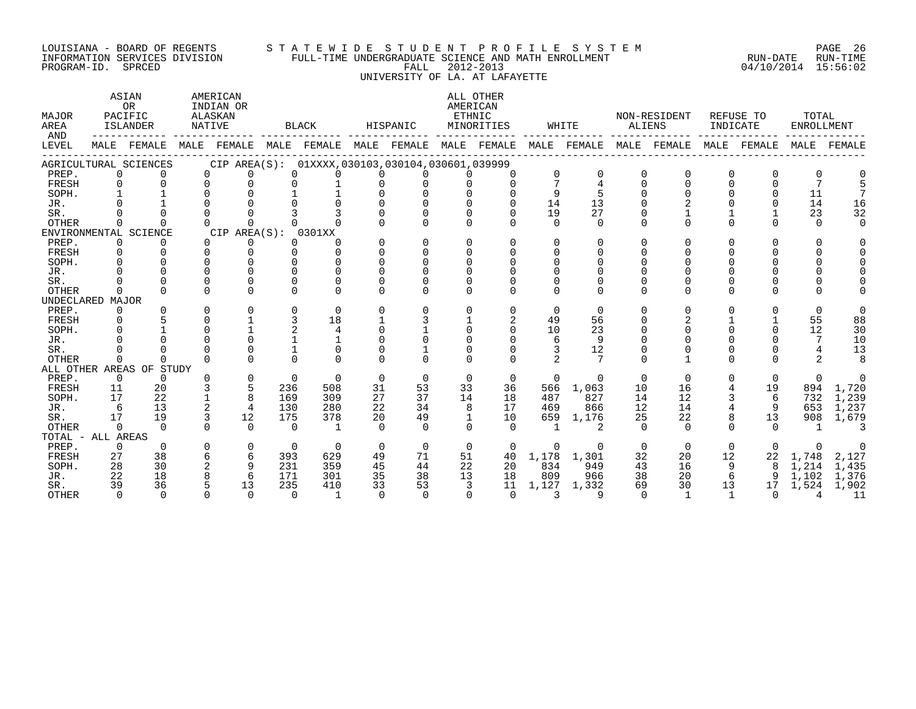LOUISIANA - BOARD OF REGENTS
INFORMATION SERVICES DIVISION
PROGRAM-ID. SPRCED

STATEWIDE STUDENT PROFILE SYSTEM
FULL-TIME UNDERGRADUATE SCIENCE AND MATH ENROLLMENT
FALL 2012-2013
UNIVERSITY OF LA. AT LAFAYETTE

RUN-DATE 04/10/2014 RUN-TIME 15:56:02

| MAJOR AREA AND LEVEL | ASIAN OR PACIFIC ISLANDER | | AMERICAN INDIAN OR ALASKAN NATIVE | | BLACK | | HISPANIC | | ALL OTHER AMERICAN ETHNIC MINORITIES | | WHITE | | NON-RESIDENT ALIENS | | REFUSE TO INDICATE | | TOTAL ENROLLMENT | |
|---|---|---|---|---|---|---|---|---|---|---|---|---|---|---|---|---|---|---|
| | MALE | FEMALE | MALE | FEMALE | MALE | FEMALE | MALE | FEMALE | MALE | FEMALE | MALE | FEMALE | MALE | FEMALE | MALE | FEMALE | MALE | FEMALE |
| AGRICULTURAL SCIENCES CIP AREA(S): 01XXXX,030103,030104,030601,039999 | | | | | | | | | | | | | | | | | | |
| PREP. | 0 | 0 | 0 | 0 | 0 | 0 | 0 | 0 | 0 | 0 | 0 | 0 | 0 | 0 | 0 | 0 | 0 | 0 |
| FRESH | 0 | 0 | 0 | 0 | 0 | 1 | 0 | 0 | 0 | 0 | 7 | 4 | 0 | 0 | 0 | 0 | 7 | 5 |
| SOPH. | 1 | 1 | 0 | 0 | 1 | 1 | 0 | 0 | 0 | 0 | 9 | 5 | 0 | 0 | 0 | 0 | 11 | 7 |
| JR. | 0 | 1 | 0 | 0 | 0 | 0 | 0 | 0 | 0 | 0 | 14 | 13 | 0 | 2 | 0 | 0 | 14 | 16 |
| SR. | 0 | 0 | 0 | 0 | 3 | 3 | 0 | 0 | 0 | 0 | 19 | 27 | 0 | 1 | 1 | 1 | 23 | 32 |
| OTHER | 0 | 0 | 0 | 0 | 0 | 0 | 0 | 0 | 0 | 0 | 0 | 0 | 0 | 0 | 0 | 0 | 0 | 0 |
| ENVIRONMENTAL SCIENCE CIP AREA(S): 0301XX | | | | | | | | | | | | | | | | | | |
| PREP. | 0 | 0 | 0 | 0 | 0 | 0 | 0 | 0 | 0 | 0 | 0 | 0 | 0 | 0 | 0 | 0 | 0 | 0 |
| FRESH | 0 | 0 | 0 | 0 | 0 | 0 | 0 | 0 | 0 | 0 | 0 | 0 | 0 | 0 | 0 | 0 | 0 | 0 |
| SOPH. | 0 | 0 | 0 | 0 | 0 | 0 | 0 | 0 | 0 | 0 | 0 | 0 | 0 | 0 | 0 | 0 | 0 | 0 |
| JR. | 0 | 0 | 0 | 0 | 0 | 0 | 0 | 0 | 0 | 0 | 0 | 0 | 0 | 0 | 0 | 0 | 0 | 0 |
| SR. | 0 | 0 | 0 | 0 | 0 | 0 | 0 | 0 | 0 | 0 | 0 | 0 | 0 | 0 | 0 | 0 | 0 | 0 |
| OTHER | 0 | 0 | 0 | 0 | 0 | 0 | 0 | 0 | 0 | 0 | 0 | 0 | 0 | 0 | 0 | 0 | 0 | 0 |
| UNDECLARED MAJOR | | | | | | | | | | | | | | | | | | |
| PREP. | 0 | 0 | 0 | 0 | 0 | 0 | 0 | 0 | 0 | 0 | 0 | 0 | 0 | 0 | 0 | 0 | 0 | 0 |
| FRESH | 0 | 5 | 0 | 1 | 3 | 18 | 1 | 3 | 1 | 2 | 49 | 56 | 0 | 2 | 1 | 1 | 55 | 88 |
| SOPH. | 0 | 1 | 0 | 1 | 2 | 4 | 0 | 1 | 0 | 0 | 10 | 23 | 0 | 0 | 0 | 0 | 12 | 30 |
| JR. | 0 | 0 | 0 | 0 | 1 | 1 | 0 | 0 | 0 | 0 | 6 | 9 | 0 | 0 | 0 | 0 | 7 | 10 |
| SR. | 0 | 0 | 0 | 0 | 1 | 0 | 0 | 1 | 0 | 0 | 3 | 12 | 0 | 0 | 0 | 0 | 4 | 13 |
| OTHER | 0 | 0 | 0 | 0 | 0 | 0 | 0 | 0 | 0 | 0 | 2 | 7 | 0 | 1 | 0 | 0 | 2 | 8 |
| ALL OTHER AREAS OF STUDY | | | | | | | | | | | | | | | | | | |
| PREP. | 0 | 0 | 0 | 0 | 0 | 0 | 0 | 0 | 0 | 0 | 0 | 0 | 0 | 0 | 0 | 0 | 0 | 0 |
| FRESH | 11 | 20 | 3 | 5 | 236 | 508 | 31 | 53 | 33 | 36 | 566 | 1,063 | 10 | 16 | 4 | 19 | 894 | 1,720 |
| SOPH. | 17 | 22 | 1 | 8 | 169 | 309 | 27 | 37 | 14 | 18 | 487 | 827 | 14 | 12 | 3 | 6 | 732 | 1,239 |
| JR. | 6 | 13 | 2 | 4 | 130 | 280 | 22 | 34 | 8 | 17 | 469 | 866 | 12 | 14 | 4 | 9 | 653 | 1,237 |
| SR. | 17 | 19 | 3 | 12 | 175 | 378 | 20 | 49 | 1 | 10 | 659 | 1,176 | 25 | 22 | 8 | 13 | 908 | 1,679 |
| OTHER | 0 | 0 | 0 | 0 | 0 | 1 | 0 | 0 | 0 | 0 | 1 | 2 | 0 | 0 | 0 | 0 | 1 | 3 |
| TOTAL - ALL AREAS | | | | | | | | | | | | | | | | | | |
| PREP. | 0 | 0 | 0 | 0 | 0 | 0 | 0 | 0 | 0 | 0 | 0 | 0 | 0 | 0 | 0 | 0 | 0 | 0 |
| FRESH | 27 | 38 | 6 | 6 | 393 | 629 | 49 | 71 | 51 | 40 | 1,178 | 1,301 | 32 | 20 | 12 | 22 | 1,748 | 2,127 |
| SOPH. | 28 | 30 | 2 | 9 | 231 | 359 | 45 | 44 | 22 | 20 | 834 | 949 | 43 | 16 | 9 | 8 | 1,214 | 1,435 |
| JR. | 22 | 18 | 8 | 6 | 171 | 301 | 35 | 38 | 13 | 18 | 809 | 966 | 38 | 20 | 6 | 9 | 1,102 | 1,376 |
| SR. | 39 | 36 | 5 | 13 | 235 | 410 | 33 | 53 | 3 | 11 | 1,127 | 1,332 | 69 | 30 | 13 | 17 | 1,524 | 1,902 |
| OTHER | 0 | 0 | 0 | 0 | 0 | 1 | 0 | 0 | 0 | 0 | 3 | 9 | 0 | 1 | 1 | 0 | 4 | 11 |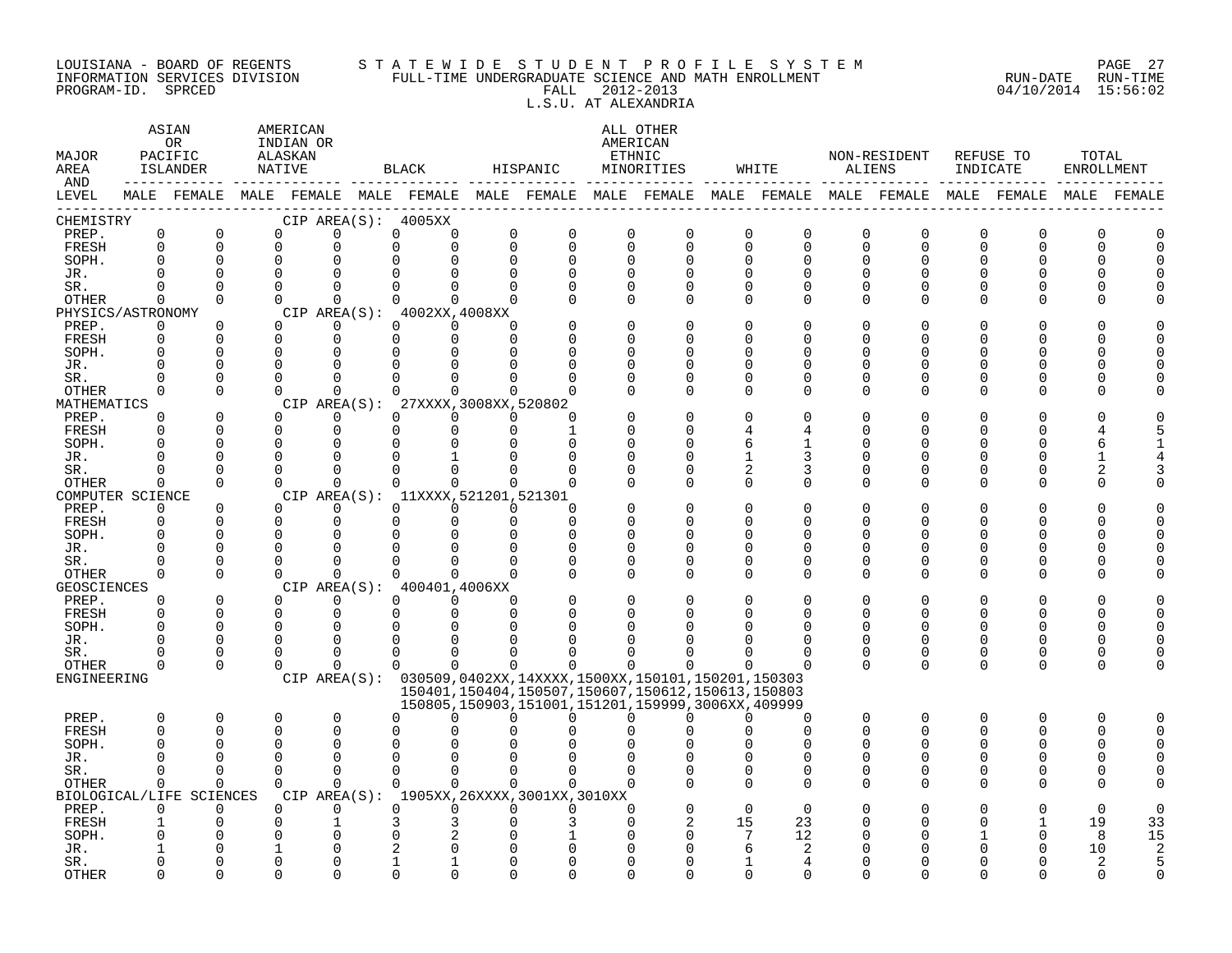LOUISIANA - BOARD OF REGENTS
INFORMATION SERVICES DIVISION
PROGRAM-ID. SPRCED

STATEWIDE STUDENT PROFILE SYSTEM
FULL-TIME UNDERGRADUATE SCIENCE AND MATH ENROLLMENT
FALL 2012-2013
L.S.U. AT ALEXANDRIA

RUN-DATE 04/10/2014 RUN-TIME 15:56:02

| MAJOR AREA AND LEVEL | ASIAN OR PACIFIC ISLANDER MALE | ASIAN OR PACIFIC ISLANDER FEMALE | AMERICAN INDIAN OR ALASKAN NATIVE MALE | AMERICAN INDIAN OR ALASKAN NATIVE FEMALE | BLACK MALE | BLACK FEMALE | HISPANIC MALE | HISPANIC FEMALE | ALL OTHER AMERICAN ETHNIC MINORITIES MALE | ALL OTHER AMERICAN ETHNIC MINORITIES FEMALE | WHITE MALE | WHITE FEMALE | NON-RESIDENT ALIENS MALE | NON-RESIDENT ALIENS FEMALE | REFUSE TO INDICATE MALE | REFUSE TO INDICATE FEMALE | TOTAL ENROLLMENT MALE | TOTAL ENROLLMENT FEMALE |
|---|---|---|---|---|---|---|---|---|---|---|---|---|---|---|---|---|---|---|
| CHEMISTRY — CIP AREA(S): 4005XX | | | | | | | | | | | | | | | | | | |
| PREP. | 0 | 0 | 0 | 0 | 0 | 0 | 0 | 0 | 0 | 0 | 0 | 0 | 0 | 0 | 0 | 0 | 0 | 0 |
| FRESH | 0 | 0 | 0 | 0 | 0 | 0 | 0 | 0 | 0 | 0 | 0 | 0 | 0 | 0 | 0 | 0 | 0 | 0 |
| SOPH. | 0 | 0 | 0 | 0 | 0 | 0 | 0 | 0 | 0 | 0 | 0 | 0 | 0 | 0 | 0 | 0 | 0 | 0 |
| JR. | 0 | 0 | 0 | 0 | 0 | 0 | 0 | 0 | 0 | 0 | 0 | 0 | 0 | 0 | 0 | 0 | 0 | 0 |
| SR. | 0 | 0 | 0 | 0 | 0 | 0 | 0 | 0 | 0 | 0 | 0 | 0 | 0 | 0 | 0 | 0 | 0 | 0 |
| OTHER | 0 | 0 | 0 | 0 | 0 | 0 | 0 | 0 | 0 | 0 | 0 | 0 | 0 | 0 | 0 | 0 | 0 | 0 |
| PHYSICS/ASTRONOMY — CIP AREA(S): 4002XX,4008XX | | | | | | | | | | | | | | | | | | |
| PREP. | 0 | 0 | 0 | 0 | 0 | 0 | 0 | 0 | 0 | 0 | 0 | 0 | 0 | 0 | 0 | 0 | 0 | 0 |
| FRESH | 0 | 0 | 0 | 0 | 0 | 0 | 0 | 0 | 0 | 0 | 0 | 0 | 0 | 0 | 0 | 0 | 0 | 0 |
| SOPH. | 0 | 0 | 0 | 0 | 0 | 0 | 0 | 0 | 0 | 0 | 0 | 0 | 0 | 0 | 0 | 0 | 0 | 0 |
| JR. | 0 | 0 | 0 | 0 | 0 | 0 | 0 | 0 | 0 | 0 | 0 | 0 | 0 | 0 | 0 | 0 | 0 | 0 |
| SR. | 0 | 0 | 0 | 0 | 0 | 0 | 0 | 0 | 0 | 0 | 0 | 0 | 0 | 0 | 0 | 0 | 0 | 0 |
| OTHER | 0 | 0 | 0 | 0 | 0 | 0 | 0 | 0 | 0 | 0 | 0 | 0 | 0 | 0 | 0 | 0 | 0 | 0 |
| MATHEMATICS — CIP AREA(S): 27XXXX,3008XX,520802 | | | | | | | | | | | | | | | | | | |
| PREP. | 0 | 0 | 0 | 0 | 0 | 0 | 0 | 0 | 0 | 0 | 0 | 0 | 0 | 0 | 0 | 0 | 0 | 0 |
| FRESH | 0 | 0 | 0 | 0 | 0 | 0 | 0 | 1 | 0 | 0 | 4 | 4 | 0 | 0 | 0 | 0 | 4 | 5 |
| SOPH. | 0 | 0 | 0 | 0 | 0 | 0 | 0 | 0 | 0 | 0 | 6 | 1 | 0 | 0 | 0 | 0 | 6 | 1 |
| JR. | 0 | 0 | 0 | 0 | 0 | 1 | 0 | 0 | 0 | 0 | 1 | 3 | 0 | 0 | 0 | 0 | 1 | 4 |
| SR. | 0 | 0 | 0 | 0 | 0 | 0 | 0 | 0 | 0 | 0 | 2 | 3 | 0 | 0 | 0 | 0 | 2 | 3 |
| OTHER | 0 | 0 | 0 | 0 | 0 | 0 | 0 | 0 | 0 | 0 | 0 | 0 | 0 | 0 | 0 | 0 | 0 | 0 |
| COMPUTER SCIENCE — CIP AREA(S): 11XXXX,521201,521301 | | | | | | | | | | | | | | | | | | |
| PREP. | 0 | 0 | 0 | 0 | 0 | 0 | 0 | 0 | 0 | 0 | 0 | 0 | 0 | 0 | 0 | 0 | 0 | 0 |
| FRESH | 0 | 0 | 0 | 0 | 0 | 0 | 0 | 0 | 0 | 0 | 0 | 0 | 0 | 0 | 0 | 0 | 0 | 0 |
| SOPH. | 0 | 0 | 0 | 0 | 0 | 0 | 0 | 0 | 0 | 0 | 0 | 0 | 0 | 0 | 0 | 0 | 0 | 0 |
| JR. | 0 | 0 | 0 | 0 | 0 | 0 | 0 | 0 | 0 | 0 | 0 | 0 | 0 | 0 | 0 | 0 | 0 | 0 |
| SR. | 0 | 0 | 0 | 0 | 0 | 0 | 0 | 0 | 0 | 0 | 0 | 0 | 0 | 0 | 0 | 0 | 0 | 0 |
| OTHER | 0 | 0 | 0 | 0 | 0 | 0 | 0 | 0 | 0 | 0 | 0 | 0 | 0 | 0 | 0 | 0 | 0 | 0 |
| GEOSCIENCES — CIP AREA(S): 400401,4006XX | | | | | | | | | | | | | | | | | | |
| PREP. | 0 | 0 | 0 | 0 | 0 | 0 | 0 | 0 | 0 | 0 | 0 | 0 | 0 | 0 | 0 | 0 | 0 | 0 |
| FRESH | 0 | 0 | 0 | 0 | 0 | 0 | 0 | 0 | 0 | 0 | 0 | 0 | 0 | 0 | 0 | 0 | 0 | 0 |
| SOPH. | 0 | 0 | 0 | 0 | 0 | 0 | 0 | 0 | 0 | 0 | 0 | 0 | 0 | 0 | 0 | 0 | 0 | 0 |
| JR. | 0 | 0 | 0 | 0 | 0 | 0 | 0 | 0 | 0 | 0 | 0 | 0 | 0 | 0 | 0 | 0 | 0 | 0 |
| SR. | 0 | 0 | 0 | 0 | 0 | 0 | 0 | 0 | 0 | 0 | 0 | 0 | 0 | 0 | 0 | 0 | 0 | 0 |
| OTHER | 0 | 0 | 0 | 0 | 0 | 0 | 0 | 0 | 0 | 0 | 0 | 0 | 0 | 0 | 0 | 0 | 0 | 0 |
| ENGINEERING — CIP AREA(S): 030509,0402XX,14XXXX,1500XX,150101,150201,150303 150401,150404,150507,150607,150612,150613,150803 150805,150903,151001,151201,159999,3006XX,409999 | | | | | | | | | | | | | | | | | | |
| PREP. | 0 | 0 | 0 | 0 | 0 | 0 | 0 | 0 | 0 | 0 | 0 | 0 | 0 | 0 | 0 | 0 | 0 | 0 |
| FRESH | 0 | 0 | 0 | 0 | 0 | 0 | 0 | 0 | 0 | 0 | 0 | 0 | 0 | 0 | 0 | 0 | 0 | 0 |
| SOPH. | 0 | 0 | 0 | 0 | 0 | 0 | 0 | 0 | 0 | 0 | 0 | 0 | 0 | 0 | 0 | 0 | 0 | 0 |
| JR. | 0 | 0 | 0 | 0 | 0 | 0 | 0 | 0 | 0 | 0 | 0 | 0 | 0 | 0 | 0 | 0 | 0 | 0 |
| SR. | 0 | 0 | 0 | 0 | 0 | 0 | 0 | 0 | 0 | 0 | 0 | 0 | 0 | 0 | 0 | 0 | 0 | 0 |
| OTHER | 0 | 0 | 0 | 0 | 0 | 0 | 0 | 0 | 0 | 0 | 0 | 0 | 0 | 0 | 0 | 0 | 0 | 0 |
| BIOLOGICAL/LIFE SCIENCES — CIP AREA(S): 1905XX,26XXXX,3001XX,3010XX | | | | | | | | | | | | | | | | | | |
| PREP. | 0 | 0 | 0 | 0 | 0 | 0 | 0 | 0 | 0 | 0 | 0 | 0 | 0 | 0 | 0 | 0 | 0 | 0 |
| FRESH | 1 | 0 | 0 | 1 | 3 | 3 | 0 | 3 | 0 | 2 | 15 | 23 | 0 | 0 | 0 | 1 | 19 | 33 |
| SOPH. | 0 | 0 | 0 | 0 | 0 | 2 | 0 | 1 | 0 | 0 | 7 | 12 | 0 | 0 | 1 | 0 | 8 | 15 |
| JR. | 1 | 0 | 1 | 0 | 2 | 0 | 0 | 0 | 0 | 0 | 6 | 2 | 0 | 0 | 0 | 0 | 10 | 2 |
| SR. | 0 | 0 | 0 | 0 | 1 | 1 | 0 | 0 | 0 | 0 | 1 | 4 | 0 | 0 | 0 | 0 | 2 | 5 |
| OTHER | 0 | 0 | 0 | 0 | 0 | 0 | 0 | 0 | 0 | 0 | 0 | 0 | 0 | 0 | 0 | 0 | 0 | 0 |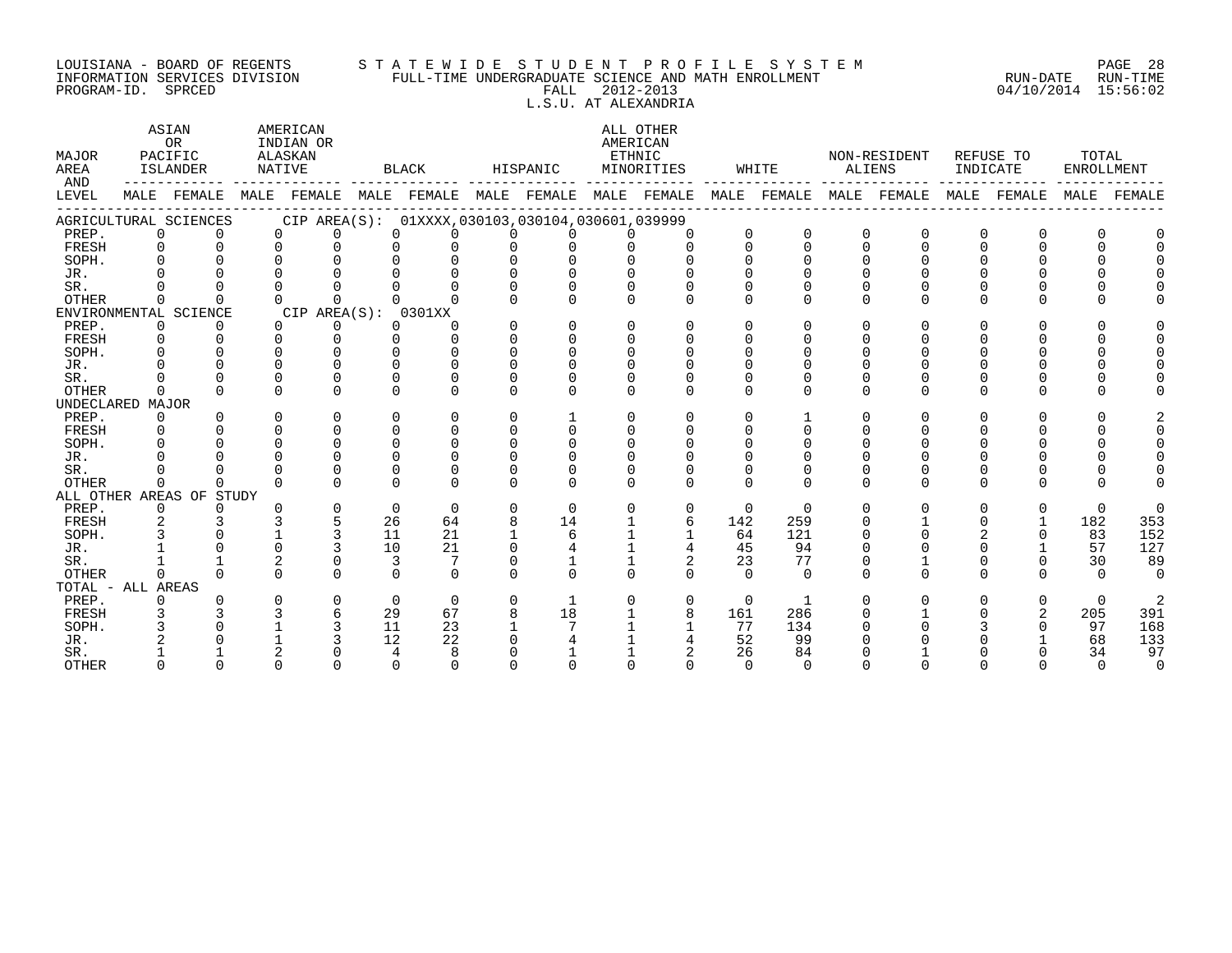LOUISIANA - BOARD OF REGENTS
INFORMATION SERVICES DIVISION
PROGRAM-ID. SPRCED

STATEWIDE STUDENT PROFILE SYSTEM
FULL-TIME UNDERGRADUATE SCIENCE AND MATH ENROLLMENT
FALL 2012-2013
L.S.U. AT ALEXANDRIA

RUN-DATE 04/10/2014 RUN-TIME 15:56:02

| MAJOR AREA AND LEVEL | ASIAN OR PACIFIC ISLANDER | | AMERICAN INDIAN OR ALASKAN NATIVE | | BLACK | | HISPANIC | | ALL OTHER AMERICAN ETHNIC MINORITIES | | WHITE | | NON-RESIDENT ALIENS | | REFUSE TO INDICATE | | TOTAL ENROLLMENT | |
|---|---|---|---|---|---|---|---|---|---|---|---|---|---|---|---|---|---|---|
| | MALE | FEMALE | MALE | FEMALE | MALE | FEMALE | MALE | FEMALE | MALE | FEMALE | MALE | FEMALE | MALE | FEMALE | MALE | FEMALE | MALE | FEMALE |
| **AGRICULTURAL SCIENCES CIP AREA(S): 01XXXX,030103,030104,030601,039999** | | | | | | | | | | | | | | | | | | |
| PREP. | 0 | 0 | 0 | 0 | 0 | 0 | 0 | 0 | 0 | 0 | 0 | 0 | 0 | 0 | 0 | 0 | 0 | 0 |
| FRESH | 0 | 0 | 0 | 0 | 0 | 0 | 0 | 0 | 0 | 0 | 0 | 0 | 0 | 0 | 0 | 0 | 0 | 0 |
| SOPH. | 0 | 0 | 0 | 0 | 0 | 0 | 0 | 0 | 0 | 0 | 0 | 0 | 0 | 0 | 0 | 0 | 0 | 0 |
| JR. | 0 | 0 | 0 | 0 | 0 | 0 | 0 | 0 | 0 | 0 | 0 | 0 | 0 | 0 | 0 | 0 | 0 | 0 |
| SR. | 0 | 0 | 0 | 0 | 0 | 0 | 0 | 0 | 0 | 0 | 0 | 0 | 0 | 0 | 0 | 0 | 0 | 0 |
| OTHER | 0 | 0 | 0 | 0 | 0 | 0 | 0 | 0 | 0 | 0 | 0 | 0 | 0 | 0 | 0 | 0 | 0 | 0 |
| **ENVIRONMENTAL SCIENCE CIP AREA(S): 0301XX** | | | | | | | | | | | | | | | | | | |
| PREP. | 0 | 0 | 0 | 0 | 0 | 0 | 0 | 0 | 0 | 0 | 0 | 0 | 0 | 0 | 0 | 0 | 0 | 0 |
| FRESH | 0 | 0 | 0 | 0 | 0 | 0 | 0 | 0 | 0 | 0 | 0 | 0 | 0 | 0 | 0 | 0 | 0 | 0 |
| SOPH. | 0 | 0 | 0 | 0 | 0 | 0 | 0 | 0 | 0 | 0 | 0 | 0 | 0 | 0 | 0 | 0 | 0 | 0 |
| JR. | 0 | 0 | 0 | 0 | 0 | 0 | 0 | 0 | 0 | 0 | 0 | 0 | 0 | 0 | 0 | 0 | 0 | 0 |
| SR. | 0 | 0 | 0 | 0 | 0 | 0 | 0 | 0 | 0 | 0 | 0 | 0 | 0 | 0 | 0 | 0 | 0 | 0 |
| OTHER | 0 | 0 | 0 | 0 | 0 | 0 | 0 | 0 | 0 | 0 | 0 | 0 | 0 | 0 | 0 | 0 | 0 | 0 |
| **UNDECLARED MAJOR** | | | | | | | | | | | | | | | | | | |
| PREP. | 0 | 0 | 0 | 0 | 0 | 0 | 0 | 1 | 0 | 0 | 0 | 1 | 0 | 0 | 0 | 0 | 0 | 2 |
| FRESH | 0 | 0 | 0 | 0 | 0 | 0 | 0 | 0 | 0 | 0 | 0 | 0 | 0 | 0 | 0 | 0 | 0 | 0 |
| SOPH. | 0 | 0 | 0 | 0 | 0 | 0 | 0 | 0 | 0 | 0 | 0 | 0 | 0 | 0 | 0 | 0 | 0 | 0 |
| JR. | 0 | 0 | 0 | 0 | 0 | 0 | 0 | 0 | 0 | 0 | 0 | 0 | 0 | 0 | 0 | 0 | 0 | 0 |
| SR. | 0 | 0 | 0 | 0 | 0 | 0 | 0 | 0 | 0 | 0 | 0 | 0 | 0 | 0 | 0 | 0 | 0 | 0 |
| OTHER | 0 | 0 | 0 | 0 | 0 | 0 | 0 | 0 | 0 | 0 | 0 | 0 | 0 | 0 | 0 | 0 | 0 | 0 |
| **ALL OTHER AREAS OF STUDY** | | | | | | | | | | | | | | | | | | |
| PREP. | 0 | 0 | 0 | 0 | 0 | 0 | 0 | 0 | 0 | 0 | 0 | 0 | 0 | 0 | 0 | 0 | 0 | 0 |
| FRESH | 2 | 3 | 3 | 5 | 26 | 64 | 8 | 14 | 1 | 6 | 142 | 259 | 0 | 1 | 0 | 1 | 182 | 353 |
| SOPH. | 3 | 0 | 1 | 3 | 11 | 21 | 1 | 6 | 1 | 1 | 64 | 121 | 0 | 0 | 2 | 0 | 83 | 152 |
| JR. | 1 | 0 | 0 | 3 | 10 | 21 | 0 | 4 | 1 | 4 | 45 | 94 | 0 | 0 | 0 | 1 | 57 | 127 |
| SR. | 1 | 1 | 2 | 0 | 3 | 7 | 0 | 1 | 1 | 2 | 23 | 77 | 0 | 1 | 0 | 0 | 30 | 89 |
| OTHER | 0 | 0 | 0 | 0 | 0 | 0 | 0 | 0 | 0 | 0 | 0 | 0 | 0 | 0 | 0 | 0 | 0 | 0 |
| **TOTAL - ALL AREAS** | | | | | | | | | | | | | | | | | | |
| PREP. | 0 | 0 | 0 | 0 | 0 | 0 | 0 | 1 | 0 | 0 | 0 | 1 | 0 | 0 | 0 | 0 | 0 | 2 |
| FRESH | 3 | 3 | 3 | 6 | 29 | 67 | 8 | 18 | 1 | 8 | 161 | 286 | 0 | 1 | 0 | 2 | 205 | 391 |
| SOPH. | 3 | 0 | 1 | 3 | 11 | 23 | 1 | 7 | 1 | 1 | 77 | 134 | 0 | 0 | 3 | 0 | 97 | 168 |
| JR. | 2 | 0 | 1 | 3 | 12 | 22 | 0 | 4 | 1 | 4 | 52 | 99 | 0 | 0 | 0 | 1 | 68 | 133 |
| SR. | 1 | 1 | 2 | 0 | 4 | 8 | 0 | 1 | 1 | 2 | 26 | 84 | 0 | 1 | 0 | 0 | 34 | 97 |
| OTHER | 0 | 0 | 0 | 0 | 0 | 0 | 0 | 0 | 0 | 0 | 0 | 0 | 0 | 0 | 0 | 0 | 0 | 0 |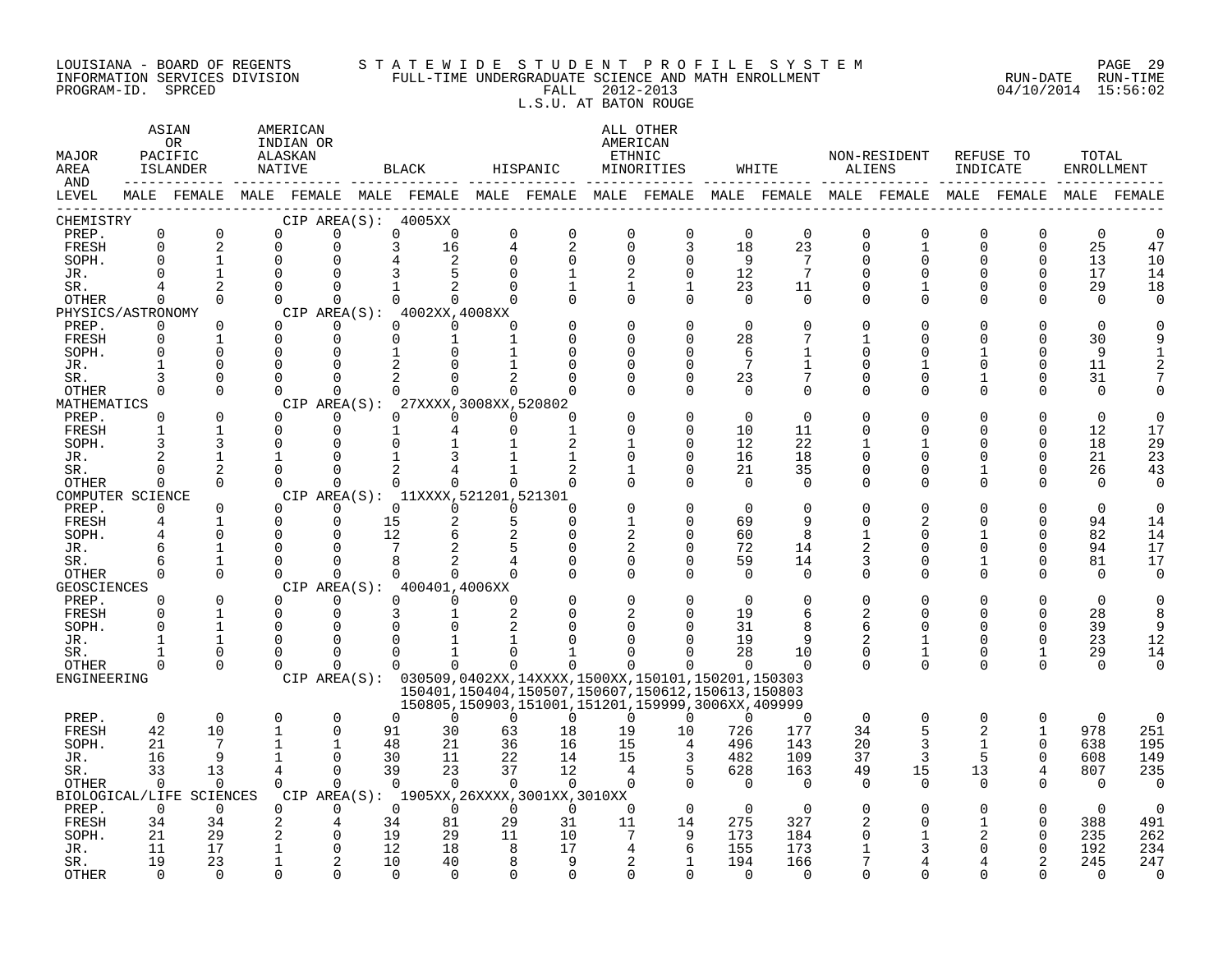LOUISIANA - BOARD OF REGENTS
INFORMATION SERVICES DIVISION
PROGRAM-ID. SPRCED

STATEWIDE STUDENT PROFILE SYSTEM
FULL-TIME UNDERGRADUATE SCIENCE AND MATH ENROLLMENT
FALL 2012-2013
L.S.U. AT BATON ROUGE

RUN-DATE 04/10/2014 RUN-TIME 15:56:02

| MAJOR AREA AND LEVEL | ASIAN OR PACIFIC ISLANDER MALE | ASIAN OR PACIFIC ISLANDER FEMALE | AMERICAN INDIAN OR ALASKAN NATIVE MALE | AMERICAN INDIAN OR ALASKAN NATIVE FEMALE | BLACK MALE | BLACK FEMALE | HISPANIC MALE | HISPANIC FEMALE | ALL OTHER AMERICAN ETHNIC MINORITIES MALE | ALL OTHER AMERICAN ETHNIC MINORITIES FEMALE | WHITE MALE | WHITE FEMALE | NON-RESIDENT ALIENS MALE | NON-RESIDENT ALIENS FEMALE | REFUSE TO INDICATE MALE | REFUSE TO INDICATE FEMALE | TOTAL ENROLLMENT MALE | TOTAL ENROLLMENT FEMALE |
|---|---|---|---|---|---|---|---|---|---|---|---|---|---|---|---|---|---|---|
| CHEMISTRY — CIP AREA(S): 4005XX | | | | | | | | | | | | | | | | | | |
| PREP. | 0 | 0 | 0 | 0 | 0 | 0 | 0 | 0 | 0 | 0 | 0 | 0 | 0 | 0 | 0 | 0 | 0 | 0 |
| FRESH | 0 | 2 | 0 | 0 | 3 | 16 | 4 | 2 | 0 | 3 | 18 | 23 | 0 | 1 | 0 | 0 | 25 | 47 |
| SOPH. | 0 | 1 | 0 | 0 | 4 | 2 | 0 | 0 | 0 | 0 | 9 | 7 | 0 | 0 | 0 | 0 | 13 | 10 |
| JR. | 0 | 1 | 0 | 0 | 3 | 5 | 0 | 1 | 2 | 0 | 12 | 7 | 0 | 0 | 0 | 0 | 17 | 14 |
| SR. | 4 | 2 | 0 | 0 | 1 | 2 | 0 | 1 | 1 | 1 | 23 | 11 | 0 | 1 | 0 | 0 | 29 | 18 |
| OTHER | 0 | 0 | 0 | 0 | 0 | 0 | 0 | 0 | 0 | 0 | 0 | 0 | 0 | 0 | 0 | 0 | 0 | 0 |
| PHYSICS/ASTRONOMY — CIP AREA(S): 4002XX,4008XX | | | | | | | | | | | | | | | | | | |
| PREP. | 0 | 0 | 0 | 0 | 0 | 0 | 0 | 0 | 0 | 0 | 0 | 0 | 0 | 0 | 0 | 0 | 0 | 0 |
| FRESH | 0 | 1 | 0 | 0 | 0 | 1 | 1 | 0 | 0 | 0 | 28 | 7 | 1 | 0 | 0 | 0 | 30 | 9 |
| SOPH. | 0 | 0 | 0 | 0 | 1 | 0 | 1 | 0 | 0 | 0 | 6 | 1 | 0 | 0 | 1 | 0 | 9 | 1 |
| JR. | 1 | 0 | 0 | 0 | 2 | 0 | 1 | 0 | 0 | 0 | 7 | 1 | 0 | 1 | 0 | 0 | 11 | 2 |
| SR. | 3 | 0 | 0 | 0 | 2 | 0 | 2 | 0 | 0 | 0 | 23 | 7 | 0 | 0 | 1 | 0 | 31 | 7 |
| OTHER | 0 | 0 | 0 | 0 | 0 | 0 | 0 | 0 | 0 | 0 | 0 | 0 | 0 | 0 | 0 | 0 | 0 | 0 |
| MATHEMATICS — CIP AREA(S): 27XXXX,3008XX,520802 | | | | | | | | | | | | | | | | | | |
| PREP. | 0 | 0 | 0 | 0 | 0 | 0 | 0 | 0 | 0 | 0 | 0 | 0 | 0 | 0 | 0 | 0 | 0 | 0 |
| FRESH | 1 | 1 | 0 | 0 | 1 | 4 | 0 | 1 | 0 | 0 | 10 | 11 | 0 | 0 | 0 | 0 | 12 | 17 |
| SOPH. | 3 | 3 | 0 | 0 | 0 | 1 | 1 | 2 | 1 | 0 | 12 | 22 | 1 | 1 | 0 | 0 | 18 | 29 |
| JR. | 2 | 1 | 1 | 0 | 1 | 3 | 1 | 1 | 0 | 0 | 16 | 18 | 0 | 0 | 0 | 0 | 21 | 23 |
| SR. | 0 | 2 | 0 | 0 | 2 | 4 | 1 | 2 | 1 | 0 | 21 | 35 | 0 | 0 | 1 | 0 | 26 | 43 |
| OTHER | 0 | 0 | 0 | 0 | 0 | 0 | 0 | 0 | 0 | 0 | 0 | 0 | 0 | 0 | 0 | 0 | 0 | 0 |
| COMPUTER SCIENCE — CIP AREA(S): 11XXXX,521201,521301 | | | | | | | | | | | | | | | | | | |
| PREP. | 0 | 0 | 0 | 0 | 0 | 0 | 0 | 0 | 0 | 0 | 0 | 0 | 0 | 0 | 0 | 0 | 0 | 0 |
| FRESH | 4 | 1 | 0 | 0 | 15 | 2 | 5 | 0 | 1 | 0 | 69 | 9 | 0 | 2 | 0 | 0 | 94 | 14 |
| SOPH. | 4 | 0 | 0 | 0 | 12 | 6 | 2 | 0 | 2 | 0 | 60 | 8 | 1 | 0 | 1 | 0 | 82 | 14 |
| JR. | 6 | 1 | 0 | 0 | 7 | 2 | 5 | 0 | 2 | 0 | 72 | 14 | 2 | 0 | 0 | 0 | 94 | 17 |
| SR. | 6 | 1 | 0 | 0 | 8 | 2 | 4 | 0 | 0 | 0 | 59 | 14 | 3 | 0 | 1 | 0 | 81 | 17 |
| OTHER | 0 | 0 | 0 | 0 | 0 | 0 | 0 | 0 | 0 | 0 | 0 | 0 | 0 | 0 | 0 | 0 | 0 | 0 |
| GEOSCIENCES — CIP AREA(S): 400401,4006XX | | | | | | | | | | | | | | | | | | |
| PREP. | 0 | 0 | 0 | 0 | 0 | 0 | 0 | 0 | 0 | 0 | 0 | 0 | 0 | 0 | 0 | 0 | 0 | 0 |
| FRESH | 0 | 1 | 0 | 0 | 3 | 1 | 2 | 0 | 2 | 0 | 19 | 6 | 2 | 0 | 0 | 0 | 28 | 8 |
| SOPH. | 0 | 1 | 0 | 0 | 0 | 0 | 2 | 0 | 0 | 0 | 31 | 8 | 6 | 0 | 0 | 0 | 39 | 9 |
| JR. | 1 | 1 | 0 | 0 | 0 | 1 | 1 | 0 | 0 | 0 | 19 | 9 | 2 | 1 | 0 | 0 | 23 | 12 |
| SR. | 1 | 0 | 0 | 0 | 0 | 1 | 0 | 1 | 0 | 0 | 28 | 10 | 0 | 1 | 0 | 1 | 29 | 14 |
| OTHER | 0 | 0 | 0 | 0 | 0 | 0 | 0 | 0 | 0 | 0 | 0 | 0 | 0 | 0 | 0 | 0 | 0 | 0 |
| ENGINEERING — CIP AREA(S): 030509,0402XX,14XXXX,1500XX,150101,150201,150303,150401,150404,150507,150607,150612,150613,150803,150805,150903,151001,151201,159999,3006XX,409999 | | | | | | | | | | | | | | | | | | |
| PREP. | 0 | 0 | 0 | 0 | 0 | 0 | 0 | 0 | 0 | 0 | 0 | 0 | 0 | 0 | 0 | 0 | 0 | 0 |
| FRESH | 42 | 10 | 1 | 0 | 91 | 30 | 63 | 18 | 19 | 10 | 726 | 177 | 34 | 5 | 2 | 1 | 978 | 251 |
| SOPH. | 21 | 7 | 1 | 1 | 48 | 21 | 36 | 16 | 15 | 4 | 496 | 143 | 20 | 3 | 1 | 0 | 638 | 195 |
| JR. | 16 | 9 | 1 | 0 | 30 | 11 | 22 | 14 | 15 | 3 | 482 | 109 | 37 | 3 | 5 | 0 | 608 | 149 |
| SR. | 33 | 13 | 4 | 0 | 39 | 23 | 37 | 12 | 4 | 5 | 628 | 163 | 49 | 15 | 13 | 4 | 807 | 235 |
| OTHER | 0 | 0 | 0 | 0 | 0 | 0 | 0 | 0 | 0 | 0 | 0 | 0 | 0 | 0 | 0 | 0 | 0 | 0 |
| BIOLOGICAL/LIFE SCIENCES — CIP AREA(S): 1905XX,26XXXX,3001XX,3010XX | | | | | | | | | | | | | | | | | | |
| PREP. | 0 | 0 | 0 | 0 | 0 | 0 | 0 | 0 | 0 | 0 | 0 | 0 | 0 | 0 | 0 | 0 | 0 | 0 |
| FRESH | 34 | 34 | 2 | 4 | 34 | 81 | 29 | 31 | 11 | 14 | 275 | 327 | 2 | 0 | 1 | 0 | 388 | 491 |
| SOPH. | 21 | 29 | 2 | 0 | 19 | 29 | 11 | 10 | 7 | 9 | 173 | 184 | 0 | 1 | 2 | 0 | 235 | 262 |
| JR. | 11 | 17 | 1 | 0 | 12 | 18 | 8 | 17 | 4 | 6 | 155 | 173 | 1 | 3 | 0 | 0 | 192 | 234 |
| SR. | 19 | 23 | 1 | 2 | 10 | 40 | 8 | 9 | 2 | 1 | 194 | 166 | 7 | 4 | 4 | 2 | 245 | 247 |
| OTHER | 0 | 0 | 0 | 0 | 0 | 0 | 0 | 0 | 0 | 0 | 0 | 0 | 0 | 0 | 0 | 0 | 0 | 0 |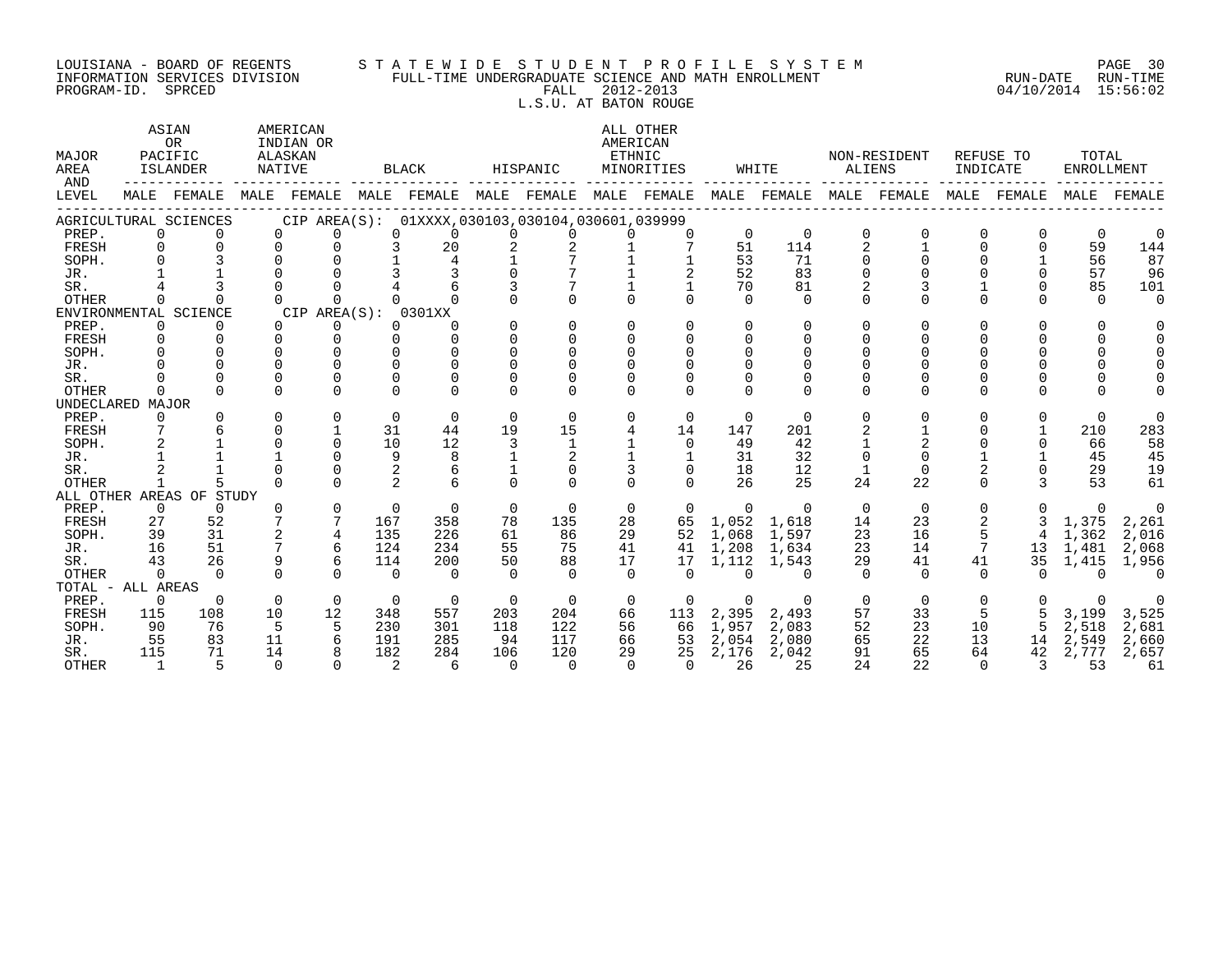LOUISIANA - BOARD OF REGENTS
INFORMATION SERVICES DIVISION
PROGRAM-ID. SPRCED

STATEWIDE STUDENT PROFILE SYSTEM
FULL-TIME UNDERGRADUATE SCIENCE AND MATH ENROLLMENT
FALL 2012-2013
L.S.U. AT BATON ROUGE

RUN-DATE 04/10/2014 RUN-TIME 15:56:02

| MAJOR AREA AND LEVEL | ASIAN OR PACIFIC ISLANDER | | AMERICAN INDIAN OR ALASKAN NATIVE | | BLACK | | HISPANIC | | ALL OTHER AMERICAN ETHNIC MINORITIES | | WHITE | | NON-RESIDENT ALIENS | | REFUSE TO INDICATE | | TOTAL ENROLLMENT | |
|---|---|---|---|---|---|---|---|---|---|---|---|---|---|---|---|---|---|---|
| | MALE | FEMALE | MALE | FEMALE | MALE | FEMALE | MALE | FEMALE | MALE | FEMALE | MALE | FEMALE | MALE | FEMALE | MALE | FEMALE | MALE | FEMALE |
| AGRICULTURAL SCIENCES CIP AREA(S): 01XXXX,030103,030104,030601,039999 | | | | | | | | | | | | | | | | | | |
| PREP. | 0 | 0 | 0 | 0 | 0 | 0 | 0 | 0 | 0 | 0 | 0 | 0 | 0 | 0 | 0 | 0 | 0 | 0 |
| FRESH | 0 | 0 | 0 | 0 | 3 | 20 | 2 | 2 | 1 | 7 | 51 | 114 | 2 | 1 | 0 | 0 | 59 | 144 |
| SOPH. | 0 | 3 | 0 | 0 | 1 | 4 | 1 | 7 | 1 | 1 | 53 | 71 | 0 | 0 | 0 | 1 | 56 | 87 |
| JR. | 1 | 1 | 0 | 0 | 3 | 3 | 0 | 7 | 1 | 2 | 52 | 83 | 0 | 0 | 0 | 0 | 57 | 96 |
| SR. | 4 | 3 | 0 | 0 | 4 | 6 | 3 | 7 | 1 | 1 | 70 | 81 | 2 | 3 | 1 | 0 | 85 | 101 |
| OTHER | 0 | 0 | 0 | 0 | 0 | 0 | 0 | 0 | 0 | 0 | 0 | 0 | 0 | 0 | 0 | 0 | 0 | 0 |
| ENVIRONMENTAL SCIENCE CIP AREA(S): 0301XX | | | | | | | | | | | | | | | | | | |
| PREP. | 0 | 0 | 0 | 0 | 0 | 0 | 0 | 0 | 0 | 0 | 0 | 0 | 0 | 0 | 0 | 0 | 0 | 0 |
| FRESH | 0 | 0 | 0 | 0 | 0 | 0 | 0 | 0 | 0 | 0 | 0 | 0 | 0 | 0 | 0 | 0 | 0 | 0 |
| SOPH. | 0 | 0 | 0 | 0 | 0 | 0 | 0 | 0 | 0 | 0 | 0 | 0 | 0 | 0 | 0 | 0 | 0 | 0 |
| JR. | 0 | 0 | 0 | 0 | 0 | 0 | 0 | 0 | 0 | 0 | 0 | 0 | 0 | 0 | 0 | 0 | 0 | 0 |
| SR. | 0 | 0 | 0 | 0 | 0 | 0 | 0 | 0 | 0 | 0 | 0 | 0 | 0 | 0 | 0 | 0 | 0 | 0 |
| OTHER | 0 | 0 | 0 | 0 | 0 | 0 | 0 | 0 | 0 | 0 | 0 | 0 | 0 | 0 | 0 | 0 | 0 | 0 |
| UNDECLARED MAJOR | | | | | | | | | | | | | | | | | | |
| PREP. | 0 | 0 | 0 | 0 | 0 | 0 | 0 | 0 | 0 | 0 | 0 | 0 | 0 | 0 | 0 | 0 | 0 | 0 |
| FRESH | 7 | 6 | 0 | 1 | 31 | 44 | 19 | 15 | 4 | 14 | 147 | 201 | 2 | 1 | 0 | 1 | 210 | 283 |
| SOPH. | 2 | 1 | 0 | 0 | 10 | 12 | 3 | 1 | 1 | 0 | 49 | 42 | 1 | 2 | 0 | 0 | 66 | 58 |
| JR. | 1 | 1 | 1 | 0 | 9 | 8 | 1 | 2 | 1 | 1 | 31 | 32 | 0 | 0 | 1 | 1 | 45 | 45 |
| SR. | 2 | 1 | 0 | 0 | 2 | 6 | 1 | 0 | 3 | 0 | 18 | 12 | 1 | 0 | 2 | 0 | 29 | 19 |
| OTHER | 1 | 5 | 0 | 0 | 2 | 6 | 0 | 0 | 0 | 0 | 26 | 25 | 24 | 22 | 0 | 3 | 53 | 61 |
| ALL OTHER AREAS OF STUDY | | | | | | | | | | | | | | | | | | |
| PREP. | 0 | 0 | 0 | 0 | 0 | 0 | 0 | 0 | 0 | 0 | 0 | 0 | 0 | 0 | 0 | 0 | 0 | 0 |
| FRESH | 27 | 52 | 7 | 7 | 167 | 358 | 78 | 135 | 28 | 65 | 1,052 | 1,618 | 14 | 23 | 2 | 3 | 1,375 | 2,261 |
| SOPH. | 39 | 31 | 2 | 4 | 135 | 226 | 61 | 86 | 29 | 52 | 1,068 | 1,597 | 23 | 16 | 5 | 4 | 1,362 | 2,016 |
| JR. | 16 | 51 | 7 | 6 | 124 | 234 | 55 | 75 | 41 | 41 | 1,208 | 1,634 | 23 | 14 | 7 | 13 | 1,481 | 2,068 |
| SR. | 43 | 26 | 9 | 6 | 114 | 200 | 50 | 88 | 17 | 17 | 1,112 | 1,543 | 29 | 41 | 41 | 35 | 1,415 | 1,956 |
| OTHER | 0 | 0 | 0 | 0 | 0 | 0 | 0 | 0 | 0 | 0 | 0 | 0 | 0 | 0 | 0 | 0 | 0 | 0 |
| TOTAL - ALL AREAS | | | | | | | | | | | | | | | | | | |
| PREP. | 0 | 0 | 0 | 0 | 0 | 0 | 0 | 0 | 0 | 0 | 0 | 0 | 0 | 0 | 0 | 0 | 0 | 0 |
| FRESH | 115 | 108 | 10 | 12 | 348 | 557 | 203 | 204 | 66 | 113 | 2,395 | 2,493 | 57 | 33 | 5 | 5 | 3,199 | 3,525 |
| SOPH. | 90 | 76 | 5 | 5 | 230 | 301 | 118 | 122 | 56 | 66 | 1,957 | 2,083 | 52 | 23 | 10 | 5 | 2,518 | 2,681 |
| JR. | 55 | 83 | 11 | 6 | 191 | 285 | 94 | 117 | 66 | 53 | 2,054 | 2,080 | 65 | 22 | 13 | 14 | 2,549 | 2,660 |
| SR. | 115 | 71 | 14 | 8 | 182 | 284 | 106 | 120 | 29 | 25 | 2,176 | 2,042 | 91 | 65 | 64 | 42 | 2,777 | 2,657 |
| OTHER | 1 | 5 | 0 | 0 | 2 | 6 | 0 | 0 | 0 | 0 | 26 | 25 | 24 | 22 | 0 | 3 | 53 | 61 |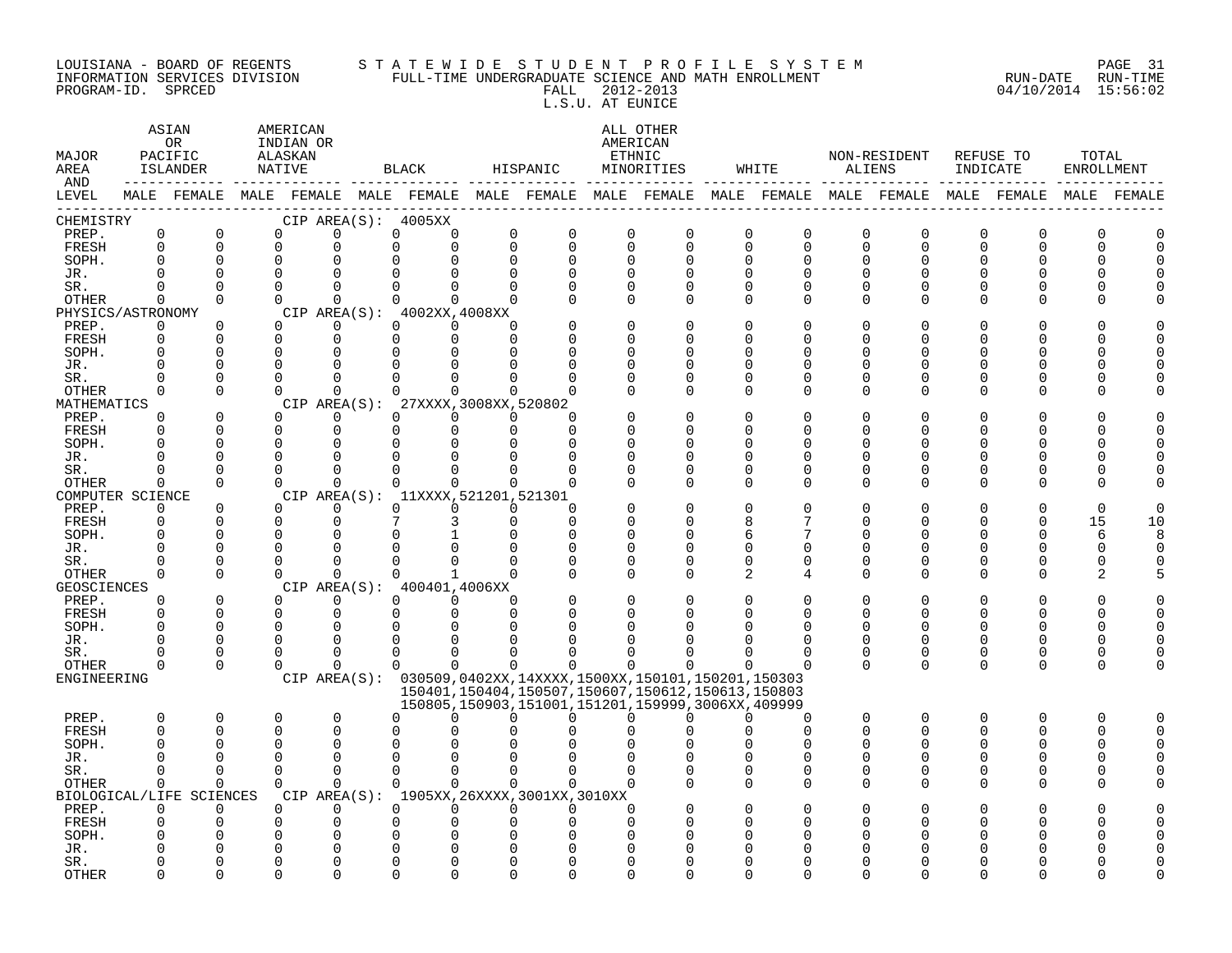LOUISIANA - BOARD OF REGENTS
INFORMATION SERVICES DIVISION
PROGRAM-ID. SPRCED

STATEWIDE STUDENT PROFILE SYSTEM
FULL-TIME UNDERGRADUATE SCIENCE AND MATH ENROLLMENT
FALL 2012-2013
L.S.U. AT EUNICE

RUN-DATE 04/10/2014 RUN-TIME 15:56:02

| MAJOR AREA AND LEVEL | ASIAN OR PACIFIC ISLANDER MALE | ASIAN OR PACIFIC ISLANDER FEMALE | AMERICAN INDIAN OR ALASKAN NATIVE MALE | AMERICAN INDIAN OR ALASKAN NATIVE FEMALE | BLACK MALE | BLACK FEMALE | HISPANIC MALE | HISPANIC FEMALE | ALL OTHER AMERICAN ETHNIC MINORITIES MALE | ALL OTHER AMERICAN ETHNIC MINORITIES FEMALE | WHITE MALE | WHITE FEMALE | NON-RESIDENT ALIENS MALE | NON-RESIDENT ALIENS FEMALE | REFUSE TO INDICATE MALE | REFUSE TO INDICATE FEMALE | TOTAL ENROLLMENT MALE | TOTAL ENROLLMENT FEMALE |
|---|---|---|---|---|---|---|---|---|---|---|---|---|---|---|---|---|---|---|
| CHEMISTRY CIP AREA(S): 4005XX | | | | | | | | | | | | | | | | | | |
| PREP. | 0 | 0 | 0 | 0 | 0 | 0 | 0 | 0 | 0 | 0 | 0 | 0 | 0 | 0 | 0 | 0 | 0 | 0 |
| FRESH | 0 | 0 | 0 | 0 | 0 | 0 | 0 | 0 | 0 | 0 | 0 | 0 | 0 | 0 | 0 | 0 | 0 | 0 |
| SOPH. | 0 | 0 | 0 | 0 | 0 | 0 | 0 | 0 | 0 | 0 | 0 | 0 | 0 | 0 | 0 | 0 | 0 | 0 |
| JR. | 0 | 0 | 0 | 0 | 0 | 0 | 0 | 0 | 0 | 0 | 0 | 0 | 0 | 0 | 0 | 0 | 0 | 0 |
| SR. | 0 | 0 | 0 | 0 | 0 | 0 | 0 | 0 | 0 | 0 | 0 | 0 | 0 | 0 | 0 | 0 | 0 | 0 |
| OTHER | 0 | 0 | 0 | 0 | 0 | 0 | 0 | 0 | 0 | 0 | 0 | 0 | 0 | 0 | 0 | 0 | 0 | 0 |
| PHYSICS/ASTRONOMY CIP AREA(S): 4002XX,4008XX | | | | | | | | | | | | | | | | | | |
| PREP. | 0 | 0 | 0 | 0 | 0 | 0 | 0 | 0 | 0 | 0 | 0 | 0 | 0 | 0 | 0 | 0 | 0 | 0 |
| FRESH | 0 | 0 | 0 | 0 | 0 | 0 | 0 | 0 | 0 | 0 | 0 | 0 | 0 | 0 | 0 | 0 | 0 | 0 |
| SOPH. | 0 | 0 | 0 | 0 | 0 | 0 | 0 | 0 | 0 | 0 | 0 | 0 | 0 | 0 | 0 | 0 | 0 | 0 |
| JR. | 0 | 0 | 0 | 0 | 0 | 0 | 0 | 0 | 0 | 0 | 0 | 0 | 0 | 0 | 0 | 0 | 0 | 0 |
| SR. | 0 | 0 | 0 | 0 | 0 | 0 | 0 | 0 | 0 | 0 | 0 | 0 | 0 | 0 | 0 | 0 | 0 | 0 |
| OTHER | 0 | 0 | 0 | 0 | 0 | 0 | 0 | 0 | 0 | 0 | 0 | 0 | 0 | 0 | 0 | 0 | 0 | 0 |
| MATHEMATICS CIP AREA(S): 27XXXX,3008XX,520802 | | | | | | | | | | | | | | | | | | |
| PREP. | 0 | 0 | 0 | 0 | 0 | 0 | 0 | 0 | 0 | 0 | 0 | 0 | 0 | 0 | 0 | 0 | 0 | 0 |
| FRESH | 0 | 0 | 0 | 0 | 0 | 0 | 0 | 0 | 0 | 0 | 0 | 0 | 0 | 0 | 0 | 0 | 0 | 0 |
| SOPH. | 0 | 0 | 0 | 0 | 0 | 0 | 0 | 0 | 0 | 0 | 0 | 0 | 0 | 0 | 0 | 0 | 0 | 0 |
| JR. | 0 | 0 | 0 | 0 | 0 | 0 | 0 | 0 | 0 | 0 | 0 | 0 | 0 | 0 | 0 | 0 | 0 | 0 |
| SR. | 0 | 0 | 0 | 0 | 0 | 0 | 0 | 0 | 0 | 0 | 0 | 0 | 0 | 0 | 0 | 0 | 0 | 0 |
| OTHER | 0 | 0 | 0 | 0 | 0 | 0 | 0 | 0 | 0 | 0 | 0 | 0 | 0 | 0 | 0 | 0 | 0 | 0 |
| COMPUTER SCIENCE CIP AREA(S): 11XXXX,521201,521301 | | | | | | | | | | | | | | | | | | |
| PREP. | 0 | 0 | 0 | 0 | 0 | 0 | 0 | 0 | 0 | 0 | 0 | 0 | 0 | 0 | 0 | 0 | 0 | 0 |
| FRESH | 0 | 0 | 0 | 0 | 7 | 3 | 0 | 0 | 0 | 0 | 8 | 7 | 0 | 0 | 0 | 0 | 15 | 10 |
| SOPH. | 0 | 0 | 0 | 0 | 0 | 1 | 0 | 0 | 0 | 0 | 6 | 7 | 0 | 0 | 0 | 0 | 6 | 8 |
| JR. | 0 | 0 | 0 | 0 | 0 | 0 | 0 | 0 | 0 | 0 | 0 | 0 | 0 | 0 | 0 | 0 | 0 | 0 |
| SR. | 0 | 0 | 0 | 0 | 0 | 0 | 0 | 0 | 0 | 0 | 0 | 0 | 0 | 0 | 0 | 0 | 0 | 0 |
| OTHER | 0 | 0 | 0 | 0 | 0 | 1 | 0 | 0 | 0 | 0 | 2 | 4 | 0 | 0 | 0 | 0 | 2 | 5 |
| GEOSCIENCES CIP AREA(S): 400401,4006XX | | | | | | | | | | | | | | | | | | |
| PREP. | 0 | 0 | 0 | 0 | 0 | 0 | 0 | 0 | 0 | 0 | 0 | 0 | 0 | 0 | 0 | 0 | 0 | 0 |
| FRESH | 0 | 0 | 0 | 0 | 0 | 0 | 0 | 0 | 0 | 0 | 0 | 0 | 0 | 0 | 0 | 0 | 0 | 0 |
| SOPH. | 0 | 0 | 0 | 0 | 0 | 0 | 0 | 0 | 0 | 0 | 0 | 0 | 0 | 0 | 0 | 0 | 0 | 0 |
| JR. | 0 | 0 | 0 | 0 | 0 | 0 | 0 | 0 | 0 | 0 | 0 | 0 | 0 | 0 | 0 | 0 | 0 | 0 |
| SR. | 0 | 0 | 0 | 0 | 0 | 0 | 0 | 0 | 0 | 0 | 0 | 0 | 0 | 0 | 0 | 0 | 0 | 0 |
| OTHER | 0 | 0 | 0 | 0 | 0 | 0 | 0 | 0 | 0 | 0 | 0 | 0 | 0 | 0 | 0 | 0 | 0 | 0 |
| ENGINEERING CIP AREA(S): 030509,0402XX,14XXXX,1500XX,150101,150201,150303 150401,150404,150507,150607,150612,150613,150803 150805,150903,151001,151201,159999,3006XX,409999 | | | | | | | | | | | | | | | | | | |
| PREP. | 0 | 0 | 0 | 0 | 0 | 0 | 0 | 0 | 0 | 0 | 0 | 0 | 0 | 0 | 0 | 0 | 0 | 0 |
| FRESH | 0 | 0 | 0 | 0 | 0 | 0 | 0 | 0 | 0 | 0 | 0 | 0 | 0 | 0 | 0 | 0 | 0 | 0 |
| SOPH. | 0 | 0 | 0 | 0 | 0 | 0 | 0 | 0 | 0 | 0 | 0 | 0 | 0 | 0 | 0 | 0 | 0 | 0 |
| JR. | 0 | 0 | 0 | 0 | 0 | 0 | 0 | 0 | 0 | 0 | 0 | 0 | 0 | 0 | 0 | 0 | 0 | 0 |
| SR. | 0 | 0 | 0 | 0 | 0 | 0 | 0 | 0 | 0 | 0 | 0 | 0 | 0 | 0 | 0 | 0 | 0 | 0 |
| OTHER | 0 | 0 | 0 | 0 | 0 | 0 | 0 | 0 | 0 | 0 | 0 | 0 | 0 | 0 | 0 | 0 | 0 | 0 |
| BIOLOGICAL/LIFE SCIENCES CIP AREA(S): 1905XX,26XXXX,3001XX,3010XX | | | | | | | | | | | | | | | | | | |
| PREP. | 0 | 0 | 0 | 0 | 0 | 0 | 0 | 0 | 0 | 0 | 0 | 0 | 0 | 0 | 0 | 0 | 0 | 0 |
| FRESH | 0 | 0 | 0 | 0 | 0 | 0 | 0 | 0 | 0 | 0 | 0 | 0 | 0 | 0 | 0 | 0 | 0 | 0 |
| SOPH. | 0 | 0 | 0 | 0 | 0 | 0 | 0 | 0 | 0 | 0 | 0 | 0 | 0 | 0 | 0 | 0 | 0 | 0 |
| JR. | 0 | 0 | 0 | 0 | 0 | 0 | 0 | 0 | 0 | 0 | 0 | 0 | 0 | 0 | 0 | 0 | 0 | 0 |
| SR. | 0 | 0 | 0 | 0 | 0 | 0 | 0 | 0 | 0 | 0 | 0 | 0 | 0 | 0 | 0 | 0 | 0 | 0 |
| OTHER | 0 | 0 | 0 | 0 | 0 | 0 | 0 | 0 | 0 | 0 | 0 | 0 | 0 | 0 | 0 | 0 | 0 | 0 |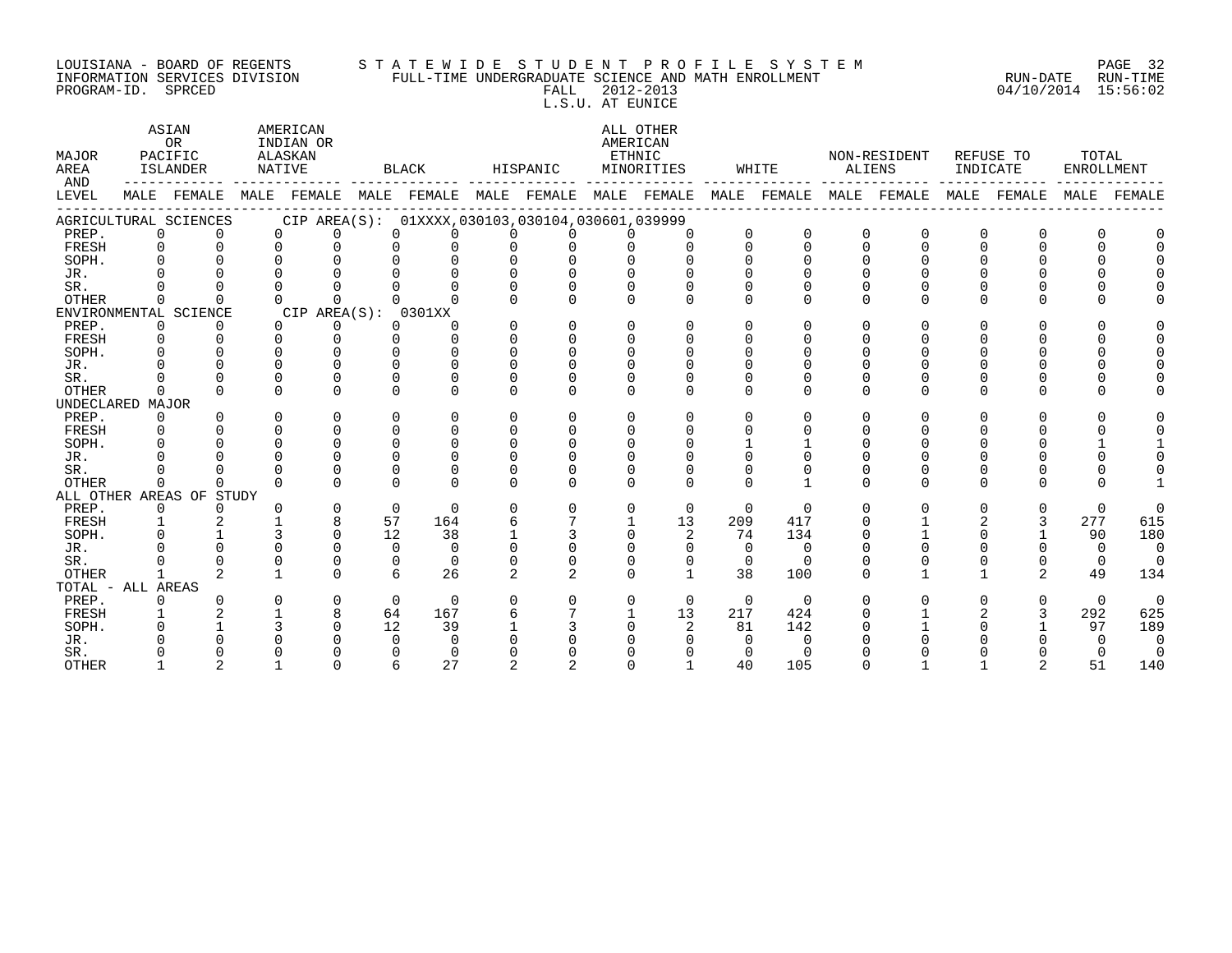LOUISIANA - BOARD OF REGENTS
INFORMATION SERVICES DIVISION
PROGRAM-ID. SPRCED

STATEWIDE STUDENT PROFILE SYSTEM
FULL-TIME UNDERGRADUATE SCIENCE AND MATH ENROLLMENT
FALL 2012-2013
L.S.U. AT EUNICE

RUN-DATE 04/10/2014 RUN-TIME 15:56:02

| MAJOR AREA AND LEVEL | ASIAN OR PACIFIC ISLANDER MALE | ASIAN OR PACIFIC ISLANDER FEMALE | AMERICAN INDIAN OR ALASKAN NATIVE MALE | AMERICAN INDIAN OR ALASKAN NATIVE FEMALE | BLACK MALE | BLACK FEMALE | HISPANIC MALE | HISPANIC FEMALE | ALL OTHER AMERICAN ETHNIC MINORITIES MALE | ALL OTHER AMERICAN ETHNIC MINORITIES FEMALE | WHITE MALE | WHITE FEMALE | NON-RESIDENT ALIENS MALE | NON-RESIDENT ALIENS FEMALE | REFUSE TO INDICATE MALE | REFUSE TO INDICATE FEMALE | TOTAL ENROLLMENT MALE | TOTAL ENROLLMENT FEMALE |
|---|---|---|---|---|---|---|---|---|---|---|---|---|---|---|---|---|---|---|
| AGRICULTURAL SCIENCES CIP AREA(S): 01XXXX,030103,030104,030601,039999 | | | | | | | | | | | | | | | | | | |
| PREP. | 0 | 0 | 0 | 0 | 0 | 0 | 0 | 0 | 0 | 0 | 0 | 0 | 0 | 0 | 0 | 0 | 0 | 0 |
| FRESH | 0 | 0 | 0 | 0 | 0 | 0 | 0 | 0 | 0 | 0 | 0 | 0 | 0 | 0 | 0 | 0 | 0 | 0 |
| SOPH. | 0 | 0 | 0 | 0 | 0 | 0 | 0 | 0 | 0 | 0 | 0 | 0 | 0 | 0 | 0 | 0 | 0 | 0 |
| JR. | 0 | 0 | 0 | 0 | 0 | 0 | 0 | 0 | 0 | 0 | 0 | 0 | 0 | 0 | 0 | 0 | 0 | 0 |
| SR. | 0 | 0 | 0 | 0 | 0 | 0 | 0 | 0 | 0 | 0 | 0 | 0 | 0 | 0 | 0 | 0 | 0 | 0 |
| OTHER | 0 | 0 | 0 | 0 | 0 | 0 | 0 | 0 | 0 | 0 | 0 | 0 | 0 | 0 | 0 | 0 | 0 | 0 |
| ENVIRONMENTAL SCIENCE CIP AREA(S): 0301XX | | | | | | | | | | | | | | | | | | |
| PREP. | 0 | 0 | 0 | 0 | 0 | 0 | 0 | 0 | 0 | 0 | 0 | 0 | 0 | 0 | 0 | 0 | 0 | 0 |
| FRESH | 0 | 0 | 0 | 0 | 0 | 0 | 0 | 0 | 0 | 0 | 0 | 0 | 0 | 0 | 0 | 0 | 0 | 0 |
| SOPH. | 0 | 0 | 0 | 0 | 0 | 0 | 0 | 0 | 0 | 0 | 0 | 0 | 0 | 0 | 0 | 0 | 0 | 0 |
| JR. | 0 | 0 | 0 | 0 | 0 | 0 | 0 | 0 | 0 | 0 | 0 | 0 | 0 | 0 | 0 | 0 | 0 | 0 |
| SR. | 0 | 0 | 0 | 0 | 0 | 0 | 0 | 0 | 0 | 0 | 0 | 0 | 0 | 0 | 0 | 0 | 0 | 0 |
| OTHER | 0 | 0 | 0 | 0 | 0 | 0 | 0 | 0 | 0 | 0 | 0 | 0 | 0 | 0 | 0 | 0 | 0 | 0 |
| UNDECLARED MAJOR | | | | | | | | | | | | | | | | | | |
| PREP. | 0 | 0 | 0 | 0 | 0 | 0 | 0 | 0 | 0 | 0 | 0 | 0 | 0 | 0 | 0 | 0 | 0 | 0 |
| FRESH | 0 | 0 | 0 | 0 | 0 | 0 | 0 | 0 | 0 | 0 | 0 | 0 | 0 | 0 | 0 | 0 | 0 | 0 |
| SOPH. | 0 | 0 | 0 | 0 | 0 | 0 | 0 | 0 | 0 | 0 | 1 | 1 | 0 | 0 | 0 | 0 | 1 | 1 |
| JR. | 0 | 0 | 0 | 0 | 0 | 0 | 0 | 0 | 0 | 0 | 0 | 0 | 0 | 0 | 0 | 0 | 0 | 0 |
| SR. | 0 | 0 | 0 | 0 | 0 | 0 | 0 | 0 | 0 | 0 | 0 | 0 | 0 | 0 | 0 | 0 | 0 | 0 |
| OTHER | 0 | 0 | 0 | 0 | 0 | 0 | 0 | 0 | 0 | 0 | 0 | 1 | 0 | 0 | 0 | 0 | 0 | 1 |
| ALL OTHER AREAS OF STUDY | | | | | | | | | | | | | | | | | | |
| PREP. | 0 | 0 | 0 | 0 | 0 | 0 | 0 | 0 | 0 | 0 | 0 | 0 | 0 | 0 | 0 | 0 | 0 | 0 |
| FRESH | 1 | 2 | 1 | 8 | 57 | 164 | 6 | 7 | 1 | 13 | 209 | 417 | 0 | 1 | 2 | 3 | 277 | 615 |
| SOPH. | 0 | 1 | 3 | 0 | 12 | 38 | 1 | 3 | 0 | 2 | 74 | 134 | 0 | 1 | 0 | 1 | 90 | 180 |
| JR. | 0 | 0 | 0 | 0 | 0 | 0 | 0 | 0 | 0 | 0 | 0 | 0 | 0 | 0 | 0 | 0 | 0 | 0 |
| SR. | 0 | 0 | 0 | 0 | 0 | 0 | 0 | 0 | 0 | 0 | 0 | 0 | 0 | 0 | 0 | 0 | 0 | 0 |
| OTHER | 1 | 2 | 1 | 0 | 6 | 26 | 2 | 2 | 0 | 1 | 38 | 100 | 0 | 1 | 1 | 2 | 49 | 134 |
| TOTAL - ALL AREAS | | | | | | | | | | | | | | | | | | |
| PREP. | 0 | 0 | 0 | 0 | 0 | 0 | 0 | 0 | 0 | 0 | 0 | 0 | 0 | 0 | 0 | 0 | 0 | 0 |
| FRESH | 1 | 2 | 1 | 8 | 64 | 167 | 6 | 7 | 1 | 13 | 217 | 424 | 0 | 1 | 2 | 3 | 292 | 625 |
| SOPH. | 0 | 1 | 3 | 0 | 12 | 39 | 1 | 3 | 0 | 2 | 81 | 142 | 0 | 1 | 0 | 1 | 97 | 189 |
| JR. | 0 | 0 | 0 | 0 | 0 | 0 | 0 | 0 | 0 | 0 | 0 | 0 | 0 | 0 | 0 | 0 | 0 | 0 |
| SR. | 0 | 0 | 0 | 0 | 0 | 0 | 0 | 0 | 0 | 0 | 0 | 0 | 0 | 0 | 0 | 0 | 0 | 0 |
| OTHER | 1 | 2 | 1 | 0 | 6 | 27 | 2 | 2 | 0 | 1 | 40 | 105 | 0 | 1 | 1 | 2 | 51 | 140 |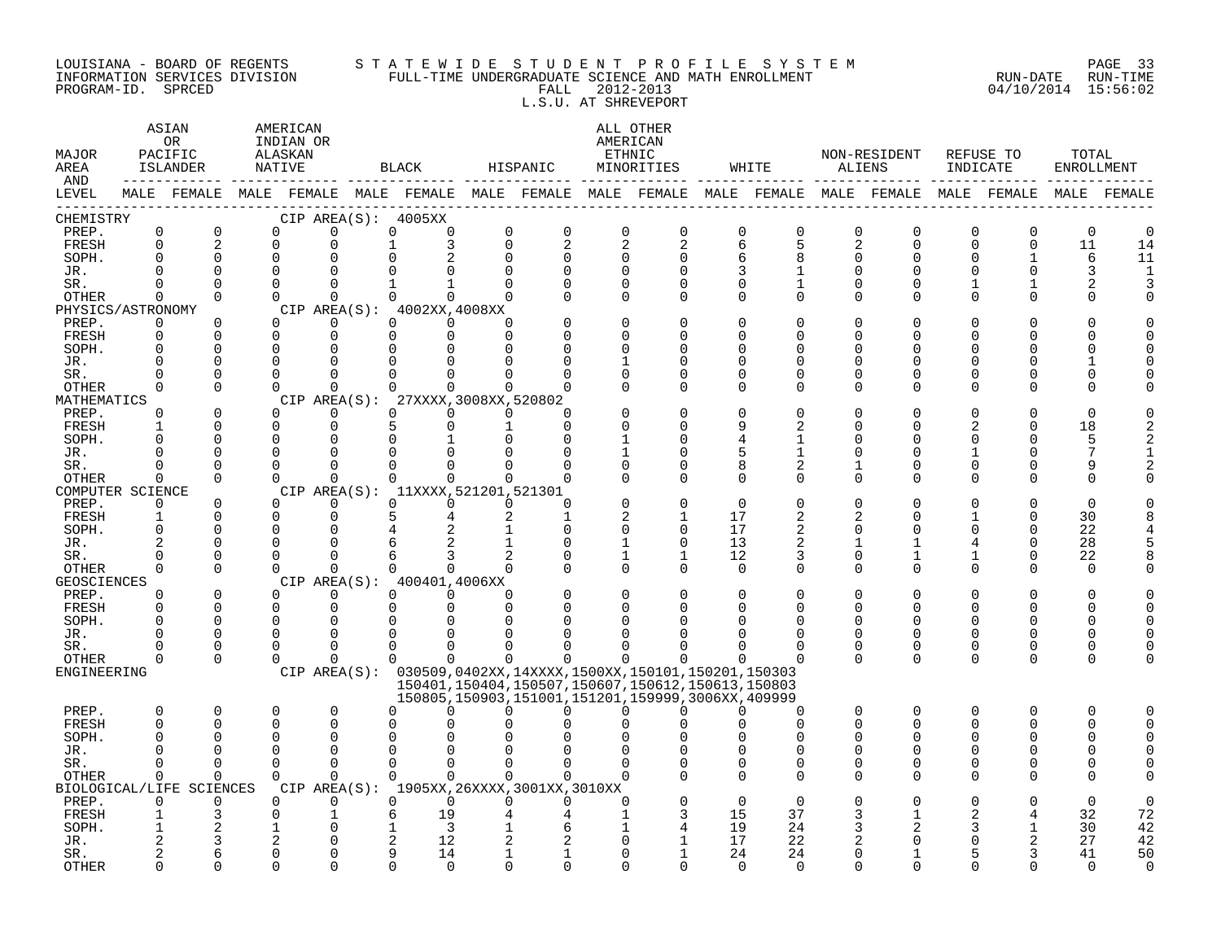LOUISIANA - BOARD OF REGENTS
INFORMATION SERVICES DIVISION
PROGRAM-ID. SPRCED

STATEWIDE STUDENT PROFILE SYSTEM
FULL-TIME UNDERGRADUATE SCIENCE AND MATH ENROLLMENT
FALL 2012-2013
L.S.U. AT SHREVEPORT

RUN-DATE 04/10/2014 RUN-TIME 15:56:02

| MAJOR AREA AND LEVEL | ASIAN OR PACIFIC ISLANDER MALE | ASIAN OR PACIFIC ISLANDER FEMALE | AMERICAN INDIAN OR ALASKAN NATIVE MALE | AMERICAN INDIAN OR ALASKAN NATIVE FEMALE | BLACK MALE | BLACK FEMALE | HISPANIC MALE | HISPANIC FEMALE | ALL OTHER AMERICAN ETHNIC MINORITIES MALE | ALL OTHER AMERICAN ETHNIC MINORITIES FEMALE | WHITE MALE | WHITE FEMALE | NON-RESIDENT ALIENS MALE | NON-RESIDENT ALIENS FEMALE | REFUSE TO INDICATE MALE | REFUSE TO INDICATE FEMALE | TOTAL ENROLLMENT MALE | TOTAL ENROLLMENT FEMALE |
|---|---|---|---|---|---|---|---|---|---|---|---|---|---|---|---|---|---|---|
| CHEMISTRY — CIP AREA(S): 4005XX | | | | | | | | | | | | | | | | | | |
| PREP. | 0 | 0 | 0 | 0 | 0 | 0 | 0 | 0 | 0 | 0 | 0 | 0 | 0 | 0 | 0 | 0 | 0 | 0 |
| FRESH | 0 | 2 | 0 | 0 | 1 | 3 | 0 | 2 | 2 | 2 | 6 | 5 | 2 | 0 | 0 | 0 | 11 | 14 |
| SOPH. | 0 | 0 | 0 | 0 | 0 | 2 | 0 | 0 | 0 | 0 | 6 | 8 | 0 | 0 | 0 | 1 | 6 | 11 |
| JR. | 0 | 0 | 0 | 0 | 0 | 0 | 0 | 0 | 0 | 0 | 3 | 1 | 0 | 0 | 0 | 0 | 3 | 1 |
| SR. | 0 | 0 | 0 | 0 | 1 | 1 | 0 | 0 | 0 | 0 | 0 | 1 | 0 | 0 | 1 | 1 | 2 | 3 |
| OTHER | 0 | 0 | 0 | 0 | 0 | 0 | 0 | 0 | 0 | 0 | 0 | 0 | 0 | 0 | 0 | 0 | 0 | 0 |
| PHYSICS/ASTRONOMY — CIP AREA(S): 4002XX,4008XX | | | | | | | | | | | | | | | | | | |
| PREP. | 0 | 0 | 0 | 0 | 0 | 0 | 0 | 0 | 0 | 0 | 0 | 0 | 0 | 0 | 0 | 0 | 0 | 0 |
| FRESH | 0 | 0 | 0 | 0 | 0 | 0 | 0 | 0 | 0 | 0 | 0 | 0 | 0 | 0 | 0 | 0 | 0 | 0 |
| SOPH. | 0 | 0 | 0 | 0 | 0 | 0 | 0 | 0 | 0 | 0 | 0 | 0 | 0 | 0 | 0 | 0 | 0 | 0 |
| JR. | 0 | 0 | 0 | 0 | 0 | 0 | 0 | 0 | 1 | 0 | 0 | 0 | 0 | 0 | 0 | 0 | 1 | 0 |
| SR. | 0 | 0 | 0 | 0 | 0 | 0 | 0 | 0 | 0 | 0 | 0 | 0 | 0 | 0 | 0 | 0 | 0 | 0 |
| OTHER | 0 | 0 | 0 | 0 | 0 | 0 | 0 | 0 | 0 | 0 | 0 | 0 | 0 | 0 | 0 | 0 | 0 | 0 |
| MATHEMATICS — CIP AREA(S): 27XXXX,3008XX,520802 | | | | | | | | | | | | | | | | | | |
| PREP. | 0 | 0 | 0 | 0 | 0 | 0 | 0 | 0 | 0 | 0 | 0 | 0 | 0 | 0 | 0 | 0 | 0 | 0 |
| FRESH | 1 | 0 | 0 | 0 | 5 | 0 | 1 | 0 | 0 | 0 | 9 | 2 | 0 | 0 | 2 | 0 | 18 | 2 |
| SOPH. | 0 | 0 | 0 | 0 | 0 | 1 | 0 | 0 | 1 | 0 | 4 | 1 | 0 | 0 | 0 | 0 | 5 | 2 |
| JR. | 0 | 0 | 0 | 0 | 0 | 0 | 0 | 0 | 1 | 0 | 5 | 1 | 0 | 0 | 1 | 0 | 7 | 1 |
| SR. | 0 | 0 | 0 | 0 | 0 | 0 | 0 | 0 | 0 | 0 | 8 | 2 | 1 | 0 | 0 | 0 | 9 | 2 |
| OTHER | 0 | 0 | 0 | 0 | 0 | 0 | 0 | 0 | 0 | 0 | 0 | 0 | 0 | 0 | 0 | 0 | 0 | 0 |
| COMPUTER SCIENCE — CIP AREA(S): 11XXXX,521201,521301 | | | | | | | | | | | | | | | | | | |
| PREP. | 0 | 0 | 0 | 0 | 0 | 0 | 0 | 0 | 0 | 0 | 0 | 0 | 0 | 0 | 0 | 0 | 0 | 0 |
| FRESH | 1 | 0 | 0 | 0 | 5 | 4 | 2 | 1 | 2 | 1 | 17 | 2 | 2 | 0 | 1 | 0 | 30 | 8 |
| SOPH. | 0 | 0 | 0 | 0 | 4 | 2 | 1 | 0 | 0 | 0 | 17 | 2 | 0 | 0 | 0 | 0 | 22 | 4 |
| JR. | 2 | 0 | 0 | 0 | 6 | 2 | 1 | 0 | 1 | 0 | 13 | 2 | 1 | 1 | 4 | 0 | 28 | 5 |
| SR. | 0 | 0 | 0 | 0 | 6 | 3 | 2 | 0 | 1 | 1 | 12 | 3 | 0 | 1 | 1 | 0 | 22 | 8 |
| OTHER | 0 | 0 | 0 | 0 | 0 | 0 | 0 | 0 | 0 | 0 | 0 | 0 | 0 | 0 | 0 | 0 | 0 | 0 |
| GEOSCIENCES — CIP AREA(S): 400401,4006XX | | | | | | | | | | | | | | | | | | |
| PREP. | 0 | 0 | 0 | 0 | 0 | 0 | 0 | 0 | 0 | 0 | 0 | 0 | 0 | 0 | 0 | 0 | 0 | 0 |
| FRESH | 0 | 0 | 0 | 0 | 0 | 0 | 0 | 0 | 0 | 0 | 0 | 0 | 0 | 0 | 0 | 0 | 0 | 0 |
| SOPH. | 0 | 0 | 0 | 0 | 0 | 0 | 0 | 0 | 0 | 0 | 0 | 0 | 0 | 0 | 0 | 0 | 0 | 0 |
| JR. | 0 | 0 | 0 | 0 | 0 | 0 | 0 | 0 | 0 | 0 | 0 | 0 | 0 | 0 | 0 | 0 | 0 | 0 |
| SR. | 0 | 0 | 0 | 0 | 0 | 0 | 0 | 0 | 0 | 0 | 0 | 0 | 0 | 0 | 0 | 0 | 0 | 0 |
| OTHER | 0 | 0 | 0 | 0 | 0 | 0 | 0 | 0 | 0 | 0 | 0 | 0 | 0 | 0 | 0 | 0 | 0 | 0 |
| ENGINEERING — CIP AREA(S): 030509,0402XX,14XXXX,1500XX,150101,150201,150303 150401,150404,150507,150607,150612,150613,150803 150805,150903,151001,151201,159999,3006XX,409999 | | | | | | | | | | | | | | | | | | |
| PREP. | 0 | 0 | 0 | 0 | 0 | 0 | 0 | 0 | 0 | 0 | 0 | 0 | 0 | 0 | 0 | 0 | 0 | 0 |
| FRESH | 0 | 0 | 0 | 0 | 0 | 0 | 0 | 0 | 0 | 0 | 0 | 0 | 0 | 0 | 0 | 0 | 0 | 0 |
| SOPH. | 0 | 0 | 0 | 0 | 0 | 0 | 0 | 0 | 0 | 0 | 0 | 0 | 0 | 0 | 0 | 0 | 0 | 0 |
| JR. | 0 | 0 | 0 | 0 | 0 | 0 | 0 | 0 | 0 | 0 | 0 | 0 | 0 | 0 | 0 | 0 | 0 | 0 |
| SR. | 0 | 0 | 0 | 0 | 0 | 0 | 0 | 0 | 0 | 0 | 0 | 0 | 0 | 0 | 0 | 0 | 0 | 0 |
| OTHER | 0 | 0 | 0 | 0 | 0 | 0 | 0 | 0 | 0 | 0 | 0 | 0 | 0 | 0 | 0 | 0 | 0 | 0 |
| BIOLOGICAL/LIFE SCIENCES — CIP AREA(S): 1905XX,26XXXX,3001XX,3010XX | | | | | | | | | | | | | | | | | | |
| PREP. | 0 | 0 | 0 | 0 | 0 | 0 | 0 | 0 | 0 | 0 | 0 | 0 | 0 | 0 | 0 | 0 | 0 | 0 |
| FRESH | 1 | 3 | 0 | 1 | 6 | 19 | 4 | 4 | 1 | 3 | 15 | 37 | 3 | 1 | 2 | 4 | 32 | 72 |
| SOPH. | 1 | 2 | 1 | 0 | 1 | 3 | 1 | 6 | 1 | 4 | 19 | 24 | 3 | 2 | 3 | 1 | 30 | 42 |
| JR. | 2 | 3 | 2 | 0 | 2 | 12 | 2 | 2 | 0 | 1 | 17 | 22 | 2 | 0 | 0 | 2 | 27 | 42 |
| SR. | 2 | 6 | 0 | 0 | 9 | 14 | 1 | 1 | 0 | 1 | 24 | 24 | 0 | 1 | 5 | 3 | 41 | 50 |
| OTHER | 0 | 0 | 0 | 0 | 0 | 0 | 0 | 0 | 0 | 0 | 0 | 0 | 0 | 0 | 0 | 0 | 0 | 0 |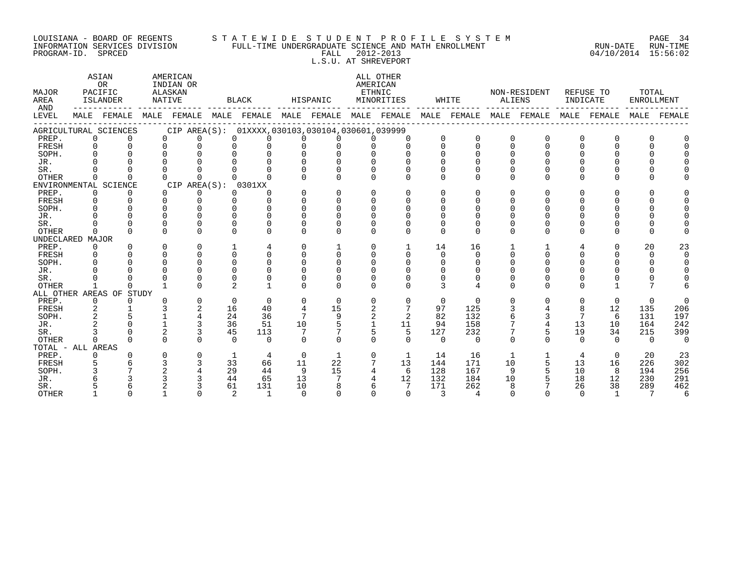LOUISIANA - BOARD OF REGENTS
INFORMATION SERVICES DIVISION
PROGRAM-ID. SPRCED

STATEWIDE STUDENT PROFILE SYSTEM
FULL-TIME UNDERGRADUATE SCIENCE AND MATH ENROLLMENT
FALL 2012-2013
L.S.U. AT SHREVEPORT

RUN-DATE 04/10/2014 RUN-TIME 15:56:02

| MAJOR AREA AND LEVEL | ASIAN OR PACIFIC ISLANDER MALE | ASIAN OR PACIFIC ISLANDER FEMALE | AMERICAN INDIAN OR ALASKAN NATIVE MALE | AMERICAN INDIAN OR ALASKAN NATIVE FEMALE | BLACK MALE | BLACK FEMALE | HISPANIC MALE | HISPANIC FEMALE | ALL OTHER AMERICAN ETHNIC MINORITIES MALE | ALL OTHER AMERICAN ETHNIC MINORITIES FEMALE | WHITE MALE | WHITE FEMALE | NON-RESIDENT ALIENS MALE | NON-RESIDENT ALIENS FEMALE | REFUSE TO INDICATE MALE | REFUSE TO INDICATE FEMALE | TOTAL ENROLLMENT MALE | TOTAL ENROLLMENT FEMALE |
|---|---|---|---|---|---|---|---|---|---|---|---|---|---|---|---|---|---|---|
| AGRICULTURAL SCIENCES CIP AREA(S): 01XXXX,030103,030104,030601,039999 | | | | | | | | | | | | | | | | | | |
| PREP. | 0 | 0 | 0 | 0 | 0 | 0 | 0 | 0 | 0 | 0 | 0 | 0 | 0 | 0 | 0 | 0 | 0 | 0 |
| FRESH | 0 | 0 | 0 | 0 | 0 | 0 | 0 | 0 | 0 | 0 | 0 | 0 | 0 | 0 | 0 | 0 | 0 | 0 |
| SOPH. | 0 | 0 | 0 | 0 | 0 | 0 | 0 | 0 | 0 | 0 | 0 | 0 | 0 | 0 | 0 | 0 | 0 | 0 |
| JR. | 0 | 0 | 0 | 0 | 0 | 0 | 0 | 0 | 0 | 0 | 0 | 0 | 0 | 0 | 0 | 0 | 0 | 0 |
| SR. | 0 | 0 | 0 | 0 | 0 | 0 | 0 | 0 | 0 | 0 | 0 | 0 | 0 | 0 | 0 | 0 | 0 | 0 |
| OTHER | 0 | 0 | 0 | 0 | 0 | 0 | 0 | 0 | 0 | 0 | 0 | 0 | 0 | 0 | 0 | 0 | 0 | 0 |
| ENVIRONMENTAL SCIENCE CIP AREA(S): 0301XX | | | | | | | | | | | | | | | | | | |
| PREP. | 0 | 0 | 0 | 0 | 0 | 0 | 0 | 0 | 0 | 0 | 0 | 0 | 0 | 0 | 0 | 0 | 0 | 0 |
| FRESH | 0 | 0 | 0 | 0 | 0 | 0 | 0 | 0 | 0 | 0 | 0 | 0 | 0 | 0 | 0 | 0 | 0 | 0 |
| SOPH. | 0 | 0 | 0 | 0 | 0 | 0 | 0 | 0 | 0 | 0 | 0 | 0 | 0 | 0 | 0 | 0 | 0 | 0 |
| JR. | 0 | 0 | 0 | 0 | 0 | 0 | 0 | 0 | 0 | 0 | 0 | 0 | 0 | 0 | 0 | 0 | 0 | 0 |
| SR. | 0 | 0 | 0 | 0 | 0 | 0 | 0 | 0 | 0 | 0 | 0 | 0 | 0 | 0 | 0 | 0 | 0 | 0 |
| OTHER | 0 | 0 | 0 | 0 | 0 | 0 | 0 | 0 | 0 | 0 | 0 | 0 | 0 | 0 | 0 | 0 | 0 | 0 |
| UNDECLARED MAJOR | | | | | | | | | | | | | | | | | | |
| PREP. | 0 | 0 | 0 | 0 | 1 | 4 | 0 | 1 | 0 | 1 | 14 | 16 | 1 | 1 | 4 | 0 | 20 | 23 |
| FRESH | 0 | 0 | 0 | 0 | 0 | 0 | 0 | 0 | 0 | 0 | 0 | 0 | 0 | 0 | 0 | 0 | 0 | 0 |
| SOPH. | 0 | 0 | 0 | 0 | 0 | 0 | 0 | 0 | 0 | 0 | 0 | 0 | 0 | 0 | 0 | 0 | 0 | 0 |
| JR. | 0 | 0 | 0 | 0 | 0 | 0 | 0 | 0 | 0 | 0 | 0 | 0 | 0 | 0 | 0 | 0 | 0 | 0 |
| SR. | 0 | 0 | 0 | 0 | 0 | 0 | 0 | 0 | 0 | 0 | 0 | 0 | 0 | 0 | 0 | 0 | 0 | 0 |
| OTHER | 1 | 0 | 1 | 0 | 2 | 1 | 0 | 0 | 0 | 0 | 3 | 4 | 0 | 0 | 0 | 1 | 7 | 6 |
| ALL OTHER AREAS OF STUDY | | | | | | | | | | | | | | | | | | |
| PREP. | 0 | 0 | 0 | 0 | 0 | 0 | 0 | 0 | 0 | 0 | 0 | 0 | 0 | 0 | 0 | 0 | 0 | 0 |
| FRESH | 2 | 1 | 3 | 2 | 16 | 40 | 4 | 15 | 2 | 7 | 97 | 125 | 3 | 4 | 8 | 12 | 135 | 206 |
| SOPH. | 2 | 5 | 1 | 4 | 24 | 36 | 7 | 9 | 2 | 2 | 82 | 132 | 6 | 3 | 7 | 6 | 131 | 197 |
| JR. | 2 | 0 | 1 | 3 | 36 | 51 | 10 | 5 | 1 | 11 | 94 | 158 | 7 | 4 | 13 | 10 | 164 | 242 |
| SR. | 3 | 0 | 2 | 3 | 45 | 113 | 7 | 7 | 5 | 5 | 127 | 232 | 7 | 5 | 19 | 34 | 215 | 399 |
| OTHER | 0 | 0 | 0 | 0 | 0 | 0 | 0 | 0 | 0 | 0 | 0 | 0 | 0 | 0 | 0 | 0 | 0 | 0 |
| TOTAL - ALL AREAS | | | | | | | | | | | | | | | | | | |
| PREP. | 0 | 0 | 0 | 0 | 1 | 4 | 0 | 1 | 0 | 1 | 14 | 16 | 1 | 1 | 4 | 0 | 20 | 23 |
| FRESH | 5 | 6 | 3 | 3 | 33 | 66 | 11 | 22 | 7 | 13 | 144 | 171 | 10 | 5 | 13 | 16 | 226 | 302 |
| SOPH. | 3 | 7 | 2 | 4 | 29 | 44 | 9 | 15 | 4 | 6 | 128 | 167 | 9 | 5 | 10 | 8 | 194 | 256 |
| JR. | 6 | 3 | 3 | 3 | 44 | 65 | 13 | 7 | 4 | 12 | 132 | 184 | 10 | 5 | 18 | 12 | 230 | 291 |
| SR. | 5 | 6 | 2 | 3 | 61 | 131 | 10 | 8 | 6 | 7 | 171 | 262 | 8 | 7 | 26 | 38 | 289 | 462 |
| OTHER | 1 | 0 | 1 | 0 | 2 | 1 | 0 | 0 | 0 | 0 | 3 | 4 | 0 | 0 | 0 | 1 | 7 | 6 |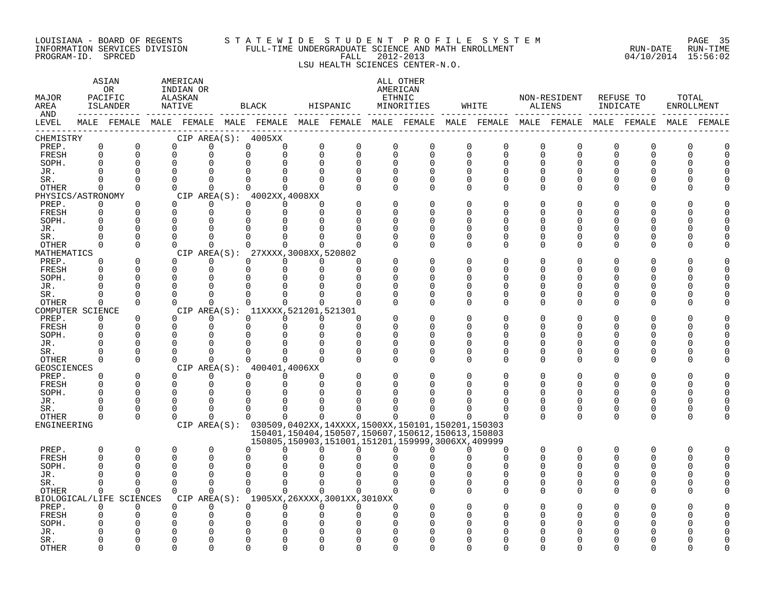LOUISIANA - BOARD OF REGENTS
INFORMATION SERVICES DIVISION
PROGRAM-ID. SPRCED

STATEWIDE STUDENT PROFILE SYSTEM
FULL-TIME UNDERGRADUATE SCIENCE AND MATH ENROLLMENT
FALL 2012-2013
LSU HEALTH SCIENCES CENTER-N.O.

RUN-DATE 04/10/2014 RUN-TIME 15:56:02

| MAJOR AREA AND LEVEL | ASIAN OR PACIFIC ISLANDER | | AMERICAN INDIAN OR ALASKAN NATIVE | | BLACK | | HISPANIC | | ALL OTHER AMERICAN ETHNIC MINORITIES | | WHITE | | NON-RESIDENT ALIENS | | REFUSE TO INDICATE | | TOTAL ENROLLMENT | |
|---|---|---|---|---|---|---|---|---|---|---|---|---|---|---|---|---|---|---|
| | MALE | FEMALE | MALE | FEMALE | MALE | FEMALE | MALE | FEMALE | MALE | FEMALE | MALE | FEMALE | MALE | FEMALE | MALE | FEMALE | MALE | FEMALE |
| CHEMISTRY — CIP AREA(S): 4005XX | | | | | | | | | | | | | | | | | | |
| PREP. | 0 | 0 | 0 | 0 | 0 | 0 | 0 | 0 | 0 | 0 | 0 | 0 | 0 | 0 | 0 | 0 | 0 | 0 |
| FRESH | 0 | 0 | 0 | 0 | 0 | 0 | 0 | 0 | 0 | 0 | 0 | 0 | 0 | 0 | 0 | 0 | 0 | 0 |
| SOPH. | 0 | 0 | 0 | 0 | 0 | 0 | 0 | 0 | 0 | 0 | 0 | 0 | 0 | 0 | 0 | 0 | 0 | 0 |
| JR. | 0 | 0 | 0 | 0 | 0 | 0 | 0 | 0 | 0 | 0 | 0 | 0 | 0 | 0 | 0 | 0 | 0 | 0 |
| SR. | 0 | 0 | 0 | 0 | 0 | 0 | 0 | 0 | 0 | 0 | 0 | 0 | 0 | 0 | 0 | 0 | 0 | 0 |
| OTHER | 0 | 0 | 0 | 0 | 0 | 0 | 0 | 0 | 0 | 0 | 0 | 0 | 0 | 0 | 0 | 0 | 0 | 0 |
| PHYSICS/ASTRONOMY — CIP AREA(S): 4002XX,4008XX | | | | | | | | | | | | | | | | | | |
| PREP. | 0 | 0 | 0 | 0 | 0 | 0 | 0 | 0 | 0 | 0 | 0 | 0 | 0 | 0 | 0 | 0 | 0 | 0 |
| FRESH | 0 | 0 | 0 | 0 | 0 | 0 | 0 | 0 | 0 | 0 | 0 | 0 | 0 | 0 | 0 | 0 | 0 | 0 |
| SOPH. | 0 | 0 | 0 | 0 | 0 | 0 | 0 | 0 | 0 | 0 | 0 | 0 | 0 | 0 | 0 | 0 | 0 | 0 |
| JR. | 0 | 0 | 0 | 0 | 0 | 0 | 0 | 0 | 0 | 0 | 0 | 0 | 0 | 0 | 0 | 0 | 0 | 0 |
| SR. | 0 | 0 | 0 | 0 | 0 | 0 | 0 | 0 | 0 | 0 | 0 | 0 | 0 | 0 | 0 | 0 | 0 | 0 |
| OTHER | 0 | 0 | 0 | 0 | 0 | 0 | 0 | 0 | 0 | 0 | 0 | 0 | 0 | 0 | 0 | 0 | 0 | 0 |
| MATHEMATICS — CIP AREA(S): 27XXXX,3008XX,520802 | | | | | | | | | | | | | | | | | | |
| PREP. | 0 | 0 | 0 | 0 | 0 | 0 | 0 | 0 | 0 | 0 | 0 | 0 | 0 | 0 | 0 | 0 | 0 | 0 |
| FRESH | 0 | 0 | 0 | 0 | 0 | 0 | 0 | 0 | 0 | 0 | 0 | 0 | 0 | 0 | 0 | 0 | 0 | 0 |
| SOPH. | 0 | 0 | 0 | 0 | 0 | 0 | 0 | 0 | 0 | 0 | 0 | 0 | 0 | 0 | 0 | 0 | 0 | 0 |
| JR. | 0 | 0 | 0 | 0 | 0 | 0 | 0 | 0 | 0 | 0 | 0 | 0 | 0 | 0 | 0 | 0 | 0 | 0 |
| SR. | 0 | 0 | 0 | 0 | 0 | 0 | 0 | 0 | 0 | 0 | 0 | 0 | 0 | 0 | 0 | 0 | 0 | 0 |
| OTHER | 0 | 0 | 0 | 0 | 0 | 0 | 0 | 0 | 0 | 0 | 0 | 0 | 0 | 0 | 0 | 0 | 0 | 0 |
| COMPUTER SCIENCE — CIP AREA(S): 11XXXX,521201,521301 | | | | | | | | | | | | | | | | | | |
| PREP. | 0 | 0 | 0 | 0 | 0 | 0 | 0 | 0 | 0 | 0 | 0 | 0 | 0 | 0 | 0 | 0 | 0 | 0 |
| FRESH | 0 | 0 | 0 | 0 | 0 | 0 | 0 | 0 | 0 | 0 | 0 | 0 | 0 | 0 | 0 | 0 | 0 | 0 |
| SOPH. | 0 | 0 | 0 | 0 | 0 | 0 | 0 | 0 | 0 | 0 | 0 | 0 | 0 | 0 | 0 | 0 | 0 | 0 |
| JR. | 0 | 0 | 0 | 0 | 0 | 0 | 0 | 0 | 0 | 0 | 0 | 0 | 0 | 0 | 0 | 0 | 0 | 0 |
| SR. | 0 | 0 | 0 | 0 | 0 | 0 | 0 | 0 | 0 | 0 | 0 | 0 | 0 | 0 | 0 | 0 | 0 | 0 |
| OTHER | 0 | 0 | 0 | 0 | 0 | 0 | 0 | 0 | 0 | 0 | 0 | 0 | 0 | 0 | 0 | 0 | 0 | 0 |
| GEOSCIENCES — CIP AREA(S): 400401,4006XX | | | | | | | | | | | | | | | | | | |
| PREP. | 0 | 0 | 0 | 0 | 0 | 0 | 0 | 0 | 0 | 0 | 0 | 0 | 0 | 0 | 0 | 0 | 0 | 0 |
| FRESH | 0 | 0 | 0 | 0 | 0 | 0 | 0 | 0 | 0 | 0 | 0 | 0 | 0 | 0 | 0 | 0 | 0 | 0 |
| SOPH. | 0 | 0 | 0 | 0 | 0 | 0 | 0 | 0 | 0 | 0 | 0 | 0 | 0 | 0 | 0 | 0 | 0 | 0 |
| JR. | 0 | 0 | 0 | 0 | 0 | 0 | 0 | 0 | 0 | 0 | 0 | 0 | 0 | 0 | 0 | 0 | 0 | 0 |
| SR. | 0 | 0 | 0 | 0 | 0 | 0 | 0 | 0 | 0 | 0 | 0 | 0 | 0 | 0 | 0 | 0 | 0 | 0 |
| OTHER | 0 | 0 | 0 | 0 | 0 | 0 | 0 | 0 | 0 | 0 | 0 | 0 | 0 | 0 | 0 | 0 | 0 | 0 |
| ENGINEERING — CIP AREA(S): 030509,0402XX,14XXXX,1500XX,150101,150201,150303,150401,150404,150507,150607,150612,150613,150803,150805,150903,151001,151201,159999,3006XX,409999 | | | | | | | | | | | | | | | | | | |
| PREP. | 0 | 0 | 0 | 0 | 0 | 0 | 0 | 0 | 0 | 0 | 0 | 0 | 0 | 0 | 0 | 0 | 0 | 0 |
| FRESH | 0 | 0 | 0 | 0 | 0 | 0 | 0 | 0 | 0 | 0 | 0 | 0 | 0 | 0 | 0 | 0 | 0 | 0 |
| SOPH. | 0 | 0 | 0 | 0 | 0 | 0 | 0 | 0 | 0 | 0 | 0 | 0 | 0 | 0 | 0 | 0 | 0 | 0 |
| JR. | 0 | 0 | 0 | 0 | 0 | 0 | 0 | 0 | 0 | 0 | 0 | 0 | 0 | 0 | 0 | 0 | 0 | 0 |
| SR. | 0 | 0 | 0 | 0 | 0 | 0 | 0 | 0 | 0 | 0 | 0 | 0 | 0 | 0 | 0 | 0 | 0 | 0 |
| OTHER | 0 | 0 | 0 | 0 | 0 | 0 | 0 | 0 | 0 | 0 | 0 | 0 | 0 | 0 | 0 | 0 | 0 | 0 |
| BIOLOGICAL/LIFE SCIENCES — CIP AREA(S): 1905XX,26XXXX,3001XX,3010XX | | | | | | | | | | | | | | | | | | |
| PREP. | 0 | 0 | 0 | 0 | 0 | 0 | 0 | 0 | 0 | 0 | 0 | 0 | 0 | 0 | 0 | 0 | 0 | 0 |
| FRESH | 0 | 0 | 0 | 0 | 0 | 0 | 0 | 0 | 0 | 0 | 0 | 0 | 0 | 0 | 0 | 0 | 0 | 0 |
| SOPH. | 0 | 0 | 0 | 0 | 0 | 0 | 0 | 0 | 0 | 0 | 0 | 0 | 0 | 0 | 0 | 0 | 0 | 0 |
| JR. | 0 | 0 | 0 | 0 | 0 | 0 | 0 | 0 | 0 | 0 | 0 | 0 | 0 | 0 | 0 | 0 | 0 | 0 |
| SR. | 0 | 0 | 0 | 0 | 0 | 0 | 0 | 0 | 0 | 0 | 0 | 0 | 0 | 0 | 0 | 0 | 0 | 0 |
| OTHER | 0 | 0 | 0 | 0 | 0 | 0 | 0 | 0 | 0 | 0 | 0 | 0 | 0 | 0 | 0 | 0 | 0 | 0 |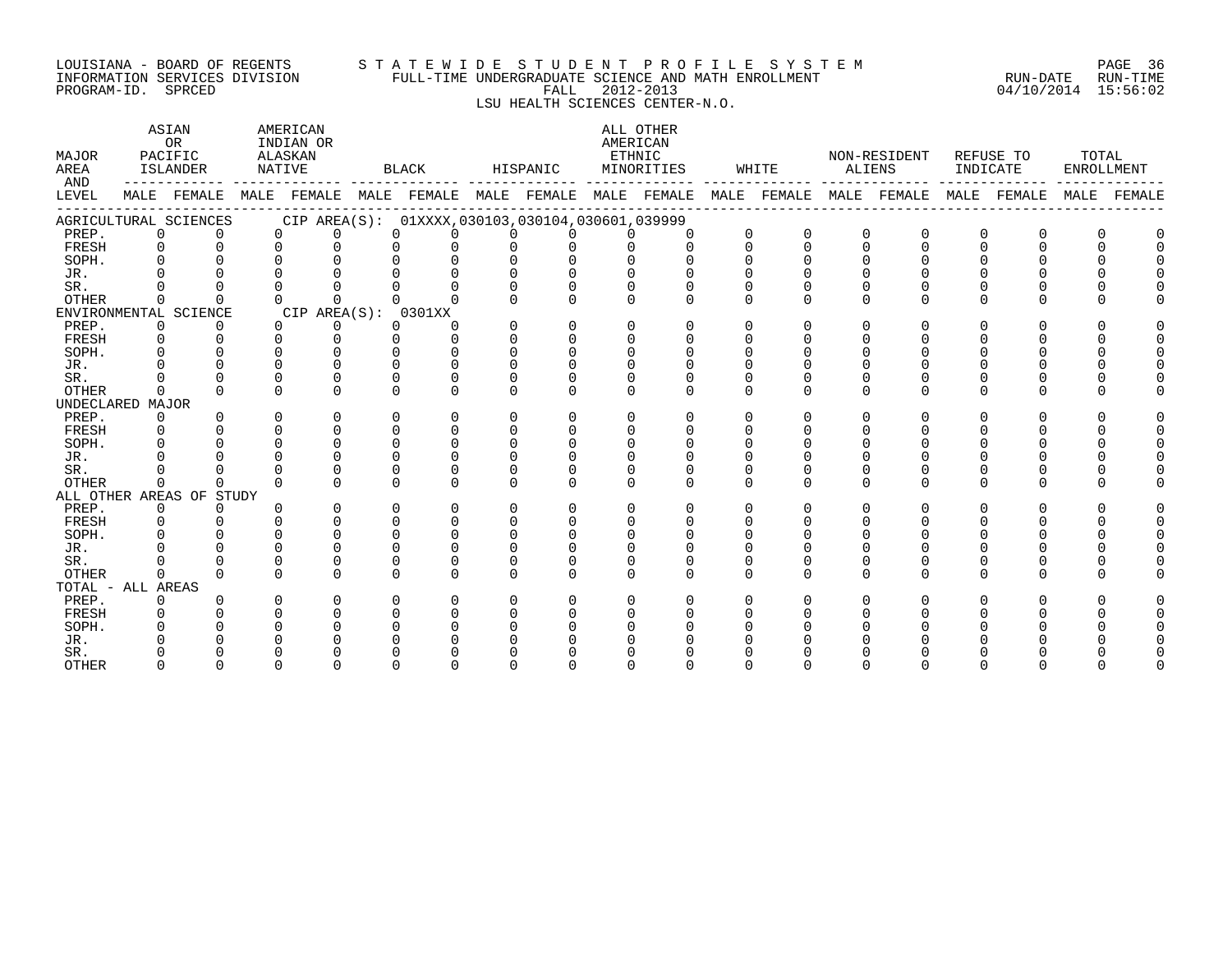LOUISIANA - BOARD OF REGENTS
INFORMATION SERVICES DIVISION
PROGRAM-ID. SPRCED

STATEWIDE STUDENT PROFILE SYSTEM
FULL-TIME UNDERGRADUATE SCIENCE AND MATH ENROLLMENT
FALL 2012-2013
LSU HEALTH SCIENCES CENTER-N.O.

RUN-DATE 04/10/2014 RUN-TIME 15:56:02

| MAJOR AREA AND LEVEL | ASIAN OR PACIFIC ISLANDER | | AMERICAN INDIAN OR ALASKAN NATIVE | | BLACK | | HISPANIC | | ALL OTHER AMERICAN ETHNIC MINORITIES | | WHITE | | NON-RESIDENT ALIENS | | REFUSE TO INDICATE | | TOTAL ENROLLMENT | |
|---|---|---|---|---|---|---|---|---|---|---|---|---|---|---|---|---|---|---|
| | MALE | FEMALE | MALE | FEMALE | MALE | FEMALE | MALE | FEMALE | MALE | FEMALE | MALE | FEMALE | MALE | FEMALE | MALE | FEMALE | MALE | FEMALE |
| **AGRICULTURAL SCIENCES CIP AREA(S): 01XXXX,030103,030104,030601,039999** | | | | | | | | | | | | | | | | | | |
| PREP. | 0 | 0 | 0 | 0 | 0 | 0 | 0 | 0 | 0 | 0 | 0 | 0 | 0 | 0 | 0 | 0 | 0 | 0 |
| FRESH | 0 | 0 | 0 | 0 | 0 | 0 | 0 | 0 | 0 | 0 | 0 | 0 | 0 | 0 | 0 | 0 | 0 | 0 |
| SOPH. | 0 | 0 | 0 | 0 | 0 | 0 | 0 | 0 | 0 | 0 | 0 | 0 | 0 | 0 | 0 | 0 | 0 | 0 |
| JR. | 0 | 0 | 0 | 0 | 0 | 0 | 0 | 0 | 0 | 0 | 0 | 0 | 0 | 0 | 0 | 0 | 0 | 0 |
| SR. | 0 | 0 | 0 | 0 | 0 | 0 | 0 | 0 | 0 | 0 | 0 | 0 | 0 | 0 | 0 | 0 | 0 | 0 |
| OTHER | 0 | 0 | 0 | 0 | 0 | 0 | 0 | 0 | 0 | 0 | 0 | 0 | 0 | 0 | 0 | 0 | 0 | 0 |
| **ENVIRONMENTAL SCIENCE CIP AREA(S): 0301XX** | | | | | | | | | | | | | | | | | | |
| PREP. | 0 | 0 | 0 | 0 | 0 | 0 | 0 | 0 | 0 | 0 | 0 | 0 | 0 | 0 | 0 | 0 | 0 | 0 |
| FRESH | 0 | 0 | 0 | 0 | 0 | 0 | 0 | 0 | 0 | 0 | 0 | 0 | 0 | 0 | 0 | 0 | 0 | 0 |
| SOPH. | 0 | 0 | 0 | 0 | 0 | 0 | 0 | 0 | 0 | 0 | 0 | 0 | 0 | 0 | 0 | 0 | 0 | 0 |
| JR. | 0 | 0 | 0 | 0 | 0 | 0 | 0 | 0 | 0 | 0 | 0 | 0 | 0 | 0 | 0 | 0 | 0 | 0 |
| SR. | 0 | 0 | 0 | 0 | 0 | 0 | 0 | 0 | 0 | 0 | 0 | 0 | 0 | 0 | 0 | 0 | 0 | 0 |
| OTHER | 0 | 0 | 0 | 0 | 0 | 0 | 0 | 0 | 0 | 0 | 0 | 0 | 0 | 0 | 0 | 0 | 0 | 0 |
| **UNDECLARED MAJOR** | | | | | | | | | | | | | | | | | | |
| PREP. | 0 | 0 | 0 | 0 | 0 | 0 | 0 | 0 | 0 | 0 | 0 | 0 | 0 | 0 | 0 | 0 | 0 | 0 |
| FRESH | 0 | 0 | 0 | 0 | 0 | 0 | 0 | 0 | 0 | 0 | 0 | 0 | 0 | 0 | 0 | 0 | 0 | 0 |
| SOPH. | 0 | 0 | 0 | 0 | 0 | 0 | 0 | 0 | 0 | 0 | 0 | 0 | 0 | 0 | 0 | 0 | 0 | 0 |
| JR. | 0 | 0 | 0 | 0 | 0 | 0 | 0 | 0 | 0 | 0 | 0 | 0 | 0 | 0 | 0 | 0 | 0 | 0 |
| SR. | 0 | 0 | 0 | 0 | 0 | 0 | 0 | 0 | 0 | 0 | 0 | 0 | 0 | 0 | 0 | 0 | 0 | 0 |
| OTHER | 0 | 0 | 0 | 0 | 0 | 0 | 0 | 0 | 0 | 0 | 0 | 0 | 0 | 0 | 0 | 0 | 0 | 0 |
| **ALL OTHER AREAS OF STUDY** | | | | | | | | | | | | | | | | | | |
| PREP. | 0 | 0 | 0 | 0 | 0 | 0 | 0 | 0 | 0 | 0 | 0 | 0 | 0 | 0 | 0 | 0 | 0 | 0 |
| FRESH | 0 | 0 | 0 | 0 | 0 | 0 | 0 | 0 | 0 | 0 | 0 | 0 | 0 | 0 | 0 | 0 | 0 | 0 |
| SOPH. | 0 | 0 | 0 | 0 | 0 | 0 | 0 | 0 | 0 | 0 | 0 | 0 | 0 | 0 | 0 | 0 | 0 | 0 |
| JR. | 0 | 0 | 0 | 0 | 0 | 0 | 0 | 0 | 0 | 0 | 0 | 0 | 0 | 0 | 0 | 0 | 0 | 0 |
| SR. | 0 | 0 | 0 | 0 | 0 | 0 | 0 | 0 | 0 | 0 | 0 | 0 | 0 | 0 | 0 | 0 | 0 | 0 |
| OTHER | 0 | 0 | 0 | 0 | 0 | 0 | 0 | 0 | 0 | 0 | 0 | 0 | 0 | 0 | 0 | 0 | 0 | 0 |
| **TOTAL - ALL AREAS** | | | | | | | | | | | | | | | | | | |
| PREP. | 0 | 0 | 0 | 0 | 0 | 0 | 0 | 0 | 0 | 0 | 0 | 0 | 0 | 0 | 0 | 0 | 0 | 0 |
| FRESH | 0 | 0 | 0 | 0 | 0 | 0 | 0 | 0 | 0 | 0 | 0 | 0 | 0 | 0 | 0 | 0 | 0 | 0 |
| SOPH. | 0 | 0 | 0 | 0 | 0 | 0 | 0 | 0 | 0 | 0 | 0 | 0 | 0 | 0 | 0 | 0 | 0 | 0 |
| JR. | 0 | 0 | 0 | 0 | 0 | 0 | 0 | 0 | 0 | 0 | 0 | 0 | 0 | 0 | 0 | 0 | 0 | 0 |
| SR. | 0 | 0 | 0 | 0 | 0 | 0 | 0 | 0 | 0 | 0 | 0 | 0 | 0 | 0 | 0 | 0 | 0 | 0 |
| OTHER | 0 | 0 | 0 | 0 | 0 | 0 | 0 | 0 | 0 | 0 | 0 | 0 | 0 | 0 | 0 | 0 | 0 | 0 |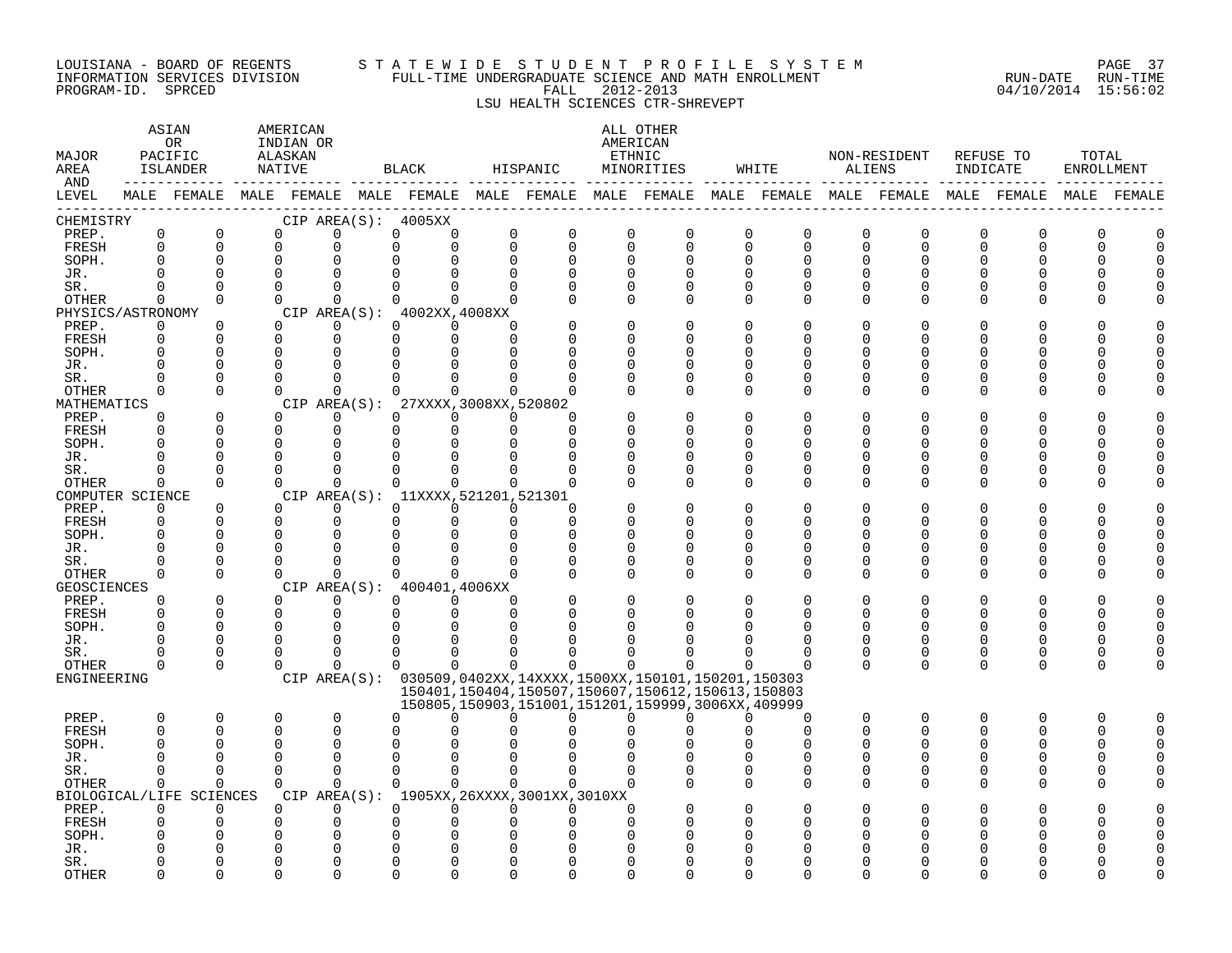LOUISIANA - BOARD OF REGENTS
INFORMATION SERVICES DIVISION
PROGRAM-ID. SPRCED

STATEWIDE STUDENT PROFILE SYSTEM
FULL-TIME UNDERGRADUATE SCIENCE AND MATH ENROLLMENT
FALL 2012-2013
LSU HEALTH SCIENCES CTR-SHREVEPT

RUN-DATE 04/10/2014 RUN-TIME 15:56:02

| MAJOR AREA AND LEVEL | ASIAN OR PACIFIC ISLANDER | | AMERICAN INDIAN OR ALASKAN NATIVE | | BLACK | | HISPANIC | | ALL OTHER AMERICAN ETHNIC MINORITIES | | WHITE | | NON-RESIDENT ALIENS | | REFUSE TO INDICATE | | TOTAL ENROLLMENT | |
|---|---|---|---|---|---|---|---|---|---|---|---|---|---|---|---|---|---|---|
| | MALE | FEMALE | MALE | FEMALE | MALE | FEMALE | MALE | FEMALE | MALE | FEMALE | MALE | FEMALE | MALE | FEMALE | MALE | FEMALE | MALE | FEMALE |
| CHEMISTRY CIP AREA(S): 4005XX | | | | | | | | | | | | | | | | | | |
| PREP. | 0 | 0 | 0 | 0 | 0 | 0 | 0 | 0 | 0 | 0 | 0 | 0 | 0 | 0 | 0 | 0 | 0 | 0 |
| FRESH | 0 | 0 | 0 | 0 | 0 | 0 | 0 | 0 | 0 | 0 | 0 | 0 | 0 | 0 | 0 | 0 | 0 | 0 |
| SOPH. | 0 | 0 | 0 | 0 | 0 | 0 | 0 | 0 | 0 | 0 | 0 | 0 | 0 | 0 | 0 | 0 | 0 | 0 |
| JR. | 0 | 0 | 0 | 0 | 0 | 0 | 0 | 0 | 0 | 0 | 0 | 0 | 0 | 0 | 0 | 0 | 0 | 0 |
| SR. | 0 | 0 | 0 | 0 | 0 | 0 | 0 | 0 | 0 | 0 | 0 | 0 | 0 | 0 | 0 | 0 | 0 | 0 |
| OTHER | 0 | 0 | 0 | 0 | 0 | 0 | 0 | 0 | 0 | 0 | 0 | 0 | 0 | 0 | 0 | 0 | 0 | 0 |
| PHYSICS/ASTRONOMY CIP AREA(S): 4002XX,4008XX | | | | | | | | | | | | | | | | | | |
| PREP. | 0 | 0 | 0 | 0 | 0 | 0 | 0 | 0 | 0 | 0 | 0 | 0 | 0 | 0 | 0 | 0 | 0 | 0 |
| FRESH | 0 | 0 | 0 | 0 | 0 | 0 | 0 | 0 | 0 | 0 | 0 | 0 | 0 | 0 | 0 | 0 | 0 | 0 |
| SOPH. | 0 | 0 | 0 | 0 | 0 | 0 | 0 | 0 | 0 | 0 | 0 | 0 | 0 | 0 | 0 | 0 | 0 | 0 |
| JR. | 0 | 0 | 0 | 0 | 0 | 0 | 0 | 0 | 0 | 0 | 0 | 0 | 0 | 0 | 0 | 0 | 0 | 0 |
| SR. | 0 | 0 | 0 | 0 | 0 | 0 | 0 | 0 | 0 | 0 | 0 | 0 | 0 | 0 | 0 | 0 | 0 | 0 |
| OTHER | 0 | 0 | 0 | 0 | 0 | 0 | 0 | 0 | 0 | 0 | 0 | 0 | 0 | 0 | 0 | 0 | 0 | 0 |
| MATHEMATICS CIP AREA(S): 27XXXX,3008XX,520802 | | | | | | | | | | | | | | | | | | |
| PREP. | 0 | 0 | 0 | 0 | 0 | 0 | 0 | 0 | 0 | 0 | 0 | 0 | 0 | 0 | 0 | 0 | 0 | 0 |
| FRESH | 0 | 0 | 0 | 0 | 0 | 0 | 0 | 0 | 0 | 0 | 0 | 0 | 0 | 0 | 0 | 0 | 0 | 0 |
| SOPH. | 0 | 0 | 0 | 0 | 0 | 0 | 0 | 0 | 0 | 0 | 0 | 0 | 0 | 0 | 0 | 0 | 0 | 0 |
| JR. | 0 | 0 | 0 | 0 | 0 | 0 | 0 | 0 | 0 | 0 | 0 | 0 | 0 | 0 | 0 | 0 | 0 | 0 |
| SR. | 0 | 0 | 0 | 0 | 0 | 0 | 0 | 0 | 0 | 0 | 0 | 0 | 0 | 0 | 0 | 0 | 0 | 0 |
| OTHER | 0 | 0 | 0 | 0 | 0 | 0 | 0 | 0 | 0 | 0 | 0 | 0 | 0 | 0 | 0 | 0 | 0 | 0 |
| COMPUTER SCIENCE CIP AREA(S): 11XXXX,521201,521301 | | | | | | | | | | | | | | | | | | |
| PREP. | 0 | 0 | 0 | 0 | 0 | 0 | 0 | 0 | 0 | 0 | 0 | 0 | 0 | 0 | 0 | 0 | 0 | 0 |
| FRESH | 0 | 0 | 0 | 0 | 0 | 0 | 0 | 0 | 0 | 0 | 0 | 0 | 0 | 0 | 0 | 0 | 0 | 0 |
| SOPH. | 0 | 0 | 0 | 0 | 0 | 0 | 0 | 0 | 0 | 0 | 0 | 0 | 0 | 0 | 0 | 0 | 0 | 0 |
| JR. | 0 | 0 | 0 | 0 | 0 | 0 | 0 | 0 | 0 | 0 | 0 | 0 | 0 | 0 | 0 | 0 | 0 | 0 |
| SR. | 0 | 0 | 0 | 0 | 0 | 0 | 0 | 0 | 0 | 0 | 0 | 0 | 0 | 0 | 0 | 0 | 0 | 0 |
| OTHER | 0 | 0 | 0 | 0 | 0 | 0 | 0 | 0 | 0 | 0 | 0 | 0 | 0 | 0 | 0 | 0 | 0 | 0 |
| GEOSCIENCES CIP AREA(S): 400401,4006XX | | | | | | | | | | | | | | | | | | |
| PREP. | 0 | 0 | 0 | 0 | 0 | 0 | 0 | 0 | 0 | 0 | 0 | 0 | 0 | 0 | 0 | 0 | 0 | 0 |
| FRESH | 0 | 0 | 0 | 0 | 0 | 0 | 0 | 0 | 0 | 0 | 0 | 0 | 0 | 0 | 0 | 0 | 0 | 0 |
| SOPH. | 0 | 0 | 0 | 0 | 0 | 0 | 0 | 0 | 0 | 0 | 0 | 0 | 0 | 0 | 0 | 0 | 0 | 0 |
| JR. | 0 | 0 | 0 | 0 | 0 | 0 | 0 | 0 | 0 | 0 | 0 | 0 | 0 | 0 | 0 | 0 | 0 | 0 |
| SR. | 0 | 0 | 0 | 0 | 0 | 0 | 0 | 0 | 0 | 0 | 0 | 0 | 0 | 0 | 0 | 0 | 0 | 0 |
| OTHER | 0 | 0 | 0 | 0 | 0 | 0 | 0 | 0 | 0 | 0 | 0 | 0 | 0 | 0 | 0 | 0 | 0 | 0 |
| ENGINEERING CIP AREA(S): 030509,0402XX,14XXXX,1500XX,150101,150201,150303 150401,150404,150507,150607,150612,150613,150803 150805,150903,151001,151201,159999,3006XX,409999 | | | | | | | | | | | | | | | | | | |
| PREP. | 0 | 0 | 0 | 0 | 0 | 0 | 0 | 0 | 0 | 0 | 0 | 0 | 0 | 0 | 0 | 0 | 0 | 0 |
| FRESH | 0 | 0 | 0 | 0 | 0 | 0 | 0 | 0 | 0 | 0 | 0 | 0 | 0 | 0 | 0 | 0 | 0 | 0 |
| SOPH. | 0 | 0 | 0 | 0 | 0 | 0 | 0 | 0 | 0 | 0 | 0 | 0 | 0 | 0 | 0 | 0 | 0 | 0 |
| JR. | 0 | 0 | 0 | 0 | 0 | 0 | 0 | 0 | 0 | 0 | 0 | 0 | 0 | 0 | 0 | 0 | 0 | 0 |
| SR. | 0 | 0 | 0 | 0 | 0 | 0 | 0 | 0 | 0 | 0 | 0 | 0 | 0 | 0 | 0 | 0 | 0 | 0 |
| OTHER | 0 | 0 | 0 | 0 | 0 | 0 | 0 | 0 | 0 | 0 | 0 | 0 | 0 | 0 | 0 | 0 | 0 | 0 |
| BIOLOGICAL/LIFE SCIENCES CIP AREA(S): 1905XX,26XXXX,3001XX,3010XX | | | | | | | | | | | | | | | | | | |
| PREP. | 0 | 0 | 0 | 0 | 0 | 0 | 0 | 0 | 0 | 0 | 0 | 0 | 0 | 0 | 0 | 0 | 0 | 0 |
| FRESH | 0 | 0 | 0 | 0 | 0 | 0 | 0 | 0 | 0 | 0 | 0 | 0 | 0 | 0 | 0 | 0 | 0 | 0 |
| SOPH. | 0 | 0 | 0 | 0 | 0 | 0 | 0 | 0 | 0 | 0 | 0 | 0 | 0 | 0 | 0 | 0 | 0 | 0 |
| JR. | 0 | 0 | 0 | 0 | 0 | 0 | 0 | 0 | 0 | 0 | 0 | 0 | 0 | 0 | 0 | 0 | 0 | 0 |
| SR. | 0 | 0 | 0 | 0 | 0 | 0 | 0 | 0 | 0 | 0 | 0 | 0 | 0 | 0 | 0 | 0 | 0 | 0 |
| OTHER | 0 | 0 | 0 | 0 | 0 | 0 | 0 | 0 | 0 | 0 | 0 | 0 | 0 | 0 | 0 | 0 | 0 | 0 |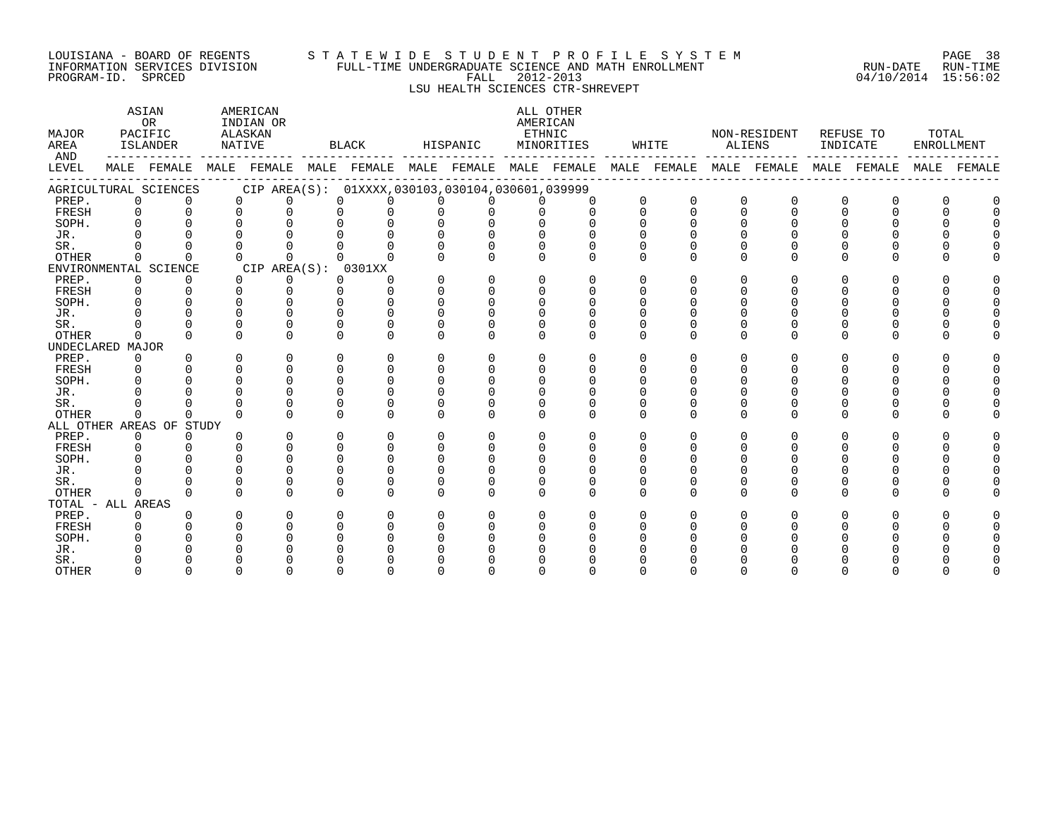LOUISIANA - BOARD OF REGENTS
INFORMATION SERVICES DIVISION
PROGRAM-ID. SPRCED

STATEWIDE STUDENT PROFILE SYSTEM
FULL-TIME UNDERGRADUATE SCIENCE AND MATH ENROLLMENT
FALL 2012-2013
LSU HEALTH SCIENCES CTR-SHREVEPT

RUN-DATE 04/10/2014 RUN-TIME 15:56:02

| MAJOR AREA AND LEVEL | ASIAN OR PACIFIC ISLANDER | | AMERICAN INDIAN OR ALASKAN NATIVE | | BLACK | | HISPANIC | | ALL OTHER AMERICAN ETHNIC MINORITIES | | WHITE | | NON-RESIDENT ALIENS | | REFUSE TO INDICATE | | TOTAL ENROLLMENT | |
|---|---|---|---|---|---|---|---|---|---|---|---|---|---|---|---|---|---|---|
| | MALE | FEMALE | MALE | FEMALE | MALE | FEMALE | MALE | FEMALE | MALE | FEMALE | MALE | FEMALE | MALE | FEMALE | MALE | FEMALE | MALE | FEMALE |
| AGRICULTURAL SCIENCES CIP AREA(S): 01XXXX,030103,030104,030601,039999 | | | | | | | | | | | | | | | | | | |
| PREP. | 0 | 0 | 0 | 0 | 0 | 0 | 0 | 0 | 0 | 0 | 0 | 0 | 0 | 0 | 0 | 0 | 0 | 0 |
| FRESH | 0 | 0 | 0 | 0 | 0 | 0 | 0 | 0 | 0 | 0 | 0 | 0 | 0 | 0 | 0 | 0 | 0 | 0 |
| SOPH. | 0 | 0 | 0 | 0 | 0 | 0 | 0 | 0 | 0 | 0 | 0 | 0 | 0 | 0 | 0 | 0 | 0 | 0 |
| JR. | 0 | 0 | 0 | 0 | 0 | 0 | 0 | 0 | 0 | 0 | 0 | 0 | 0 | 0 | 0 | 0 | 0 | 0 |
| SR. | 0 | 0 | 0 | 0 | 0 | 0 | 0 | 0 | 0 | 0 | 0 | 0 | 0 | 0 | 0 | 0 | 0 | 0 |
| OTHER | 0 | 0 | 0 | 0 | 0 | 0 | 0 | 0 | 0 | 0 | 0 | 0 | 0 | 0 | 0 | 0 | 0 | 0 |
| ENVIRONMENTAL SCIENCE CIP AREA(S): 0301XX | | | | | | | | | | | | | | | | | | |
| PREP. | 0 | 0 | 0 | 0 | 0 | 0 | 0 | 0 | 0 | 0 | 0 | 0 | 0 | 0 | 0 | 0 | 0 | 0 |
| FRESH | 0 | 0 | 0 | 0 | 0 | 0 | 0 | 0 | 0 | 0 | 0 | 0 | 0 | 0 | 0 | 0 | 0 | 0 |
| SOPH. | 0 | 0 | 0 | 0 | 0 | 0 | 0 | 0 | 0 | 0 | 0 | 0 | 0 | 0 | 0 | 0 | 0 | 0 |
| JR. | 0 | 0 | 0 | 0 | 0 | 0 | 0 | 0 | 0 | 0 | 0 | 0 | 0 | 0 | 0 | 0 | 0 | 0 |
| SR. | 0 | 0 | 0 | 0 | 0 | 0 | 0 | 0 | 0 | 0 | 0 | 0 | 0 | 0 | 0 | 0 | 0 | 0 |
| OTHER | 0 | 0 | 0 | 0 | 0 | 0 | 0 | 0 | 0 | 0 | 0 | 0 | 0 | 0 | 0 | 0 | 0 | 0 |
| UNDECLARED MAJOR | | | | | | | | | | | | | | | | | | |
| PREP. | 0 | 0 | 0 | 0 | 0 | 0 | 0 | 0 | 0 | 0 | 0 | 0 | 0 | 0 | 0 | 0 | 0 | 0 |
| FRESH | 0 | 0 | 0 | 0 | 0 | 0 | 0 | 0 | 0 | 0 | 0 | 0 | 0 | 0 | 0 | 0 | 0 | 0 |
| SOPH. | 0 | 0 | 0 | 0 | 0 | 0 | 0 | 0 | 0 | 0 | 0 | 0 | 0 | 0 | 0 | 0 | 0 | 0 |
| JR. | 0 | 0 | 0 | 0 | 0 | 0 | 0 | 0 | 0 | 0 | 0 | 0 | 0 | 0 | 0 | 0 | 0 | 0 |
| SR. | 0 | 0 | 0 | 0 | 0 | 0 | 0 | 0 | 0 | 0 | 0 | 0 | 0 | 0 | 0 | 0 | 0 | 0 |
| OTHER | 0 | 0 | 0 | 0 | 0 | 0 | 0 | 0 | 0 | 0 | 0 | 0 | 0 | 0 | 0 | 0 | 0 | 0 |
| ALL OTHER AREAS OF STUDY | | | | | | | | | | | | | | | | | | |
| PREP. | 0 | 0 | 0 | 0 | 0 | 0 | 0 | 0 | 0 | 0 | 0 | 0 | 0 | 0 | 0 | 0 | 0 | 0 |
| FRESH | 0 | 0 | 0 | 0 | 0 | 0 | 0 | 0 | 0 | 0 | 0 | 0 | 0 | 0 | 0 | 0 | 0 | 0 |
| SOPH. | 0 | 0 | 0 | 0 | 0 | 0 | 0 | 0 | 0 | 0 | 0 | 0 | 0 | 0 | 0 | 0 | 0 | 0 |
| JR. | 0 | 0 | 0 | 0 | 0 | 0 | 0 | 0 | 0 | 0 | 0 | 0 | 0 | 0 | 0 | 0 | 0 | 0 |
| SR. | 0 | 0 | 0 | 0 | 0 | 0 | 0 | 0 | 0 | 0 | 0 | 0 | 0 | 0 | 0 | 0 | 0 | 0 |
| OTHER | 0 | 0 | 0 | 0 | 0 | 0 | 0 | 0 | 0 | 0 | 0 | 0 | 0 | 0 | 0 | 0 | 0 | 0 |
| TOTAL - ALL AREAS | | | | | | | | | | | | | | | | | | |
| PREP. | 0 | 0 | 0 | 0 | 0 | 0 | 0 | 0 | 0 | 0 | 0 | 0 | 0 | 0 | 0 | 0 | 0 | 0 |
| FRESH | 0 | 0 | 0 | 0 | 0 | 0 | 0 | 0 | 0 | 0 | 0 | 0 | 0 | 0 | 0 | 0 | 0 | 0 |
| SOPH. | 0 | 0 | 0 | 0 | 0 | 0 | 0 | 0 | 0 | 0 | 0 | 0 | 0 | 0 | 0 | 0 | 0 | 0 |
| JR. | 0 | 0 | 0 | 0 | 0 | 0 | 0 | 0 | 0 | 0 | 0 | 0 | 0 | 0 | 0 | 0 | 0 | 0 |
| SR. | 0 | 0 | 0 | 0 | 0 | 0 | 0 | 0 | 0 | 0 | 0 | 0 | 0 | 0 | 0 | 0 | 0 | 0 |
| OTHER | 0 | 0 | 0 | 0 | 0 | 0 | 0 | 0 | 0 | 0 | 0 | 0 | 0 | 0 | 0 | 0 | 0 | 0 |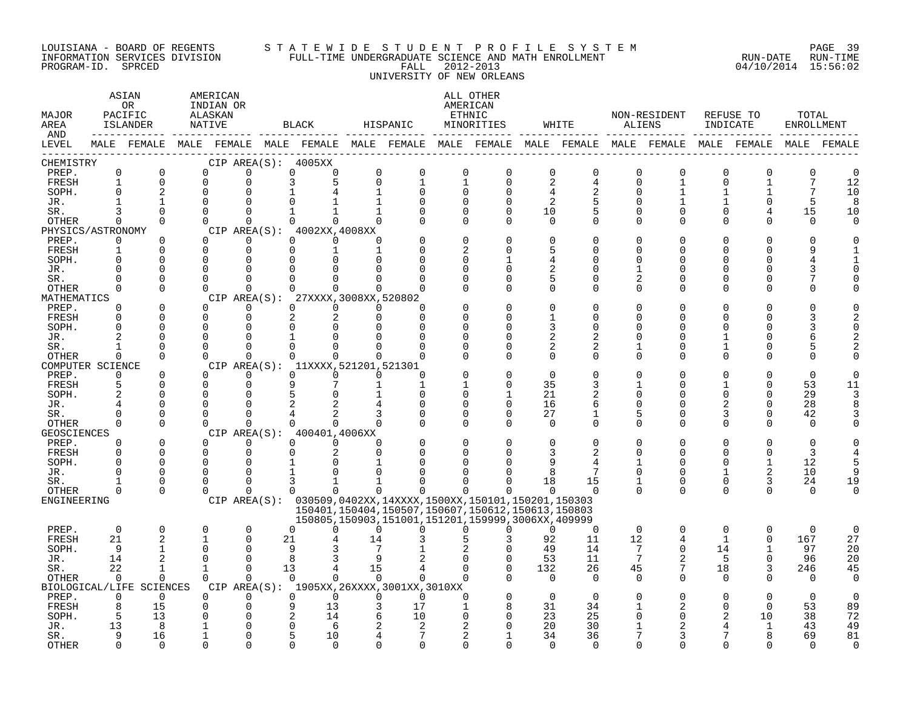LOUISIANA - BOARD OF REGENTS
INFORMATION SERVICES DIVISION
PROGRAM-ID. SPRCED

STATEWIDE STUDENT PROFILE SYSTEM
FULL-TIME UNDERGRADUATE SCIENCE AND MATH ENROLLMENT
FALL 2012-2013
UNIVERSITY OF NEW ORLEANS

RUN-DATE 04/10/2014 RUN-TIME 15:56:02

| MAJOR AREA AND LEVEL | ASIAN OR PACIFIC ISLANDER MALE | ASIAN OR PACIFIC ISLANDER FEMALE | AMERICAN INDIAN OR ALASKAN NATIVE MALE | AMERICAN INDIAN OR ALASKAN NATIVE FEMALE | BLACK MALE | BLACK FEMALE | HISPANIC MALE | HISPANIC FEMALE | ALL OTHER AMERICAN ETHNIC MINORITIES MALE | ALL OTHER AMERICAN ETHNIC MINORITIES FEMALE | WHITE MALE | WHITE FEMALE | NON-RESIDENT ALIENS MALE | NON-RESIDENT ALIENS FEMALE | REFUSE TO INDICATE MALE | REFUSE TO INDICATE FEMALE | TOTAL ENROLLMENT MALE | TOTAL ENROLLMENT FEMALE |
|---|---|---|---|---|---|---|---|---|---|---|---|---|---|---|---|---|---|---|
| CHEMISTRY — CIP AREA(S): 4005XX | | | | | | | | | | | | | | | | | | |
| PREP. | 0 | 0 | 0 | 0 | 0 | 0 | 0 | 0 | 0 | 0 | 0 | 0 | 0 | 0 | 0 | 0 | 0 | 0 |
| FRESH | 1 | 0 | 0 | 0 | 3 | 5 | 0 | 1 | 1 | 0 | 2 | 4 | 0 | 1 | 0 | 1 | 7 | 12 |
| SOPH. | 0 | 2 | 0 | 0 | 1 | 4 | 1 | 0 | 0 | 0 | 4 | 2 | 0 | 1 | 1 | 1 | 7 | 10 |
| JR. | 1 | 1 | 0 | 0 | 0 | 1 | 1 | 0 | 0 | 0 | 2 | 5 | 0 | 1 | 1 | 0 | 5 | 8 |
| SR. | 3 | 0 | 0 | 0 | 1 | 1 | 1 | 0 | 0 | 0 | 10 | 5 | 0 | 0 | 0 | 4 | 15 | 10 |
| OTHER | 0 | 0 | 0 | 0 | 0 | 0 | 0 | 0 | 0 | 0 | 0 | 0 | 0 | 0 | 0 | 0 | 0 | 0 |
| PHYSICS/ASTRONOMY — CIP AREA(S): 4002XX,4008XX | | | | | | | | | | | | | | | | | | |
| PREP. | 0 | 0 | 0 | 0 | 0 | 0 | 0 | 0 | 0 | 0 | 0 | 0 | 0 | 0 | 0 | 0 | 0 | 0 |
| FRESH | 1 | 0 | 0 | 0 | 0 | 1 | 1 | 0 | 2 | 0 | 5 | 0 | 0 | 0 | 0 | 0 | 9 | 1 |
| SOPH. | 0 | 0 | 0 | 0 | 0 | 0 | 0 | 0 | 0 | 1 | 4 | 0 | 0 | 0 | 0 | 0 | 4 | 1 |
| JR. | 0 | 0 | 0 | 0 | 0 | 0 | 0 | 0 | 0 | 0 | 2 | 0 | 1 | 0 | 0 | 0 | 3 | 0 |
| SR. | 0 | 0 | 0 | 0 | 0 | 0 | 0 | 0 | 0 | 0 | 5 | 0 | 2 | 0 | 0 | 0 | 7 | 0 |
| OTHER | 0 | 0 | 0 | 0 | 0 | 0 | 0 | 0 | 0 | 0 | 0 | 0 | 0 | 0 | 0 | 0 | 0 | 0 |
| MATHEMATICS — CIP AREA(S): 27XXXX,3008XX,520802 | | | | | | | | | | | | | | | | | | |
| PREP. | 0 | 0 | 0 | 0 | 0 | 0 | 0 | 0 | 0 | 0 | 0 | 0 | 0 | 0 | 0 | 0 | 0 | 0 |
| FRESH | 0 | 0 | 0 | 0 | 2 | 2 | 0 | 0 | 0 | 0 | 1 | 0 | 0 | 0 | 0 | 0 | 3 | 2 |
| SOPH. | 0 | 0 | 0 | 0 | 0 | 0 | 0 | 0 | 0 | 0 | 3 | 0 | 0 | 0 | 0 | 0 | 3 | 0 |
| JR. | 2 | 0 | 0 | 0 | 1 | 0 | 0 | 0 | 0 | 0 | 2 | 2 | 0 | 0 | 1 | 0 | 6 | 2 |
| SR. | 1 | 0 | 0 | 0 | 0 | 0 | 0 | 0 | 0 | 0 | 2 | 2 | 1 | 0 | 1 | 0 | 5 | 2 |
| OTHER | 0 | 0 | 0 | 0 | 0 | 0 | 0 | 0 | 0 | 0 | 0 | 0 | 0 | 0 | 0 | 0 | 0 | 0 |
| COMPUTER SCIENCE — CIP AREA(S): 11XXXX,521201,521301 | | | | | | | | | | | | | | | | | | |
| PREP. | 0 | 0 | 0 | 0 | 0 | 0 | 0 | 0 | 0 | 0 | 0 | 0 | 0 | 0 | 0 | 0 | 0 | 0 |
| FRESH | 5 | 0 | 0 | 0 | 9 | 7 | 1 | 1 | 1 | 0 | 35 | 3 | 1 | 0 | 1 | 0 | 53 | 11 |
| SOPH. | 2 | 0 | 0 | 0 | 5 | 0 | 1 | 0 | 0 | 1 | 21 | 2 | 0 | 0 | 0 | 0 | 29 | 3 |
| JR. | 4 | 0 | 0 | 0 | 2 | 2 | 4 | 0 | 0 | 0 | 16 | 6 | 0 | 0 | 2 | 0 | 28 | 8 |
| SR. | 0 | 0 | 0 | 0 | 4 | 2 | 3 | 0 | 0 | 0 | 27 | 1 | 5 | 0 | 3 | 0 | 42 | 3 |
| OTHER | 0 | 0 | 0 | 0 | 0 | 0 | 0 | 0 | 0 | 0 | 0 | 0 | 0 | 0 | 0 | 0 | 0 | 0 |
| GEOSCIENCES — CIP AREA(S): 400401,4006XX | | | | | | | | | | | | | | | | | | |
| PREP. | 0 | 0 | 0 | 0 | 0 | 0 | 0 | 0 | 0 | 0 | 0 | 0 | 0 | 0 | 0 | 0 | 0 | 0 |
| FRESH | 0 | 0 | 0 | 0 | 0 | 2 | 0 | 0 | 0 | 0 | 3 | 2 | 0 | 0 | 0 | 0 | 3 | 4 |
| SOPH. | 0 | 0 | 0 | 0 | 1 | 0 | 1 | 0 | 0 | 0 | 9 | 4 | 1 | 0 | 0 | 1 | 12 | 5 |
| JR. | 0 | 0 | 0 | 0 | 1 | 0 | 0 | 0 | 0 | 0 | 8 | 7 | 0 | 0 | 1 | 2 | 10 | 9 |
| SR. | 1 | 0 | 0 | 0 | 3 | 1 | 1 | 0 | 0 | 0 | 18 | 15 | 1 | 0 | 0 | 3 | 24 | 19 |
| OTHER | 0 | 0 | 0 | 0 | 0 | 0 | 0 | 0 | 0 | 0 | 0 | 0 | 0 | 0 | 0 | 0 | 0 | 0 |
| ENGINEERING — CIP AREA(S): 030509,0402XX,14XXXX,1500XX,150101,150201,150303 150401,150404,150507,150607,150612,150613,150803 150805,150903,151001,151201,159999,3006XX,409999 | | | | | | | | | | | | | | | | | | |
| PREP. | 0 | 0 | 0 | 0 | 0 | 0 | 0 | 0 | 0 | 0 | 0 | 0 | 0 | 0 | 0 | 0 | 0 | 0 |
| FRESH | 21 | 2 | 1 | 0 | 21 | 4 | 14 | 3 | 5 | 3 | 92 | 11 | 12 | 4 | 1 | 0 | 167 | 27 |
| SOPH. | 9 | 1 | 0 | 0 | 9 | 3 | 7 | 1 | 2 | 0 | 49 | 14 | 7 | 0 | 14 | 1 | 97 | 20 |
| JR. | 14 | 2 | 0 | 0 | 8 | 3 | 9 | 2 | 0 | 0 | 53 | 11 | 7 | 2 | 5 | 0 | 96 | 20 |
| SR. | 22 | 1 | 1 | 0 | 13 | 4 | 15 | 4 | 0 | 0 | 132 | 26 | 45 | 7 | 18 | 3 | 246 | 45 |
| OTHER | 0 | 0 | 0 | 0 | 0 | 0 | 0 | 0 | 0 | 0 | 0 | 0 | 0 | 0 | 0 | 0 | 0 | 0 |
| BIOLOGICAL/LIFE SCIENCES — CIP AREA(S): 1905XX,26XXXX,3001XX,3010XX | | | | | | | | | | | | | | | | | | |
| PREP. | 0 | 0 | 0 | 0 | 0 | 0 | 0 | 0 | 0 | 0 | 0 | 0 | 0 | 0 | 0 | 0 | 0 | 0 |
| FRESH | 8 | 15 | 0 | 0 | 9 | 13 | 3 | 17 | 1 | 8 | 31 | 34 | 1 | 2 | 0 | 0 | 53 | 89 |
| SOPH. | 5 | 13 | 0 | 0 | 2 | 14 | 6 | 10 | 0 | 0 | 23 | 25 | 0 | 0 | 2 | 10 | 38 | 72 |
| JR. | 13 | 8 | 1 | 0 | 0 | 6 | 2 | 2 | 2 | 0 | 20 | 30 | 1 | 2 | 4 | 1 | 43 | 49 |
| SR. | 9 | 16 | 1 | 0 | 5 | 10 | 4 | 7 | 2 | 1 | 34 | 36 | 7 | 3 | 7 | 8 | 69 | 81 |
| OTHER | 0 | 0 | 0 | 0 | 0 | 0 | 0 | 0 | 0 | 0 | 0 | 0 | 0 | 0 | 0 | 0 | 0 | 0 |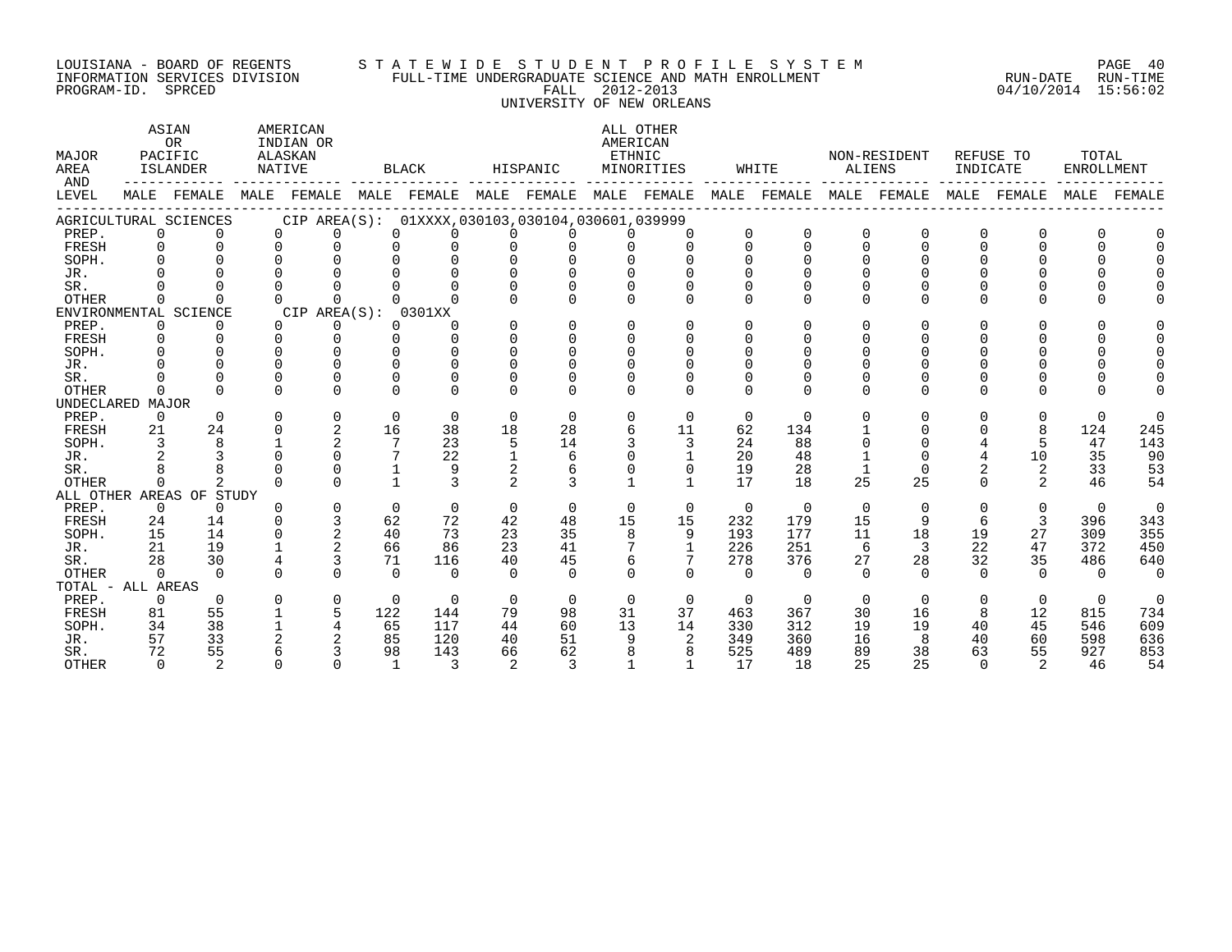LOUISIANA - BOARD OF REGENTS
INFORMATION SERVICES DIVISION
PROGRAM-ID. SPRCED

STATEWIDE STUDENT PROFILE SYSTEM
FULL-TIME UNDERGRADUATE SCIENCE AND MATH ENROLLMENT
FALL 2012-2013
UNIVERSITY OF NEW ORLEANS

RUN-DATE 04/10/2014 RUN-TIME 15:56:02

| MAJOR AREA AND LEVEL | ASIAN OR PACIFIC ISLANDER MALE | ASIAN OR PACIFIC ISLANDER FEMALE | AMERICAN INDIAN OR ALASKAN NATIVE MALE | AMERICAN INDIAN OR ALASKAN NATIVE FEMALE | BLACK MALE | BLACK FEMALE | HISPANIC MALE | HISPANIC FEMALE | ALL OTHER AMERICAN ETHNIC MINORITIES MALE | ALL OTHER AMERICAN ETHNIC MINORITIES FEMALE | WHITE MALE | WHITE FEMALE | NON-RESIDENT ALIENS MALE | NON-RESIDENT ALIENS FEMALE | REFUSE TO INDICATE MALE | REFUSE TO INDICATE FEMALE | TOTAL ENROLLMENT MALE | TOTAL ENROLLMENT FEMALE |
|---|---|---|---|---|---|---|---|---|---|---|---|---|---|---|---|---|---|---|
| AGRICULTURAL SCIENCES CIP AREA(S): 01XXXX,030103,030104,030601,039999 | | | | | | | | | | | | | | | | | | |
| PREP. | 0 | 0 | 0 | 0 | 0 | 0 | 0 | 0 | 0 | 0 | 0 | 0 | 0 | 0 | 0 | 0 | 0 | 0 |
| FRESH | 0 | 0 | 0 | 0 | 0 | 0 | 0 | 0 | 0 | 0 | 0 | 0 | 0 | 0 | 0 | 0 | 0 | 0 |
| SOPH. | 0 | 0 | 0 | 0 | 0 | 0 | 0 | 0 | 0 | 0 | 0 | 0 | 0 | 0 | 0 | 0 | 0 | 0 |
| JR. | 0 | 0 | 0 | 0 | 0 | 0 | 0 | 0 | 0 | 0 | 0 | 0 | 0 | 0 | 0 | 0 | 0 | 0 |
| SR. | 0 | 0 | 0 | 0 | 0 | 0 | 0 | 0 | 0 | 0 | 0 | 0 | 0 | 0 | 0 | 0 | 0 | 0 |
| OTHER | 0 | 0 | 0 | 0 | 0 | 0 | 0 | 0 | 0 | 0 | 0 | 0 | 0 | 0 | 0 | 0 | 0 | 0 |
| ENVIRONMENTAL SCIENCE CIP AREA(S): 0301XX | | | | | | | | | | | | | | | | | | |
| PREP. | 0 | 0 | 0 | 0 | 0 | 0 | 0 | 0 | 0 | 0 | 0 | 0 | 0 | 0 | 0 | 0 | 0 | 0 |
| FRESH | 0 | 0 | 0 | 0 | 0 | 0 | 0 | 0 | 0 | 0 | 0 | 0 | 0 | 0 | 0 | 0 | 0 | 0 |
| SOPH. | 0 | 0 | 0 | 0 | 0 | 0 | 0 | 0 | 0 | 0 | 0 | 0 | 0 | 0 | 0 | 0 | 0 | 0 |
| JR. | 0 | 0 | 0 | 0 | 0 | 0 | 0 | 0 | 0 | 0 | 0 | 0 | 0 | 0 | 0 | 0 | 0 | 0 |
| SR. | 0 | 0 | 0 | 0 | 0 | 0 | 0 | 0 | 0 | 0 | 0 | 0 | 0 | 0 | 0 | 0 | 0 | 0 |
| OTHER | 0 | 0 | 0 | 0 | 0 | 0 | 0 | 0 | 0 | 0 | 0 | 0 | 0 | 0 | 0 | 0 | 0 | 0 |
| UNDECLARED MAJOR | | | | | | | | | | | | | | | | | | |
| PREP. | 0 | 0 | 0 | 0 | 0 | 0 | 0 | 0 | 0 | 0 | 0 | 0 | 0 | 0 | 0 | 0 | 0 | 0 |
| FRESH | 21 | 24 | 0 | 2 | 16 | 38 | 18 | 28 | 6 | 11 | 62 | 134 | 1 | 0 | 0 | 8 | 124 | 245 |
| SOPH. | 3 | 8 | 1 | 2 | 7 | 23 | 5 | 14 | 3 | 3 | 24 | 88 | 0 | 0 | 4 | 5 | 47 | 143 |
| JR. | 2 | 3 | 0 | 0 | 7 | 22 | 1 | 6 | 0 | 1 | 20 | 48 | 1 | 0 | 4 | 10 | 35 | 90 |
| SR. | 8 | 8 | 0 | 0 | 1 | 9 | 2 | 6 | 0 | 0 | 19 | 28 | 1 | 0 | 2 | 2 | 33 | 53 |
| OTHER | 0 | 2 | 0 | 0 | 1 | 3 | 2 | 3 | 1 | 1 | 17 | 18 | 25 | 25 | 0 | 2 | 46 | 54 |
| ALL OTHER AREAS OF STUDY | | | | | | | | | | | | | | | | | | |
| PREP. | 0 | 0 | 0 | 0 | 0 | 0 | 0 | 0 | 0 | 0 | 0 | 0 | 0 | 0 | 0 | 0 | 0 | 0 |
| FRESH | 24 | 14 | 0 | 3 | 62 | 72 | 42 | 48 | 15 | 15 | 232 | 179 | 15 | 9 | 6 | 3 | 396 | 343 |
| SOPH. | 15 | 14 | 0 | 2 | 40 | 73 | 23 | 35 | 8 | 9 | 193 | 177 | 11 | 18 | 19 | 27 | 309 | 355 |
| JR. | 21 | 19 | 1 | 2 | 66 | 86 | 23 | 41 | 7 | 1 | 226 | 251 | 6 | 3 | 22 | 47 | 372 | 450 |
| SR. | 28 | 30 | 4 | 3 | 71 | 116 | 40 | 45 | 6 | 7 | 278 | 376 | 27 | 28 | 32 | 35 | 486 | 640 |
| OTHER | 0 | 0 | 0 | 0 | 0 | 0 | 0 | 0 | 0 | 0 | 0 | 0 | 0 | 0 | 0 | 0 | 0 | 0 |
| TOTAL - ALL AREAS | | | | | | | | | | | | | | | | | | |
| PREP. | 0 | 0 | 0 | 0 | 0 | 0 | 0 | 0 | 0 | 0 | 0 | 0 | 0 | 0 | 0 | 0 | 0 | 0 |
| FRESH | 81 | 55 | 1 | 5 | 122 | 144 | 79 | 98 | 31 | 37 | 463 | 367 | 30 | 16 | 8 | 12 | 815 | 734 |
| SOPH. | 34 | 38 | 1 | 4 | 65 | 117 | 44 | 60 | 13 | 14 | 330 | 312 | 19 | 19 | 40 | 45 | 546 | 609 |
| JR. | 57 | 33 | 2 | 2 | 85 | 120 | 40 | 51 | 9 | 2 | 349 | 360 | 16 | 8 | 40 | 60 | 598 | 636 |
| SR. | 72 | 55 | 6 | 3 | 98 | 143 | 66 | 62 | 8 | 8 | 525 | 489 | 89 | 38 | 63 | 55 | 927 | 853 |
| OTHER | 0 | 2 | 0 | 0 | 1 | 3 | 2 | 3 | 1 | 1 | 17 | 18 | 25 | 25 | 0 | 2 | 46 | 54 |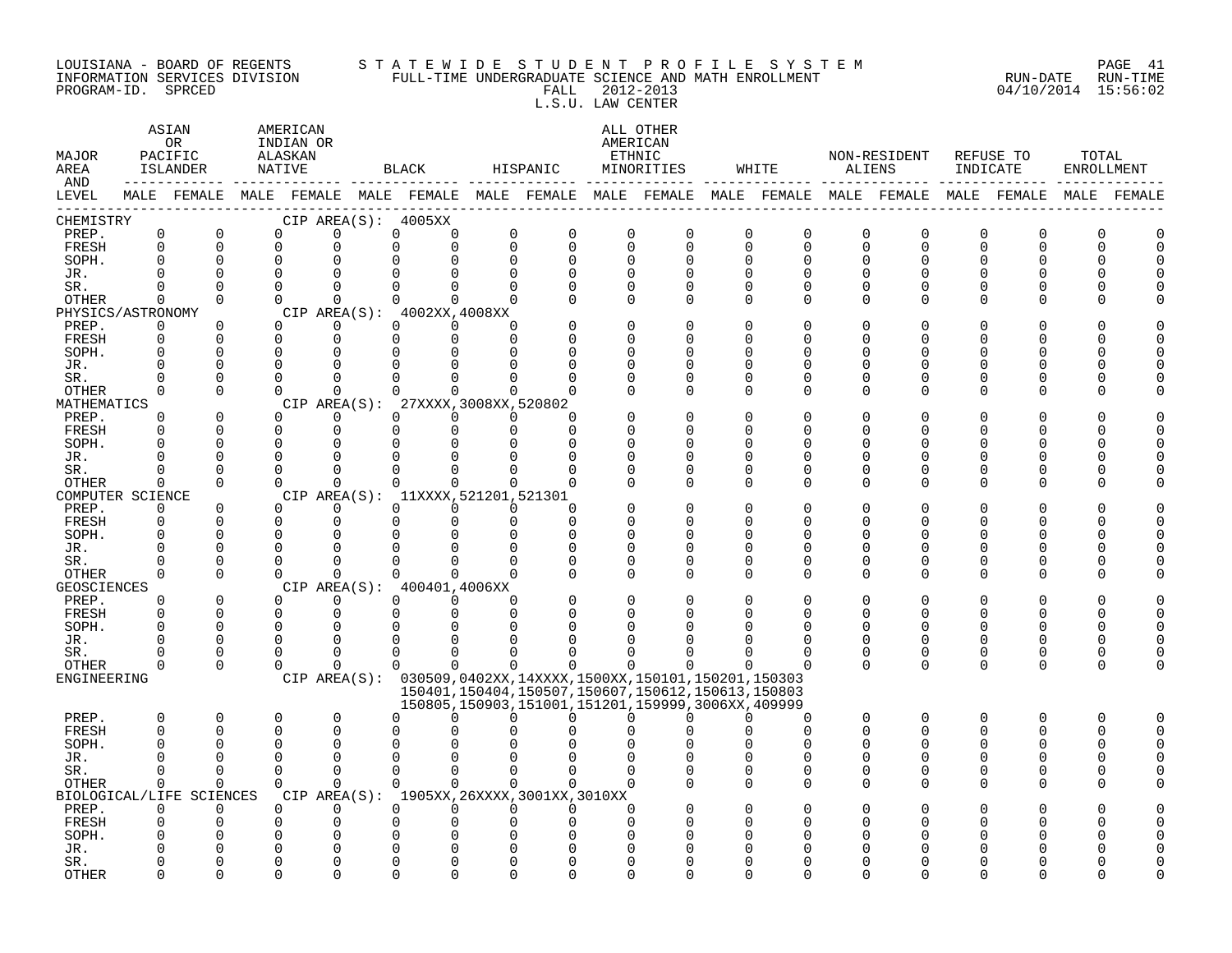LOUISIANA - BOARD OF REGENTS
INFORMATION SERVICES DIVISION
PROGRAM-ID. SPRCED

STATEWIDE STUDENT PROFILE SYSTEM
FULL-TIME UNDERGRADUATE SCIENCE AND MATH ENROLLMENT
FALL 2012-2013
L.S.U. LAW CENTER

RUN-DATE 04/10/2014 RUN-TIME 15:56:02

| MAJOR AREA AND LEVEL | ASIAN OR PACIFIC ISLANDER MALE | ASIAN OR PACIFIC ISLANDER FEMALE | AMERICAN INDIAN OR ALASKAN NATIVE MALE | AMERICAN INDIAN OR ALASKAN NATIVE FEMALE | BLACK MALE | BLACK FEMALE | HISPANIC MALE | HISPANIC FEMALE | ALL OTHER AMERICAN ETHNIC MINORITIES MALE | ALL OTHER AMERICAN ETHNIC MINORITIES FEMALE | WHITE MALE | WHITE FEMALE | NON-RESIDENT ALIENS MALE | NON-RESIDENT ALIENS FEMALE | REFUSE TO INDICATE MALE | REFUSE TO INDICATE FEMALE | TOTAL ENROLLMENT MALE | TOTAL ENROLLMENT FEMALE |
|---|---|---|---|---|---|---|---|---|---|---|---|---|---|---|---|---|---|---|
| **CHEMISTRY** CIP AREA(S): 4005XX | | | | | | | | | | | | | | | | | | |
| PREP. | 0 | 0 | 0 | 0 | 0 | 0 | 0 | 0 | 0 | 0 | 0 | 0 | 0 | 0 | 0 | 0 | 0 | 0 |
| FRESH | 0 | 0 | 0 | 0 | 0 | 0 | 0 | 0 | 0 | 0 | 0 | 0 | 0 | 0 | 0 | 0 | 0 | 0 |
| SOPH. | 0 | 0 | 0 | 0 | 0 | 0 | 0 | 0 | 0 | 0 | 0 | 0 | 0 | 0 | 0 | 0 | 0 | 0 |
| JR. | 0 | 0 | 0 | 0 | 0 | 0 | 0 | 0 | 0 | 0 | 0 | 0 | 0 | 0 | 0 | 0 | 0 | 0 |
| SR. | 0 | 0 | 0 | 0 | 0 | 0 | 0 | 0 | 0 | 0 | 0 | 0 | 0 | 0 | 0 | 0 | 0 | 0 |
| OTHER | 0 | 0 | 0 | 0 | 0 | 0 | 0 | 0 | 0 | 0 | 0 | 0 | 0 | 0 | 0 | 0 | 0 | 0 |
| **PHYSICS/ASTRONOMY** CIP AREA(S): 4002XX,4008XX | | | | | | | | | | | | | | | | | | |
| PREP. | 0 | 0 | 0 | 0 | 0 | 0 | 0 | 0 | 0 | 0 | 0 | 0 | 0 | 0 | 0 | 0 | 0 | 0 |
| FRESH | 0 | 0 | 0 | 0 | 0 | 0 | 0 | 0 | 0 | 0 | 0 | 0 | 0 | 0 | 0 | 0 | 0 | 0 |
| SOPH. | 0 | 0 | 0 | 0 | 0 | 0 | 0 | 0 | 0 | 0 | 0 | 0 | 0 | 0 | 0 | 0 | 0 | 0 |
| JR. | 0 | 0 | 0 | 0 | 0 | 0 | 0 | 0 | 0 | 0 | 0 | 0 | 0 | 0 | 0 | 0 | 0 | 0 |
| SR. | 0 | 0 | 0 | 0 | 0 | 0 | 0 | 0 | 0 | 0 | 0 | 0 | 0 | 0 | 0 | 0 | 0 | 0 |
| OTHER | 0 | 0 | 0 | 0 | 0 | 0 | 0 | 0 | 0 | 0 | 0 | 0 | 0 | 0 | 0 | 0 | 0 | 0 |
| **MATHEMATICS** CIP AREA(S): 27XXXX,3008XX,520802 | | | | | | | | | | | | | | | | | | |
| PREP. | 0 | 0 | 0 | 0 | 0 | 0 | 0 | 0 | 0 | 0 | 0 | 0 | 0 | 0 | 0 | 0 | 0 | 0 |
| FRESH | 0 | 0 | 0 | 0 | 0 | 0 | 0 | 0 | 0 | 0 | 0 | 0 | 0 | 0 | 0 | 0 | 0 | 0 |
| SOPH. | 0 | 0 | 0 | 0 | 0 | 0 | 0 | 0 | 0 | 0 | 0 | 0 | 0 | 0 | 0 | 0 | 0 | 0 |
| JR. | 0 | 0 | 0 | 0 | 0 | 0 | 0 | 0 | 0 | 0 | 0 | 0 | 0 | 0 | 0 | 0 | 0 | 0 |
| SR. | 0 | 0 | 0 | 0 | 0 | 0 | 0 | 0 | 0 | 0 | 0 | 0 | 0 | 0 | 0 | 0 | 0 | 0 |
| OTHER | 0 | 0 | 0 | 0 | 0 | 0 | 0 | 0 | 0 | 0 | 0 | 0 | 0 | 0 | 0 | 0 | 0 | 0 |
| **COMPUTER SCIENCE** CIP AREA(S): 11XXXX,521201,521301 | | | | | | | | | | | | | | | | | | |
| PREP. | 0 | 0 | 0 | 0 | 0 | 0 | 0 | 0 | 0 | 0 | 0 | 0 | 0 | 0 | 0 | 0 | 0 | 0 |
| FRESH | 0 | 0 | 0 | 0 | 0 | 0 | 0 | 0 | 0 | 0 | 0 | 0 | 0 | 0 | 0 | 0 | 0 | 0 |
| SOPH. | 0 | 0 | 0 | 0 | 0 | 0 | 0 | 0 | 0 | 0 | 0 | 0 | 0 | 0 | 0 | 0 | 0 | 0 |
| JR. | 0 | 0 | 0 | 0 | 0 | 0 | 0 | 0 | 0 | 0 | 0 | 0 | 0 | 0 | 0 | 0 | 0 | 0 |
| SR. | 0 | 0 | 0 | 0 | 0 | 0 | 0 | 0 | 0 | 0 | 0 | 0 | 0 | 0 | 0 | 0 | 0 | 0 |
| OTHER | 0 | 0 | 0 | 0 | 0 | 0 | 0 | 0 | 0 | 0 | 0 | 0 | 0 | 0 | 0 | 0 | 0 | 0 |
| **GEOSCIENCES** CIP AREA(S): 400401,4006XX | | | | | | | | | | | | | | | | | | |
| PREP. | 0 | 0 | 0 | 0 | 0 | 0 | 0 | 0 | 0 | 0 | 0 | 0 | 0 | 0 | 0 | 0 | 0 | 0 |
| FRESH | 0 | 0 | 0 | 0 | 0 | 0 | 0 | 0 | 0 | 0 | 0 | 0 | 0 | 0 | 0 | 0 | 0 | 0 |
| SOPH. | 0 | 0 | 0 | 0 | 0 | 0 | 0 | 0 | 0 | 0 | 0 | 0 | 0 | 0 | 0 | 0 | 0 | 0 |
| JR. | 0 | 0 | 0 | 0 | 0 | 0 | 0 | 0 | 0 | 0 | 0 | 0 | 0 | 0 | 0 | 0 | 0 | 0 |
| SR. | 0 | 0 | 0 | 0 | 0 | 0 | 0 | 0 | 0 | 0 | 0 | 0 | 0 | 0 | 0 | 0 | 0 | 0 |
| OTHER | 0 | 0 | 0 | 0 | 0 | 0 | 0 | 0 | 0 | 0 | 0 | 0 | 0 | 0 | 0 | 0 | 0 | 0 |
| **ENGINEERING** CIP AREA(S): 030509,0402XX,14XXXX,1500XX,150101,150201,150303 150401,150404,150507,150607,150612,150613,150803 150805,150903,151001,151201,159999,3006XX,409999 | | | | | | | | | | | | | | | | | | |
| PREP. | 0 | 0 | 0 | 0 | 0 | 0 | 0 | 0 | 0 | 0 | 0 | 0 | 0 | 0 | 0 | 0 | 0 | 0 |
| FRESH | 0 | 0 | 0 | 0 | 0 | 0 | 0 | 0 | 0 | 0 | 0 | 0 | 0 | 0 | 0 | 0 | 0 | 0 |
| SOPH. | 0 | 0 | 0 | 0 | 0 | 0 | 0 | 0 | 0 | 0 | 0 | 0 | 0 | 0 | 0 | 0 | 0 | 0 |
| JR. | 0 | 0 | 0 | 0 | 0 | 0 | 0 | 0 | 0 | 0 | 0 | 0 | 0 | 0 | 0 | 0 | 0 | 0 |
| SR. | 0 | 0 | 0 | 0 | 0 | 0 | 0 | 0 | 0 | 0 | 0 | 0 | 0 | 0 | 0 | 0 | 0 | 0 |
| OTHER | 0 | 0 | 0 | 0 | 0 | 0 | 0 | 0 | 0 | 0 | 0 | 0 | 0 | 0 | 0 | 0 | 0 | 0 |
| **BIOLOGICAL/LIFE SCIENCES** CIP AREA(S): 1905XX,26XXXX,3001XX,3010XX | | | | | | | | | | | | | | | | | | |
| PREP. | 0 | 0 | 0 | 0 | 0 | 0 | 0 | 0 | 0 | 0 | 0 | 0 | 0 | 0 | 0 | 0 | 0 | 0 |
| FRESH | 0 | 0 | 0 | 0 | 0 | 0 | 0 | 0 | 0 | 0 | 0 | 0 | 0 | 0 | 0 | 0 | 0 | 0 |
| SOPH. | 0 | 0 | 0 | 0 | 0 | 0 | 0 | 0 | 0 | 0 | 0 | 0 | 0 | 0 | 0 | 0 | 0 | 0 |
| JR. | 0 | 0 | 0 | 0 | 0 | 0 | 0 | 0 | 0 | 0 | 0 | 0 | 0 | 0 | 0 | 0 | 0 | 0 |
| SR. | 0 | 0 | 0 | 0 | 0 | 0 | 0 | 0 | 0 | 0 | 0 | 0 | 0 | 0 | 0 | 0 | 0 | 0 |
| OTHER | 0 | 0 | 0 | 0 | 0 | 0 | 0 | 0 | 0 | 0 | 0 | 0 | 0 | 0 | 0 | 0 | 0 | 0 |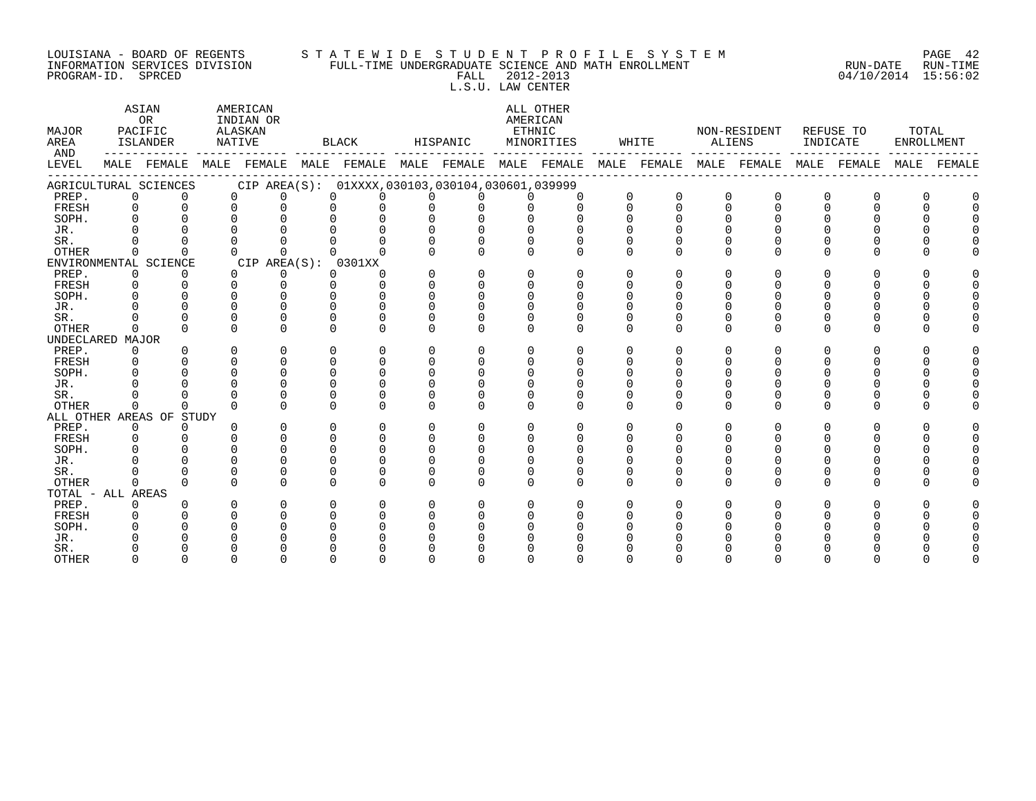LOUISIANA - BOARD OF REGENTS
INFORMATION SERVICES DIVISION
PROGRAM-ID. SPRCED

STATEWIDE STUDENT PROFILE SYSTEM
FULL-TIME UNDERGRADUATE SCIENCE AND MATH ENROLLMENT
FALL 2012-2013
L.S.U. LAW CENTER

RUN-DATE 04/10/2014 RUN-TIME 15:56:02

| MAJOR AREA AND LEVEL | ASIAN OR PACIFIC ISLANDER MALE | ASIAN OR PACIFIC ISLANDER FEMALE | AMERICAN INDIAN OR ALASKAN NATIVE MALE | AMERICAN INDIAN OR ALASKAN NATIVE FEMALE | BLACK MALE | BLACK FEMALE | HISPANIC MALE | HISPANIC FEMALE | ALL OTHER AMERICAN ETHNIC MINORITIES MALE | ALL OTHER AMERICAN ETHNIC MINORITIES FEMALE | WHITE MALE | WHITE FEMALE | NON-RESIDENT ALIENS MALE | NON-RESIDENT ALIENS FEMALE | REFUSE TO INDICATE MALE | REFUSE TO INDICATE FEMALE | TOTAL ENROLLMENT MALE | TOTAL ENROLLMENT FEMALE |
|---|---|---|---|---|---|---|---|---|---|---|---|---|---|---|---|---|---|---|
| AGRICULTURAL SCIENCES CIP AREA(S): 01XXXX,030103,030104,030601,039999 | | | | | | | | | | | | | | | | | | |
| PREP. | 0 | 0 | 0 | 0 | 0 | 0 | 0 | 0 | 0 | 0 | 0 | 0 | 0 | 0 | 0 | 0 | 0 | 0 |
| FRESH | 0 | 0 | 0 | 0 | 0 | 0 | 0 | 0 | 0 | 0 | 0 | 0 | 0 | 0 | 0 | 0 | 0 | 0 |
| SOPH. | 0 | 0 | 0 | 0 | 0 | 0 | 0 | 0 | 0 | 0 | 0 | 0 | 0 | 0 | 0 | 0 | 0 | 0 |
| JR. | 0 | 0 | 0 | 0 | 0 | 0 | 0 | 0 | 0 | 0 | 0 | 0 | 0 | 0 | 0 | 0 | 0 | 0 |
| SR. | 0 | 0 | 0 | 0 | 0 | 0 | 0 | 0 | 0 | 0 | 0 | 0 | 0 | 0 | 0 | 0 | 0 | 0 |
| OTHER | 0 | 0 | 0 | 0 | 0 | 0 | 0 | 0 | 0 | 0 | 0 | 0 | 0 | 0 | 0 | 0 | 0 | 0 |
| ENVIRONMENTAL SCIENCE CIP AREA(S): 0301XX | | | | | | | | | | | | | | | | | | |
| PREP. | 0 | 0 | 0 | 0 | 0 | 0 | 0 | 0 | 0 | 0 | 0 | 0 | 0 | 0 | 0 | 0 | 0 | 0 |
| FRESH | 0 | 0 | 0 | 0 | 0 | 0 | 0 | 0 | 0 | 0 | 0 | 0 | 0 | 0 | 0 | 0 | 0 | 0 |
| SOPH. | 0 | 0 | 0 | 0 | 0 | 0 | 0 | 0 | 0 | 0 | 0 | 0 | 0 | 0 | 0 | 0 | 0 | 0 |
| JR. | 0 | 0 | 0 | 0 | 0 | 0 | 0 | 0 | 0 | 0 | 0 | 0 | 0 | 0 | 0 | 0 | 0 | 0 |
| SR. | 0 | 0 | 0 | 0 | 0 | 0 | 0 | 0 | 0 | 0 | 0 | 0 | 0 | 0 | 0 | 0 | 0 | 0 |
| OTHER | 0 | 0 | 0 | 0 | 0 | 0 | 0 | 0 | 0 | 0 | 0 | 0 | 0 | 0 | 0 | 0 | 0 | 0 |
| UNDECLARED MAJOR | | | | | | | | | | | | | | | | | | |
| PREP. | 0 | 0 | 0 | 0 | 0 | 0 | 0 | 0 | 0 | 0 | 0 | 0 | 0 | 0 | 0 | 0 | 0 | 0 |
| FRESH | 0 | 0 | 0 | 0 | 0 | 0 | 0 | 0 | 0 | 0 | 0 | 0 | 0 | 0 | 0 | 0 | 0 | 0 |
| SOPH. | 0 | 0 | 0 | 0 | 0 | 0 | 0 | 0 | 0 | 0 | 0 | 0 | 0 | 0 | 0 | 0 | 0 | 0 |
| JR. | 0 | 0 | 0 | 0 | 0 | 0 | 0 | 0 | 0 | 0 | 0 | 0 | 0 | 0 | 0 | 0 | 0 | 0 |
| SR. | 0 | 0 | 0 | 0 | 0 | 0 | 0 | 0 | 0 | 0 | 0 | 0 | 0 | 0 | 0 | 0 | 0 | 0 |
| OTHER | 0 | 0 | 0 | 0 | 0 | 0 | 0 | 0 | 0 | 0 | 0 | 0 | 0 | 0 | 0 | 0 | 0 | 0 |
| ALL OTHER AREAS OF STUDY | | | | | | | | | | | | | | | | | | |
| PREP. | 0 | 0 | 0 | 0 | 0 | 0 | 0 | 0 | 0 | 0 | 0 | 0 | 0 | 0 | 0 | 0 | 0 | 0 |
| FRESH | 0 | 0 | 0 | 0 | 0 | 0 | 0 | 0 | 0 | 0 | 0 | 0 | 0 | 0 | 0 | 0 | 0 | 0 |
| SOPH. | 0 | 0 | 0 | 0 | 0 | 0 | 0 | 0 | 0 | 0 | 0 | 0 | 0 | 0 | 0 | 0 | 0 | 0 |
| JR. | 0 | 0 | 0 | 0 | 0 | 0 | 0 | 0 | 0 | 0 | 0 | 0 | 0 | 0 | 0 | 0 | 0 | 0 |
| SR. | 0 | 0 | 0 | 0 | 0 | 0 | 0 | 0 | 0 | 0 | 0 | 0 | 0 | 0 | 0 | 0 | 0 | 0 |
| OTHER | 0 | 0 | 0 | 0 | 0 | 0 | 0 | 0 | 0 | 0 | 0 | 0 | 0 | 0 | 0 | 0 | 0 | 0 |
| TOTAL - ALL AREAS | | | | | | | | | | | | | | | | | | |
| PREP. | 0 | 0 | 0 | 0 | 0 | 0 | 0 | 0 | 0 | 0 | 0 | 0 | 0 | 0 | 0 | 0 | 0 | 0 |
| FRESH | 0 | 0 | 0 | 0 | 0 | 0 | 0 | 0 | 0 | 0 | 0 | 0 | 0 | 0 | 0 | 0 | 0 | 0 |
| SOPH. | 0 | 0 | 0 | 0 | 0 | 0 | 0 | 0 | 0 | 0 | 0 | 0 | 0 | 0 | 0 | 0 | 0 | 0 |
| JR. | 0 | 0 | 0 | 0 | 0 | 0 | 0 | 0 | 0 | 0 | 0 | 0 | 0 | 0 | 0 | 0 | 0 | 0 |
| SR. | 0 | 0 | 0 | 0 | 0 | 0 | 0 | 0 | 0 | 0 | 0 | 0 | 0 | 0 | 0 | 0 | 0 | 0 |
| OTHER | 0 | 0 | 0 | 0 | 0 | 0 | 0 | 0 | 0 | 0 | 0 | 0 | 0 | 0 | 0 | 0 | 0 | 0 |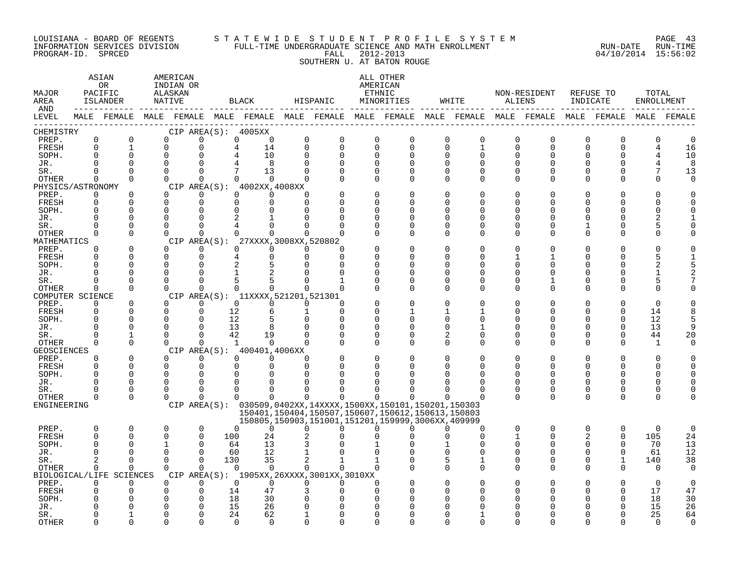LOUISIANA - BOARD OF REGENTS
INFORMATION SERVICES DIVISION
PROGRAM-ID. SPRCED

STATEWIDE STUDENT PROFILE SYSTEM
FULL-TIME UNDERGRADUATE SCIENCE AND MATH ENROLLMENT
FALL 2012-2013
SOUTHERN U. AT BATON ROUGE

RUN-DATE 04/10/2014 RUN-TIME 15:56:02

| MAJOR AREA AND LEVEL | ASIAN OR PACIFIC ISLANDER MALE | ASIAN OR PACIFIC ISLANDER FEMALE | AMERICAN INDIAN OR ALASKAN NATIVE MALE | AMERICAN INDIAN OR ALASKAN NATIVE FEMALE | BLACK MALE | BLACK FEMALE | HISPANIC MALE | HISPANIC FEMALE | ALL OTHER AMERICAN ETHNIC MINORITIES MALE | ALL OTHER AMERICAN ETHNIC MINORITIES FEMALE | WHITE MALE | WHITE FEMALE | NON-RESIDENT ALIENS MALE | NON-RESIDENT ALIENS FEMALE | REFUSE TO INDICATE MALE | REFUSE TO INDICATE FEMALE | TOTAL ENROLLMENT MALE | TOTAL ENROLLMENT FEMALE |
|---|---|---|---|---|---|---|---|---|---|---|---|---|---|---|---|---|---|---|
| CHEMISTRY — CIP AREA(S): 4005XX | | | | | | | | | | | | | | | | | | |
| PREP. | 0 | 0 | 0 | 0 | 0 | 0 | 0 | 0 | 0 | 0 | 0 | 0 | 0 | 0 | 0 | 0 | 0 | 0 |
| FRESH | 0 | 1 | 0 | 0 | 4 | 14 | 0 | 0 | 0 | 0 | 0 | 1 | 0 | 0 | 0 | 0 | 4 | 16 |
| SOPH. | 0 | 0 | 0 | 0 | 4 | 10 | 0 | 0 | 0 | 0 | 0 | 0 | 0 | 0 | 0 | 0 | 4 | 10 |
| JR. | 0 | 0 | 0 | 0 | 4 | 8 | 0 | 0 | 0 | 0 | 0 | 0 | 0 | 0 | 0 | 0 | 4 | 8 |
| SR. | 0 | 0 | 0 | 0 | 7 | 13 | 0 | 0 | 0 | 0 | 0 | 0 | 0 | 0 | 0 | 0 | 7 | 13 |
| OTHER | 0 | 0 | 0 | 0 | 0 | 0 | 0 | 0 | 0 | 0 | 0 | 0 | 0 | 0 | 0 | 0 | 0 | 0 |
| PHYSICS/ASTRONOMY — CIP AREA(S): 4002XX,4008XX | | | | | | | | | | | | | | | | | | |
| PREP. | 0 | 0 | 0 | 0 | 0 | 0 | 0 | 0 | 0 | 0 | 0 | 0 | 0 | 0 | 0 | 0 | 0 | 0 |
| FRESH | 0 | 0 | 0 | 0 | 0 | 0 | 0 | 0 | 0 | 0 | 0 | 0 | 0 | 0 | 0 | 0 | 0 | 0 |
| SOPH. | 0 | 0 | 0 | 0 | 0 | 0 | 0 | 0 | 0 | 0 | 0 | 0 | 0 | 0 | 0 | 0 | 0 | 0 |
| JR. | 0 | 0 | 0 | 0 | 2 | 1 | 0 | 0 | 0 | 0 | 0 | 0 | 0 | 0 | 0 | 0 | 2 | 1 |
| SR. | 0 | 0 | 0 | 0 | 4 | 0 | 0 | 0 | 0 | 0 | 0 | 0 | 0 | 0 | 1 | 0 | 5 | 0 |
| OTHER | 0 | 0 | 0 | 0 | 0 | 0 | 0 | 0 | 0 | 0 | 0 | 0 | 0 | 0 | 0 | 0 | 0 | 0 |
| MATHEMATICS — CIP AREA(S): 27XXXX,3008XX,520802 | | | | | | | | | | | | | | | | | | |
| PREP. | 0 | 0 | 0 | 0 | 0 | 0 | 0 | 0 | 0 | 0 | 0 | 0 | 0 | 0 | 0 | 0 | 0 | 0 |
| FRESH | 0 | 0 | 0 | 0 | 4 | 0 | 0 | 0 | 0 | 0 | 0 | 0 | 1 | 1 | 0 | 0 | 5 | 1 |
| SOPH. | 0 | 0 | 0 | 0 | 2 | 5 | 0 | 0 | 0 | 0 | 0 | 0 | 0 | 0 | 0 | 0 | 2 | 5 |
| JR. | 0 | 0 | 0 | 0 | 1 | 2 | 0 | 0 | 0 | 0 | 0 | 0 | 0 | 0 | 0 | 0 | 1 | 2 |
| SR. | 0 | 0 | 0 | 0 | 5 | 5 | 0 | 1 | 0 | 0 | 0 | 0 | 0 | 1 | 0 | 0 | 5 | 7 |
| OTHER | 0 | 0 | 0 | 0 | 0 | 0 | 0 | 0 | 0 | 0 | 0 | 0 | 0 | 0 | 0 | 0 | 0 | 0 |
| COMPUTER SCIENCE — CIP AREA(S): 11XXXX,521201,521301 | | | | | | | | | | | | | | | | | | |
| PREP. | 0 | 0 | 0 | 0 | 0 | 0 | 0 | 0 | 0 | 0 | 0 | 0 | 0 | 0 | 0 | 0 | 0 | 0 |
| FRESH | 0 | 0 | 0 | 0 | 12 | 6 | 1 | 0 | 0 | 1 | 1 | 1 | 0 | 0 | 0 | 0 | 14 | 8 |
| SOPH. | 0 | 0 | 0 | 0 | 12 | 5 | 0 | 0 | 0 | 0 | 0 | 0 | 0 | 0 | 0 | 0 | 12 | 5 |
| JR. | 0 | 0 | 0 | 0 | 13 | 8 | 0 | 0 | 0 | 0 | 0 | 1 | 0 | 0 | 0 | 0 | 13 | 9 |
| SR. | 0 | 1 | 0 | 0 | 42 | 19 | 0 | 0 | 0 | 0 | 2 | 0 | 0 | 0 | 0 | 0 | 44 | 20 |
| OTHER | 0 | 0 | 0 | 0 | 1 | 0 | 0 | 0 | 0 | 0 | 0 | 0 | 0 | 0 | 0 | 0 | 1 | 0 |
| GEOSCIENCES — CIP AREA(S): 400401,4006XX | | | | | | | | | | | | | | | | | | |
| PREP. | 0 | 0 | 0 | 0 | 0 | 0 | 0 | 0 | 0 | 0 | 0 | 0 | 0 | 0 | 0 | 0 | 0 | 0 |
| FRESH | 0 | 0 | 0 | 0 | 0 | 0 | 0 | 0 | 0 | 0 | 0 | 0 | 0 | 0 | 0 | 0 | 0 | 0 |
| SOPH. | 0 | 0 | 0 | 0 | 0 | 0 | 0 | 0 | 0 | 0 | 0 | 0 | 0 | 0 | 0 | 0 | 0 | 0 |
| JR. | 0 | 0 | 0 | 0 | 0 | 0 | 0 | 0 | 0 | 0 | 0 | 0 | 0 | 0 | 0 | 0 | 0 | 0 |
| SR. | 0 | 0 | 0 | 0 | 0 | 0 | 0 | 0 | 0 | 0 | 0 | 0 | 0 | 0 | 0 | 0 | 0 | 0 |
| OTHER | 0 | 0 | 0 | 0 | 0 | 0 | 0 | 0 | 0 | 0 | 0 | 0 | 0 | 0 | 0 | 0 | 0 | 0 |
| ENGINEERING — CIP AREA(S): 030509,0402XX,14XXXX,1500XX,150101,150201,150303,150401,150404,150507,150607,150612,150613,150803,150805,150903,151001,151201,159999,3006XX,409999 | | | | | | | | | | | | | | | | | | |
| PREP. | 0 | 0 | 0 | 0 | 0 | 0 | 0 | 0 | 0 | 0 | 0 | 0 | 0 | 0 | 0 | 0 | 0 | 0 |
| FRESH | 0 | 0 | 0 | 0 | 100 | 24 | 2 | 0 | 0 | 0 | 0 | 0 | 1 | 0 | 2 | 0 | 105 | 24 |
| SOPH. | 0 | 0 | 1 | 0 | 64 | 13 | 3 | 0 | 1 | 0 | 1 | 0 | 0 | 0 | 0 | 0 | 70 | 13 |
| JR. | 0 | 0 | 0 | 0 | 60 | 12 | 1 | 0 | 0 | 0 | 0 | 0 | 0 | 0 | 0 | 0 | 61 | 12 |
| SR. | 2 | 0 | 0 | 0 | 130 | 35 | 2 | 1 | 1 | 0 | 5 | 1 | 0 | 0 | 0 | 1 | 140 | 38 |
| OTHER | 0 | 0 | 0 | 0 | 0 | 0 | 0 | 0 | 0 | 0 | 0 | 0 | 0 | 0 | 0 | 0 | 0 | 0 |
| BIOLOGICAL/LIFE SCIENCES — CIP AREA(S): 1905XX,26XXXX,3001XX,3010XX | | | | | | | | | | | | | | | | | | |
| PREP. | 0 | 0 | 0 | 0 | 0 | 0 | 0 | 0 | 0 | 0 | 0 | 0 | 0 | 0 | 0 | 0 | 0 | 0 |
| FRESH | 0 | 0 | 0 | 0 | 14 | 47 | 3 | 0 | 0 | 0 | 0 | 0 | 0 | 0 | 0 | 0 | 17 | 47 |
| SOPH. | 0 | 0 | 0 | 0 | 18 | 30 | 0 | 0 | 0 | 0 | 0 | 0 | 0 | 0 | 0 | 0 | 18 | 30 |
| JR. | 0 | 0 | 0 | 0 | 15 | 26 | 0 | 0 | 0 | 0 | 0 | 0 | 0 | 0 | 0 | 0 | 15 | 26 |
| SR. | 0 | 1 | 0 | 0 | 24 | 62 | 1 | 0 | 0 | 0 | 0 | 1 | 0 | 0 | 0 | 0 | 25 | 64 |
| OTHER | 0 | 0 | 0 | 0 | 0 | 0 | 0 | 0 | 0 | 0 | 0 | 0 | 0 | 0 | 0 | 0 | 0 | 0 |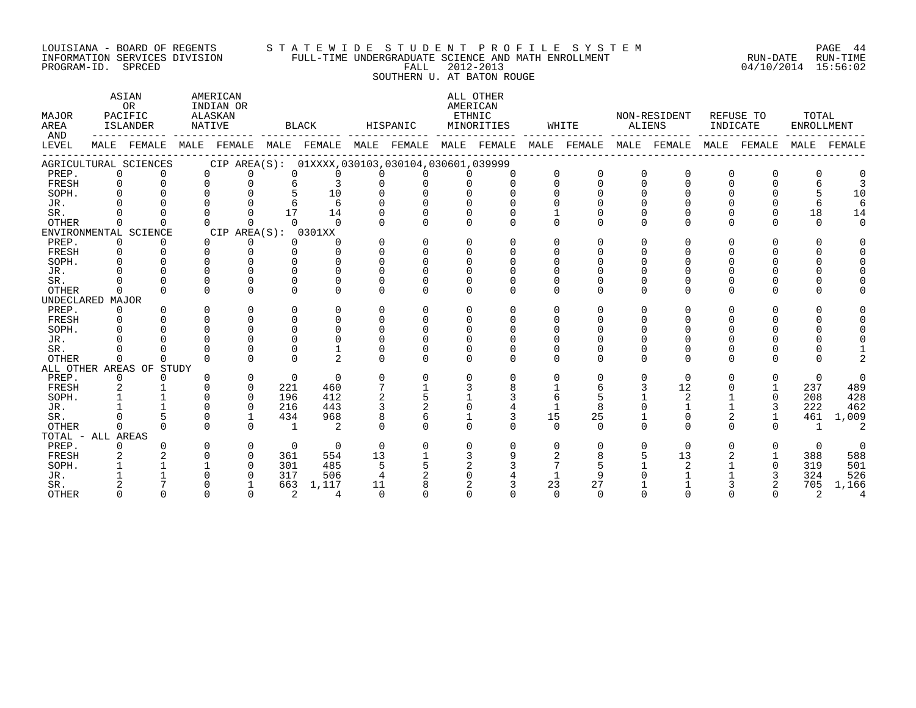LOUISIANA - BOARD OF REGENTS
INFORMATION SERVICES DIVISION
PROGRAM-ID. SPRCED

STATEWIDE STUDENT PROFILE SYSTEM
FULL-TIME UNDERGRADUATE SCIENCE AND MATH ENROLLMENT
FALL 2012-2013
SOUTHERN U. AT BATON ROUGE

RUN-DATE 04/10/2014 RUN-TIME 15:56:02

| MAJOR AREA AND LEVEL | ASIAN OR PACIFIC ISLANDER | | AMERICAN INDIAN OR ALASKAN NATIVE | | BLACK | | HISPANIC | | ALL OTHER AMERICAN ETHNIC MINORITIES | | WHITE | | NON-RESIDENT ALIENS | | REFUSE TO INDICATE | | TOTAL ENROLLMENT | |
|---|---|---|---|---|---|---|---|---|---|---|---|---|---|---|---|---|---|---|
| | MALE | FEMALE | MALE | FEMALE | MALE | FEMALE | MALE | FEMALE | MALE | FEMALE | MALE | FEMALE | MALE | FEMALE | MALE | FEMALE | MALE | FEMALE |
| AGRICULTURAL SCIENCES CIP AREA(S): 01XXXX,030103,030104,030601,039999 | | | | | | | | | | | | | | | | | | |
| PREP. | 0 | 0 | 0 | 0 | 0 | 0 | 0 | 0 | 0 | 0 | 0 | 0 | 0 | 0 | 0 | 0 | 0 | 0 |
| FRESH | 0 | 0 | 0 | 0 | 6 | 3 | 0 | 0 | 0 | 0 | 0 | 0 | 0 | 0 | 0 | 0 | 6 | 3 |
| SOPH. | 0 | 0 | 0 | 0 | 5 | 10 | 0 | 0 | 0 | 0 | 0 | 0 | 0 | 0 | 0 | 0 | 5 | 10 |
| JR. | 0 | 0 | 0 | 0 | 6 | 6 | 0 | 0 | 0 | 0 | 0 | 0 | 0 | 0 | 0 | 0 | 6 | 6 |
| SR. | 0 | 0 | 0 | 0 | 17 | 14 | 0 | 0 | 0 | 0 | 1 | 0 | 0 | 0 | 0 | 0 | 18 | 14 |
| OTHER | 0 | 0 | 0 | 0 | 0 | 0 | 0 | 0 | 0 | 0 | 0 | 0 | 0 | 0 | 0 | 0 | 0 | 0 |
| ENVIRONMENTAL SCIENCE CIP AREA(S): 0301XX | | | | | | | | | | | | | | | | | | |
| PREP. | 0 | 0 | 0 | 0 | 0 | 0 | 0 | 0 | 0 | 0 | 0 | 0 | 0 | 0 | 0 | 0 | 0 | 0 |
| FRESH | 0 | 0 | 0 | 0 | 0 | 0 | 0 | 0 | 0 | 0 | 0 | 0 | 0 | 0 | 0 | 0 | 0 | 0 |
| SOPH. | 0 | 0 | 0 | 0 | 0 | 0 | 0 | 0 | 0 | 0 | 0 | 0 | 0 | 0 | 0 | 0 | 0 | 0 |
| JR. | 0 | 0 | 0 | 0 | 0 | 0 | 0 | 0 | 0 | 0 | 0 | 0 | 0 | 0 | 0 | 0 | 0 | 0 |
| SR. | 0 | 0 | 0 | 0 | 0 | 0 | 0 | 0 | 0 | 0 | 0 | 0 | 0 | 0 | 0 | 0 | 0 | 0 |
| OTHER | 0 | 0 | 0 | 0 | 0 | 0 | 0 | 0 | 0 | 0 | 0 | 0 | 0 | 0 | 0 | 0 | 0 | 0 |
| UNDECLARED MAJOR | | | | | | | | | | | | | | | | | | |
| PREP. | 0 | 0 | 0 | 0 | 0 | 0 | 0 | 0 | 0 | 0 | 0 | 0 | 0 | 0 | 0 | 0 | 0 | 0 |
| FRESH | 0 | 0 | 0 | 0 | 0 | 0 | 0 | 0 | 0 | 0 | 0 | 0 | 0 | 0 | 0 | 0 | 0 | 0 |
| SOPH. | 0 | 0 | 0 | 0 | 0 | 0 | 0 | 0 | 0 | 0 | 0 | 0 | 0 | 0 | 0 | 0 | 0 | 0 |
| JR. | 0 | 0 | 0 | 0 | 0 | 0 | 0 | 0 | 0 | 0 | 0 | 0 | 0 | 0 | 0 | 0 | 0 | 0 |
| SR. | 0 | 0 | 0 | 0 | 0 | 1 | 0 | 0 | 0 | 0 | 0 | 0 | 0 | 0 | 0 | 0 | 0 | 1 |
| OTHER | 0 | 0 | 0 | 0 | 0 | 2 | 0 | 0 | 0 | 0 | 0 | 0 | 0 | 0 | 0 | 0 | 0 | 2 |
| ALL OTHER AREAS OF STUDY | | | | | | | | | | | | | | | | | | |
| PREP. | 0 | 0 | 0 | 0 | 0 | 0 | 0 | 0 | 0 | 0 | 0 | 0 | 0 | 0 | 0 | 0 | 0 | 0 |
| FRESH | 2 | 1 | 0 | 0 | 221 | 460 | 7 | 1 | 3 | 8 | 1 | 6 | 3 | 12 | 0 | 1 | 237 | 489 |
| SOPH. | 1 | 1 | 0 | 0 | 196 | 412 | 2 | 5 | 1 | 3 | 6 | 5 | 1 | 2 | 1 | 0 | 208 | 428 |
| JR. | 1 | 1 | 0 | 0 | 216 | 443 | 3 | 2 | 0 | 4 | 1 | 8 | 0 | 1 | 1 | 3 | 222 | 462 |
| SR. | 0 | 5 | 0 | 1 | 434 | 968 | 8 | 6 | 1 | 3 | 15 | 25 | 1 | 0 | 2 | 1 | 461 | 1,009 |
| OTHER | 0 | 0 | 0 | 0 | 1 | 2 | 0 | 0 | 0 | 0 | 0 | 0 | 0 | 0 | 0 | 0 | 1 | 2 |
| TOTAL - ALL AREAS | | | | | | | | | | | | | | | | | | |
| PREP. | 0 | 0 | 0 | 0 | 0 | 0 | 0 | 0 | 0 | 0 | 0 | 0 | 0 | 0 | 0 | 0 | 0 | 0 |
| FRESH | 2 | 2 | 0 | 0 | 361 | 554 | 13 | 1 | 3 | 9 | 2 | 8 | 5 | 13 | 2 | 1 | 388 | 588 |
| SOPH. | 1 | 1 | 1 | 0 | 301 | 485 | 5 | 5 | 2 | 3 | 7 | 5 | 1 | 2 | 1 | 0 | 319 | 501 |
| JR. | 1 | 1 | 0 | 0 | 317 | 506 | 4 | 2 | 0 | 4 | 1 | 9 | 0 | 1 | 1 | 3 | 324 | 526 |
| SR. | 2 | 7 | 0 | 1 | 663 | 1,117 | 11 | 8 | 2 | 3 | 23 | 27 | 1 | 1 | 3 | 2 | 705 | 1,166 |
| OTHER | 0 | 0 | 0 | 0 | 2 | 4 | 0 | 0 | 0 | 0 | 0 | 0 | 0 | 0 | 0 | 0 | 2 | 4 |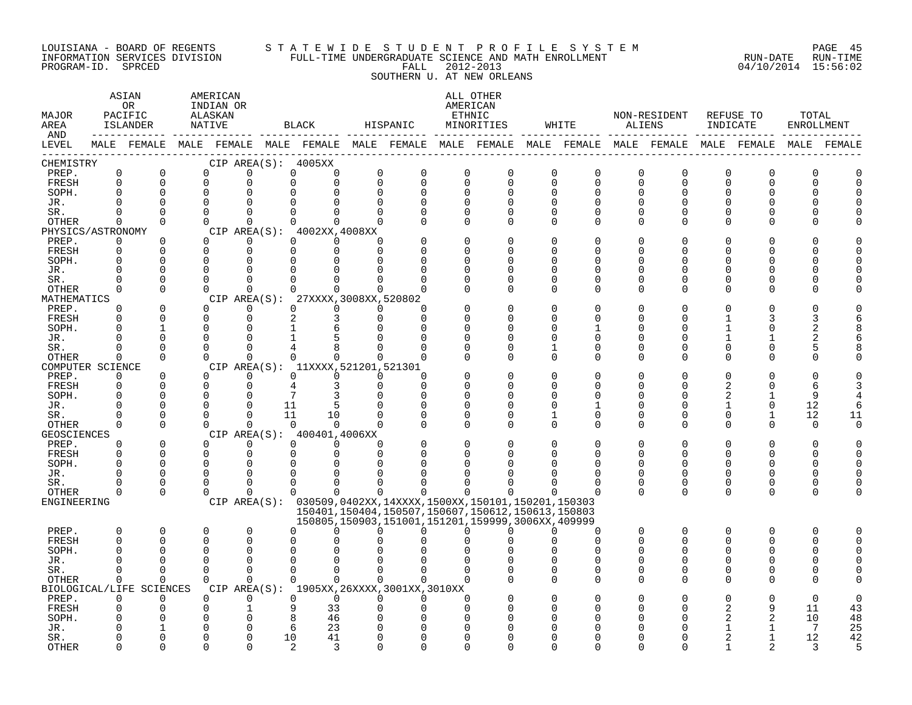LOUISIANA - BOARD OF REGENTS — STATEWIDE STUDENT PROFILE SYSTEM
INFORMATION SERVICES DIVISION — FULL-TIME UNDERGRADUATE SCIENCE AND MATH ENROLLMENT — RUN-DATE 04/10/2014 RUN-TIME 15:56:02
PROGRAM-ID. SPRCED — FALL 2012-2013
SOUTHERN U. AT NEW ORLEANS

| MAJOR AREA AND LEVEL | ASIAN OR PACIFIC ISLANDER | | AMERICAN INDIAN OR ALASKAN NATIVE | | BLACK | | HISPANIC | | ALL OTHER AMERICAN ETHNIC MINORITIES | | WHITE | | NON-RESIDENT ALIENS | | REFUSE TO INDICATE | | TOTAL ENROLLMENT | |
|---|---|---|---|---|---|---|---|---|---|---|---|---|---|---|---|---|---|---|
| | MALE | FEMALE | MALE | FEMALE | MALE | FEMALE | MALE | FEMALE | MALE | FEMALE | MALE | FEMALE | MALE | FEMALE | MALE | FEMALE | MALE | FEMALE |
| CHEMISTRY — CIP AREA(S): 4005XX | | | | | | | | | | | | | | | | | | |
| PREP. | 0 | 0 | 0 | 0 | 0 | 0 | 0 | 0 | 0 | 0 | 0 | 0 | 0 | 0 | 0 | 0 | 0 | 0 |
| FRESH | 0 | 0 | 0 | 0 | 0 | 0 | 0 | 0 | 0 | 0 | 0 | 0 | 0 | 0 | 0 | 0 | 0 | 0 |
| SOPH. | 0 | 0 | 0 | 0 | 0 | 0 | 0 | 0 | 0 | 0 | 0 | 0 | 0 | 0 | 0 | 0 | 0 | 0 |
| JR. | 0 | 0 | 0 | 0 | 0 | 0 | 0 | 0 | 0 | 0 | 0 | 0 | 0 | 0 | 0 | 0 | 0 | 0 |
| SR. | 0 | 0 | 0 | 0 | 0 | 0 | 0 | 0 | 0 | 0 | 0 | 0 | 0 | 0 | 0 | 0 | 0 | 0 |
| OTHER | 0 | 0 | 0 | 0 | 0 | 0 | 0 | 0 | 0 | 0 | 0 | 0 | 0 | 0 | 0 | 0 | 0 | 0 |
| PHYSICS/ASTRONOMY — CIP AREA(S): 4002XX,4008XX | | | | | | | | | | | | | | | | | | |
| PREP. | 0 | 0 | 0 | 0 | 0 | 0 | 0 | 0 | 0 | 0 | 0 | 0 | 0 | 0 | 0 | 0 | 0 | 0 |
| FRESH | 0 | 0 | 0 | 0 | 0 | 0 | 0 | 0 | 0 | 0 | 0 | 0 | 0 | 0 | 0 | 0 | 0 | 0 |
| SOPH. | 0 | 0 | 0 | 0 | 0 | 0 | 0 | 0 | 0 | 0 | 0 | 0 | 0 | 0 | 0 | 0 | 0 | 0 |
| JR. | 0 | 0 | 0 | 0 | 0 | 0 | 0 | 0 | 0 | 0 | 0 | 0 | 0 | 0 | 0 | 0 | 0 | 0 |
| SR. | 0 | 0 | 0 | 0 | 0 | 0 | 0 | 0 | 0 | 0 | 0 | 0 | 0 | 0 | 0 | 0 | 0 | 0 |
| OTHER | 0 | 0 | 0 | 0 | 0 | 0 | 0 | 0 | 0 | 0 | 0 | 0 | 0 | 0 | 0 | 0 | 0 | 0 |
| MATHEMATICS — CIP AREA(S): 27XXXX,3008XX,520802 | | | | | | | | | | | | | | | | | | |
| PREP. | 0 | 0 | 0 | 0 | 0 | 0 | 0 | 0 | 0 | 0 | 0 | 0 | 0 | 0 | 0 | 0 | 0 | 0 |
| FRESH | 0 | 0 | 0 | 0 | 2 | 3 | 0 | 0 | 0 | 0 | 0 | 0 | 0 | 0 | 1 | 3 | 3 | 6 |
| SOPH. | 0 | 1 | 0 | 0 | 1 | 6 | 0 | 0 | 0 | 0 | 0 | 1 | 0 | 0 | 1 | 0 | 2 | 8 |
| JR. | 0 | 0 | 0 | 0 | 1 | 5 | 0 | 0 | 0 | 0 | 0 | 0 | 0 | 0 | 1 | 1 | 2 | 6 |
| SR. | 0 | 0 | 0 | 0 | 4 | 8 | 0 | 0 | 0 | 0 | 1 | 0 | 0 | 0 | 0 | 0 | 5 | 8 |
| OTHER | 0 | 0 | 0 | 0 | 0 | 0 | 0 | 0 | 0 | 0 | 0 | 0 | 0 | 0 | 0 | 0 | 0 | 0 |
| COMPUTER SCIENCE — CIP AREA(S): 11XXXX,521201,521301 | | | | | | | | | | | | | | | | | | |
| PREP. | 0 | 0 | 0 | 0 | 0 | 0 | 0 | 0 | 0 | 0 | 0 | 0 | 0 | 0 | 0 | 0 | 0 | 0 |
| FRESH | 0 | 0 | 0 | 0 | 4 | 3 | 0 | 0 | 0 | 0 | 0 | 0 | 0 | 0 | 2 | 0 | 6 | 3 |
| SOPH. | 0 | 0 | 0 | 0 | 7 | 3 | 0 | 0 | 0 | 0 | 0 | 0 | 0 | 0 | 2 | 1 | 9 | 4 |
| JR. | 0 | 0 | 0 | 0 | 11 | 5 | 0 | 0 | 0 | 0 | 0 | 1 | 0 | 0 | 1 | 0 | 12 | 6 |
| SR. | 0 | 0 | 0 | 0 | 11 | 10 | 0 | 0 | 0 | 0 | 1 | 0 | 0 | 0 | 0 | 1 | 12 | 11 |
| OTHER | 0 | 0 | 0 | 0 | 0 | 0 | 0 | 0 | 0 | 0 | 0 | 0 | 0 | 0 | 0 | 0 | 0 | 0 |
| GEOSCIENCES — CIP AREA(S): 400401,4006XX | | | | | | | | | | | | | | | | | | |
| PREP. | 0 | 0 | 0 | 0 | 0 | 0 | 0 | 0 | 0 | 0 | 0 | 0 | 0 | 0 | 0 | 0 | 0 | 0 |
| FRESH | 0 | 0 | 0 | 0 | 0 | 0 | 0 | 0 | 0 | 0 | 0 | 0 | 0 | 0 | 0 | 0 | 0 | 0 |
| SOPH. | 0 | 0 | 0 | 0 | 0 | 0 | 0 | 0 | 0 | 0 | 0 | 0 | 0 | 0 | 0 | 0 | 0 | 0 |
| JR. | 0 | 0 | 0 | 0 | 0 | 0 | 0 | 0 | 0 | 0 | 0 | 0 | 0 | 0 | 0 | 0 | 0 | 0 |
| SR. | 0 | 0 | 0 | 0 | 0 | 0 | 0 | 0 | 0 | 0 | 0 | 0 | 0 | 0 | 0 | 0 | 0 | 0 |
| OTHER | 0 | 0 | 0 | 0 | 0 | 0 | 0 | 0 | 0 | 0 | 0 | 0 | 0 | 0 | 0 | 0 | 0 | 0 |
| ENGINEERING — CIP AREA(S): 030509,0402XX,14XXXX,1500XX,150101,150201,150303 150401,150404,150507,150607,150612,150613,150803 150805,150903,151001,151201,159999,3006XX,409999 | | | | | | | | | | | | | | | | | | |
| PREP. | 0 | 0 | 0 | 0 | 0 | 0 | 0 | 0 | 0 | 0 | 0 | 0 | 0 | 0 | 0 | 0 | 0 | 0 |
| FRESH | 0 | 0 | 0 | 0 | 0 | 0 | 0 | 0 | 0 | 0 | 0 | 0 | 0 | 0 | 0 | 0 | 0 | 0 |
| SOPH. | 0 | 0 | 0 | 0 | 0 | 0 | 0 | 0 | 0 | 0 | 0 | 0 | 0 | 0 | 0 | 0 | 0 | 0 |
| JR. | 0 | 0 | 0 | 0 | 0 | 0 | 0 | 0 | 0 | 0 | 0 | 0 | 0 | 0 | 0 | 0 | 0 | 0 |
| SR. | 0 | 0 | 0 | 0 | 0 | 0 | 0 | 0 | 0 | 0 | 0 | 0 | 0 | 0 | 0 | 0 | 0 | 0 |
| OTHER | 0 | 0 | 0 | 0 | 0 | 0 | 0 | 0 | 0 | 0 | 0 | 0 | 0 | 0 | 0 | 0 | 0 | 0 |
| BIOLOGICAL/LIFE SCIENCES — CIP AREA(S): 1905XX,26XXXX,3001XX,3010XX | | | | | | | | | | | | | | | | | | |
| PREP. | 0 | 0 | 0 | 0 | 0 | 0 | 0 | 0 | 0 | 0 | 0 | 0 | 0 | 0 | 0 | 0 | 0 | 0 |
| FRESH | 0 | 0 | 0 | 1 | 9 | 33 | 0 | 0 | 0 | 0 | 0 | 0 | 0 | 0 | 2 | 9 | 11 | 43 |
| SOPH. | 0 | 0 | 0 | 0 | 8 | 46 | 0 | 0 | 0 | 0 | 0 | 0 | 0 | 0 | 2 | 2 | 10 | 48 |
| JR. | 0 | 1 | 0 | 0 | 6 | 23 | 0 | 0 | 0 | 0 | 0 | 0 | 0 | 0 | 1 | 1 | 7 | 25 |
| SR. | 0 | 0 | 0 | 0 | 10 | 41 | 0 | 0 | 0 | 0 | 0 | 0 | 0 | 0 | 2 | 1 | 12 | 42 |
| OTHER | 0 | 0 | 0 | 0 | 2 | 3 | 0 | 0 | 0 | 0 | 0 | 0 | 0 | 0 | 1 | 2 | 3 | 5 |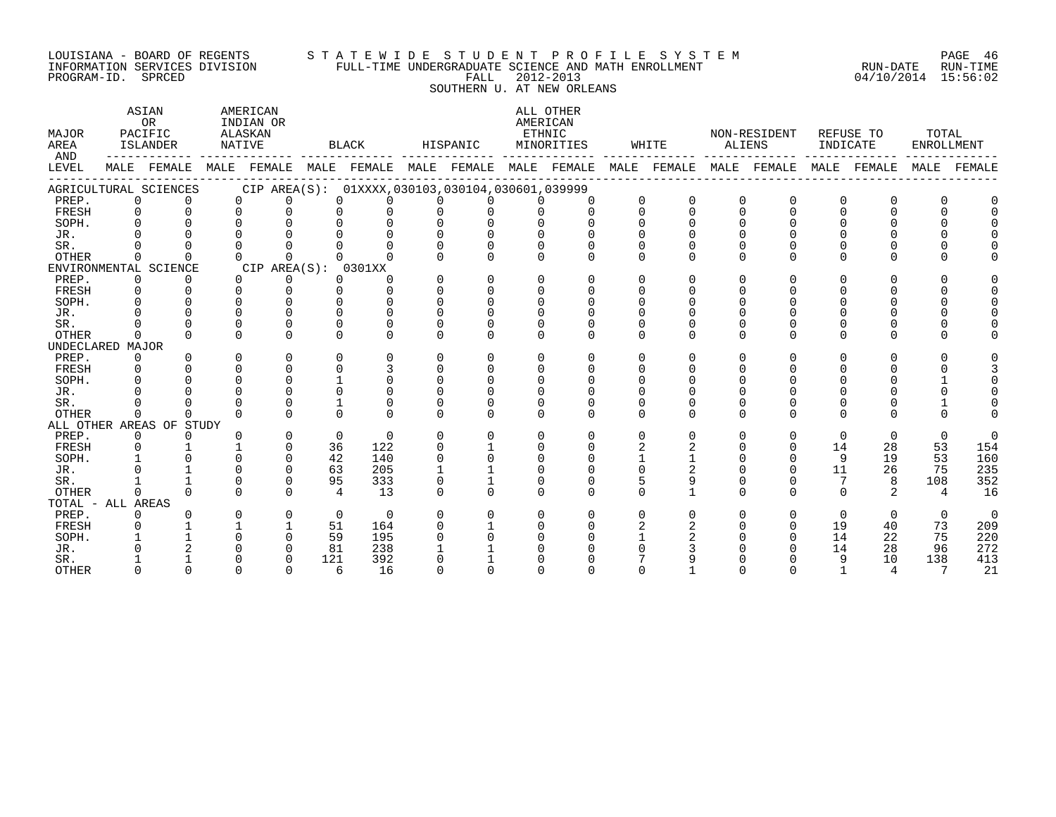LOUISIANA - BOARD OF REGENTS
INFORMATION SERVICES DIVISION
PROGRAM-ID. SPRCED

STATEWIDE STUDENT PROFILE SYSTEM
FULL-TIME UNDERGRADUATE SCIENCE AND MATH ENROLLMENT
FALL 2012-2013
SOUTHERN U. AT NEW ORLEANS

RUN-DATE 04/10/2014 RUN-TIME 15:56:02

| MAJOR AREA AND LEVEL | ASIAN OR PACIFIC ISLANDER | | AMERICAN INDIAN OR ALASKAN NATIVE | | BLACK | | HISPANIC | | ALL OTHER AMERICAN ETHNIC MINORITIES | | WHITE | | NON-RESIDENT ALIENS | | REFUSE TO INDICATE | | TOTAL ENROLLMENT | |
|---|---|---|---|---|---|---|---|---|---|---|---|---|---|---|---|---|---|---|
| | MALE | FEMALE | MALE | FEMALE | MALE | FEMALE | MALE | FEMALE | MALE | FEMALE | MALE | FEMALE | MALE | FEMALE | MALE | FEMALE | MALE | FEMALE |
| AGRICULTURAL SCIENCES CIP AREA(S): 01XXXX,030103,030104,030601,039999 | | | | | | | | | | | | | | | | | | |
| PREP. | 0 | 0 | 0 | 0 | 0 | 0 | 0 | 0 | 0 | 0 | 0 | 0 | 0 | 0 | 0 | 0 | 0 | 0 |
| FRESH | 0 | 0 | 0 | 0 | 0 | 0 | 0 | 0 | 0 | 0 | 0 | 0 | 0 | 0 | 0 | 0 | 0 | 0 |
| SOPH. | 0 | 0 | 0 | 0 | 0 | 0 | 0 | 0 | 0 | 0 | 0 | 0 | 0 | 0 | 0 | 0 | 0 | 0 |
| JR. | 0 | 0 | 0 | 0 | 0 | 0 | 0 | 0 | 0 | 0 | 0 | 0 | 0 | 0 | 0 | 0 | 0 | 0 |
| SR. | 0 | 0 | 0 | 0 | 0 | 0 | 0 | 0 | 0 | 0 | 0 | 0 | 0 | 0 | 0 | 0 | 0 | 0 |
| OTHER | 0 | 0 | 0 | 0 | 0 | 0 | 0 | 0 | 0 | 0 | 0 | 0 | 0 | 0 | 0 | 0 | 0 | 0 |
| ENVIRONMENTAL SCIENCE CIP AREA(S): 0301XX | | | | | | | | | | | | | | | | | | |
| PREP. | 0 | 0 | 0 | 0 | 0 | 0 | 0 | 0 | 0 | 0 | 0 | 0 | 0 | 0 | 0 | 0 | 0 | 0 |
| FRESH | 0 | 0 | 0 | 0 | 0 | 0 | 0 | 0 | 0 | 0 | 0 | 0 | 0 | 0 | 0 | 0 | 0 | 0 |
| SOPH. | 0 | 0 | 0 | 0 | 0 | 0 | 0 | 0 | 0 | 0 | 0 | 0 | 0 | 0 | 0 | 0 | 0 | 0 |
| JR. | 0 | 0 | 0 | 0 | 0 | 0 | 0 | 0 | 0 | 0 | 0 | 0 | 0 | 0 | 0 | 0 | 0 | 0 |
| SR. | 0 | 0 | 0 | 0 | 0 | 0 | 0 | 0 | 0 | 0 | 0 | 0 | 0 | 0 | 0 | 0 | 0 | 0 |
| OTHER | 0 | 0 | 0 | 0 | 0 | 0 | 0 | 0 | 0 | 0 | 0 | 0 | 0 | 0 | 0 | 0 | 0 | 0 |
| UNDECLARED MAJOR | | | | | | | | | | | | | | | | | | |
| PREP. | 0 | 0 | 0 | 0 | 0 | 0 | 0 | 0 | 0 | 0 | 0 | 0 | 0 | 0 | 0 | 0 | 0 | 0 |
| FRESH | 0 | 0 | 0 | 0 | 0 | 3 | 0 | 0 | 0 | 0 | 0 | 0 | 0 | 0 | 0 | 0 | 0 | 3 |
| SOPH. | 0 | 0 | 0 | 0 | 1 | 0 | 0 | 0 | 0 | 0 | 0 | 0 | 0 | 0 | 0 | 0 | 1 | 0 |
| JR. | 0 | 0 | 0 | 0 | 0 | 0 | 0 | 0 | 0 | 0 | 0 | 0 | 0 | 0 | 0 | 0 | 0 | 0 |
| SR. | 0 | 0 | 0 | 0 | 1 | 0 | 0 | 0 | 0 | 0 | 0 | 0 | 0 | 0 | 0 | 0 | 1 | 0 |
| OTHER | 0 | 0 | 0 | 0 | 0 | 0 | 0 | 0 | 0 | 0 | 0 | 0 | 0 | 0 | 0 | 0 | 0 | 0 |
| ALL OTHER AREAS OF STUDY | | | | | | | | | | | | | | | | | | |
| PREP. | 0 | 0 | 0 | 0 | 0 | 0 | 0 | 0 | 0 | 0 | 0 | 0 | 0 | 0 | 0 | 0 | 0 | 0 |
| FRESH | 0 | 1 | 1 | 0 | 36 | 122 | 0 | 1 | 0 | 0 | 2 | 2 | 0 | 0 | 14 | 28 | 53 | 154 |
| SOPH. | 1 | 0 | 0 | 0 | 42 | 140 | 0 | 0 | 0 | 0 | 1 | 1 | 0 | 0 | 9 | 19 | 53 | 160 |
| JR. | 0 | 1 | 0 | 0 | 63 | 205 | 1 | 1 | 0 | 0 | 0 | 2 | 0 | 0 | 11 | 26 | 75 | 235 |
| SR. | 1 | 1 | 0 | 0 | 95 | 333 | 0 | 1 | 0 | 0 | 5 | 9 | 0 | 0 | 7 | 8 | 108 | 352 |
| OTHER | 0 | 0 | 0 | 0 | 4 | 13 | 0 | 0 | 0 | 0 | 0 | 1 | 0 | 0 | 0 | 2 | 4 | 16 |
| TOTAL - ALL AREAS | | | | | | | | | | | | | | | | | | |
| PREP. | 0 | 0 | 0 | 0 | 0 | 0 | 0 | 0 | 0 | 0 | 0 | 0 | 0 | 0 | 0 | 0 | 0 | 0 |
| FRESH | 0 | 1 | 1 | 1 | 51 | 164 | 0 | 1 | 0 | 0 | 2 | 2 | 0 | 0 | 19 | 40 | 73 | 209 |
| SOPH. | 1 | 1 | 0 | 0 | 59 | 195 | 0 | 0 | 0 | 0 | 1 | 2 | 0 | 0 | 14 | 22 | 75 | 220 |
| JR. | 0 | 2 | 0 | 0 | 81 | 238 | 1 | 1 | 0 | 0 | 0 | 3 | 0 | 0 | 14 | 28 | 96 | 272 |
| SR. | 1 | 1 | 0 | 0 | 121 | 392 | 0 | 1 | 0 | 0 | 7 | 9 | 0 | 0 | 9 | 10 | 138 | 413 |
| OTHER | 0 | 0 | 0 | 0 | 6 | 16 | 0 | 0 | 0 | 0 | 0 | 1 | 0 | 0 | 1 | 4 | 7 | 21 |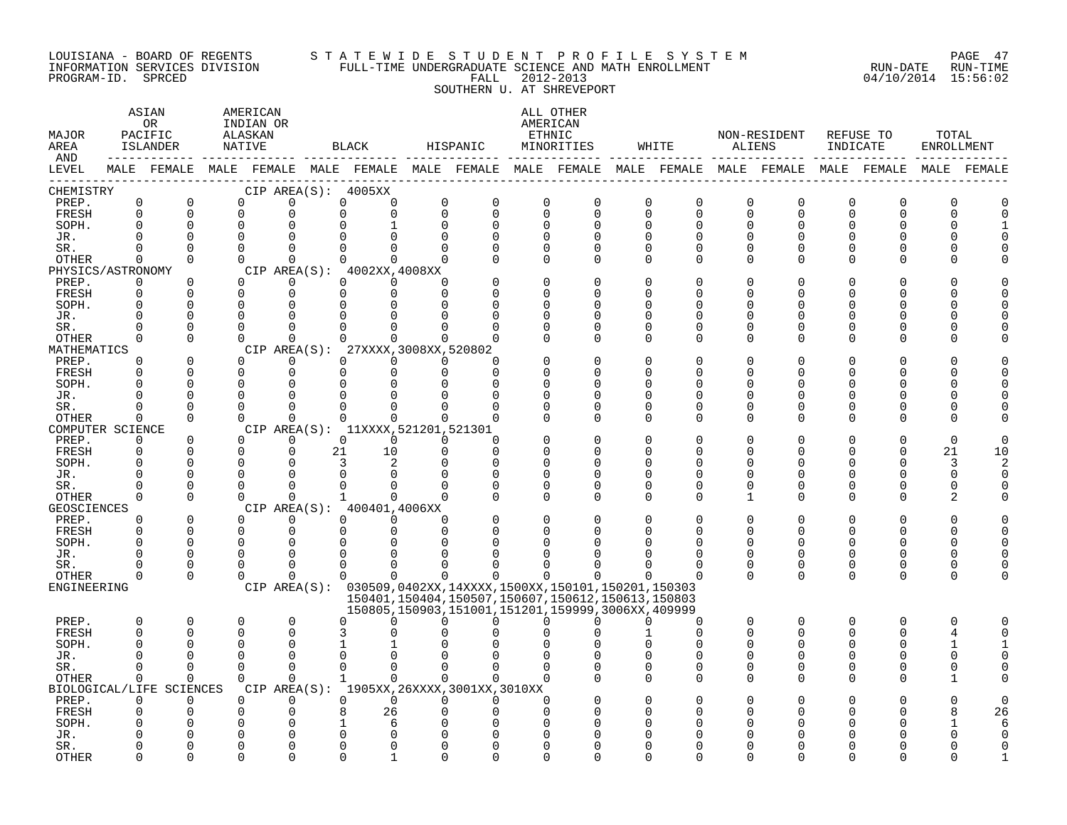LOUISIANA - BOARD OF REGENTS
INFORMATION SERVICES DIVISION
PROGRAM-ID. SPRCED

STATEWIDE STUDENT PROFILE SYSTEM
FULL-TIME UNDERGRADUATE SCIENCE AND MATH ENROLLMENT
FALL 2012-2013
SOUTHERN U. AT SHREVEPORT

RUN-DATE 04/10/2014 RUN-TIME 15:56:02

| MAJOR AREA AND LEVEL | ASIAN OR PACIFIC ISLANDER MALE | ASIAN OR PACIFIC ISLANDER FEMALE | AMERICAN INDIAN OR ALASKAN NATIVE MALE | AMERICAN INDIAN OR ALASKAN NATIVE FEMALE | BLACK MALE | BLACK FEMALE | HISPANIC MALE | HISPANIC FEMALE | ALL OTHER AMERICAN ETHNIC MINORITIES MALE | ALL OTHER AMERICAN ETHNIC MINORITIES FEMALE | WHITE MALE | WHITE FEMALE | NON-RESIDENT ALIENS MALE | NON-RESIDENT ALIENS FEMALE | REFUSE TO INDICATE MALE | REFUSE TO INDICATE FEMALE | TOTAL ENROLLMENT MALE | TOTAL ENROLLMENT FEMALE |
|---|---|---|---|---|---|---|---|---|---|---|---|---|---|---|---|---|---|---|
| CHEMISTRY — CIP AREA(S): 4005XX | | | | | | | | | | | | | | | | | | |
| PREP. | 0 | 0 | 0 | 0 | 0 | 0 | 0 | 0 | 0 | 0 | 0 | 0 | 0 | 0 | 0 | 0 | 0 | 0 |
| FRESH | 0 | 0 | 0 | 0 | 0 | 0 | 0 | 0 | 0 | 0 | 0 | 0 | 0 | 0 | 0 | 0 | 0 | 0 |
| SOPH. | 0 | 0 | 0 | 0 | 0 | 1 | 0 | 0 | 0 | 0 | 0 | 0 | 0 | 0 | 0 | 0 | 0 | 1 |
| JR. | 0 | 0 | 0 | 0 | 0 | 0 | 0 | 0 | 0 | 0 | 0 | 0 | 0 | 0 | 0 | 0 | 0 | 0 |
| SR. | 0 | 0 | 0 | 0 | 0 | 0 | 0 | 0 | 0 | 0 | 0 | 0 | 0 | 0 | 0 | 0 | 0 | 0 |
| OTHER | 0 | 0 | 0 | 0 | 0 | 0 | 0 | 0 | 0 | 0 | 0 | 0 | 0 | 0 | 0 | 0 | 0 | 0 |
| PHYSICS/ASTRONOMY — CIP AREA(S): 4002XX,4008XX | | | | | | | | | | | | | | | | | | |
| PREP. | 0 | 0 | 0 | 0 | 0 | 0 | 0 | 0 | 0 | 0 | 0 | 0 | 0 | 0 | 0 | 0 | 0 | 0 |
| FRESH | 0 | 0 | 0 | 0 | 0 | 0 | 0 | 0 | 0 | 0 | 0 | 0 | 0 | 0 | 0 | 0 | 0 | 0 |
| SOPH. | 0 | 0 | 0 | 0 | 0 | 0 | 0 | 0 | 0 | 0 | 0 | 0 | 0 | 0 | 0 | 0 | 0 | 0 |
| JR. | 0 | 0 | 0 | 0 | 0 | 0 | 0 | 0 | 0 | 0 | 0 | 0 | 0 | 0 | 0 | 0 | 0 | 0 |
| SR. | 0 | 0 | 0 | 0 | 0 | 0 | 0 | 0 | 0 | 0 | 0 | 0 | 0 | 0 | 0 | 0 | 0 | 0 |
| OTHER | 0 | 0 | 0 | 0 | 0 | 0 | 0 | 0 | 0 | 0 | 0 | 0 | 0 | 0 | 0 | 0 | 0 | 0 |
| MATHEMATICS — CIP AREA(S): 27XXXX,3008XX,520802 | | | | | | | | | | | | | | | | | | |
| PREP. | 0 | 0 | 0 | 0 | 0 | 0 | 0 | 0 | 0 | 0 | 0 | 0 | 0 | 0 | 0 | 0 | 0 | 0 |
| FRESH | 0 | 0 | 0 | 0 | 0 | 0 | 0 | 0 | 0 | 0 | 0 | 0 | 0 | 0 | 0 | 0 | 0 | 0 |
| SOPH. | 0 | 0 | 0 | 0 | 0 | 0 | 0 | 0 | 0 | 0 | 0 | 0 | 0 | 0 | 0 | 0 | 0 | 0 |
| JR. | 0 | 0 | 0 | 0 | 0 | 0 | 0 | 0 | 0 | 0 | 0 | 0 | 0 | 0 | 0 | 0 | 0 | 0 |
| SR. | 0 | 0 | 0 | 0 | 0 | 0 | 0 | 0 | 0 | 0 | 0 | 0 | 0 | 0 | 0 | 0 | 0 | 0 |
| OTHER | 0 | 0 | 0 | 0 | 0 | 0 | 0 | 0 | 0 | 0 | 0 | 0 | 0 | 0 | 0 | 0 | 0 | 0 |
| COMPUTER SCIENCE — CIP AREA(S): 11XXXX,521201,521301 | | | | | | | | | | | | | | | | | | |
| PREP. | 0 | 0 | 0 | 0 | 0 | 0 | 0 | 0 | 0 | 0 | 0 | 0 | 0 | 0 | 0 | 0 | 0 | 0 |
| FRESH | 0 | 0 | 0 | 0 | 21 | 10 | 0 | 0 | 0 | 0 | 0 | 0 | 0 | 0 | 0 | 0 | 21 | 10 |
| SOPH. | 0 | 0 | 0 | 0 | 3 | 2 | 0 | 0 | 0 | 0 | 0 | 0 | 0 | 0 | 0 | 0 | 3 | 2 |
| JR. | 0 | 0 | 0 | 0 | 0 | 0 | 0 | 0 | 0 | 0 | 0 | 0 | 0 | 0 | 0 | 0 | 0 | 0 |
| SR. | 0 | 0 | 0 | 0 | 0 | 0 | 0 | 0 | 0 | 0 | 0 | 0 | 0 | 0 | 0 | 0 | 0 | 0 |
| OTHER | 0 | 0 | 0 | 0 | 1 | 0 | 0 | 0 | 0 | 0 | 0 | 0 | 1 | 0 | 0 | 0 | 2 | 0 |
| GEOSCIENCES — CIP AREA(S): 400401,4006XX | | | | | | | | | | | | | | | | | | |
| PREP. | 0 | 0 | 0 | 0 | 0 | 0 | 0 | 0 | 0 | 0 | 0 | 0 | 0 | 0 | 0 | 0 | 0 | 0 |
| FRESH | 0 | 0 | 0 | 0 | 0 | 0 | 0 | 0 | 0 | 0 | 0 | 0 | 0 | 0 | 0 | 0 | 0 | 0 |
| SOPH. | 0 | 0 | 0 | 0 | 0 | 0 | 0 | 0 | 0 | 0 | 0 | 0 | 0 | 0 | 0 | 0 | 0 | 0 |
| JR. | 0 | 0 | 0 | 0 | 0 | 0 | 0 | 0 | 0 | 0 | 0 | 0 | 0 | 0 | 0 | 0 | 0 | 0 |
| SR. | 0 | 0 | 0 | 0 | 0 | 0 | 0 | 0 | 0 | 0 | 0 | 0 | 0 | 0 | 0 | 0 | 0 | 0 |
| OTHER | 0 | 0 | 0 | 0 | 0 | 0 | 0 | 0 | 0 | 0 | 0 | 0 | 0 | 0 | 0 | 0 | 0 | 0 |
| ENGINEERING — CIP AREA(S): 030509,0402XX,14XXXX,1500XX,150101,150201,150303,150401,150404,150507,150607,150612,150613,150803,150805,150903,151001,151201,159999,3006XX,409999 | | | | | | | | | | | | | | | | | | |
| PREP. | 0 | 0 | 0 | 0 | 0 | 0 | 0 | 0 | 0 | 0 | 0 | 0 | 0 | 0 | 0 | 0 | 0 | 0 |
| FRESH | 0 | 0 | 0 | 0 | 3 | 0 | 0 | 0 | 0 | 0 | 1 | 0 | 0 | 0 | 0 | 0 | 4 | 0 |
| SOPH. | 0 | 0 | 0 | 0 | 1 | 1 | 0 | 0 | 0 | 0 | 0 | 0 | 0 | 0 | 0 | 0 | 1 | 1 |
| JR. | 0 | 0 | 0 | 0 | 0 | 0 | 0 | 0 | 0 | 0 | 0 | 0 | 0 | 0 | 0 | 0 | 0 | 0 |
| SR. | 0 | 0 | 0 | 0 | 0 | 0 | 0 | 0 | 0 | 0 | 0 | 0 | 0 | 0 | 0 | 0 | 0 | 0 |
| OTHER | 0 | 0 | 0 | 0 | 1 | 0 | 0 | 0 | 0 | 0 | 0 | 0 | 0 | 0 | 0 | 0 | 1 | 0 |
| BIOLOGICAL/LIFE SCIENCES — CIP AREA(S): 1905XX,26XXXX,3001XX,3010XX | | | | | | | | | | | | | | | | | | |
| PREP. | 0 | 0 | 0 | 0 | 0 | 0 | 0 | 0 | 0 | 0 | 0 | 0 | 0 | 0 | 0 | 0 | 0 | 0 |
| FRESH | 0 | 0 | 0 | 0 | 8 | 26 | 0 | 0 | 0 | 0 | 0 | 0 | 0 | 0 | 0 | 0 | 8 | 26 |
| SOPH. | 0 | 0 | 0 | 0 | 1 | 6 | 0 | 0 | 0 | 0 | 0 | 0 | 0 | 0 | 0 | 0 | 1 | 6 |
| JR. | 0 | 0 | 0 | 0 | 0 | 0 | 0 | 0 | 0 | 0 | 0 | 0 | 0 | 0 | 0 | 0 | 0 | 0 |
| SR. | 0 | 0 | 0 | 0 | 0 | 0 | 0 | 0 | 0 | 0 | 0 | 0 | 0 | 0 | 0 | 0 | 0 | 0 |
| OTHER | 0 | 0 | 0 | 0 | 0 | 1 | 0 | 0 | 0 | 0 | 0 | 0 | 0 | 0 | 0 | 0 | 0 | 1 |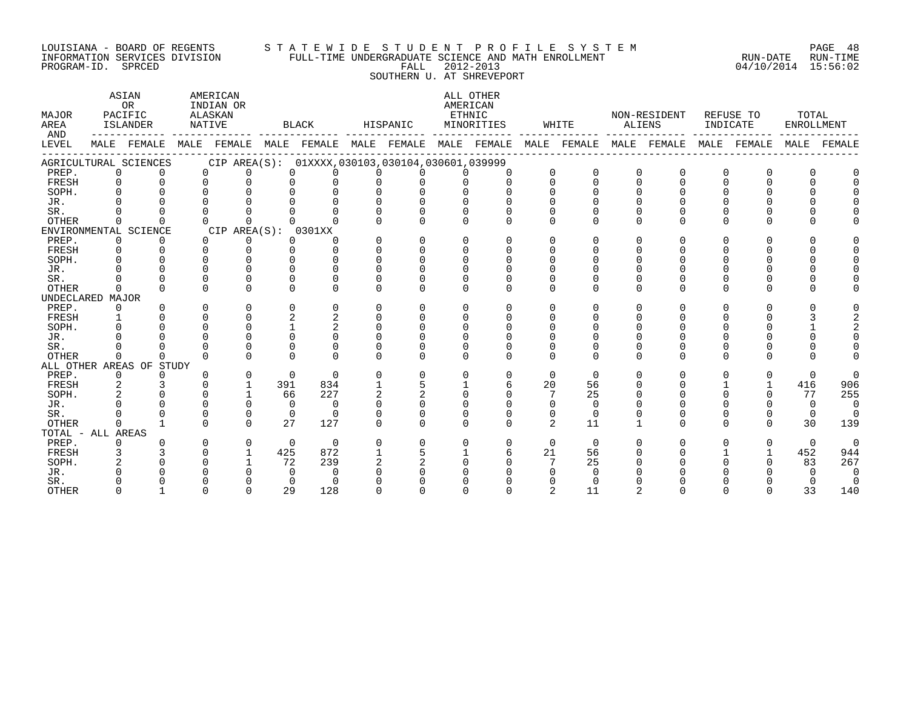LOUISIANA - BOARD OF REGENTS
INFORMATION SERVICES DIVISION
PROGRAM-ID. SPRCED

STATEWIDE STUDENT PROFILE SYSTEM
FULL-TIME UNDERGRADUATE SCIENCE AND MATH ENROLLMENT
FALL 2012-2013
SOUTHERN U. AT SHREVEPORT

RUN-DATE 04/10/2014 RUN-TIME 15:56:02

| MAJOR AREA AND LEVEL | ASIAN OR PACIFIC ISLANDER MALE | ASIAN OR PACIFIC ISLANDER FEMALE | AMERICAN INDIAN OR ALASKAN NATIVE MALE | AMERICAN INDIAN OR ALASKAN NATIVE FEMALE | BLACK MALE | BLACK FEMALE | HISPANIC MALE | HISPANIC FEMALE | ALL OTHER AMERICAN ETHNIC MINORITIES MALE | ALL OTHER AMERICAN ETHNIC MINORITIES FEMALE | WHITE MALE | WHITE FEMALE | NON-RESIDENT ALIENS MALE | NON-RESIDENT ALIENS FEMALE | REFUSE TO INDICATE MALE | REFUSE TO INDICATE FEMALE | TOTAL ENROLLMENT MALE | TOTAL ENROLLMENT FEMALE |
|---|---|---|---|---|---|---|---|---|---|---|---|---|---|---|---|---|---|---|
| AGRICULTURAL SCIENCES CIP AREA(S): 01XXXX,030103,030104,030601,039999 | | | | | | | | | | | | | | | | | | |
| PREP. | 0 | 0 | 0 | 0 | 0 | 0 | 0 | 0 | 0 | 0 | 0 | 0 | 0 | 0 | 0 | 0 | 0 | 0 |
| FRESH | 0 | 0 | 0 | 0 | 0 | 0 | 0 | 0 | 0 | 0 | 0 | 0 | 0 | 0 | 0 | 0 | 0 | 0 |
| SOPH. | 0 | 0 | 0 | 0 | 0 | 0 | 0 | 0 | 0 | 0 | 0 | 0 | 0 | 0 | 0 | 0 | 0 | 0 |
| JR. | 0 | 0 | 0 | 0 | 0 | 0 | 0 | 0 | 0 | 0 | 0 | 0 | 0 | 0 | 0 | 0 | 0 | 0 |
| SR. | 0 | 0 | 0 | 0 | 0 | 0 | 0 | 0 | 0 | 0 | 0 | 0 | 0 | 0 | 0 | 0 | 0 | 0 |
| OTHER | 0 | 0 | 0 | 0 | 0 | 0 | 0 | 0 | 0 | 0 | 0 | 0 | 0 | 0 | 0 | 0 | 0 | 0 |
| ENVIRONMENTAL SCIENCE CIP AREA(S): 0301XX | | | | | | | | | | | | | | | | | | |
| PREP. | 0 | 0 | 0 | 0 | 0 | 0 | 0 | 0 | 0 | 0 | 0 | 0 | 0 | 0 | 0 | 0 | 0 | 0 |
| FRESH | 0 | 0 | 0 | 0 | 0 | 0 | 0 | 0 | 0 | 0 | 0 | 0 | 0 | 0 | 0 | 0 | 0 | 0 |
| SOPH. | 0 | 0 | 0 | 0 | 0 | 0 | 0 | 0 | 0 | 0 | 0 | 0 | 0 | 0 | 0 | 0 | 0 | 0 |
| JR. | 0 | 0 | 0 | 0 | 0 | 0 | 0 | 0 | 0 | 0 | 0 | 0 | 0 | 0 | 0 | 0 | 0 | 0 |
| SR. | 0 | 0 | 0 | 0 | 0 | 0 | 0 | 0 | 0 | 0 | 0 | 0 | 0 | 0 | 0 | 0 | 0 | 0 |
| OTHER | 0 | 0 | 0 | 0 | 0 | 0 | 0 | 0 | 0 | 0 | 0 | 0 | 0 | 0 | 0 | 0 | 0 | 0 |
| UNDECLARED MAJOR | | | | | | | | | | | | | | | | | | |
| PREP. | 0 | 0 | 0 | 0 | 0 | 0 | 0 | 0 | 0 | 0 | 0 | 0 | 0 | 0 | 0 | 0 | 0 | 0 |
| FRESH | 1 | 0 | 0 | 0 | 2 | 2 | 0 | 0 | 0 | 0 | 0 | 0 | 0 | 0 | 0 | 0 | 3 | 2 |
| SOPH. | 0 | 0 | 0 | 0 | 1 | 2 | 0 | 0 | 0 | 0 | 0 | 0 | 0 | 0 | 0 | 0 | 1 | 2 |
| JR. | 0 | 0 | 0 | 0 | 0 | 0 | 0 | 0 | 0 | 0 | 0 | 0 | 0 | 0 | 0 | 0 | 0 | 0 |
| SR. | 0 | 0 | 0 | 0 | 0 | 0 | 0 | 0 | 0 | 0 | 0 | 0 | 0 | 0 | 0 | 0 | 0 | 0 |
| OTHER | 0 | 0 | 0 | 0 | 0 | 0 | 0 | 0 | 0 | 0 | 0 | 0 | 0 | 0 | 0 | 0 | 0 | 0 |
| ALL OTHER AREAS OF STUDY | | | | | | | | | | | | | | | | | | |
| PREP. | 0 | 0 | 0 | 0 | 0 | 0 | 0 | 0 | 0 | 0 | 0 | 0 | 0 | 0 | 0 | 0 | 0 | 0 |
| FRESH | 2 | 3 | 0 | 1 | 391 | 834 | 1 | 5 | 1 | 6 | 20 | 56 | 0 | 0 | 1 | 1 | 416 | 906 |
| SOPH. | 2 | 0 | 0 | 1 | 66 | 227 | 2 | 2 | 0 | 0 | 7 | 25 | 0 | 0 | 0 | 0 | 77 | 255 |
| JR. | 0 | 0 | 0 | 0 | 0 | 0 | 0 | 0 | 0 | 0 | 0 | 0 | 0 | 0 | 0 | 0 | 0 | 0 |
| SR. | 0 | 0 | 0 | 0 | 0 | 0 | 0 | 0 | 0 | 0 | 0 | 0 | 0 | 0 | 0 | 0 | 0 | 0 |
| OTHER | 0 | 1 | 0 | 0 | 27 | 127 | 0 | 0 | 0 | 0 | 2 | 11 | 1 | 0 | 0 | 0 | 30 | 139 |
| TOTAL - ALL AREAS | | | | | | | | | | | | | | | | | | |
| PREP. | 0 | 0 | 0 | 0 | 0 | 0 | 0 | 0 | 0 | 0 | 0 | 0 | 0 | 0 | 0 | 0 | 0 | 0 |
| FRESH | 3 | 3 | 0 | 1 | 425 | 872 | 1 | 5 | 1 | 6 | 21 | 56 | 0 | 0 | 1 | 1 | 452 | 944 |
| SOPH. | 2 | 0 | 0 | 1 | 72 | 239 | 2 | 2 | 0 | 0 | 7 | 25 | 0 | 0 | 0 | 0 | 83 | 267 |
| JR. | 0 | 0 | 0 | 0 | 0 | 0 | 0 | 0 | 0 | 0 | 0 | 0 | 0 | 0 | 0 | 0 | 0 | 0 |
| SR. | 0 | 0 | 0 | 0 | 0 | 0 | 0 | 0 | 0 | 0 | 0 | 0 | 0 | 0 | 0 | 0 | 0 | 0 |
| OTHER | 0 | 1 | 0 | 0 | 29 | 128 | 0 | 0 | 0 | 0 | 2 | 11 | 2 | 0 | 0 | 0 | 33 | 140 |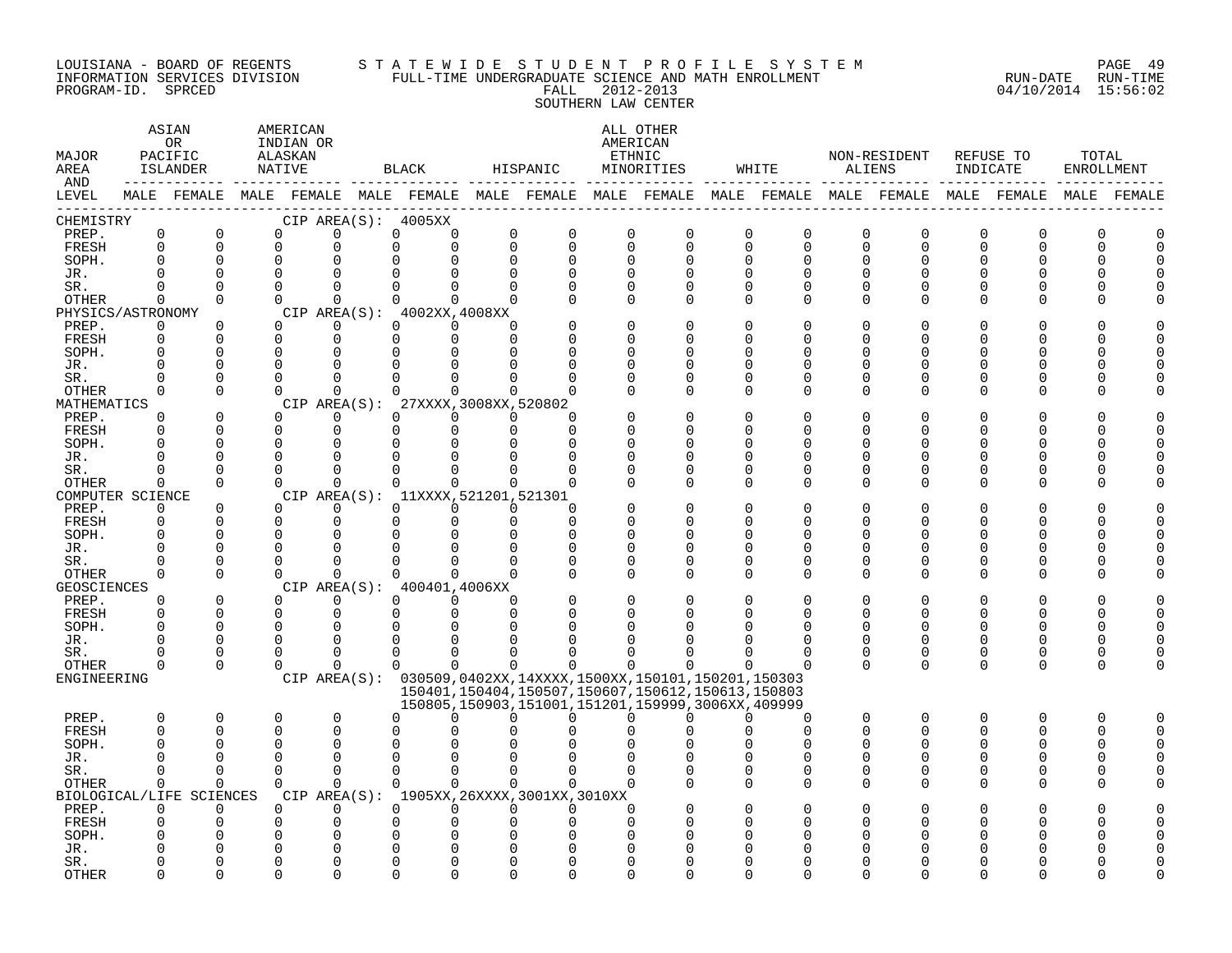LOUISIANA - BOARD OF REGENTS
INFORMATION SERVICES DIVISION
PROGRAM-ID. SPRCED

STATEWIDE STUDENT PROFILE SYSTEM
FULL-TIME UNDERGRADUATE SCIENCE AND MATH ENROLLMENT
FALL 2012-2013
SOUTHERN LAW CENTER

RUN-DATE 04/10/2014 RUN-TIME 15:56:02

| MAJOR AREA AND LEVEL | ASIAN OR PACIFIC ISLANDER | | AMERICAN INDIAN OR ALASKAN NATIVE | | BLACK | | HISPANIC | | ALL OTHER AMERICAN ETHNIC MINORITIES | | WHITE | | NON-RESIDENT ALIENS | | REFUSE TO INDICATE | | TOTAL ENROLLMENT | |
|---|---|---|---|---|---|---|---|---|---|---|---|---|---|---|---|---|---|---|
| | MALE | FEMALE | MALE | FEMALE | MALE | FEMALE | MALE | FEMALE | MALE | FEMALE | MALE | FEMALE | MALE | FEMALE | MALE | FEMALE | MALE | FEMALE |
| CHEMISTRY — CIP AREA(S): 4005XX | | | | | | | | | | | | | | | | | | |
| PREP. | 0 | 0 | 0 | 0 | 0 | 0 | 0 | 0 | 0 | 0 | 0 | 0 | 0 | 0 | 0 | 0 | 0 | 0 |
| FRESH | 0 | 0 | 0 | 0 | 0 | 0 | 0 | 0 | 0 | 0 | 0 | 0 | 0 | 0 | 0 | 0 | 0 | 0 |
| SOPH. | 0 | 0 | 0 | 0 | 0 | 0 | 0 | 0 | 0 | 0 | 0 | 0 | 0 | 0 | 0 | 0 | 0 | 0 |
| JR. | 0 | 0 | 0 | 0 | 0 | 0 | 0 | 0 | 0 | 0 | 0 | 0 | 0 | 0 | 0 | 0 | 0 | 0 |
| SR. | 0 | 0 | 0 | 0 | 0 | 0 | 0 | 0 | 0 | 0 | 0 | 0 | 0 | 0 | 0 | 0 | 0 | 0 |
| OTHER | 0 | 0 | 0 | 0 | 0 | 0 | 0 | 0 | 0 | 0 | 0 | 0 | 0 | 0 | 0 | 0 | 0 | 0 |
| PHYSICS/ASTRONOMY — CIP AREA(S): 4002XX,4008XX | | | | | | | | | | | | | | | | | | |
| PREP. | 0 | 0 | 0 | 0 | 0 | 0 | 0 | 0 | 0 | 0 | 0 | 0 | 0 | 0 | 0 | 0 | 0 | 0 |
| FRESH | 0 | 0 | 0 | 0 | 0 | 0 | 0 | 0 | 0 | 0 | 0 | 0 | 0 | 0 | 0 | 0 | 0 | 0 |
| SOPH. | 0 | 0 | 0 | 0 | 0 | 0 | 0 | 0 | 0 | 0 | 0 | 0 | 0 | 0 | 0 | 0 | 0 | 0 |
| JR. | 0 | 0 | 0 | 0 | 0 | 0 | 0 | 0 | 0 | 0 | 0 | 0 | 0 | 0 | 0 | 0 | 0 | 0 |
| SR. | 0 | 0 | 0 | 0 | 0 | 0 | 0 | 0 | 0 | 0 | 0 | 0 | 0 | 0 | 0 | 0 | 0 | 0 |
| OTHER | 0 | 0 | 0 | 0 | 0 | 0 | 0 | 0 | 0 | 0 | 0 | 0 | 0 | 0 | 0 | 0 | 0 | 0 |
| MATHEMATICS — CIP AREA(S): 27XXXX,3008XX,520802 | | | | | | | | | | | | | | | | | | |
| PREP. | 0 | 0 | 0 | 0 | 0 | 0 | 0 | 0 | 0 | 0 | 0 | 0 | 0 | 0 | 0 | 0 | 0 | 0 |
| FRESH | 0 | 0 | 0 | 0 | 0 | 0 | 0 | 0 | 0 | 0 | 0 | 0 | 0 | 0 | 0 | 0 | 0 | 0 |
| SOPH. | 0 | 0 | 0 | 0 | 0 | 0 | 0 | 0 | 0 | 0 | 0 | 0 | 0 | 0 | 0 | 0 | 0 | 0 |
| JR. | 0 | 0 | 0 | 0 | 0 | 0 | 0 | 0 | 0 | 0 | 0 | 0 | 0 | 0 | 0 | 0 | 0 | 0 |
| SR. | 0 | 0 | 0 | 0 | 0 | 0 | 0 | 0 | 0 | 0 | 0 | 0 | 0 | 0 | 0 | 0 | 0 | 0 |
| OTHER | 0 | 0 | 0 | 0 | 0 | 0 | 0 | 0 | 0 | 0 | 0 | 0 | 0 | 0 | 0 | 0 | 0 | 0 |
| COMPUTER SCIENCE — CIP AREA(S): 11XXXX,521201,521301 | | | | | | | | | | | | | | | | | | |
| PREP. | 0 | 0 | 0 | 0 | 0 | 0 | 0 | 0 | 0 | 0 | 0 | 0 | 0 | 0 | 0 | 0 | 0 | 0 |
| FRESH | 0 | 0 | 0 | 0 | 0 | 0 | 0 | 0 | 0 | 0 | 0 | 0 | 0 | 0 | 0 | 0 | 0 | 0 |
| SOPH. | 0 | 0 | 0 | 0 | 0 | 0 | 0 | 0 | 0 | 0 | 0 | 0 | 0 | 0 | 0 | 0 | 0 | 0 |
| JR. | 0 | 0 | 0 | 0 | 0 | 0 | 0 | 0 | 0 | 0 | 0 | 0 | 0 | 0 | 0 | 0 | 0 | 0 |
| SR. | 0 | 0 | 0 | 0 | 0 | 0 | 0 | 0 | 0 | 0 | 0 | 0 | 0 | 0 | 0 | 0 | 0 | 0 |
| OTHER | 0 | 0 | 0 | 0 | 0 | 0 | 0 | 0 | 0 | 0 | 0 | 0 | 0 | 0 | 0 | 0 | 0 | 0 |
| GEOSCIENCES — CIP AREA(S): 400401,4006XX | | | | | | | | | | | | | | | | | | |
| PREP. | 0 | 0 | 0 | 0 | 0 | 0 | 0 | 0 | 0 | 0 | 0 | 0 | 0 | 0 | 0 | 0 | 0 | 0 |
| FRESH | 0 | 0 | 0 | 0 | 0 | 0 | 0 | 0 | 0 | 0 | 0 | 0 | 0 | 0 | 0 | 0 | 0 | 0 |
| SOPH. | 0 | 0 | 0 | 0 | 0 | 0 | 0 | 0 | 0 | 0 | 0 | 0 | 0 | 0 | 0 | 0 | 0 | 0 |
| JR. | 0 | 0 | 0 | 0 | 0 | 0 | 0 | 0 | 0 | 0 | 0 | 0 | 0 | 0 | 0 | 0 | 0 | 0 |
| SR. | 0 | 0 | 0 | 0 | 0 | 0 | 0 | 0 | 0 | 0 | 0 | 0 | 0 | 0 | 0 | 0 | 0 | 0 |
| OTHER | 0 | 0 | 0 | 0 | 0 | 0 | 0 | 0 | 0 | 0 | 0 | 0 | 0 | 0 | 0 | 0 | 0 | 0 |
| ENGINEERING — CIP AREA(S): 030509,0402XX,14XXXX,1500XX,150101,150201,150303 150401,150404,150507,150607,150612,150613,150803 150805,150903,151001,151201,159999,3006XX,409999 | | | | | | | | | | | | | | | | | | |
| PREP. | 0 | 0 | 0 | 0 | 0 | 0 | 0 | 0 | 0 | 0 | 0 | 0 | 0 | 0 | 0 | 0 | 0 | 0 |
| FRESH | 0 | 0 | 0 | 0 | 0 | 0 | 0 | 0 | 0 | 0 | 0 | 0 | 0 | 0 | 0 | 0 | 0 | 0 |
| SOPH. | 0 | 0 | 0 | 0 | 0 | 0 | 0 | 0 | 0 | 0 | 0 | 0 | 0 | 0 | 0 | 0 | 0 | 0 |
| JR. | 0 | 0 | 0 | 0 | 0 | 0 | 0 | 0 | 0 | 0 | 0 | 0 | 0 | 0 | 0 | 0 | 0 | 0 |
| SR. | 0 | 0 | 0 | 0 | 0 | 0 | 0 | 0 | 0 | 0 | 0 | 0 | 0 | 0 | 0 | 0 | 0 | 0 |
| OTHER | 0 | 0 | 0 | 0 | 0 | 0 | 0 | 0 | 0 | 0 | 0 | 0 | 0 | 0 | 0 | 0 | 0 | 0 |
| BIOLOGICAL/LIFE SCIENCES — CIP AREA(S): 1905XX,26XXXX,3001XX,3010XX | | | | | | | | | | | | | | | | | | |
| PREP. | 0 | 0 | 0 | 0 | 0 | 0 | 0 | 0 | 0 | 0 | 0 | 0 | 0 | 0 | 0 | 0 | 0 | 0 |
| FRESH | 0 | 0 | 0 | 0 | 0 | 0 | 0 | 0 | 0 | 0 | 0 | 0 | 0 | 0 | 0 | 0 | 0 | 0 |
| SOPH. | 0 | 0 | 0 | 0 | 0 | 0 | 0 | 0 | 0 | 0 | 0 | 0 | 0 | 0 | 0 | 0 | 0 | 0 |
| JR. | 0 | 0 | 0 | 0 | 0 | 0 | 0 | 0 | 0 | 0 | 0 | 0 | 0 | 0 | 0 | 0 | 0 | 0 |
| SR. | 0 | 0 | 0 | 0 | 0 | 0 | 0 | 0 | 0 | 0 | 0 | 0 | 0 | 0 | 0 | 0 | 0 | 0 |
| OTHER | 0 | 0 | 0 | 0 | 0 | 0 | 0 | 0 | 0 | 0 | 0 | 0 | 0 | 0 | 0 | 0 | 0 | 0 |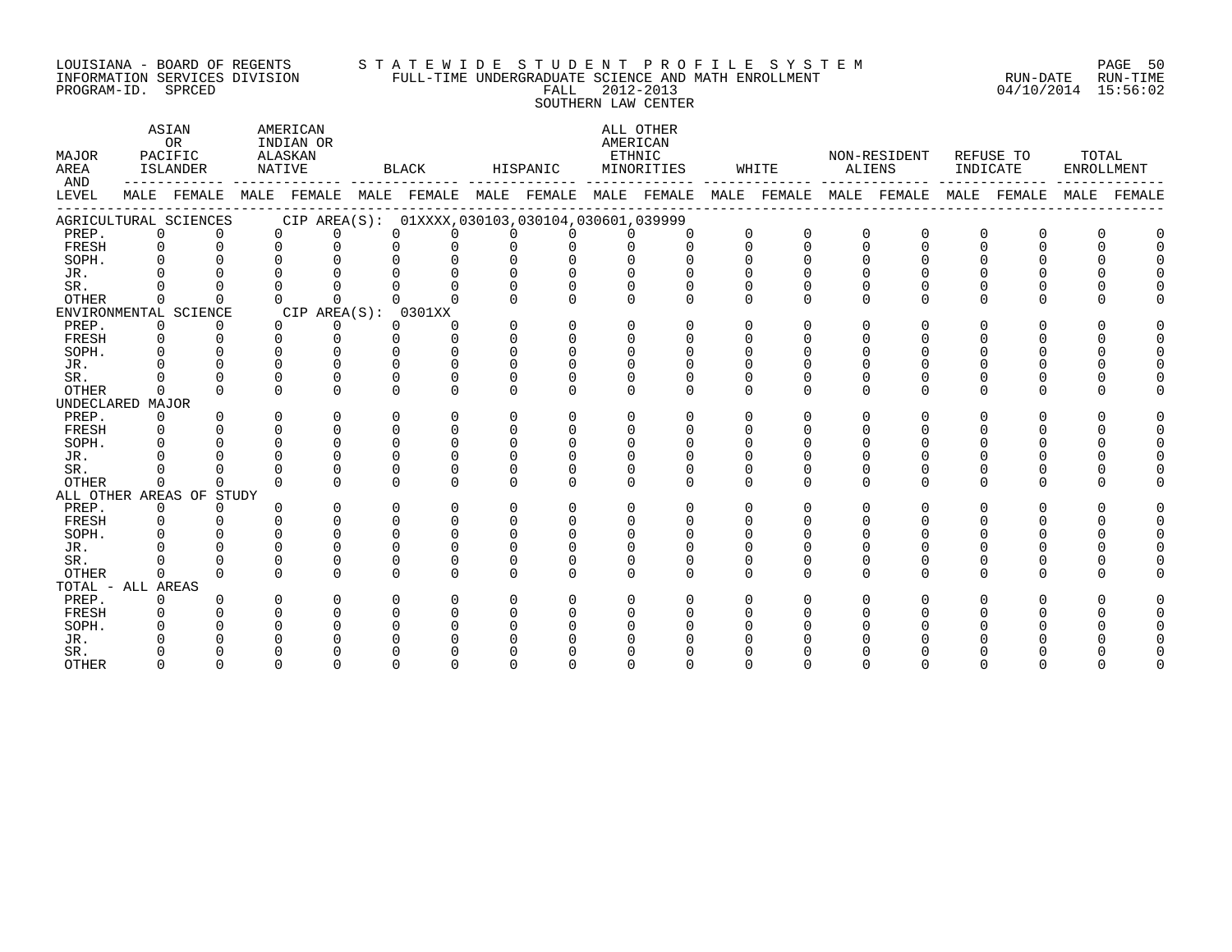LOUISIANA - BOARD OF REGENTS
INFORMATION SERVICES DIVISION
PROGRAM-ID. SPRCED

STATEWIDE STUDENT PROFILE SYSTEM
FULL-TIME UNDERGRADUATE SCIENCE AND MATH ENROLLMENT
FALL 2012-2013
SOUTHERN LAW CENTER

RUN-DATE 04/10/2014 RUN-TIME 15:56:02

| MAJOR AREA AND LEVEL | ASIAN OR PACIFIC ISLANDER | | AMERICAN INDIAN OR ALASKAN NATIVE | | BLACK | | HISPANIC | | ALL OTHER AMERICAN ETHNIC MINORITIES | | WHITE | | NON-RESIDENT ALIENS | | REFUSE TO INDICATE | | TOTAL ENROLLMENT | |
|---|---|---|---|---|---|---|---|---|---|---|---|---|---|---|---|---|---|---|
| | MALE | FEMALE | MALE | FEMALE | MALE | FEMALE | MALE | FEMALE | MALE | FEMALE | MALE | FEMALE | MALE | FEMALE | MALE | FEMALE | MALE | FEMALE |
| AGRICULTURAL SCIENCES CIP AREA(S): 01XXXX,030103,030104,030601,039999 | | | | | | | | | | | | | | | | | | |
| PREP. | 0 | 0 | 0 | 0 | 0 | 0 | 0 | 0 | 0 | 0 | 0 | 0 | 0 | 0 | 0 | 0 | 0 | 0 |
| FRESH | 0 | 0 | 0 | 0 | 0 | 0 | 0 | 0 | 0 | 0 | 0 | 0 | 0 | 0 | 0 | 0 | 0 | 0 |
| SOPH. | 0 | 0 | 0 | 0 | 0 | 0 | 0 | 0 | 0 | 0 | 0 | 0 | 0 | 0 | 0 | 0 | 0 | 0 |
| JR. | 0 | 0 | 0 | 0 | 0 | 0 | 0 | 0 | 0 | 0 | 0 | 0 | 0 | 0 | 0 | 0 | 0 | 0 |
| SR. | 0 | 0 | 0 | 0 | 0 | 0 | 0 | 0 | 0 | 0 | 0 | 0 | 0 | 0 | 0 | 0 | 0 | 0 |
| OTHER | 0 | 0 | 0 | 0 | 0 | 0 | 0 | 0 | 0 | 0 | 0 | 0 | 0 | 0 | 0 | 0 | 0 | 0 |
| ENVIRONMENTAL SCIENCE CIP AREA(S): 0301XX | | | | | | | | | | | | | | | | | | |
| PREP. | 0 | 0 | 0 | 0 | 0 | 0 | 0 | 0 | 0 | 0 | 0 | 0 | 0 | 0 | 0 | 0 | 0 | 0 |
| FRESH | 0 | 0 | 0 | 0 | 0 | 0 | 0 | 0 | 0 | 0 | 0 | 0 | 0 | 0 | 0 | 0 | 0 | 0 |
| SOPH. | 0 | 0 | 0 | 0 | 0 | 0 | 0 | 0 | 0 | 0 | 0 | 0 | 0 | 0 | 0 | 0 | 0 | 0 |
| JR. | 0 | 0 | 0 | 0 | 0 | 0 | 0 | 0 | 0 | 0 | 0 | 0 | 0 | 0 | 0 | 0 | 0 | 0 |
| SR. | 0 | 0 | 0 | 0 | 0 | 0 | 0 | 0 | 0 | 0 | 0 | 0 | 0 | 0 | 0 | 0 | 0 | 0 |
| OTHER | 0 | 0 | 0 | 0 | 0 | 0 | 0 | 0 | 0 | 0 | 0 | 0 | 0 | 0 | 0 | 0 | 0 | 0 |
| UNDECLARED MAJOR | | | | | | | | | | | | | | | | | | |
| PREP. | 0 | 0 | 0 | 0 | 0 | 0 | 0 | 0 | 0 | 0 | 0 | 0 | 0 | 0 | 0 | 0 | 0 | 0 |
| FRESH | 0 | 0 | 0 | 0 | 0 | 0 | 0 | 0 | 0 | 0 | 0 | 0 | 0 | 0 | 0 | 0 | 0 | 0 |
| SOPH. | 0 | 0 | 0 | 0 | 0 | 0 | 0 | 0 | 0 | 0 | 0 | 0 | 0 | 0 | 0 | 0 | 0 | 0 |
| JR. | 0 | 0 | 0 | 0 | 0 | 0 | 0 | 0 | 0 | 0 | 0 | 0 | 0 | 0 | 0 | 0 | 0 | 0 |
| SR. | 0 | 0 | 0 | 0 | 0 | 0 | 0 | 0 | 0 | 0 | 0 | 0 | 0 | 0 | 0 | 0 | 0 | 0 |
| OTHER | 0 | 0 | 0 | 0 | 0 | 0 | 0 | 0 | 0 | 0 | 0 | 0 | 0 | 0 | 0 | 0 | 0 | 0 |
| ALL OTHER AREAS OF STUDY | | | | | | | | | | | | | | | | | | |
| PREP. | 0 | 0 | 0 | 0 | 0 | 0 | 0 | 0 | 0 | 0 | 0 | 0 | 0 | 0 | 0 | 0 | 0 | 0 |
| FRESH | 0 | 0 | 0 | 0 | 0 | 0 | 0 | 0 | 0 | 0 | 0 | 0 | 0 | 0 | 0 | 0 | 0 | 0 |
| SOPH. | 0 | 0 | 0 | 0 | 0 | 0 | 0 | 0 | 0 | 0 | 0 | 0 | 0 | 0 | 0 | 0 | 0 | 0 |
| JR. | 0 | 0 | 0 | 0 | 0 | 0 | 0 | 0 | 0 | 0 | 0 | 0 | 0 | 0 | 0 | 0 | 0 | 0 |
| SR. | 0 | 0 | 0 | 0 | 0 | 0 | 0 | 0 | 0 | 0 | 0 | 0 | 0 | 0 | 0 | 0 | 0 | 0 |
| OTHER | 0 | 0 | 0 | 0 | 0 | 0 | 0 | 0 | 0 | 0 | 0 | 0 | 0 | 0 | 0 | 0 | 0 | 0 |
| TOTAL - ALL AREAS | | | | | | | | | | | | | | | | | | |
| PREP. | 0 | 0 | 0 | 0 | 0 | 0 | 0 | 0 | 0 | 0 | 0 | 0 | 0 | 0 | 0 | 0 | 0 | 0 |
| FRESH | 0 | 0 | 0 | 0 | 0 | 0 | 0 | 0 | 0 | 0 | 0 | 0 | 0 | 0 | 0 | 0 | 0 | 0 |
| SOPH. | 0 | 0 | 0 | 0 | 0 | 0 | 0 | 0 | 0 | 0 | 0 | 0 | 0 | 0 | 0 | 0 | 0 | 0 |
| JR. | 0 | 0 | 0 | 0 | 0 | 0 | 0 | 0 | 0 | 0 | 0 | 0 | 0 | 0 | 0 | 0 | 0 | 0 |
| SR. | 0 | 0 | 0 | 0 | 0 | 0 | 0 | 0 | 0 | 0 | 0 | 0 | 0 | 0 | 0 | 0 | 0 | 0 |
| OTHER | 0 | 0 | 0 | 0 | 0 | 0 | 0 | 0 | 0 | 0 | 0 | 0 | 0 | 0 | 0 | 0 | 0 | 0 |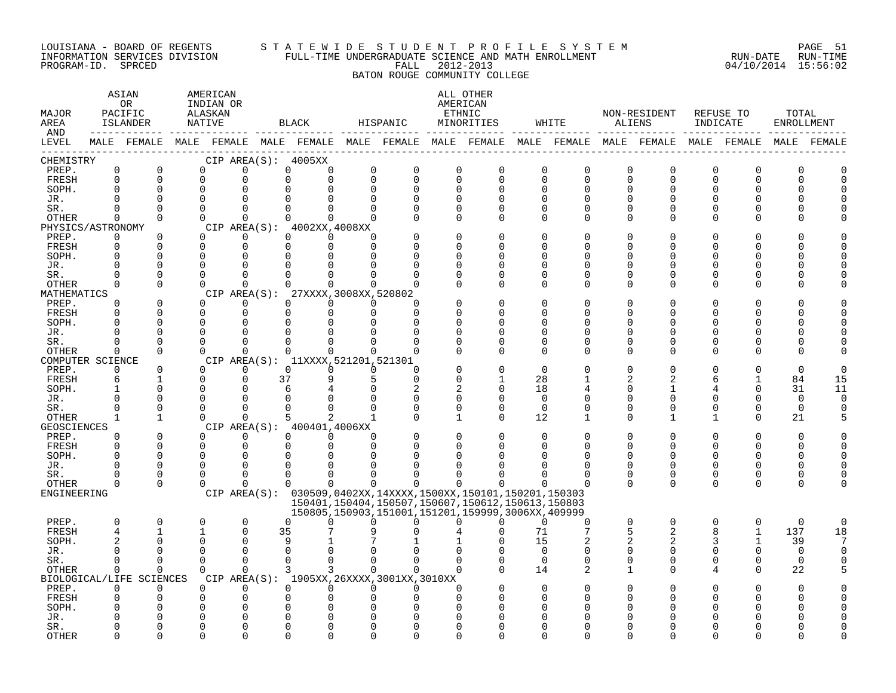LOUISIANA - BOARD OF REGENTS — STATEWIDE STUDENT PROFILE SYSTEM
INFORMATION SERVICES DIVISION — FULL-TIME UNDERGRADUATE SCIENCE AND MATH ENROLLMENT — RUN-DATE 04/10/2014 RUN-TIME 15:56:02
PROGRAM-ID. SPRCED — FALL 2012-2013

BATON ROUGE COMMUNITY COLLEGE

| MAJOR AREA AND LEVEL | ASIAN OR PACIFIC ISLANDER | | AMERICAN INDIAN OR ALASKAN NATIVE | | BLACK | | HISPANIC | | ALL OTHER AMERICAN ETHNIC MINORITIES | | WHITE | | NON-RESIDENT ALIENS | | REFUSE TO INDICATE | | TOTAL ENROLLMENT | |
|---|---|---|---|---|---|---|---|---|---|---|---|---|---|---|---|---|---|---|
| | MALE | FEMALE | MALE | FEMALE | MALE | FEMALE | MALE | FEMALE | MALE | FEMALE | MALE | FEMALE | MALE | FEMALE | MALE | FEMALE | MALE | FEMALE |
| CHEMISTRY — CIP AREA(S): 4005XX | | | | | | | | | | | | | | | | | | |
| PREP. | 0 | 0 | 0 | 0 | 0 | 0 | 0 | 0 | 0 | 0 | 0 | 0 | 0 | 0 | 0 | 0 | 0 | 0 |
| FRESH | 0 | 0 | 0 | 0 | 0 | 0 | 0 | 0 | 0 | 0 | 0 | 0 | 0 | 0 | 0 | 0 | 0 | 0 |
| SOPH. | 0 | 0 | 0 | 0 | 0 | 0 | 0 | 0 | 0 | 0 | 0 | 0 | 0 | 0 | 0 | 0 | 0 | 0 |
| JR. | 0 | 0 | 0 | 0 | 0 | 0 | 0 | 0 | 0 | 0 | 0 | 0 | 0 | 0 | 0 | 0 | 0 | 0 |
| SR. | 0 | 0 | 0 | 0 | 0 | 0 | 0 | 0 | 0 | 0 | 0 | 0 | 0 | 0 | 0 | 0 | 0 | 0 |
| OTHER | 0 | 0 | 0 | 0 | 0 | 0 | 0 | 0 | 0 | 0 | 0 | 0 | 0 | 0 | 0 | 0 | 0 | 0 |
| PHYSICS/ASTRONOMY — CIP AREA(S): 4002XX,4008XX | | | | | | | | | | | | | | | | | | |
| PREP. | 0 | 0 | 0 | 0 | 0 | 0 | 0 | 0 | 0 | 0 | 0 | 0 | 0 | 0 | 0 | 0 | 0 | 0 |
| FRESH | 0 | 0 | 0 | 0 | 0 | 0 | 0 | 0 | 0 | 0 | 0 | 0 | 0 | 0 | 0 | 0 | 0 | 0 |
| SOPH. | 0 | 0 | 0 | 0 | 0 | 0 | 0 | 0 | 0 | 0 | 0 | 0 | 0 | 0 | 0 | 0 | 0 | 0 |
| JR. | 0 | 0 | 0 | 0 | 0 | 0 | 0 | 0 | 0 | 0 | 0 | 0 | 0 | 0 | 0 | 0 | 0 | 0 |
| SR. | 0 | 0 | 0 | 0 | 0 | 0 | 0 | 0 | 0 | 0 | 0 | 0 | 0 | 0 | 0 | 0 | 0 | 0 |
| OTHER | 0 | 0 | 0 | 0 | 0 | 0 | 0 | 0 | 0 | 0 | 0 | 0 | 0 | 0 | 0 | 0 | 0 | 0 |
| MATHEMATICS — CIP AREA(S): 27XXXX,3008XX,520802 | | | | | | | | | | | | | | | | | | |
| PREP. | 0 | 0 | 0 | 0 | 0 | 0 | 0 | 0 | 0 | 0 | 0 | 0 | 0 | 0 | 0 | 0 | 0 | 0 |
| FRESH | 0 | 0 | 0 | 0 | 0 | 0 | 0 | 0 | 0 | 0 | 0 | 0 | 0 | 0 | 0 | 0 | 0 | 0 |
| SOPH. | 0 | 0 | 0 | 0 | 0 | 0 | 0 | 0 | 0 | 0 | 0 | 0 | 0 | 0 | 0 | 0 | 0 | 0 |
| JR. | 0 | 0 | 0 | 0 | 0 | 0 | 0 | 0 | 0 | 0 | 0 | 0 | 0 | 0 | 0 | 0 | 0 | 0 |
| SR. | 0 | 0 | 0 | 0 | 0 | 0 | 0 | 0 | 0 | 0 | 0 | 0 | 0 | 0 | 0 | 0 | 0 | 0 |
| OTHER | 0 | 0 | 0 | 0 | 0 | 0 | 0 | 0 | 0 | 0 | 0 | 0 | 0 | 0 | 0 | 0 | 0 | 0 |
| COMPUTER SCIENCE — CIP AREA(S): 11XXXX,521201,521301 | | | | | | | | | | | | | | | | | | |
| PREP. | 0 | 0 | 0 | 0 | 0 | 0 | 0 | 0 | 0 | 0 | 0 | 0 | 0 | 0 | 0 | 0 | 0 | 0 |
| FRESH | 6 | 1 | 0 | 0 | 37 | 9 | 5 | 0 | 0 | 1 | 28 | 1 | 2 | 2 | 6 | 1 | 84 | 15 |
| SOPH. | 1 | 0 | 0 | 0 | 6 | 4 | 0 | 2 | 2 | 0 | 18 | 4 | 0 | 1 | 4 | 0 | 31 | 11 |
| JR. | 0 | 0 | 0 | 0 | 0 | 0 | 0 | 0 | 0 | 0 | 0 | 0 | 0 | 0 | 0 | 0 | 0 | 0 |
| SR. | 0 | 0 | 0 | 0 | 0 | 0 | 0 | 0 | 0 | 0 | 0 | 0 | 0 | 0 | 0 | 0 | 0 | 0 |
| OTHER | 1 | 1 | 0 | 0 | 5 | 2 | 1 | 0 | 1 | 0 | 12 | 1 | 0 | 1 | 1 | 0 | 21 | 5 |
| GEOSCIENCES — CIP AREA(S): 400401,4006XX | | | | | | | | | | | | | | | | | | |
| PREP. | 0 | 0 | 0 | 0 | 0 | 0 | 0 | 0 | 0 | 0 | 0 | 0 | 0 | 0 | 0 | 0 | 0 | 0 |
| FRESH | 0 | 0 | 0 | 0 | 0 | 0 | 0 | 0 | 0 | 0 | 0 | 0 | 0 | 0 | 0 | 0 | 0 | 0 |
| SOPH. | 0 | 0 | 0 | 0 | 0 | 0 | 0 | 0 | 0 | 0 | 0 | 0 | 0 | 0 | 0 | 0 | 0 | 0 |
| JR. | 0 | 0 | 0 | 0 | 0 | 0 | 0 | 0 | 0 | 0 | 0 | 0 | 0 | 0 | 0 | 0 | 0 | 0 |
| SR. | 0 | 0 | 0 | 0 | 0 | 0 | 0 | 0 | 0 | 0 | 0 | 0 | 0 | 0 | 0 | 0 | 0 | 0 |
| OTHER | 0 | 0 | 0 | 0 | 0 | 0 | 0 | 0 | 0 | 0 | 0 | 0 | 0 | 0 | 0 | 0 | 0 | 0 |
| ENGINEERING — CIP AREA(S): 030509,0402XX,14XXXX,1500XX,150101,150201,150303, 150401,150404,150507,150607,150612,150613,150803, 150805,150903,151001,151201,159999,3006XX,409999 | | | | | | | | | | | | | | | | | | |
| PREP. | 0 | 0 | 0 | 0 | 0 | 0 | 0 | 0 | 0 | 0 | 0 | 0 | 0 | 0 | 0 | 0 | 0 | 0 |
| FRESH | 4 | 1 | 1 | 0 | 35 | 7 | 9 | 0 | 4 | 0 | 71 | 7 | 5 | 2 | 8 | 1 | 137 | 18 |
| SOPH. | 2 | 0 | 0 | 0 | 9 | 1 | 7 | 1 | 1 | 0 | 15 | 2 | 2 | 2 | 3 | 1 | 39 | 7 |
| JR. | 0 | 0 | 0 | 0 | 0 | 0 | 0 | 0 | 0 | 0 | 0 | 0 | 0 | 0 | 0 | 0 | 0 | 0 |
| SR. | 0 | 0 | 0 | 0 | 0 | 0 | 0 | 0 | 0 | 0 | 0 | 0 | 0 | 0 | 0 | 0 | 0 | 0 |
| OTHER | 0 | 0 | 0 | 0 | 3 | 3 | 0 | 0 | 0 | 0 | 14 | 2 | 1 | 0 | 4 | 0 | 22 | 5 |
| BIOLOGICAL/LIFE SCIENCES — CIP AREA(S): 1905XX,26XXXX,3001XX,3010XX | | | | | | | | | | | | | | | | | | |
| PREP. | 0 | 0 | 0 | 0 | 0 | 0 | 0 | 0 | 0 | 0 | 0 | 0 | 0 | 0 | 0 | 0 | 0 | 0 |
| FRESH | 0 | 0 | 0 | 0 | 0 | 0 | 0 | 0 | 0 | 0 | 0 | 0 | 0 | 0 | 0 | 0 | 0 | 0 |
| SOPH. | 0 | 0 | 0 | 0 | 0 | 0 | 0 | 0 | 0 | 0 | 0 | 0 | 0 | 0 | 0 | 0 | 0 | 0 |
| JR. | 0 | 0 | 0 | 0 | 0 | 0 | 0 | 0 | 0 | 0 | 0 | 0 | 0 | 0 | 0 | 0 | 0 | 0 |
| SR. | 0 | 0 | 0 | 0 | 0 | 0 | 0 | 0 | 0 | 0 | 0 | 0 | 0 | 0 | 0 | 0 | 0 | 0 |
| OTHER | 0 | 0 | 0 | 0 | 0 | 0 | 0 | 0 | 0 | 0 | 0 | 0 | 0 | 0 | 0 | 0 | 0 | 0 |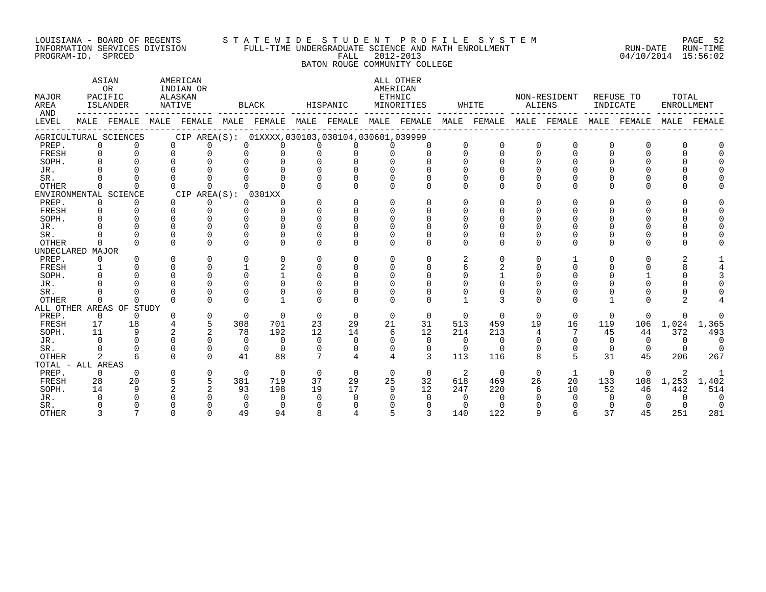LOUISIANA - BOARD OF REGENTS
INFORMATION SERVICES DIVISION
PROGRAM-ID. SPRCED

STATEWIDE STUDENT PROFILE SYSTEM
FULL-TIME UNDERGRADUATE SCIENCE AND MATH ENROLLMENT
FALL 2012-2013
BATON ROUGE COMMUNITY COLLEGE

RUN-DATE 04/10/2014 RUN-TIME 15:56:02

| MAJOR AREA AND LEVEL | ASIAN OR PACIFIC ISLANDER | | AMERICAN INDIAN OR ALASKAN NATIVE | | BLACK | | HISPANIC | | ALL OTHER AMERICAN ETHNIC MINORITIES | | WHITE | | NON-RESIDENT ALIENS | | REFUSE TO INDICATE | | TOTAL ENROLLMENT | |
|---|---|---|---|---|---|---|---|---|---|---|---|---|---|---|---|---|---|---|
| | MALE | FEMALE | MALE | FEMALE | MALE | FEMALE | MALE | FEMALE | MALE | FEMALE | MALE | FEMALE | MALE | FEMALE | MALE | FEMALE | MALE | FEMALE |
| AGRICULTURAL SCIENCES CIP AREA(S): 01XXXX,030103,030104,030601,039999 | | | | | | | | | | | | | | | | | | |
| PREP. | 0 | 0 | 0 | 0 | 0 | 0 | 0 | 0 | 0 | 0 | 0 | 0 | 0 | 0 | 0 | 0 | 0 | 0 |
| FRESH | 0 | 0 | 0 | 0 | 0 | 0 | 0 | 0 | 0 | 0 | 0 | 0 | 0 | 0 | 0 | 0 | 0 | 0 |
| SOPH. | 0 | 0 | 0 | 0 | 0 | 0 | 0 | 0 | 0 | 0 | 0 | 0 | 0 | 0 | 0 | 0 | 0 | 0 |
| JR. | 0 | 0 | 0 | 0 | 0 | 0 | 0 | 0 | 0 | 0 | 0 | 0 | 0 | 0 | 0 | 0 | 0 | 0 |
| SR. | 0 | 0 | 0 | 0 | 0 | 0 | 0 | 0 | 0 | 0 | 0 | 0 | 0 | 0 | 0 | 0 | 0 | 0 |
| OTHER | 0 | 0 | 0 | 0 | 0 | 0 | 0 | 0 | 0 | 0 | 0 | 0 | 0 | 0 | 0 | 0 | 0 | 0 |
| ENVIRONMENTAL SCIENCE CIP AREA(S): 0301XX | | | | | | | | | | | | | | | | | | |
| PREP. | 0 | 0 | 0 | 0 | 0 | 0 | 0 | 0 | 0 | 0 | 0 | 0 | 0 | 0 | 0 | 0 | 0 | 0 |
| FRESH | 0 | 0 | 0 | 0 | 0 | 0 | 0 | 0 | 0 | 0 | 0 | 0 | 0 | 0 | 0 | 0 | 0 | 0 |
| SOPH. | 0 | 0 | 0 | 0 | 0 | 0 | 0 | 0 | 0 | 0 | 0 | 0 | 0 | 0 | 0 | 0 | 0 | 0 |
| JR. | 0 | 0 | 0 | 0 | 0 | 0 | 0 | 0 | 0 | 0 | 0 | 0 | 0 | 0 | 0 | 0 | 0 | 0 |
| SR. | 0 | 0 | 0 | 0 | 0 | 0 | 0 | 0 | 0 | 0 | 0 | 0 | 0 | 0 | 0 | 0 | 0 | 0 |
| OTHER | 0 | 0 | 0 | 0 | 0 | 0 | 0 | 0 | 0 | 0 | 0 | 0 | 0 | 0 | 0 | 0 | 0 | 0 |
| UNDECLARED MAJOR | | | | | | | | | | | | | | | | | | |
| PREP. | 0 | 0 | 0 | 0 | 0 | 0 | 0 | 0 | 0 | 0 | 2 | 0 | 0 | 1 | 0 | 0 | 2 | 1 |
| FRESH | 1 | 0 | 0 | 0 | 1 | 2 | 0 | 0 | 0 | 0 | 6 | 2 | 0 | 0 | 0 | 0 | 8 | 4 |
| SOPH. | 0 | 0 | 0 | 0 | 0 | 1 | 0 | 0 | 0 | 0 | 0 | 1 | 0 | 0 | 0 | 1 | 0 | 3 |
| JR. | 0 | 0 | 0 | 0 | 0 | 0 | 0 | 0 | 0 | 0 | 0 | 0 | 0 | 0 | 0 | 0 | 0 | 0 |
| SR. | 0 | 0 | 0 | 0 | 0 | 0 | 0 | 0 | 0 | 0 | 0 | 0 | 0 | 0 | 0 | 0 | 0 | 0 |
| OTHER | 0 | 0 | 0 | 0 | 0 | 1 | 0 | 0 | 0 | 0 | 1 | 3 | 0 | 0 | 1 | 0 | 2 | 4 |
| ALL OTHER AREAS OF STUDY | | | | | | | | | | | | | | | | | | |
| PREP. | 0 | 0 | 0 | 0 | 0 | 0 | 0 | 0 | 0 | 0 | 0 | 0 | 0 | 0 | 0 | 0 | 0 | 0 |
| FRESH | 17 | 18 | 4 | 5 | 308 | 701 | 23 | 29 | 21 | 31 | 513 | 459 | 19 | 16 | 119 | 106 | 1,024 | 1,365 |
| SOPH. | 11 | 9 | 2 | 2 | 78 | 192 | 12 | 14 | 6 | 12 | 214 | 213 | 4 | 7 | 45 | 44 | 372 | 493 |
| JR. | 0 | 0 | 0 | 0 | 0 | 0 | 0 | 0 | 0 | 0 | 0 | 0 | 0 | 0 | 0 | 0 | 0 | 0 |
| SR. | 0 | 0 | 0 | 0 | 0 | 0 | 0 | 0 | 0 | 0 | 0 | 0 | 0 | 0 | 0 | 0 | 0 | 0 |
| OTHER | 2 | 6 | 0 | 0 | 41 | 88 | 7 | 4 | 4 | 3 | 113 | 116 | 8 | 5 | 31 | 45 | 206 | 267 |
| TOTAL - ALL AREAS | | | | | | | | | | | | | | | | | | |
| PREP. | 0 | 0 | 0 | 0 | 0 | 0 | 0 | 0 | 0 | 0 | 2 | 0 | 0 | 1 | 0 | 0 | 2 | 1 |
| FRESH | 28 | 20 | 5 | 5 | 381 | 719 | 37 | 29 | 25 | 32 | 618 | 469 | 26 | 20 | 133 | 108 | 1,253 | 1,402 |
| SOPH. | 14 | 9 | 2 | 2 | 93 | 198 | 19 | 17 | 9 | 12 | 247 | 220 | 6 | 10 | 52 | 46 | 442 | 514 |
| JR. | 0 | 0 | 0 | 0 | 0 | 0 | 0 | 0 | 0 | 0 | 0 | 0 | 0 | 0 | 0 | 0 | 0 | 0 |
| SR. | 0 | 0 | 0 | 0 | 0 | 0 | 0 | 0 | 0 | 0 | 0 | 0 | 0 | 0 | 0 | 0 | 0 | 0 |
| OTHER | 3 | 7 | 0 | 0 | 49 | 94 | 8 | 4 | 5 | 3 | 140 | 122 | 9 | 6 | 37 | 45 | 251 | 281 |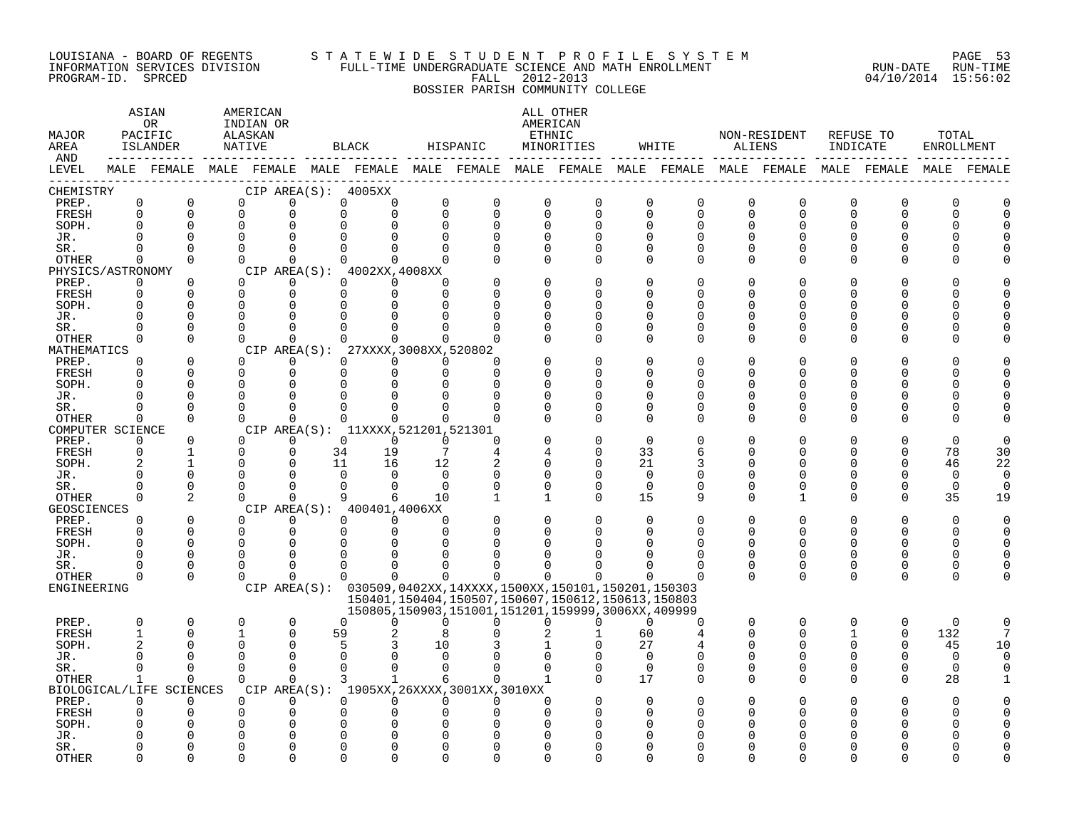LOUISIANA - BOARD OF REGENTS
INFORMATION SERVICES DIVISION
PROGRAM-ID. SPRCED

STATEWIDE STUDENT PROFILE SYSTEM
FULL-TIME UNDERGRADUATE SCIENCE AND MATH ENROLLMENT
FALL 2012-2013
BOSSIER PARISH COMMUNITY COLLEGE

RUN-DATE 04/10/2014 RUN-TIME 15:56:02

| MAJOR AREA AND LEVEL | ASIAN OR PACIFIC ISLANDER MALE | ASIAN OR PACIFIC ISLANDER FEMALE | AMERICAN INDIAN OR ALASKAN NATIVE MALE | AMERICAN INDIAN OR ALASKAN NATIVE FEMALE | BLACK MALE | BLACK FEMALE | HISPANIC MALE | HISPANIC FEMALE | ALL OTHER AMERICAN ETHNIC MINORITIES MALE | ALL OTHER AMERICAN ETHNIC MINORITIES FEMALE | WHITE MALE | WHITE FEMALE | NON-RESIDENT ALIENS MALE | NON-RESIDENT ALIENS FEMALE | REFUSE TO INDICATE MALE | REFUSE TO INDICATE FEMALE | TOTAL ENROLLMENT MALE | TOTAL ENROLLMENT FEMALE |
|---|---|---|---|---|---|---|---|---|---|---|---|---|---|---|---|---|---|---|
| CHEMISTRY | | | CIP AREA(S): 4005XX | | | | | | | | | | | | | | | |
| PREP. | 0 | 0 | 0 | 0 | 0 | 0 | 0 | 0 | 0 | 0 | 0 | 0 | 0 | 0 | 0 | 0 | 0 | 0 |
| FRESH | 0 | 0 | 0 | 0 | 0 | 0 | 0 | 0 | 0 | 0 | 0 | 0 | 0 | 0 | 0 | 0 | 0 | 0 |
| SOPH. | 0 | 0 | 0 | 0 | 0 | 0 | 0 | 0 | 0 | 0 | 0 | 0 | 0 | 0 | 0 | 0 | 0 | 0 |
| JR. | 0 | 0 | 0 | 0 | 0 | 0 | 0 | 0 | 0 | 0 | 0 | 0 | 0 | 0 | 0 | 0 | 0 | 0 |
| SR. | 0 | 0 | 0 | 0 | 0 | 0 | 0 | 0 | 0 | 0 | 0 | 0 | 0 | 0 | 0 | 0 | 0 | 0 |
| OTHER | 0 | 0 | 0 | 0 | 0 | 0 | 0 | 0 | 0 | 0 | 0 | 0 | 0 | 0 | 0 | 0 | 0 | 0 |
| PHYSICS/ASTRONOMY | | | CIP AREA(S): 4002XX,4008XX | | | | | | | | | | | | | | | |
| PREP. | 0 | 0 | 0 | 0 | 0 | 0 | 0 | 0 | 0 | 0 | 0 | 0 | 0 | 0 | 0 | 0 | 0 | 0 |
| FRESH | 0 | 0 | 0 | 0 | 0 | 0 | 0 | 0 | 0 | 0 | 0 | 0 | 0 | 0 | 0 | 0 | 0 | 0 |
| SOPH. | 0 | 0 | 0 | 0 | 0 | 0 | 0 | 0 | 0 | 0 | 0 | 0 | 0 | 0 | 0 | 0 | 0 | 0 |
| JR. | 0 | 0 | 0 | 0 | 0 | 0 | 0 | 0 | 0 | 0 | 0 | 0 | 0 | 0 | 0 | 0 | 0 | 0 |
| SR. | 0 | 0 | 0 | 0 | 0 | 0 | 0 | 0 | 0 | 0 | 0 | 0 | 0 | 0 | 0 | 0 | 0 | 0 |
| OTHER | 0 | 0 | 0 | 0 | 0 | 0 | 0 | 0 | 0 | 0 | 0 | 0 | 0 | 0 | 0 | 0 | 0 | 0 |
| MATHEMATICS | | | CIP AREA(S): 27XXXX,3008XX,520802 | | | | | | | | | | | | | | | |
| PREP. | 0 | 0 | 0 | 0 | 0 | 0 | 0 | 0 | 0 | 0 | 0 | 0 | 0 | 0 | 0 | 0 | 0 | 0 |
| FRESH | 0 | 0 | 0 | 0 | 0 | 0 | 0 | 0 | 0 | 0 | 0 | 0 | 0 | 0 | 0 | 0 | 0 | 0 |
| SOPH. | 0 | 0 | 0 | 0 | 0 | 0 | 0 | 0 | 0 | 0 | 0 | 0 | 0 | 0 | 0 | 0 | 0 | 0 |
| JR. | 0 | 0 | 0 | 0 | 0 | 0 | 0 | 0 | 0 | 0 | 0 | 0 | 0 | 0 | 0 | 0 | 0 | 0 |
| SR. | 0 | 0 | 0 | 0 | 0 | 0 | 0 | 0 | 0 | 0 | 0 | 0 | 0 | 0 | 0 | 0 | 0 | 0 |
| OTHER | 0 | 0 | 0 | 0 | 0 | 0 | 0 | 0 | 0 | 0 | 0 | 0 | 0 | 0 | 0 | 0 | 0 | 0 |
| COMPUTER SCIENCE | | | CIP AREA(S): 11XXXX,521201,521301 | | | | | | | | | | | | | | | |
| PREP. | 0 | 0 | 0 | 0 | 0 | 0 | 0 | 0 | 0 | 0 | 0 | 0 | 0 | 0 | 0 | 0 | 0 | 0 |
| FRESH | 0 | 1 | 0 | 0 | 34 | 19 | 7 | 4 | 4 | 0 | 33 | 6 | 0 | 0 | 0 | 0 | 78 | 30 |
| SOPH. | 2 | 1 | 0 | 0 | 11 | 16 | 12 | 2 | 0 | 0 | 21 | 3 | 0 | 0 | 0 | 0 | 46 | 22 |
| JR. | 0 | 0 | 0 | 0 | 0 | 0 | 0 | 0 | 0 | 0 | 0 | 0 | 0 | 0 | 0 | 0 | 0 | 0 |
| SR. | 0 | 0 | 0 | 0 | 0 | 0 | 0 | 0 | 0 | 0 | 0 | 0 | 0 | 0 | 0 | 0 | 0 | 0 |
| OTHER | 0 | 2 | 0 | 0 | 9 | 6 | 10 | 1 | 1 | 0 | 15 | 9 | 0 | 1 | 0 | 0 | 35 | 19 |
| GEOSCIENCES | | | CIP AREA(S): 400401,4006XX | | | | | | | | | | | | | | | |
| PREP. | 0 | 0 | 0 | 0 | 0 | 0 | 0 | 0 | 0 | 0 | 0 | 0 | 0 | 0 | 0 | 0 | 0 | 0 |
| FRESH | 0 | 0 | 0 | 0 | 0 | 0 | 0 | 0 | 0 | 0 | 0 | 0 | 0 | 0 | 0 | 0 | 0 | 0 |
| SOPH. | 0 | 0 | 0 | 0 | 0 | 0 | 0 | 0 | 0 | 0 | 0 | 0 | 0 | 0 | 0 | 0 | 0 | 0 |
| JR. | 0 | 0 | 0 | 0 | 0 | 0 | 0 | 0 | 0 | 0 | 0 | 0 | 0 | 0 | 0 | 0 | 0 | 0 |
| SR. | 0 | 0 | 0 | 0 | 0 | 0 | 0 | 0 | 0 | 0 | 0 | 0 | 0 | 0 | 0 | 0 | 0 | 0 |
| OTHER | 0 | 0 | 0 | 0 | 0 | 0 | 0 | 0 | 0 | 0 | 0 | 0 | 0 | 0 | 0 | 0 | 0 | 0 |
| ENGINEERING | | | CIP AREA(S): 030509,0402XX,14XXXX,1500XX,150101,150201,150303 150401,150404,150507,150607,150612,150613,150803 150805,150903,151001,151201,159999,3006XX,409999 | | | | | | | | | | | | | | | |
| PREP. | 0 | 0 | 0 | 0 | 0 | 0 | 0 | 0 | 0 | 0 | 0 | 0 | 0 | 0 | 0 | 0 | 0 | 0 |
| FRESH | 1 | 0 | 1 | 0 | 59 | 2 | 8 | 0 | 2 | 1 | 60 | 4 | 0 | 0 | 1 | 0 | 132 | 7 |
| SOPH. | 2 | 0 | 0 | 0 | 5 | 3 | 10 | 3 | 1 | 0 | 27 | 4 | 0 | 0 | 0 | 0 | 45 | 10 |
| JR. | 0 | 0 | 0 | 0 | 0 | 0 | 0 | 0 | 0 | 0 | 0 | 0 | 0 | 0 | 0 | 0 | 0 | 0 |
| SR. | 0 | 0 | 0 | 0 | 0 | 0 | 0 | 0 | 0 | 0 | 0 | 0 | 0 | 0 | 0 | 0 | 0 | 0 |
| OTHER | 1 | 0 | 0 | 0 | 3 | 1 | 6 | 0 | 1 | 0 | 17 | 0 | 0 | 0 | 0 | 0 | 28 | 1 |
| BIOLOGICAL/LIFE SCIENCES | | | CIP AREA(S): 1905XX,26XXXX,3001XX,3010XX | | | | | | | | | | | | | | | |
| PREP. | 0 | 0 | 0 | 0 | 0 | 0 | 0 | 0 | 0 | 0 | 0 | 0 | 0 | 0 | 0 | 0 | 0 | 0 |
| FRESH | 0 | 0 | 0 | 0 | 0 | 0 | 0 | 0 | 0 | 0 | 0 | 0 | 0 | 0 | 0 | 0 | 0 | 0 |
| SOPH. | 0 | 0 | 0 | 0 | 0 | 0 | 0 | 0 | 0 | 0 | 0 | 0 | 0 | 0 | 0 | 0 | 0 | 0 |
| JR. | 0 | 0 | 0 | 0 | 0 | 0 | 0 | 0 | 0 | 0 | 0 | 0 | 0 | 0 | 0 | 0 | 0 | 0 |
| SR. | 0 | 0 | 0 | 0 | 0 | 0 | 0 | 0 | 0 | 0 | 0 | 0 | 0 | 0 | 0 | 0 | 0 | 0 |
| OTHER | 0 | 0 | 0 | 0 | 0 | 0 | 0 | 0 | 0 | 0 | 0 | 0 | 0 | 0 | 0 | 0 | 0 | 0 |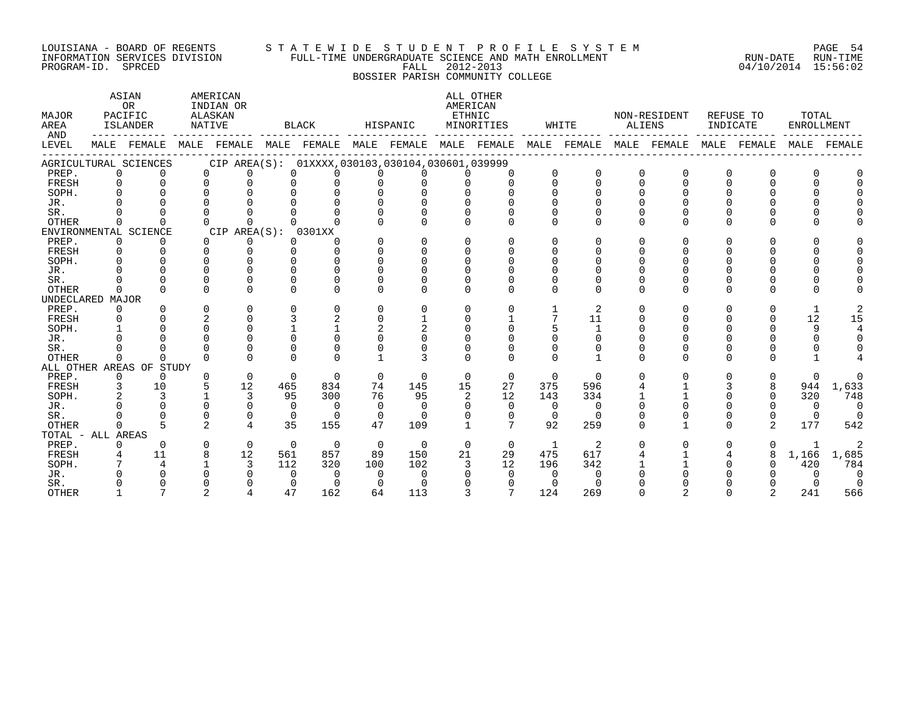LOUISIANA - BOARD OF REGENTS — STATEWIDE STUDENT PROFILE SYSTEM
INFORMATION SERVICES DIVISION — FULL-TIME UNDERGRADUATE SCIENCE AND MATH ENROLLMENT — RUN-DATE 04/10/2014 RUN-TIME 15:56:02
PROGRAM-ID. SPRCED — FALL 2012-2013

BOSSIER PARISH COMMUNITY COLLEGE

| MAJOR AREA AND LEVEL | ASIAN OR PACIFIC ISLANDER | | AMERICAN INDIAN OR ALASKAN NATIVE | | BLACK | | HISPANIC | | ALL OTHER AMERICAN ETHNIC MINORITIES | | WHITE | | NON-RESIDENT ALIENS | | REFUSE TO INDICATE | | TOTAL ENROLLMENT | |
|---|---|---|---|---|---|---|---|---|---|---|---|---|---|---|---|---|---|---|
| | MALE | FEMALE | MALE | FEMALE | MALE | FEMALE | MALE | FEMALE | MALE | FEMALE | MALE | FEMALE | MALE | FEMALE | MALE | FEMALE | MALE | FEMALE |
| **AGRICULTURAL SCIENCES CIP AREA(S): 01XXXX,030103,030104,030601,039999** | | | | | | | | | | | | | | | | | | |
| PREP. | 0 | 0 | 0 | 0 | 0 | 0 | 0 | 0 | 0 | 0 | 0 | 0 | 0 | 0 | 0 | 0 | 0 | 0 |
| FRESH | 0 | 0 | 0 | 0 | 0 | 0 | 0 | 0 | 0 | 0 | 0 | 0 | 0 | 0 | 0 | 0 | 0 | 0 |
| SOPH. | 0 | 0 | 0 | 0 | 0 | 0 | 0 | 0 | 0 | 0 | 0 | 0 | 0 | 0 | 0 | 0 | 0 | 0 |
| JR. | 0 | 0 | 0 | 0 | 0 | 0 | 0 | 0 | 0 | 0 | 0 | 0 | 0 | 0 | 0 | 0 | 0 | 0 |
| SR. | 0 | 0 | 0 | 0 | 0 | 0 | 0 | 0 | 0 | 0 | 0 | 0 | 0 | 0 | 0 | 0 | 0 | 0 |
| OTHER | 0 | 0 | 0 | 0 | 0 | 0 | 0 | 0 | 0 | 0 | 0 | 0 | 0 | 0 | 0 | 0 | 0 | 0 |
| **ENVIRONMENTAL SCIENCE CIP AREA(S): 0301XX** | | | | | | | | | | | | | | | | | | |
| PREP. | 0 | 0 | 0 | 0 | 0 | 0 | 0 | 0 | 0 | 0 | 0 | 0 | 0 | 0 | 0 | 0 | 0 | 0 |
| FRESH | 0 | 0 | 0 | 0 | 0 | 0 | 0 | 0 | 0 | 0 | 0 | 0 | 0 | 0 | 0 | 0 | 0 | 0 |
| SOPH. | 0 | 0 | 0 | 0 | 0 | 0 | 0 | 0 | 0 | 0 | 0 | 0 | 0 | 0 | 0 | 0 | 0 | 0 |
| JR. | 0 | 0 | 0 | 0 | 0 | 0 | 0 | 0 | 0 | 0 | 0 | 0 | 0 | 0 | 0 | 0 | 0 | 0 |
| SR. | 0 | 0 | 0 | 0 | 0 | 0 | 0 | 0 | 0 | 0 | 0 | 0 | 0 | 0 | 0 | 0 | 0 | 0 |
| OTHER | 0 | 0 | 0 | 0 | 0 | 0 | 0 | 0 | 0 | 0 | 0 | 0 | 0 | 0 | 0 | 0 | 0 | 0 |
| **UNDECLARED MAJOR** | | | | | | | | | | | | | | | | | | |
| PREP. | 0 | 0 | 0 | 0 | 0 | 0 | 0 | 0 | 0 | 0 | 1 | 2 | 0 | 0 | 0 | 0 | 1 | 2 |
| FRESH | 0 | 0 | 2 | 0 | 3 | 2 | 0 | 1 | 0 | 1 | 7 | 11 | 0 | 0 | 0 | 0 | 12 | 15 |
| SOPH. | 1 | 0 | 0 | 0 | 1 | 1 | 2 | 2 | 0 | 0 | 5 | 1 | 0 | 0 | 0 | 0 | 9 | 4 |
| JR. | 0 | 0 | 0 | 0 | 0 | 0 | 0 | 0 | 0 | 0 | 0 | 0 | 0 | 0 | 0 | 0 | 0 | 0 |
| SR. | 0 | 0 | 0 | 0 | 0 | 0 | 0 | 0 | 0 | 0 | 0 | 0 | 0 | 0 | 0 | 0 | 0 | 0 |
| OTHER | 0 | 0 | 0 | 0 | 0 | 0 | 1 | 3 | 0 | 0 | 0 | 1 | 0 | 0 | 0 | 0 | 1 | 4 |
| **ALL OTHER AREAS OF STUDY** | | | | | | | | | | | | | | | | | | |
| PREP. | 0 | 0 | 0 | 0 | 0 | 0 | 0 | 0 | 0 | 0 | 0 | 0 | 0 | 0 | 0 | 0 | 0 | 0 |
| FRESH | 3 | 10 | 5 | 12 | 465 | 834 | 74 | 145 | 15 | 27 | 375 | 596 | 4 | 1 | 3 | 8 | 944 | 1,633 |
| SOPH. | 2 | 3 | 1 | 3 | 95 | 300 | 76 | 95 | 2 | 12 | 143 | 334 | 1 | 1 | 0 | 0 | 320 | 748 |
| JR. | 0 | 0 | 0 | 0 | 0 | 0 | 0 | 0 | 0 | 0 | 0 | 0 | 0 | 0 | 0 | 0 | 0 | 0 |
| SR. | 0 | 0 | 0 | 0 | 0 | 0 | 0 | 0 | 0 | 0 | 0 | 0 | 0 | 0 | 0 | 0 | 0 | 0 |
| OTHER | 0 | 5 | 2 | 4 | 35 | 155 | 47 | 109 | 1 | 7 | 92 | 259 | 0 | 1 | 0 | 2 | 177 | 542 |
| **TOTAL - ALL AREAS** | | | | | | | | | | | | | | | | | | |
| PREP. | 0 | 0 | 0 | 0 | 0 | 0 | 0 | 0 | 0 | 0 | 1 | 2 | 0 | 0 | 0 | 0 | 1 | 2 |
| FRESH | 4 | 11 | 8 | 12 | 561 | 857 | 89 | 150 | 21 | 29 | 475 | 617 | 4 | 1 | 4 | 8 | 1,166 | 1,685 |
| SOPH. | 7 | 4 | 1 | 3 | 112 | 320 | 100 | 102 | 3 | 12 | 196 | 342 | 1 | 1 | 0 | 0 | 420 | 784 |
| JR. | 0 | 0 | 0 | 0 | 0 | 0 | 0 | 0 | 0 | 0 | 0 | 0 | 0 | 0 | 0 | 0 | 0 | 0 |
| SR. | 0 | 0 | 0 | 0 | 0 | 0 | 0 | 0 | 0 | 0 | 0 | 0 | 0 | 0 | 0 | 0 | 0 | 0 |
| OTHER | 1 | 7 | 2 | 4 | 47 | 162 | 64 | 113 | 3 | 7 | 124 | 269 | 0 | 2 | 0 | 2 | 241 | 566 |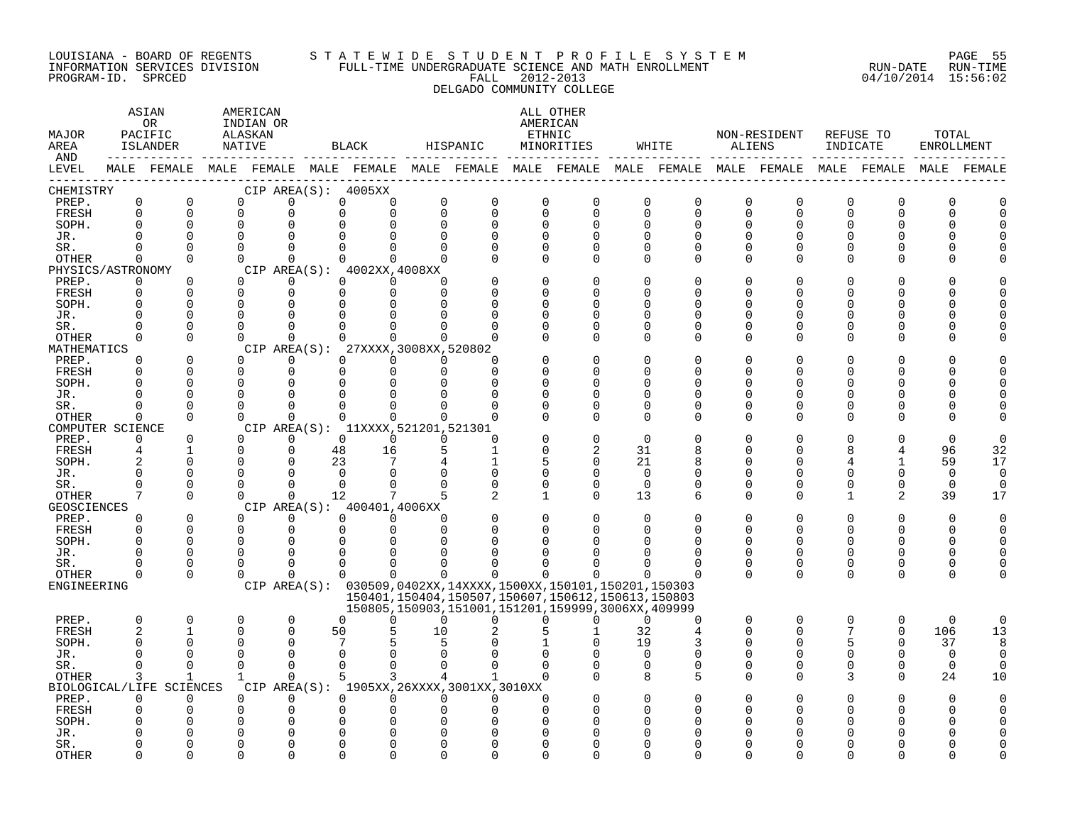LOUISIANA - BOARD OF REGENTS
INFORMATION SERVICES DIVISION
PROGRAM-ID. SPRCED

STATEWIDE STUDENT PROFILE SYSTEM
FULL-TIME UNDERGRADUATE SCIENCE AND MATH ENROLLMENT
FALL 2012-2013
DELGADO COMMUNITY COLLEGE

RUN-DATE 04/10/2014 RUN-TIME 15:56:02

| MAJOR AREA AND LEVEL | ASIAN OR PACIFIC ISLANDER MALE | ASIAN OR PACIFIC ISLANDER FEMALE | AMERICAN INDIAN OR ALASKAN NATIVE MALE | AMERICAN INDIAN OR ALASKAN NATIVE FEMALE | BLACK MALE | BLACK FEMALE | HISPANIC MALE | HISPANIC FEMALE | ALL OTHER AMERICAN ETHNIC MINORITIES MALE | ALL OTHER AMERICAN ETHNIC MINORITIES FEMALE | WHITE MALE | WHITE FEMALE | NON-RESIDENT ALIENS MALE | NON-RESIDENT ALIENS FEMALE | REFUSE TO INDICATE MALE | REFUSE TO INDICATE FEMALE | TOTAL ENROLLMENT MALE | TOTAL ENROLLMENT FEMALE |
|---|---|---|---|---|---|---|---|---|---|---|---|---|---|---|---|---|---|---|
| CHEMISTRY — CIP AREA(S): 4005XX | | | | | | | | | | | | | | | | | | |
| PREP. | 0 | 0 | 0 | 0 | 0 | 0 | 0 | 0 | 0 | 0 | 0 | 0 | 0 | 0 | 0 | 0 | 0 | 0 |
| FRESH | 0 | 0 | 0 | 0 | 0 | 0 | 0 | 0 | 0 | 0 | 0 | 0 | 0 | 0 | 0 | 0 | 0 | 0 |
| SOPH. | 0 | 0 | 0 | 0 | 0 | 0 | 0 | 0 | 0 | 0 | 0 | 0 | 0 | 0 | 0 | 0 | 0 | 0 |
| JR. | 0 | 0 | 0 | 0 | 0 | 0 | 0 | 0 | 0 | 0 | 0 | 0 | 0 | 0 | 0 | 0 | 0 | 0 |
| SR. | 0 | 0 | 0 | 0 | 0 | 0 | 0 | 0 | 0 | 0 | 0 | 0 | 0 | 0 | 0 | 0 | 0 | 0 |
| OTHER | 0 | 0 | 0 | 0 | 0 | 0 | 0 | 0 | 0 | 0 | 0 | 0 | 0 | 0 | 0 | 0 | 0 | 0 |
| PHYSICS/ASTRONOMY — CIP AREA(S): 4002XX,4008XX | | | | | | | | | | | | | | | | | | |
| PREP. | 0 | 0 | 0 | 0 | 0 | 0 | 0 | 0 | 0 | 0 | 0 | 0 | 0 | 0 | 0 | 0 | 0 | 0 |
| FRESH | 0 | 0 | 0 | 0 | 0 | 0 | 0 | 0 | 0 | 0 | 0 | 0 | 0 | 0 | 0 | 0 | 0 | 0 |
| SOPH. | 0 | 0 | 0 | 0 | 0 | 0 | 0 | 0 | 0 | 0 | 0 | 0 | 0 | 0 | 0 | 0 | 0 | 0 |
| JR. | 0 | 0 | 0 | 0 | 0 | 0 | 0 | 0 | 0 | 0 | 0 | 0 | 0 | 0 | 0 | 0 | 0 | 0 |
| SR. | 0 | 0 | 0 | 0 | 0 | 0 | 0 | 0 | 0 | 0 | 0 | 0 | 0 | 0 | 0 | 0 | 0 | 0 |
| OTHER | 0 | 0 | 0 | 0 | 0 | 0 | 0 | 0 | 0 | 0 | 0 | 0 | 0 | 0 | 0 | 0 | 0 | 0 |
| MATHEMATICS — CIP AREA(S): 27XXXX,3008XX,520802 | | | | | | | | | | | | | | | | | | |
| PREP. | 0 | 0 | 0 | 0 | 0 | 0 | 0 | 0 | 0 | 0 | 0 | 0 | 0 | 0 | 0 | 0 | 0 | 0 |
| FRESH | 0 | 0 | 0 | 0 | 0 | 0 | 0 | 0 | 0 | 0 | 0 | 0 | 0 | 0 | 0 | 0 | 0 | 0 |
| SOPH. | 0 | 0 | 0 | 0 | 0 | 0 | 0 | 0 | 0 | 0 | 0 | 0 | 0 | 0 | 0 | 0 | 0 | 0 |
| JR. | 0 | 0 | 0 | 0 | 0 | 0 | 0 | 0 | 0 | 0 | 0 | 0 | 0 | 0 | 0 | 0 | 0 | 0 |
| SR. | 0 | 0 | 0 | 0 | 0 | 0 | 0 | 0 | 0 | 0 | 0 | 0 | 0 | 0 | 0 | 0 | 0 | 0 |
| OTHER | 0 | 0 | 0 | 0 | 0 | 0 | 0 | 0 | 0 | 0 | 0 | 0 | 0 | 0 | 0 | 0 | 0 | 0 |
| COMPUTER SCIENCE — CIP AREA(S): 11XXXX,521201,521301 | | | | | | | | | | | | | | | | | | |
| PREP. | 0 | 0 | 0 | 0 | 0 | 0 | 0 | 0 | 0 | 0 | 0 | 0 | 0 | 0 | 0 | 0 | 0 | 0 |
| FRESH | 4 | 1 | 0 | 0 | 48 | 16 | 5 | 1 | 0 | 2 | 31 | 8 | 0 | 0 | 8 | 4 | 96 | 32 |
| SOPH. | 2 | 0 | 0 | 0 | 23 | 7 | 4 | 1 | 5 | 0 | 21 | 8 | 0 | 0 | 4 | 1 | 59 | 17 |
| JR. | 0 | 0 | 0 | 0 | 0 | 0 | 0 | 0 | 0 | 0 | 0 | 0 | 0 | 0 | 0 | 0 | 0 | 0 |
| SR. | 0 | 0 | 0 | 0 | 0 | 0 | 0 | 0 | 0 | 0 | 0 | 0 | 0 | 0 | 0 | 0 | 0 | 0 |
| OTHER | 7 | 0 | 0 | 0 | 12 | 7 | 5 | 2 | 1 | 0 | 13 | 6 | 0 | 0 | 1 | 2 | 39 | 17 |
| GEOSCIENCES — CIP AREA(S): 400401,4006XX | | | | | | | | | | | | | | | | | | |
| PREP. | 0 | 0 | 0 | 0 | 0 | 0 | 0 | 0 | 0 | 0 | 0 | 0 | 0 | 0 | 0 | 0 | 0 | 0 |
| FRESH | 0 | 0 | 0 | 0 | 0 | 0 | 0 | 0 | 0 | 0 | 0 | 0 | 0 | 0 | 0 | 0 | 0 | 0 |
| SOPH. | 0 | 0 | 0 | 0 | 0 | 0 | 0 | 0 | 0 | 0 | 0 | 0 | 0 | 0 | 0 | 0 | 0 | 0 |
| JR. | 0 | 0 | 0 | 0 | 0 | 0 | 0 | 0 | 0 | 0 | 0 | 0 | 0 | 0 | 0 | 0 | 0 | 0 |
| SR. | 0 | 0 | 0 | 0 | 0 | 0 | 0 | 0 | 0 | 0 | 0 | 0 | 0 | 0 | 0 | 0 | 0 | 0 |
| OTHER | 0 | 0 | 0 | 0 | 0 | 0 | 0 | 0 | 0 | 0 | 0 | 0 | 0 | 0 | 0 | 0 | 0 | 0 |
| ENGINEERING — CIP AREA(S): 030509,0402XX,14XXXX,1500XX,150101,150201,150303,150401,150404,150507,150607,150612,150613,150803,150805,150903,151001,151201,159999,3006XX,409999 | | | | | | | | | | | | | | | | | | |
| PREP. | 0 | 0 | 0 | 0 | 0 | 0 | 0 | 0 | 0 | 0 | 0 | 0 | 0 | 0 | 0 | 0 | 0 | 0 |
| FRESH | 2 | 1 | 0 | 0 | 50 | 5 | 10 | 2 | 5 | 1 | 32 | 4 | 0 | 0 | 7 | 0 | 106 | 13 |
| SOPH. | 0 | 0 | 0 | 0 | 7 | 5 | 5 | 0 | 1 | 0 | 19 | 3 | 0 | 0 | 5 | 0 | 37 | 8 |
| JR. | 0 | 0 | 0 | 0 | 0 | 0 | 0 | 0 | 0 | 0 | 0 | 0 | 0 | 0 | 0 | 0 | 0 | 0 |
| SR. | 0 | 0 | 0 | 0 | 0 | 0 | 0 | 0 | 0 | 0 | 0 | 0 | 0 | 0 | 0 | 0 | 0 | 0 |
| OTHER | 3 | 1 | 1 | 0 | 5 | 3 | 4 | 1 | 0 | 0 | 8 | 5 | 0 | 0 | 3 | 0 | 24 | 10 |
| BIOLOGICAL/LIFE SCIENCES — CIP AREA(S): 1905XX,26XXXX,3001XX,3010XX | | | | | | | | | | | | | | | | | | |
| PREP. | 0 | 0 | 0 | 0 | 0 | 0 | 0 | 0 | 0 | 0 | 0 | 0 | 0 | 0 | 0 | 0 | 0 | 0 |
| FRESH | 0 | 0 | 0 | 0 | 0 | 0 | 0 | 0 | 0 | 0 | 0 | 0 | 0 | 0 | 0 | 0 | 0 | 0 |
| SOPH. | 0 | 0 | 0 | 0 | 0 | 0 | 0 | 0 | 0 | 0 | 0 | 0 | 0 | 0 | 0 | 0 | 0 | 0 |
| JR. | 0 | 0 | 0 | 0 | 0 | 0 | 0 | 0 | 0 | 0 | 0 | 0 | 0 | 0 | 0 | 0 | 0 | 0 |
| SR. | 0 | 0 | 0 | 0 | 0 | 0 | 0 | 0 | 0 | 0 | 0 | 0 | 0 | 0 | 0 | 0 | 0 | 0 |
| OTHER | 0 | 0 | 0 | 0 | 0 | 0 | 0 | 0 | 0 | 0 | 0 | 0 | 0 | 0 | 0 | 0 | 0 | 0 |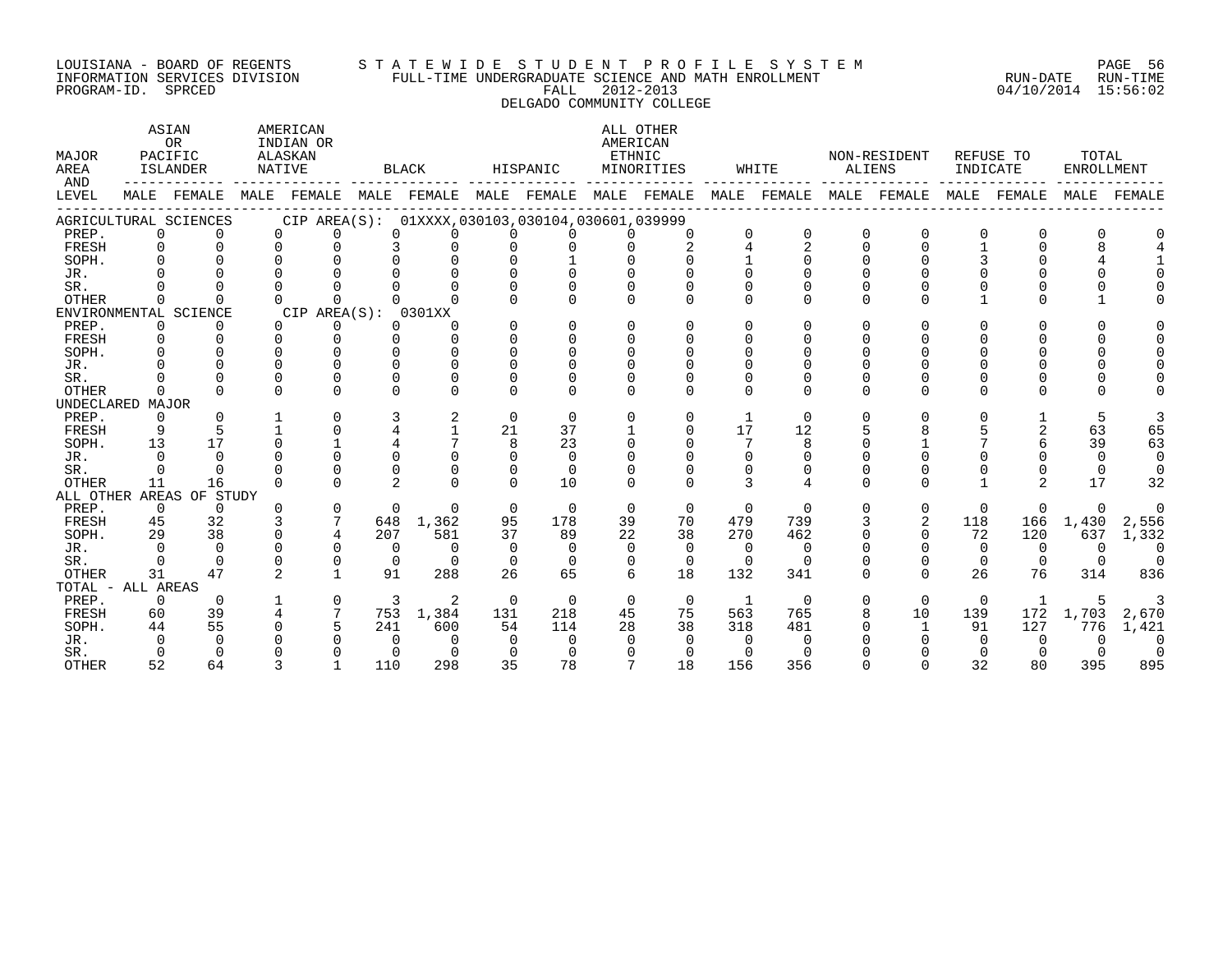LOUISIANA - BOARD OF REGENTS
INFORMATION SERVICES DIVISION
PROGRAM-ID. SPRCED

STATEWIDE STUDENT PROFILE SYSTEM
FULL-TIME UNDERGRADUATE SCIENCE AND MATH ENROLLMENT
FALL 2012-2013
DELGADO COMMUNITY COLLEGE

RUN-DATE 04/10/2014 RUN-TIME 15:56:02

| MAJOR AREA AND LEVEL | ASIAN OR PACIFIC ISLANDER | | AMERICAN INDIAN OR ALASKAN NATIVE | | BLACK | | HISPANIC | | ALL OTHER AMERICAN ETHNIC MINORITIES | | WHITE | | NON-RESIDENT ALIENS | | REFUSE TO INDICATE | | TOTAL ENROLLMENT | |
|---|---|---|---|---|---|---|---|---|---|---|---|---|---|---|---|---|---|---|
| | MALE | FEMALE | MALE | FEMALE | MALE | FEMALE | MALE | FEMALE | MALE | FEMALE | MALE | FEMALE | MALE | FEMALE | MALE | FEMALE | MALE | FEMALE |
| **AGRICULTURAL SCIENCES** CIP AREA(S): 01XXXX,030103,030104,030601,039999 | | | | | | | | | | | | | | | | | | |
| PREP. | 0 | 0 | 0 | 0 | 0 | 0 | 0 | 0 | 0 | 0 | 0 | 0 | 0 | 0 | 0 | 0 | 0 | 0 |
| FRESH | 0 | 0 | 0 | 0 | 3 | 0 | 0 | 0 | 0 | 2 | 4 | 2 | 0 | 0 | 1 | 0 | 8 | 4 |
| SOPH. | 0 | 0 | 0 | 0 | 0 | 0 | 0 | 1 | 0 | 0 | 1 | 0 | 0 | 0 | 3 | 0 | 4 | 1 |
| JR. | 0 | 0 | 0 | 0 | 0 | 0 | 0 | 0 | 0 | 0 | 0 | 0 | 0 | 0 | 0 | 0 | 0 | 0 |
| SR. | 0 | 0 | 0 | 0 | 0 | 0 | 0 | 0 | 0 | 0 | 0 | 0 | 0 | 0 | 0 | 0 | 0 | 0 |
| OTHER | 0 | 0 | 0 | 0 | 0 | 0 | 0 | 0 | 0 | 0 | 0 | 0 | 0 | 0 | 1 | 0 | 1 | 0 |
| **ENVIRONMENTAL SCIENCE** CIP AREA(S): 0301XX | | | | | | | | | | | | | | | | | | |
| PREP. | 0 | 0 | 0 | 0 | 0 | 0 | 0 | 0 | 0 | 0 | 0 | 0 | 0 | 0 | 0 | 0 | 0 | 0 |
| FRESH | 0 | 0 | 0 | 0 | 0 | 0 | 0 | 0 | 0 | 0 | 0 | 0 | 0 | 0 | 0 | 0 | 0 | 0 |
| SOPH. | 0 | 0 | 0 | 0 | 0 | 0 | 0 | 0 | 0 | 0 | 0 | 0 | 0 | 0 | 0 | 0 | 0 | 0 |
| JR. | 0 | 0 | 0 | 0 | 0 | 0 | 0 | 0 | 0 | 0 | 0 | 0 | 0 | 0 | 0 | 0 | 0 | 0 |
| SR. | 0 | 0 | 0 | 0 | 0 | 0 | 0 | 0 | 0 | 0 | 0 | 0 | 0 | 0 | 0 | 0 | 0 | 0 |
| OTHER | 0 | 0 | 0 | 0 | 0 | 0 | 0 | 0 | 0 | 0 | 0 | 0 | 0 | 0 | 0 | 0 | 0 | 0 |
| **UNDECLARED MAJOR** | | | | | | | | | | | | | | | | | | |
| PREP. | 0 | 0 | 1 | 0 | 3 | 2 | 0 | 0 | 0 | 0 | 1 | 0 | 0 | 0 | 0 | 1 | 5 | 3 |
| FRESH | 9 | 5 | 1 | 0 | 4 | 1 | 21 | 37 | 1 | 0 | 17 | 12 | 5 | 8 | 5 | 2 | 63 | 65 |
| SOPH. | 13 | 17 | 0 | 1 | 4 | 7 | 8 | 23 | 0 | 0 | 7 | 8 | 0 | 1 | 7 | 6 | 39 | 63 |
| JR. | 0 | 0 | 0 | 0 | 0 | 0 | 0 | 0 | 0 | 0 | 0 | 0 | 0 | 0 | 0 | 0 | 0 | 0 |
| SR. | 0 | 0 | 0 | 0 | 0 | 0 | 0 | 0 | 0 | 0 | 0 | 0 | 0 | 0 | 0 | 0 | 0 | 0 |
| OTHER | 11 | 16 | 0 | 0 | 2 | 0 | 0 | 10 | 0 | 0 | 3 | 4 | 0 | 0 | 1 | 2 | 17 | 32 |
| **ALL OTHER AREAS OF STUDY** | | | | | | | | | | | | | | | | | | |
| PREP. | 0 | 0 | 0 | 0 | 0 | 0 | 0 | 0 | 0 | 0 | 0 | 0 | 0 | 0 | 0 | 0 | 0 | 0 |
| FRESH | 45 | 32 | 3 | 7 | 648 | 1,362 | 95 | 178 | 39 | 70 | 479 | 739 | 3 | 2 | 118 | 166 | 1,430 | 2,556 |
| SOPH. | 29 | 38 | 0 | 4 | 207 | 581 | 37 | 89 | 22 | 38 | 270 | 462 | 0 | 0 | 72 | 120 | 637 | 1,332 |
| JR. | 0 | 0 | 0 | 0 | 0 | 0 | 0 | 0 | 0 | 0 | 0 | 0 | 0 | 0 | 0 | 0 | 0 | 0 |
| SR. | 0 | 0 | 0 | 0 | 0 | 0 | 0 | 0 | 0 | 0 | 0 | 0 | 0 | 0 | 0 | 0 | 0 | 0 |
| OTHER | 31 | 47 | 2 | 1 | 91 | 288 | 26 | 65 | 6 | 18 | 132 | 341 | 0 | 0 | 26 | 76 | 314 | 836 |
| **TOTAL - ALL AREAS** | | | | | | | | | | | | | | | | | | |
| PREP. | 0 | 0 | 1 | 0 | 3 | 2 | 0 | 0 | 0 | 0 | 1 | 0 | 0 | 0 | 0 | 1 | 5 | 3 |
| FRESH | 60 | 39 | 4 | 7 | 753 | 1,384 | 131 | 218 | 45 | 75 | 563 | 765 | 8 | 10 | 139 | 172 | 1,703 | 2,670 |
| SOPH. | 44 | 55 | 0 | 5 | 241 | 600 | 54 | 114 | 28 | 38 | 318 | 481 | 0 | 1 | 91 | 127 | 776 | 1,421 |
| JR. | 0 | 0 | 0 | 0 | 0 | 0 | 0 | 0 | 0 | 0 | 0 | 0 | 0 | 0 | 0 | 0 | 0 | 0 |
| SR. | 0 | 0 | 0 | 0 | 0 | 0 | 0 | 0 | 0 | 0 | 0 | 0 | 0 | 0 | 0 | 0 | 0 | 0 |
| OTHER | 52 | 64 | 3 | 1 | 110 | 298 | 35 | 78 | 7 | 18 | 156 | 356 | 0 | 0 | 32 | 80 | 395 | 895 |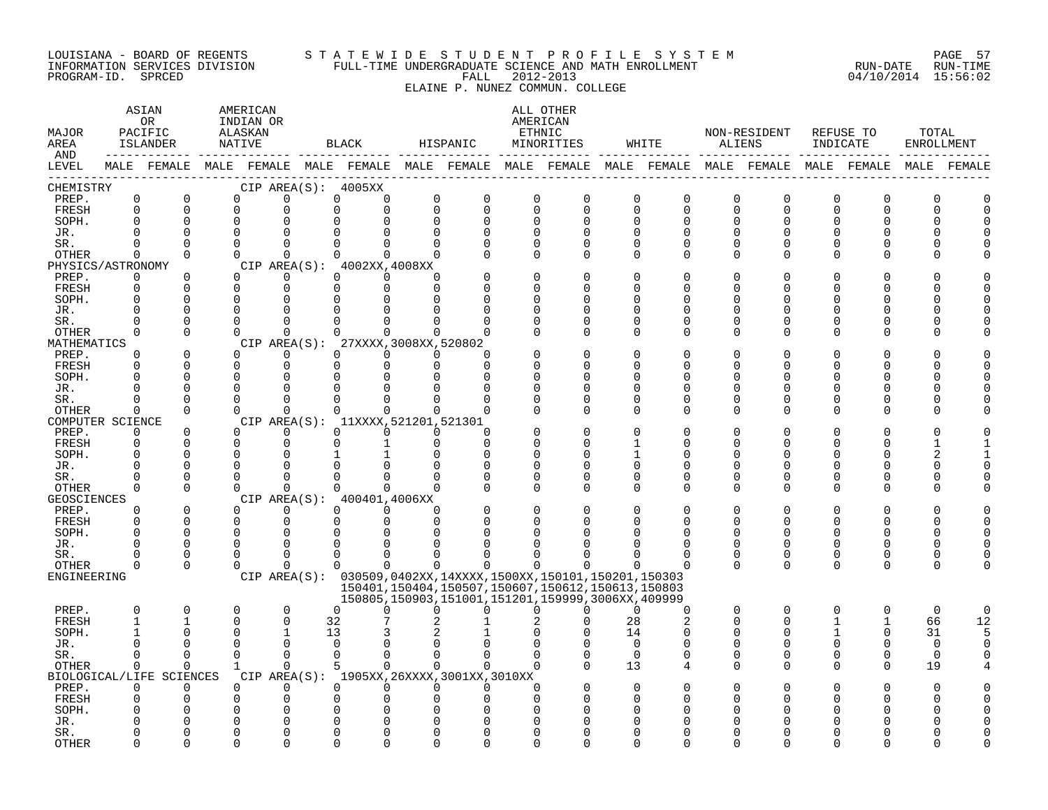LOUISIANA - BOARD OF REGENTS
INFORMATION SERVICES DIVISION
PROGRAM-ID. SPRCED

STATEWIDE STUDENT PROFILE SYSTEM
FULL-TIME UNDERGRADUATE SCIENCE AND MATH ENROLLMENT
FALL 2012-2013
ELAINE P. NUNEZ COMMUN. COLLEGE

RUN-DATE 04/10/2014 RUN-TIME 15:56:02

| MAJOR AREA AND LEVEL | ASIAN OR PACIFIC ISLANDER MALE | ASIAN OR PACIFIC ISLANDER FEMALE | AMERICAN INDIAN OR ALASKAN NATIVE MALE | AMERICAN INDIAN OR ALASKAN NATIVE FEMALE | BLACK MALE | BLACK FEMALE | HISPANIC MALE | HISPANIC FEMALE | ALL OTHER AMERICAN ETHNIC MINORITIES MALE | ALL OTHER AMERICAN ETHNIC MINORITIES FEMALE | WHITE MALE | WHITE FEMALE | NON-RESIDENT ALIENS MALE | NON-RESIDENT ALIENS FEMALE | REFUSE TO INDICATE MALE | REFUSE TO INDICATE FEMALE | TOTAL ENROLLMENT MALE | TOTAL ENROLLMENT FEMALE |
|---|---|---|---|---|---|---|---|---|---|---|---|---|---|---|---|---|---|---|
| CHEMISTRY — CIP AREA(S): 4005XX | | | | | | | | | | | | | | | | | | |
| PREP. | 0 | 0 | 0 | 0 | 0 | 0 | 0 | 0 | 0 | 0 | 0 | 0 | 0 | 0 | 0 | 0 | 0 | 0 |
| FRESH | 0 | 0 | 0 | 0 | 0 | 0 | 0 | 0 | 0 | 0 | 0 | 0 | 0 | 0 | 0 | 0 | 0 | 0 |
| SOPH. | 0 | 0 | 0 | 0 | 0 | 0 | 0 | 0 | 0 | 0 | 0 | 0 | 0 | 0 | 0 | 0 | 0 | 0 |
| JR. | 0 | 0 | 0 | 0 | 0 | 0 | 0 | 0 | 0 | 0 | 0 | 0 | 0 | 0 | 0 | 0 | 0 | 0 |
| SR. | 0 | 0 | 0 | 0 | 0 | 0 | 0 | 0 | 0 | 0 | 0 | 0 | 0 | 0 | 0 | 0 | 0 | 0 |
| OTHER | 0 | 0 | 0 | 0 | 0 | 0 | 0 | 0 | 0 | 0 | 0 | 0 | 0 | 0 | 0 | 0 | 0 | 0 |
| PHYSICS/ASTRONOMY — CIP AREA(S): 4002XX,4008XX | | | | | | | | | | | | | | | | | | |
| PREP. | 0 | 0 | 0 | 0 | 0 | 0 | 0 | 0 | 0 | 0 | 0 | 0 | 0 | 0 | 0 | 0 | 0 | 0 |
| FRESH | 0 | 0 | 0 | 0 | 0 | 0 | 0 | 0 | 0 | 0 | 0 | 0 | 0 | 0 | 0 | 0 | 0 | 0 |
| SOPH. | 0 | 0 | 0 | 0 | 0 | 0 | 0 | 0 | 0 | 0 | 0 | 0 | 0 | 0 | 0 | 0 | 0 | 0 |
| JR. | 0 | 0 | 0 | 0 | 0 | 0 | 0 | 0 | 0 | 0 | 0 | 0 | 0 | 0 | 0 | 0 | 0 | 0 |
| SR. | 0 | 0 | 0 | 0 | 0 | 0 | 0 | 0 | 0 | 0 | 0 | 0 | 0 | 0 | 0 | 0 | 0 | 0 |
| OTHER | 0 | 0 | 0 | 0 | 0 | 0 | 0 | 0 | 0 | 0 | 0 | 0 | 0 | 0 | 0 | 0 | 0 | 0 |
| MATHEMATICS — CIP AREA(S): 27XXXX,3008XX,520802 | | | | | | | | | | | | | | | | | | |
| PREP. | 0 | 0 | 0 | 0 | 0 | 0 | 0 | 0 | 0 | 0 | 0 | 0 | 0 | 0 | 0 | 0 | 0 | 0 |
| FRESH | 0 | 0 | 0 | 0 | 0 | 0 | 0 | 0 | 0 | 0 | 0 | 0 | 0 | 0 | 0 | 0 | 0 | 0 |
| SOPH. | 0 | 0 | 0 | 0 | 0 | 0 | 0 | 0 | 0 | 0 | 0 | 0 | 0 | 0 | 0 | 0 | 0 | 0 |
| JR. | 0 | 0 | 0 | 0 | 0 | 0 | 0 | 0 | 0 | 0 | 0 | 0 | 0 | 0 | 0 | 0 | 0 | 0 |
| SR. | 0 | 0 | 0 | 0 | 0 | 0 | 0 | 0 | 0 | 0 | 0 | 0 | 0 | 0 | 0 | 0 | 0 | 0 |
| OTHER | 0 | 0 | 0 | 0 | 0 | 0 | 0 | 0 | 0 | 0 | 0 | 0 | 0 | 0 | 0 | 0 | 0 | 0 |
| COMPUTER SCIENCE — CIP AREA(S): 11XXXX,521201,521301 | | | | | | | | | | | | | | | | | | |
| PREP. | 0 | 0 | 0 | 0 | 0 | 0 | 0 | 0 | 0 | 0 | 0 | 0 | 0 | 0 | 0 | 0 | 0 | 0 |
| FRESH | 0 | 0 | 0 | 0 | 0 | 1 | 0 | 0 | 0 | 0 | 1 | 0 | 0 | 0 | 0 | 0 | 1 | 1 |
| SOPH. | 0 | 0 | 0 | 0 | 1 | 1 | 0 | 0 | 0 | 0 | 1 | 0 | 0 | 0 | 0 | 0 | 2 | 1 |
| JR. | 0 | 0 | 0 | 0 | 0 | 0 | 0 | 0 | 0 | 0 | 0 | 0 | 0 | 0 | 0 | 0 | 0 | 0 |
| SR. | 0 | 0 | 0 | 0 | 0 | 0 | 0 | 0 | 0 | 0 | 0 | 0 | 0 | 0 | 0 | 0 | 0 | 0 |
| OTHER | 0 | 0 | 0 | 0 | 0 | 0 | 0 | 0 | 0 | 0 | 0 | 0 | 0 | 0 | 0 | 0 | 0 | 0 |
| GEOSCIENCES — CIP AREA(S): 400401,4006XX | | | | | | | | | | | | | | | | | | |
| PREP. | 0 | 0 | 0 | 0 | 0 | 0 | 0 | 0 | 0 | 0 | 0 | 0 | 0 | 0 | 0 | 0 | 0 | 0 |
| FRESH | 0 | 0 | 0 | 0 | 0 | 0 | 0 | 0 | 0 | 0 | 0 | 0 | 0 | 0 | 0 | 0 | 0 | 0 |
| SOPH. | 0 | 0 | 0 | 0 | 0 | 0 | 0 | 0 | 0 | 0 | 0 | 0 | 0 | 0 | 0 | 0 | 0 | 0 |
| JR. | 0 | 0 | 0 | 0 | 0 | 0 | 0 | 0 | 0 | 0 | 0 | 0 | 0 | 0 | 0 | 0 | 0 | 0 |
| SR. | 0 | 0 | 0 | 0 | 0 | 0 | 0 | 0 | 0 | 0 | 0 | 0 | 0 | 0 | 0 | 0 | 0 | 0 |
| OTHER | 0 | 0 | 0 | 0 | 0 | 0 | 0 | 0 | 0 | 0 | 0 | 0 | 0 | 0 | 0 | 0 | 0 | 0 |
| ENGINEERING — CIP AREA(S): 030509,0402XX,14XXXX,1500XX,150101,150201,150303,150401,150404,150507,150607,150612,150613,150803,150805,150903,151001,151201,159999,3006XX,409999 | | | | | | | | | | | | | | | | | | |
| PREP. | 0 | 0 | 0 | 0 | 0 | 0 | 0 | 0 | 0 | 0 | 0 | 0 | 0 | 0 | 0 | 0 | 0 | 0 |
| FRESH | 1 | 1 | 0 | 0 | 32 | 7 | 2 | 1 | 2 | 0 | 28 | 2 | 0 | 0 | 1 | 1 | 66 | 12 |
| SOPH. | 1 | 0 | 0 | 1 | 13 | 3 | 2 | 1 | 0 | 0 | 14 | 0 | 0 | 0 | 1 | 0 | 31 | 5 |
| JR. | 0 | 0 | 0 | 0 | 0 | 0 | 0 | 0 | 0 | 0 | 0 | 0 | 0 | 0 | 0 | 0 | 0 | 0 |
| SR. | 0 | 0 | 0 | 0 | 0 | 0 | 0 | 0 | 0 | 0 | 0 | 0 | 0 | 0 | 0 | 0 | 0 | 0 |
| OTHER | 0 | 0 | 1 | 0 | 5 | 0 | 0 | 0 | 0 | 0 | 13 | 4 | 0 | 0 | 0 | 0 | 19 | 4 |
| BIOLOGICAL/LIFE SCIENCES — CIP AREA(S): 1905XX,26XXXX,3001XX,3010XX | | | | | | | | | | | | | | | | | | |
| PREP. | 0 | 0 | 0 | 0 | 0 | 0 | 0 | 0 | 0 | 0 | 0 | 0 | 0 | 0 | 0 | 0 | 0 | 0 |
| FRESH | 0 | 0 | 0 | 0 | 0 | 0 | 0 | 0 | 0 | 0 | 0 | 0 | 0 | 0 | 0 | 0 | 0 | 0 |
| SOPH. | 0 | 0 | 0 | 0 | 0 | 0 | 0 | 0 | 0 | 0 | 0 | 0 | 0 | 0 | 0 | 0 | 0 | 0 |
| JR. | 0 | 0 | 0 | 0 | 0 | 0 | 0 | 0 | 0 | 0 | 0 | 0 | 0 | 0 | 0 | 0 | 0 | 0 |
| SR. | 0 | 0 | 0 | 0 | 0 | 0 | 0 | 0 | 0 | 0 | 0 | 0 | 0 | 0 | 0 | 0 | 0 | 0 |
| OTHER | 0 | 0 | 0 | 0 | 0 | 0 | 0 | 0 | 0 | 0 | 0 | 0 | 0 | 0 | 0 | 0 | 0 | 0 |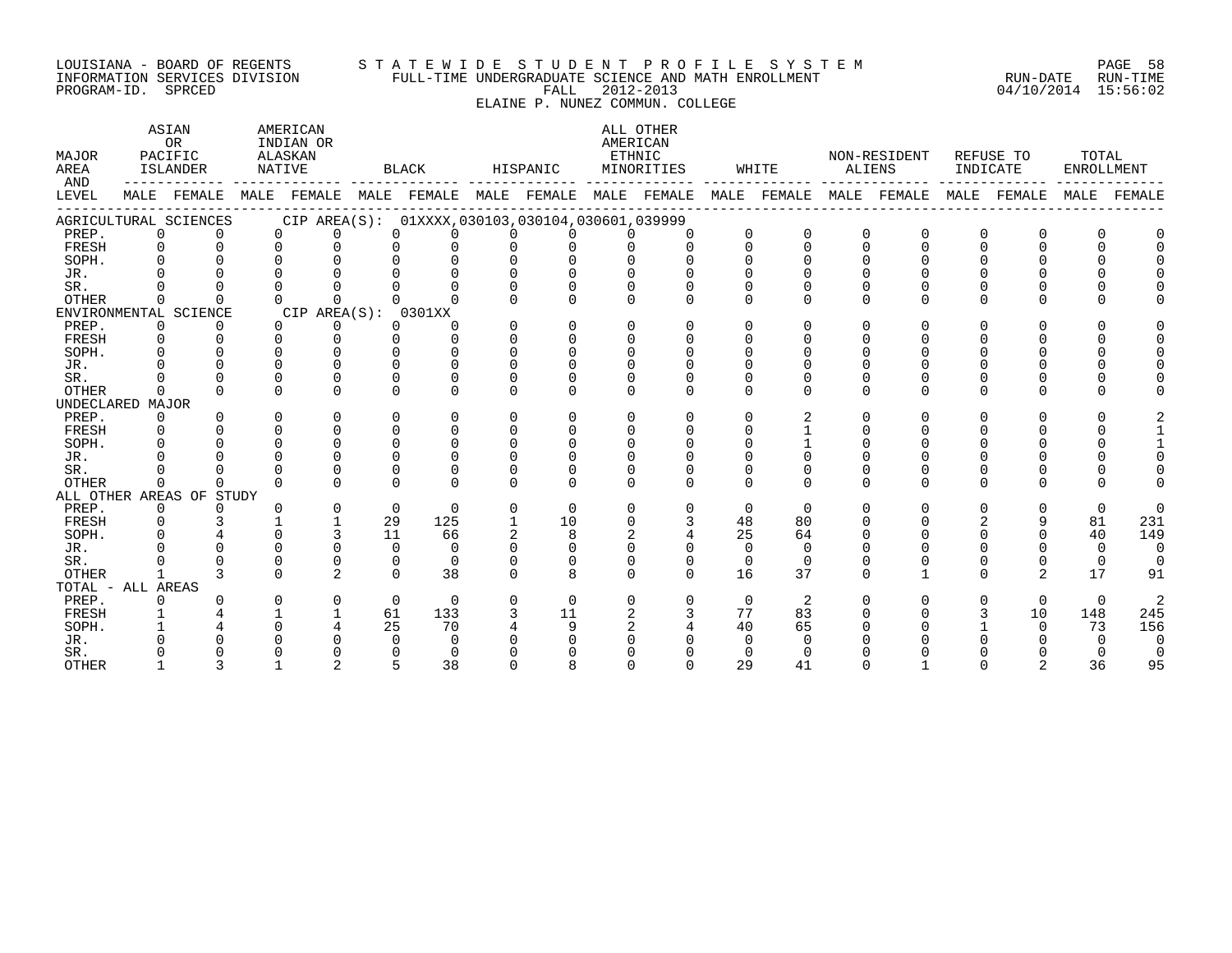LOUISIANA - BOARD OF REGENTS — STATEWIDE STUDENT PROFILE SYSTEM
INFORMATION SERVICES DIVISION — FULL-TIME UNDERGRADUATE SCIENCE AND MATH ENROLLMENT — RUN-DATE 04/10/2014 RUN-TIME 15:56:02
PROGRAM-ID. SPRCED — FALL 2012-2013
ELAINE P. NUNEZ COMMUN. COLLEGE

| MAJOR AREA AND LEVEL | ASIAN OR PACIFIC ISLANDER MALE | ASIAN OR PACIFIC ISLANDER FEMALE | AMERICAN INDIAN OR ALASKAN NATIVE MALE | AMERICAN INDIAN OR ALASKAN NATIVE FEMALE | BLACK MALE | BLACK FEMALE | HISPANIC MALE | HISPANIC FEMALE | ALL OTHER AMERICAN ETHNIC MINORITIES MALE | ALL OTHER AMERICAN ETHNIC MINORITIES FEMALE | WHITE MALE | WHITE FEMALE | NON-RESIDENT ALIENS MALE | NON-RESIDENT ALIENS FEMALE | REFUSE TO INDICATE MALE | REFUSE TO INDICATE FEMALE | TOTAL ENROLLMENT MALE | TOTAL ENROLLMENT FEMALE |
|---|---|---|---|---|---|---|---|---|---|---|---|---|---|---|---|---|---|---|
| AGRICULTURAL SCIENCES CIP AREA(S): 01XXXX,030103,030104,030601,039999 | | | | | | | | | | | | | | | | | | |
| PREP. | 0 | 0 | 0 | 0 | 0 | 0 | 0 | 0 | 0 | 0 | 0 | 0 | 0 | 0 | 0 | 0 | 0 | 0 |
| FRESH | 0 | 0 | 0 | 0 | 0 | 0 | 0 | 0 | 0 | 0 | 0 | 0 | 0 | 0 | 0 | 0 | 0 | 0 |
| SOPH. | 0 | 0 | 0 | 0 | 0 | 0 | 0 | 0 | 0 | 0 | 0 | 0 | 0 | 0 | 0 | 0 | 0 | 0 |
| JR. | 0 | 0 | 0 | 0 | 0 | 0 | 0 | 0 | 0 | 0 | 0 | 0 | 0 | 0 | 0 | 0 | 0 | 0 |
| SR. | 0 | 0 | 0 | 0 | 0 | 0 | 0 | 0 | 0 | 0 | 0 | 0 | 0 | 0 | 0 | 0 | 0 | 0 |
| OTHER | 0 | 0 | 0 | 0 | 0 | 0 | 0 | 0 | 0 | 0 | 0 | 0 | 0 | 0 | 0 | 0 | 0 | 0 |
| ENVIRONMENTAL SCIENCE CIP AREA(S): 0301XX | | | | | | | | | | | | | | | | | | |
| PREP. | 0 | 0 | 0 | 0 | 0 | 0 | 0 | 0 | 0 | 0 | 0 | 0 | 0 | 0 | 0 | 0 | 0 | 0 |
| FRESH | 0 | 0 | 0 | 0 | 0 | 0 | 0 | 0 | 0 | 0 | 0 | 0 | 0 | 0 | 0 | 0 | 0 | 0 |
| SOPH. | 0 | 0 | 0 | 0 | 0 | 0 | 0 | 0 | 0 | 0 | 0 | 0 | 0 | 0 | 0 | 0 | 0 | 0 |
| JR. | 0 | 0 | 0 | 0 | 0 | 0 | 0 | 0 | 0 | 0 | 0 | 0 | 0 | 0 | 0 | 0 | 0 | 0 |
| SR. | 0 | 0 | 0 | 0 | 0 | 0 | 0 | 0 | 0 | 0 | 0 | 0 | 0 | 0 | 0 | 0 | 0 | 0 |
| OTHER | 0 | 0 | 0 | 0 | 0 | 0 | 0 | 0 | 0 | 0 | 0 | 0 | 0 | 0 | 0 | 0 | 0 | 0 |
| UNDECLARED MAJOR | | | | | | | | | | | | | | | | | | |
| PREP. | 0 | 0 | 0 | 0 | 0 | 0 | 0 | 0 | 0 | 0 | 0 | 2 | 0 | 0 | 0 | 0 | 0 | 2 |
| FRESH | 0 | 0 | 0 | 0 | 0 | 0 | 0 | 0 | 0 | 0 | 0 | 1 | 0 | 0 | 0 | 0 | 0 | 1 |
| SOPH. | 0 | 0 | 0 | 0 | 0 | 0 | 0 | 0 | 0 | 0 | 0 | 1 | 0 | 0 | 0 | 0 | 0 | 1 |
| JR. | 0 | 0 | 0 | 0 | 0 | 0 | 0 | 0 | 0 | 0 | 0 | 0 | 0 | 0 | 0 | 0 | 0 | 0 |
| SR. | 0 | 0 | 0 | 0 | 0 | 0 | 0 | 0 | 0 | 0 | 0 | 0 | 0 | 0 | 0 | 0 | 0 | 0 |
| OTHER | 0 | 0 | 0 | 0 | 0 | 0 | 0 | 0 | 0 | 0 | 0 | 0 | 0 | 0 | 0 | 0 | 0 | 0 |
| ALL OTHER AREAS OF STUDY | | | | | | | | | | | | | | | | | | |
| PREP. | 0 | 0 | 0 | 0 | 0 | 0 | 0 | 0 | 0 | 0 | 0 | 0 | 0 | 0 | 0 | 0 | 0 | 0 |
| FRESH | 0 | 3 | 1 | 1 | 29 | 125 | 1 | 10 | 0 | 3 | 48 | 80 | 0 | 0 | 2 | 9 | 81 | 231 |
| SOPH. | 0 | 4 | 0 | 3 | 11 | 66 | 2 | 8 | 2 | 4 | 25 | 64 | 0 | 0 | 0 | 0 | 40 | 149 |
| JR. | 0 | 0 | 0 | 0 | 0 | 0 | 0 | 0 | 0 | 0 | 0 | 0 | 0 | 0 | 0 | 0 | 0 | 0 |
| SR. | 0 | 0 | 0 | 0 | 0 | 0 | 0 | 0 | 0 | 0 | 0 | 0 | 0 | 0 | 0 | 0 | 0 | 0 |
| OTHER | 1 | 3 | 0 | 2 | 0 | 38 | 0 | 8 | 0 | 0 | 16 | 37 | 0 | 1 | 0 | 2 | 17 | 91 |
| TOTAL - ALL AREAS | | | | | | | | | | | | | | | | | | |
| PREP. | 0 | 0 | 0 | 0 | 0 | 0 | 0 | 0 | 0 | 0 | 0 | 2 | 0 | 0 | 0 | 0 | 0 | 2 |
| FRESH | 1 | 4 | 1 | 1 | 61 | 133 | 3 | 11 | 2 | 3 | 77 | 83 | 0 | 0 | 3 | 10 | 148 | 245 |
| SOPH. | 1 | 4 | 0 | 4 | 25 | 70 | 4 | 9 | 2 | 4 | 40 | 65 | 0 | 0 | 1 | 0 | 73 | 156 |
| JR. | 0 | 0 | 0 | 0 | 0 | 0 | 0 | 0 | 0 | 0 | 0 | 0 | 0 | 0 | 0 | 0 | 0 | 0 |
| SR. | 0 | 0 | 0 | 0 | 0 | 0 | 0 | 0 | 0 | 0 | 0 | 0 | 0 | 0 | 0 | 0 | 0 | 0 |
| OTHER | 1 | 3 | 1 | 2 | 5 | 38 | 0 | 8 | 0 | 0 | 29 | 41 | 0 | 1 | 0 | 2 | 36 | 95 |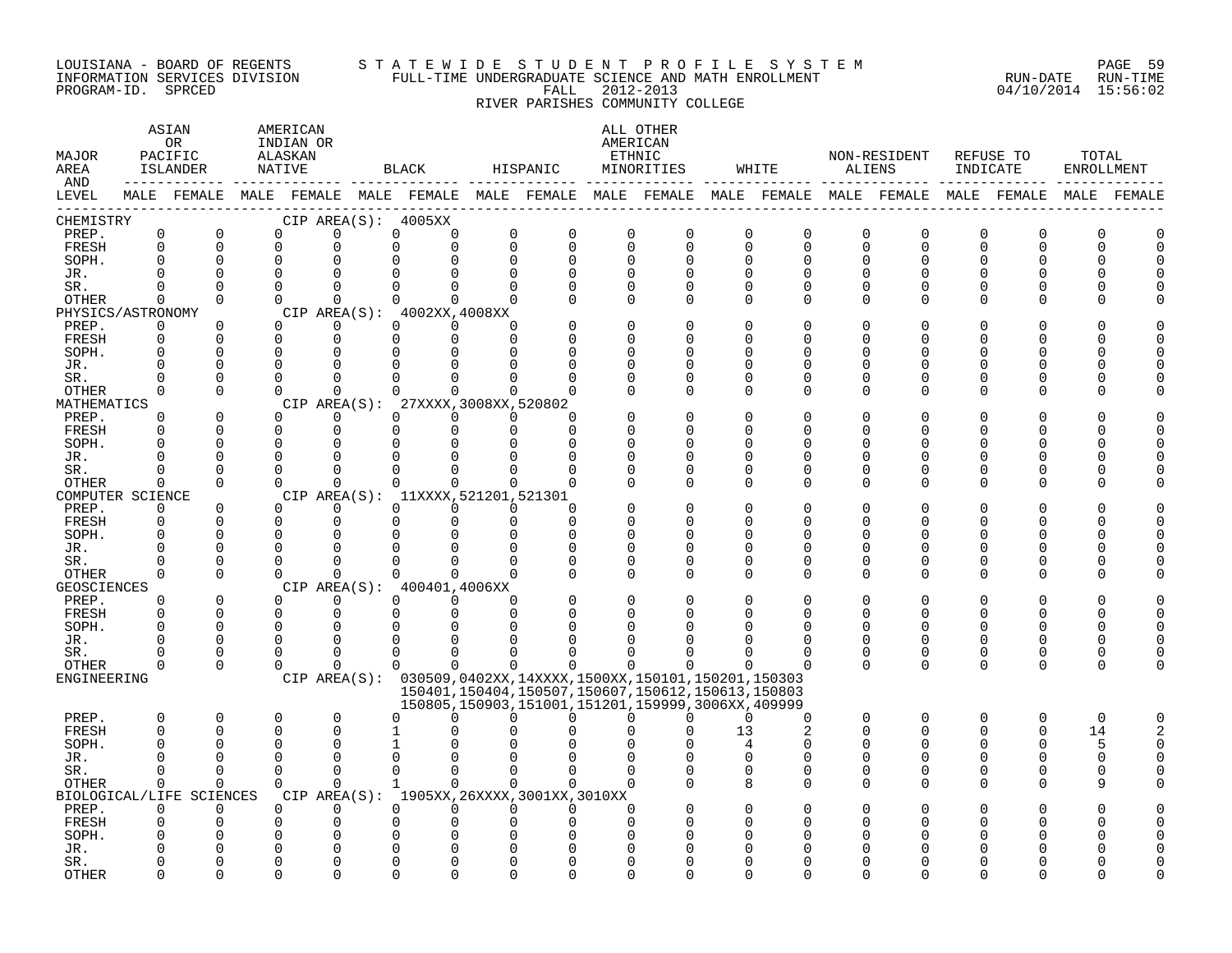LOUISIANA - BOARD OF REGENTS
INFORMATION SERVICES DIVISION
PROGRAM-ID. SPRCED

STATEWIDE STUDENT PROFILE SYSTEM
FULL-TIME UNDERGRADUATE SCIENCE AND MATH ENROLLMENT
FALL 2012-2013
RIVER PARISHES COMMUNITY COLLEGE

RUN-DATE 04/10/2014 RUN-TIME 15:56:02

| MAJOR AREA AND LEVEL | ASIAN OR PACIFIC ISLANDER | | AMERICAN INDIAN OR ALASKAN NATIVE | | BLACK | | HISPANIC | | ALL OTHER AMERICAN ETHNIC MINORITIES | | WHITE | | NON-RESIDENT ALIENS | | REFUSE TO INDICATE | | TOTAL ENROLLMENT | |
|---|---|---|---|---|---|---|---|---|---|---|---|---|---|---|---|---|---|---|
| | MALE | FEMALE | MALE | FEMALE | MALE | FEMALE | MALE | FEMALE | MALE | FEMALE | MALE | FEMALE | MALE | FEMALE | MALE | FEMALE | MALE | FEMALE |
| CHEMISTRY — CIP AREA(S): 4005XX | | | | | | | | | | | | | | | | | | |
| PREP. | 0 | 0 | 0 | 0 | 0 | 0 | 0 | 0 | 0 | 0 | 0 | 0 | 0 | 0 | 0 | 0 | 0 | 0 |
| FRESH | 0 | 0 | 0 | 0 | 0 | 0 | 0 | 0 | 0 | 0 | 0 | 0 | 0 | 0 | 0 | 0 | 0 | 0 |
| SOPH. | 0 | 0 | 0 | 0 | 0 | 0 | 0 | 0 | 0 | 0 | 0 | 0 | 0 | 0 | 0 | 0 | 0 | 0 |
| JR. | 0 | 0 | 0 | 0 | 0 | 0 | 0 | 0 | 0 | 0 | 0 | 0 | 0 | 0 | 0 | 0 | 0 | 0 |
| SR. | 0 | 0 | 0 | 0 | 0 | 0 | 0 | 0 | 0 | 0 | 0 | 0 | 0 | 0 | 0 | 0 | 0 | 0 |
| OTHER | 0 | 0 | 0 | 0 | 0 | 0 | 0 | 0 | 0 | 0 | 0 | 0 | 0 | 0 | 0 | 0 | 0 | 0 |
| PHYSICS/ASTRONOMY — CIP AREA(S): 4002XX,4008XX | | | | | | | | | | | | | | | | | | |
| PREP. | 0 | 0 | 0 | 0 | 0 | 0 | 0 | 0 | 0 | 0 | 0 | 0 | 0 | 0 | 0 | 0 | 0 | 0 |
| FRESH | 0 | 0 | 0 | 0 | 0 | 0 | 0 | 0 | 0 | 0 | 0 | 0 | 0 | 0 | 0 | 0 | 0 | 0 |
| SOPH. | 0 | 0 | 0 | 0 | 0 | 0 | 0 | 0 | 0 | 0 | 0 | 0 | 0 | 0 | 0 | 0 | 0 | 0 |
| JR. | 0 | 0 | 0 | 0 | 0 | 0 | 0 | 0 | 0 | 0 | 0 | 0 | 0 | 0 | 0 | 0 | 0 | 0 |
| SR. | 0 | 0 | 0 | 0 | 0 | 0 | 0 | 0 | 0 | 0 | 0 | 0 | 0 | 0 | 0 | 0 | 0 | 0 |
| OTHER | 0 | 0 | 0 | 0 | 0 | 0 | 0 | 0 | 0 | 0 | 0 | 0 | 0 | 0 | 0 | 0 | 0 | 0 |
| MATHEMATICS — CIP AREA(S): 27XXXX,3008XX,520802 | | | | | | | | | | | | | | | | | | |
| PREP. | 0 | 0 | 0 | 0 | 0 | 0 | 0 | 0 | 0 | 0 | 0 | 0 | 0 | 0 | 0 | 0 | 0 | 0 |
| FRESH | 0 | 0 | 0 | 0 | 0 | 0 | 0 | 0 | 0 | 0 | 0 | 0 | 0 | 0 | 0 | 0 | 0 | 0 |
| SOPH. | 0 | 0 | 0 | 0 | 0 | 0 | 0 | 0 | 0 | 0 | 0 | 0 | 0 | 0 | 0 | 0 | 0 | 0 |
| JR. | 0 | 0 | 0 | 0 | 0 | 0 | 0 | 0 | 0 | 0 | 0 | 0 | 0 | 0 | 0 | 0 | 0 | 0 |
| SR. | 0 | 0 | 0 | 0 | 0 | 0 | 0 | 0 | 0 | 0 | 0 | 0 | 0 | 0 | 0 | 0 | 0 | 0 |
| OTHER | 0 | 0 | 0 | 0 | 0 | 0 | 0 | 0 | 0 | 0 | 0 | 0 | 0 | 0 | 0 | 0 | 0 | 0 |
| COMPUTER SCIENCE — CIP AREA(S): 11XXXX,521201,521301 | | | | | | | | | | | | | | | | | | |
| PREP. | 0 | 0 | 0 | 0 | 0 | 0 | 0 | 0 | 0 | 0 | 0 | 0 | 0 | 0 | 0 | 0 | 0 | 0 |
| FRESH | 0 | 0 | 0 | 0 | 0 | 0 | 0 | 0 | 0 | 0 | 0 | 0 | 0 | 0 | 0 | 0 | 0 | 0 |
| SOPH. | 0 | 0 | 0 | 0 | 0 | 0 | 0 | 0 | 0 | 0 | 0 | 0 | 0 | 0 | 0 | 0 | 0 | 0 |
| JR. | 0 | 0 | 0 | 0 | 0 | 0 | 0 | 0 | 0 | 0 | 0 | 0 | 0 | 0 | 0 | 0 | 0 | 0 |
| SR. | 0 | 0 | 0 | 0 | 0 | 0 | 0 | 0 | 0 | 0 | 0 | 0 | 0 | 0 | 0 | 0 | 0 | 0 |
| OTHER | 0 | 0 | 0 | 0 | 0 | 0 | 0 | 0 | 0 | 0 | 0 | 0 | 0 | 0 | 0 | 0 | 0 | 0 |
| GEOSCIENCES — CIP AREA(S): 400401,4006XX | | | | | | | | | | | | | | | | | | |
| PREP. | 0 | 0 | 0 | 0 | 0 | 0 | 0 | 0 | 0 | 0 | 0 | 0 | 0 | 0 | 0 | 0 | 0 | 0 |
| FRESH | 0 | 0 | 0 | 0 | 0 | 0 | 0 | 0 | 0 | 0 | 0 | 0 | 0 | 0 | 0 | 0 | 0 | 0 |
| SOPH. | 0 | 0 | 0 | 0 | 0 | 0 | 0 | 0 | 0 | 0 | 0 | 0 | 0 | 0 | 0 | 0 | 0 | 0 |
| JR. | 0 | 0 | 0 | 0 | 0 | 0 | 0 | 0 | 0 | 0 | 0 | 0 | 0 | 0 | 0 | 0 | 0 | 0 |
| SR. | 0 | 0 | 0 | 0 | 0 | 0 | 0 | 0 | 0 | 0 | 0 | 0 | 0 | 0 | 0 | 0 | 0 | 0 |
| OTHER | 0 | 0 | 0 | 0 | 0 | 0 | 0 | 0 | 0 | 0 | 0 | 0 | 0 | 0 | 0 | 0 | 0 | 0 |
| ENGINEERING — CIP AREA(S): 030509,0402XX,14XXXX,1500XX,150101,150201,150303,150401,150404,150507,150607,150612,150613,150803,150805,150903,151001,151201,159999,3006XX,409999 | | | | | | | | | | | | | | | | | | |
| PREP. | 0 | 0 | 0 | 0 | 0 | 0 | 0 | 0 | 0 | 0 | 0 | 0 | 0 | 0 | 0 | 0 | 0 | 0 |
| FRESH | 0 | 0 | 0 | 0 | 1 | 0 | 0 | 0 | 0 | 0 | 13 | 2 | 0 | 0 | 0 | 0 | 14 | 2 |
| SOPH. | 0 | 0 | 0 | 0 | 1 | 0 | 0 | 0 | 0 | 0 | 4 | 0 | 0 | 0 | 0 | 0 | 5 | 0 |
| JR. | 0 | 0 | 0 | 0 | 0 | 0 | 0 | 0 | 0 | 0 | 0 | 0 | 0 | 0 | 0 | 0 | 0 | 0 |
| SR. | 0 | 0 | 0 | 0 | 0 | 0 | 0 | 0 | 0 | 0 | 0 | 0 | 0 | 0 | 0 | 0 | 0 | 0 |
| OTHER | 0 | 0 | 0 | 0 | 1 | 0 | 0 | 0 | 0 | 0 | 8 | 0 | 0 | 0 | 0 | 0 | 9 | 0 |
| BIOLOGICAL/LIFE SCIENCES — CIP AREA(S): 1905XX,26XXXX,3001XX,3010XX | | | | | | | | | | | | | | | | | | |
| PREP. | 0 | 0 | 0 | 0 | 0 | 0 | 0 | 0 | 0 | 0 | 0 | 0 | 0 | 0 | 0 | 0 | 0 | 0 |
| FRESH | 0 | 0 | 0 | 0 | 0 | 0 | 0 | 0 | 0 | 0 | 0 | 0 | 0 | 0 | 0 | 0 | 0 | 0 |
| SOPH. | 0 | 0 | 0 | 0 | 0 | 0 | 0 | 0 | 0 | 0 | 0 | 0 | 0 | 0 | 0 | 0 | 0 | 0 |
| JR. | 0 | 0 | 0 | 0 | 0 | 0 | 0 | 0 | 0 | 0 | 0 | 0 | 0 | 0 | 0 | 0 | 0 | 0 |
| SR. | 0 | 0 | 0 | 0 | 0 | 0 | 0 | 0 | 0 | 0 | 0 | 0 | 0 | 0 | 0 | 0 | 0 | 0 |
| OTHER | 0 | 0 | 0 | 0 | 0 | 0 | 0 | 0 | 0 | 0 | 0 | 0 | 0 | 0 | 0 | 0 | 0 | 0 |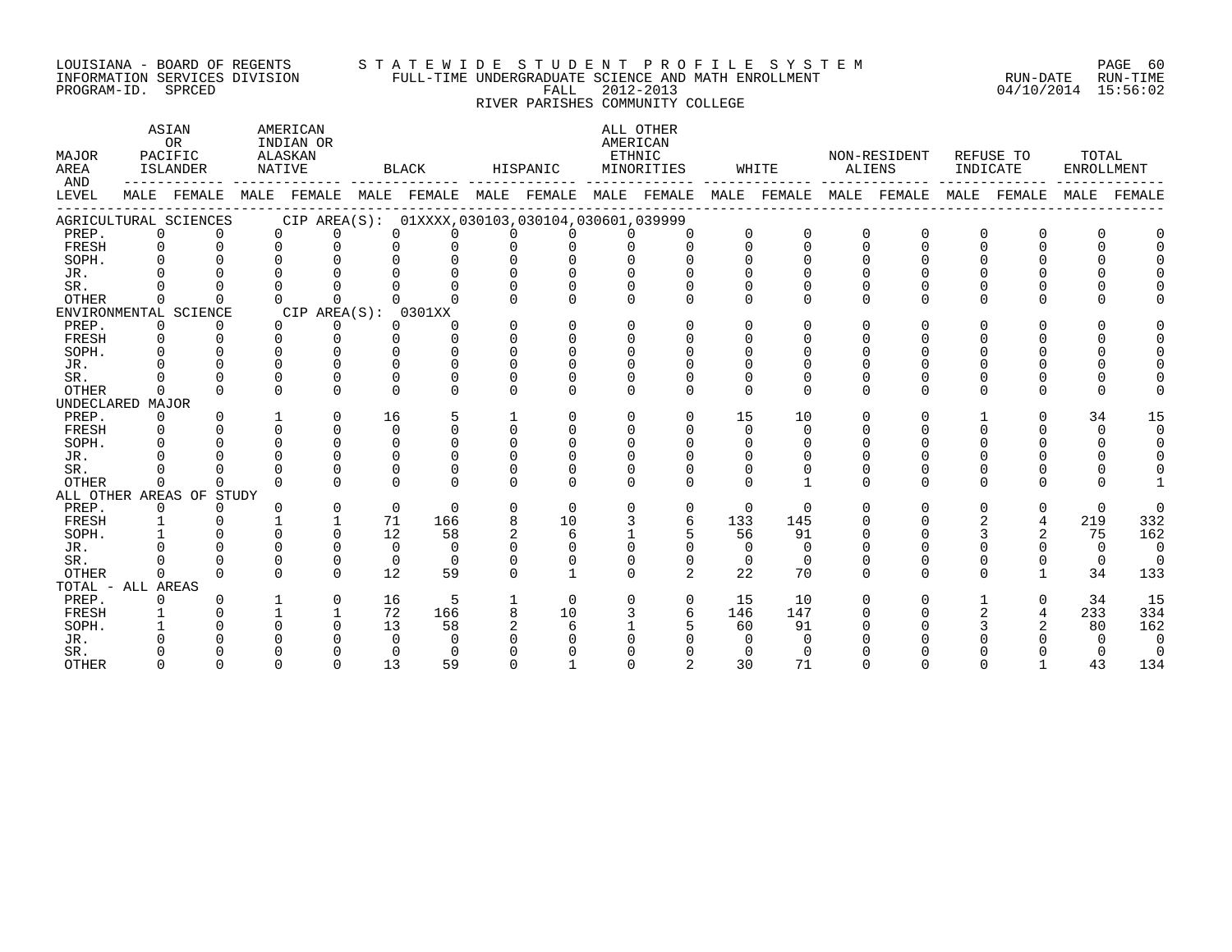LOUISIANA - BOARD OF REGENTS — STATEWIDE STUDENT PROFILE SYSTEM
INFORMATION SERVICES DIVISION — FULL-TIME UNDERGRADUATE SCIENCE AND MATH ENROLLMENT — RUN-DATE 04/10/2014 RUN-TIME 15:56:02
PROGRAM-ID. SPRCED — FALL 2012-2013

RIVER PARISHES COMMUNITY COLLEGE

| MAJOR AREA AND LEVEL | ASIAN OR PACIFIC ISLANDER | | AMERICAN INDIAN OR ALASKAN NATIVE | | BLACK | | HISPANIC | | ALL OTHER AMERICAN ETHNIC MINORITIES | | WHITE | | NON-RESIDENT ALIENS | | REFUSE TO INDICATE | | TOTAL ENROLLMENT | |
|---|---|---|---|---|---|---|---|---|---|---|---|---|---|---|---|---|---|---|
| | MALE | FEMALE | MALE | FEMALE | MALE | FEMALE | MALE | FEMALE | MALE | FEMALE | MALE | FEMALE | MALE | FEMALE | MALE | FEMALE | MALE | FEMALE |
| **AGRICULTURAL SCIENCES** CIP AREA(S): 01XXXX,030103,030104,030601,039999 | | | | | | | | | | | | | | | | | | |
| PREP. | 0 | 0 | 0 | 0 | 0 | 0 | 0 | 0 | 0 | 0 | 0 | 0 | 0 | 0 | 0 | 0 | 0 | 0 |
| FRESH | 0 | 0 | 0 | 0 | 0 | 0 | 0 | 0 | 0 | 0 | 0 | 0 | 0 | 0 | 0 | 0 | 0 | 0 |
| SOPH. | 0 | 0 | 0 | 0 | 0 | 0 | 0 | 0 | 0 | 0 | 0 | 0 | 0 | 0 | 0 | 0 | 0 | 0 |
| JR. | 0 | 0 | 0 | 0 | 0 | 0 | 0 | 0 | 0 | 0 | 0 | 0 | 0 | 0 | 0 | 0 | 0 | 0 |
| SR. | 0 | 0 | 0 | 0 | 0 | 0 | 0 | 0 | 0 | 0 | 0 | 0 | 0 | 0 | 0 | 0 | 0 | 0 |
| OTHER | 0 | 0 | 0 | 0 | 0 | 0 | 0 | 0 | 0 | 0 | 0 | 0 | 0 | 0 | 0 | 0 | 0 | 0 |
| **ENVIRONMENTAL SCIENCE** CIP AREA(S): 0301XX | | | | | | | | | | | | | | | | | | |
| PREP. | 0 | 0 | 0 | 0 | 0 | 0 | 0 | 0 | 0 | 0 | 0 | 0 | 0 | 0 | 0 | 0 | 0 | 0 |
| FRESH | 0 | 0 | 0 | 0 | 0 | 0 | 0 | 0 | 0 | 0 | 0 | 0 | 0 | 0 | 0 | 0 | 0 | 0 |
| SOPH. | 0 | 0 | 0 | 0 | 0 | 0 | 0 | 0 | 0 | 0 | 0 | 0 | 0 | 0 | 0 | 0 | 0 | 0 |
| JR. | 0 | 0 | 0 | 0 | 0 | 0 | 0 | 0 | 0 | 0 | 0 | 0 | 0 | 0 | 0 | 0 | 0 | 0 |
| SR. | 0 | 0 | 0 | 0 | 0 | 0 | 0 | 0 | 0 | 0 | 0 | 0 | 0 | 0 | 0 | 0 | 0 | 0 |
| OTHER | 0 | 0 | 0 | 0 | 0 | 0 | 0 | 0 | 0 | 0 | 0 | 0 | 0 | 0 | 0 | 0 | 0 | 0 |
| **UNDECLARED MAJOR** | | | | | | | | | | | | | | | | | | |
| PREP. | 0 | 0 | 1 | 0 | 16 | 5 | 1 | 0 | 0 | 0 | 15 | 10 | 0 | 0 | 1 | 0 | 34 | 15 |
| FRESH | 0 | 0 | 0 | 0 | 0 | 0 | 0 | 0 | 0 | 0 | 0 | 0 | 0 | 0 | 0 | 0 | 0 | 0 |
| SOPH. | 0 | 0 | 0 | 0 | 0 | 0 | 0 | 0 | 0 | 0 | 0 | 0 | 0 | 0 | 0 | 0 | 0 | 0 |
| JR. | 0 | 0 | 0 | 0 | 0 | 0 | 0 | 0 | 0 | 0 | 0 | 0 | 0 | 0 | 0 | 0 | 0 | 0 |
| SR. | 0 | 0 | 0 | 0 | 0 | 0 | 0 | 0 | 0 | 0 | 0 | 0 | 0 | 0 | 0 | 0 | 0 | 0 |
| OTHER | 0 | 0 | 0 | 0 | 0 | 0 | 0 | 0 | 0 | 0 | 0 | 1 | 0 | 0 | 0 | 0 | 0 | 1 |
| **ALL OTHER AREAS OF STUDY** | | | | | | | | | | | | | | | | | | |
| PREP. | 0 | 0 | 0 | 0 | 0 | 0 | 0 | 0 | 0 | 0 | 0 | 0 | 0 | 0 | 0 | 0 | 0 | 0 |
| FRESH | 1 | 0 | 1 | 1 | 71 | 166 | 8 | 10 | 3 | 6 | 133 | 145 | 0 | 0 | 2 | 4 | 219 | 332 |
| SOPH. | 1 | 0 | 0 | 0 | 12 | 58 | 2 | 6 | 1 | 5 | 56 | 91 | 0 | 0 | 3 | 2 | 75 | 162 |
| JR. | 0 | 0 | 0 | 0 | 0 | 0 | 0 | 0 | 0 | 0 | 0 | 0 | 0 | 0 | 0 | 0 | 0 | 0 |
| SR. | 0 | 0 | 0 | 0 | 0 | 0 | 0 | 0 | 0 | 0 | 0 | 0 | 0 | 0 | 0 | 0 | 0 | 0 |
| OTHER | 0 | 0 | 0 | 0 | 12 | 59 | 0 | 1 | 0 | 2 | 22 | 70 | 0 | 0 | 0 | 1 | 34 | 133 |
| **TOTAL - ALL AREAS** | | | | | | | | | | | | | | | | | | |
| PREP. | 0 | 0 | 1 | 0 | 16 | 5 | 1 | 0 | 0 | 0 | 15 | 10 | 0 | 0 | 1 | 0 | 34 | 15 |
| FRESH | 1 | 0 | 1 | 1 | 72 | 166 | 8 | 10 | 3 | 6 | 146 | 147 | 0 | 0 | 2 | 4 | 233 | 334 |
| SOPH. | 1 | 0 | 0 | 0 | 13 | 58 | 2 | 6 | 1 | 5 | 60 | 91 | 0 | 0 | 3 | 2 | 80 | 162 |
| JR. | 0 | 0 | 0 | 0 | 0 | 0 | 0 | 0 | 0 | 0 | 0 | 0 | 0 | 0 | 0 | 0 | 0 | 0 |
| SR. | 0 | 0 | 0 | 0 | 0 | 0 | 0 | 0 | 0 | 0 | 0 | 0 | 0 | 0 | 0 | 0 | 0 | 0 |
| OTHER | 0 | 0 | 0 | 0 | 13 | 59 | 0 | 1 | 0 | 2 | 30 | 71 | 0 | 0 | 0 | 1 | 43 | 134 |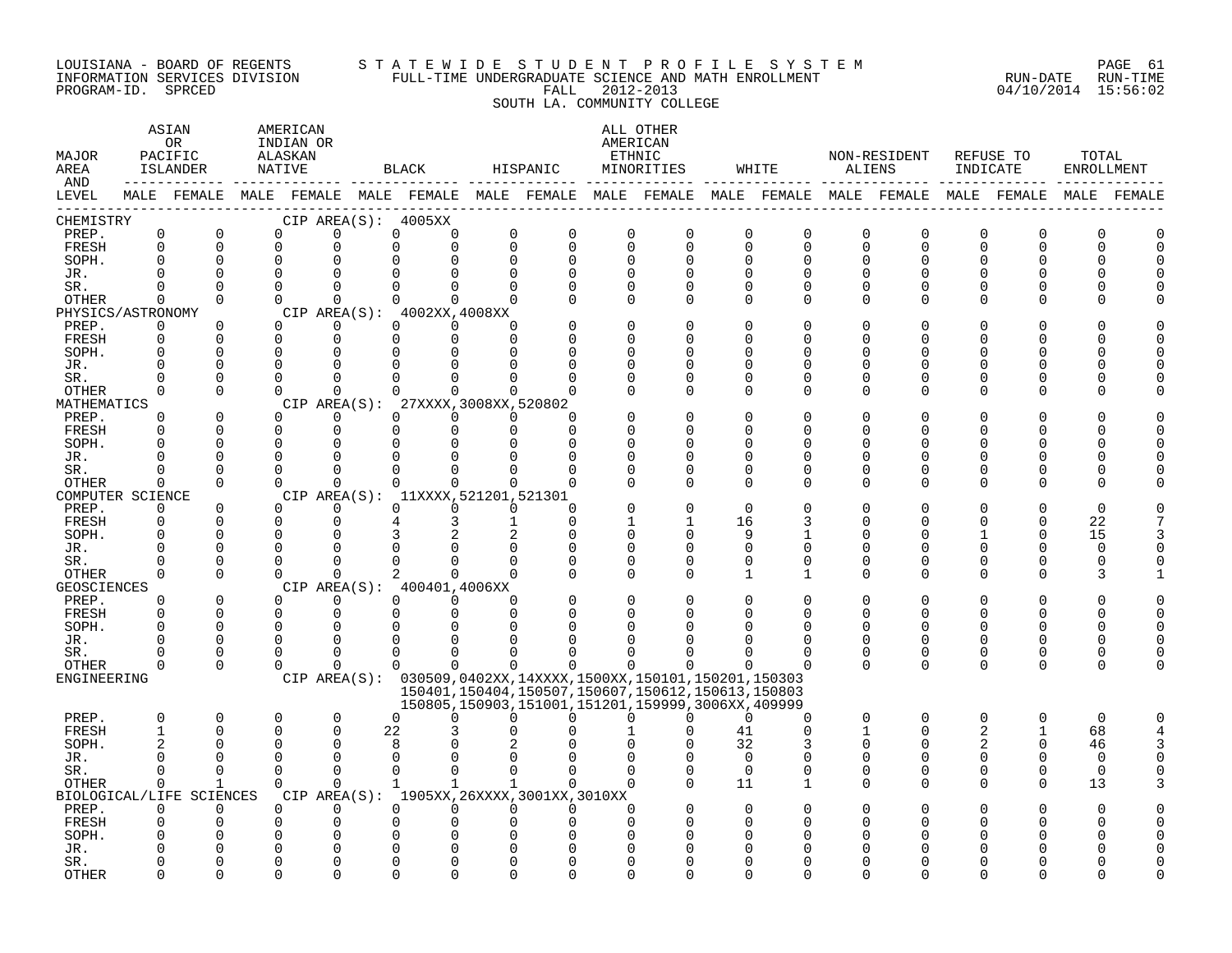LOUISIANA - BOARD OF REGENTS
INFORMATION SERVICES DIVISION
PROGRAM-ID. SPRCED

STATEWIDE STUDENT PROFILE SYSTEM
FULL-TIME UNDERGRADUATE SCIENCE AND MATH ENROLLMENT
FALL 2012-2013
SOUTH LA. COMMUNITY COLLEGE

RUN-DATE 04/10/2014 RUN-TIME 15:56:02

| MAJOR AREA AND LEVEL | ASIAN OR PACIFIC ISLANDER MALE | ASIAN OR PACIFIC ISLANDER FEMALE | AMERICAN INDIAN OR ALASKAN NATIVE MALE | AMERICAN INDIAN OR ALASKAN NATIVE FEMALE | BLACK MALE | BLACK FEMALE | HISPANIC MALE | HISPANIC FEMALE | ALL OTHER AMERICAN ETHNIC MINORITIES MALE | ALL OTHER AMERICAN ETHNIC MINORITIES FEMALE | WHITE MALE | WHITE FEMALE | NON-RESIDENT ALIENS MALE | NON-RESIDENT ALIENS FEMALE | REFUSE TO INDICATE MALE | REFUSE TO INDICATE FEMALE | TOTAL ENROLLMENT MALE | TOTAL ENROLLMENT FEMALE |
|---|---|---|---|---|---|---|---|---|---|---|---|---|---|---|---|---|---|---|
| CHEMISTRY — CIP AREA(S): 4005XX | | | | | | | | | | | | | | | | | | |
| PREP. | 0 | 0 | 0 | 0 | 0 | 0 | 0 | 0 | 0 | 0 | 0 | 0 | 0 | 0 | 0 | 0 | 0 | 0 |
| FRESH | 0 | 0 | 0 | 0 | 0 | 0 | 0 | 0 | 0 | 0 | 0 | 0 | 0 | 0 | 0 | 0 | 0 | 0 |
| SOPH. | 0 | 0 | 0 | 0 | 0 | 0 | 0 | 0 | 0 | 0 | 0 | 0 | 0 | 0 | 0 | 0 | 0 | 0 |
| JR. | 0 | 0 | 0 | 0 | 0 | 0 | 0 | 0 | 0 | 0 | 0 | 0 | 0 | 0 | 0 | 0 | 0 | 0 |
| SR. | 0 | 0 | 0 | 0 | 0 | 0 | 0 | 0 | 0 | 0 | 0 | 0 | 0 | 0 | 0 | 0 | 0 | 0 |
| OTHER | 0 | 0 | 0 | 0 | 0 | 0 | 0 | 0 | 0 | 0 | 0 | 0 | 0 | 0 | 0 | 0 | 0 | 0 |
| PHYSICS/ASTRONOMY — CIP AREA(S): 4002XX,4008XX | | | | | | | | | | | | | | | | | | |
| PREP. | 0 | 0 | 0 | 0 | 0 | 0 | 0 | 0 | 0 | 0 | 0 | 0 | 0 | 0 | 0 | 0 | 0 | 0 |
| FRESH | 0 | 0 | 0 | 0 | 0 | 0 | 0 | 0 | 0 | 0 | 0 | 0 | 0 | 0 | 0 | 0 | 0 | 0 |
| SOPH. | 0 | 0 | 0 | 0 | 0 | 0 | 0 | 0 | 0 | 0 | 0 | 0 | 0 | 0 | 0 | 0 | 0 | 0 |
| JR. | 0 | 0 | 0 | 0 | 0 | 0 | 0 | 0 | 0 | 0 | 0 | 0 | 0 | 0 | 0 | 0 | 0 | 0 |
| SR. | 0 | 0 | 0 | 0 | 0 | 0 | 0 | 0 | 0 | 0 | 0 | 0 | 0 | 0 | 0 | 0 | 0 | 0 |
| OTHER | 0 | 0 | 0 | 0 | 0 | 0 | 0 | 0 | 0 | 0 | 0 | 0 | 0 | 0 | 0 | 0 | 0 | 0 |
| MATHEMATICS — CIP AREA(S): 27XXXX,3008XX,520802 | | | | | | | | | | | | | | | | | | |
| PREP. | 0 | 0 | 0 | 0 | 0 | 0 | 0 | 0 | 0 | 0 | 0 | 0 | 0 | 0 | 0 | 0 | 0 | 0 |
| FRESH | 0 | 0 | 0 | 0 | 0 | 0 | 0 | 0 | 0 | 0 | 0 | 0 | 0 | 0 | 0 | 0 | 0 | 0 |
| SOPH. | 0 | 0 | 0 | 0 | 0 | 0 | 0 | 0 | 0 | 0 | 0 | 0 | 0 | 0 | 0 | 0 | 0 | 0 |
| JR. | 0 | 0 | 0 | 0 | 0 | 0 | 0 | 0 | 0 | 0 | 0 | 0 | 0 | 0 | 0 | 0 | 0 | 0 |
| SR. | 0 | 0 | 0 | 0 | 0 | 0 | 0 | 0 | 0 | 0 | 0 | 0 | 0 | 0 | 0 | 0 | 0 | 0 |
| OTHER | 0 | 0 | 0 | 0 | 0 | 0 | 0 | 0 | 0 | 0 | 0 | 0 | 0 | 0 | 0 | 0 | 0 | 0 |
| COMPUTER SCIENCE — CIP AREA(S): 11XXXX,521201,521301 | | | | | | | | | | | | | | | | | | |
| PREP. | 0 | 0 | 0 | 0 | 0 | 0 | 0 | 0 | 0 | 0 | 0 | 0 | 0 | 0 | 0 | 0 | 0 | 0 |
| FRESH | 0 | 0 | 0 | 0 | 4 | 3 | 1 | 0 | 1 | 1 | 16 | 3 | 0 | 0 | 0 | 0 | 22 | 7 |
| SOPH. | 0 | 0 | 0 | 0 | 3 | 2 | 2 | 0 | 0 | 0 | 9 | 1 | 0 | 0 | 1 | 0 | 15 | 3 |
| JR. | 0 | 0 | 0 | 0 | 0 | 0 | 0 | 0 | 0 | 0 | 0 | 0 | 0 | 0 | 0 | 0 | 0 | 0 |
| SR. | 0 | 0 | 0 | 0 | 0 | 0 | 0 | 0 | 0 | 0 | 0 | 0 | 0 | 0 | 0 | 0 | 0 | 0 |
| OTHER | 0 | 0 | 0 | 0 | 2 | 0 | 0 | 0 | 0 | 0 | 1 | 1 | 0 | 0 | 0 | 0 | 3 | 1 |
| GEOSCIENCES — CIP AREA(S): 400401,4006XX | | | | | | | | | | | | | | | | | | |
| PREP. | 0 | 0 | 0 | 0 | 0 | 0 | 0 | 0 | 0 | 0 | 0 | 0 | 0 | 0 | 0 | 0 | 0 | 0 |
| FRESH | 0 | 0 | 0 | 0 | 0 | 0 | 0 | 0 | 0 | 0 | 0 | 0 | 0 | 0 | 0 | 0 | 0 | 0 |
| SOPH. | 0 | 0 | 0 | 0 | 0 | 0 | 0 | 0 | 0 | 0 | 0 | 0 | 0 | 0 | 0 | 0 | 0 | 0 |
| JR. | 0 | 0 | 0 | 0 | 0 | 0 | 0 | 0 | 0 | 0 | 0 | 0 | 0 | 0 | 0 | 0 | 0 | 0 |
| SR. | 0 | 0 | 0 | 0 | 0 | 0 | 0 | 0 | 0 | 0 | 0 | 0 | 0 | 0 | 0 | 0 | 0 | 0 |
| OTHER | 0 | 0 | 0 | 0 | 0 | 0 | 0 | 0 | 0 | 0 | 0 | 0 | 0 | 0 | 0 | 0 | 0 | 0 |
| ENGINEERING — CIP AREA(S): 030509,0402XX,14XXXX,1500XX,150101,150201,150303 150401,150404,150507,150607,150612,150613,150803 150805,150903,151001,151201,159999,3006XX,409999 | | | | | | | | | | | | | | | | | | |
| PREP. | 0 | 0 | 0 | 0 | 0 | 0 | 0 | 0 | 0 | 0 | 0 | 0 | 0 | 0 | 0 | 0 | 0 | 0 |
| FRESH | 1 | 0 | 0 | 0 | 22 | 3 | 0 | 0 | 1 | 0 | 41 | 0 | 1 | 0 | 2 | 1 | 68 | 4 |
| SOPH. | 2 | 0 | 0 | 0 | 8 | 0 | 2 | 0 | 0 | 0 | 32 | 3 | 0 | 0 | 2 | 0 | 46 | 3 |
| JR. | 0 | 0 | 0 | 0 | 0 | 0 | 0 | 0 | 0 | 0 | 0 | 0 | 0 | 0 | 0 | 0 | 0 | 0 |
| SR. | 0 | 0 | 0 | 0 | 0 | 0 | 0 | 0 | 0 | 0 | 0 | 0 | 0 | 0 | 0 | 0 | 0 | 0 |
| OTHER | 0 | 1 | 0 | 0 | 1 | 1 | 1 | 0 | 0 | 0 | 11 | 1 | 0 | 0 | 0 | 0 | 13 | 3 |
| BIOLOGICAL/LIFE SCIENCES — CIP AREA(S): 1905XX,26XXXX,3001XX,3010XX | | | | | | | | | | | | | | | | | | |
| PREP. | 0 | 0 | 0 | 0 | 0 | 0 | 0 | 0 | 0 | 0 | 0 | 0 | 0 | 0 | 0 | 0 | 0 | 0 |
| FRESH | 0 | 0 | 0 | 0 | 0 | 0 | 0 | 0 | 0 | 0 | 0 | 0 | 0 | 0 | 0 | 0 | 0 | 0 |
| SOPH. | 0 | 0 | 0 | 0 | 0 | 0 | 0 | 0 | 0 | 0 | 0 | 0 | 0 | 0 | 0 | 0 | 0 | 0 |
| JR. | 0 | 0 | 0 | 0 | 0 | 0 | 0 | 0 | 0 | 0 | 0 | 0 | 0 | 0 | 0 | 0 | 0 | 0 |
| SR. | 0 | 0 | 0 | 0 | 0 | 0 | 0 | 0 | 0 | 0 | 0 | 0 | 0 | 0 | 0 | 0 | 0 | 0 |
| OTHER | 0 | 0 | 0 | 0 | 0 | 0 | 0 | 0 | 0 | 0 | 0 | 0 | 0 | 0 | 0 | 0 | 0 | 0 |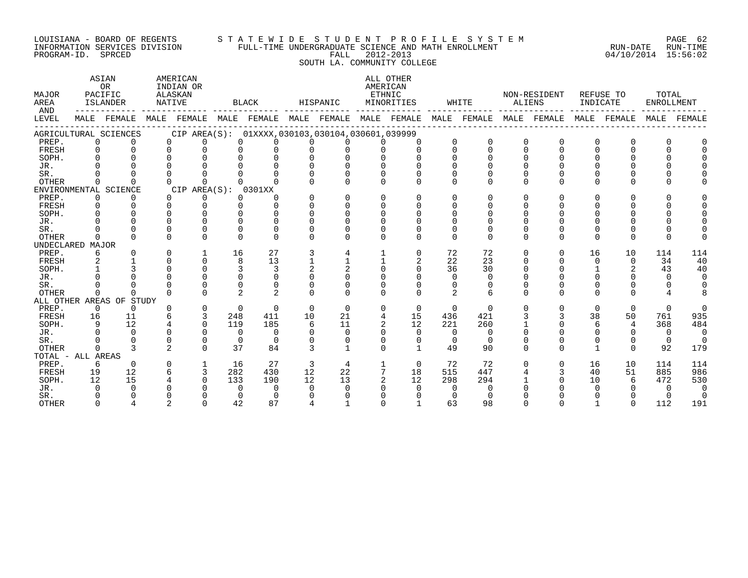LOUISIANA - BOARD OF REGENTS — STATEWIDE STUDENT PROFILE SYSTEM
INFORMATION SERVICES DIVISION — FULL-TIME UNDERGRADUATE SCIENCE AND MATH ENROLLMENT — RUN-DATE 04/10/2014 RUN-TIME 15:56:02
PROGRAM-ID. SPRCED — FALL 2012-2013
SOUTH LA. COMMUNITY COLLEGE

| MAJOR AREA AND LEVEL | ASIAN OR PACIFIC ISLANDER | | AMERICAN INDIAN OR ALASKAN NATIVE | | BLACK | | HISPANIC | | ALL OTHER AMERICAN ETHNIC MINORITIES | | WHITE | | NON-RESIDENT ALIENS | | REFUSE TO INDICATE | | TOTAL ENROLLMENT | |
|---|---|---|---|---|---|---|---|---|---|---|---|---|---|---|---|---|---|---|
| | MALE | FEMALE | MALE | FEMALE | MALE | FEMALE | MALE | FEMALE | MALE | FEMALE | MALE | FEMALE | MALE | FEMALE | MALE | FEMALE | MALE | FEMALE |
| **AGRICULTURAL SCIENCES** CIP AREA(S): 01XXXX,030103,030104,030601,039999 | | | | | | | | | | | | | | | | | | |
| PREP. | 0 | 0 | 0 | 0 | 0 | 0 | 0 | 0 | 0 | 0 | 0 | 0 | 0 | 0 | 0 | 0 | 0 | 0 |
| FRESH | 0 | 0 | 0 | 0 | 0 | 0 | 0 | 0 | 0 | 0 | 0 | 0 | 0 | 0 | 0 | 0 | 0 | 0 |
| SOPH. | 0 | 0 | 0 | 0 | 0 | 0 | 0 | 0 | 0 | 0 | 0 | 0 | 0 | 0 | 0 | 0 | 0 | 0 |
| JR. | 0 | 0 | 0 | 0 | 0 | 0 | 0 | 0 | 0 | 0 | 0 | 0 | 0 | 0 | 0 | 0 | 0 | 0 |
| SR. | 0 | 0 | 0 | 0 | 0 | 0 | 0 | 0 | 0 | 0 | 0 | 0 | 0 | 0 | 0 | 0 | 0 | 0 |
| OTHER | 0 | 0 | 0 | 0 | 0 | 0 | 0 | 0 | 0 | 0 | 0 | 0 | 0 | 0 | 0 | 0 | 0 | 0 |
| **ENVIRONMENTAL SCIENCE** CIP AREA(S): 0301XX | | | | | | | | | | | | | | | | | | |
| PREP. | 0 | 0 | 0 | 0 | 0 | 0 | 0 | 0 | 0 | 0 | 0 | 0 | 0 | 0 | 0 | 0 | 0 | 0 |
| FRESH | 0 | 0 | 0 | 0 | 0 | 0 | 0 | 0 | 0 | 0 | 0 | 0 | 0 | 0 | 0 | 0 | 0 | 0 |
| SOPH. | 0 | 0 | 0 | 0 | 0 | 0 | 0 | 0 | 0 | 0 | 0 | 0 | 0 | 0 | 0 | 0 | 0 | 0 |
| JR. | 0 | 0 | 0 | 0 | 0 | 0 | 0 | 0 | 0 | 0 | 0 | 0 | 0 | 0 | 0 | 0 | 0 | 0 |
| SR. | 0 | 0 | 0 | 0 | 0 | 0 | 0 | 0 | 0 | 0 | 0 | 0 | 0 | 0 | 0 | 0 | 0 | 0 |
| OTHER | 0 | 0 | 0 | 0 | 0 | 0 | 0 | 0 | 0 | 0 | 0 | 0 | 0 | 0 | 0 | 0 | 0 | 0 |
| **UNDECLARED MAJOR** | | | | | | | | | | | | | | | | | | |
| PREP. | 6 | 0 | 0 | 1 | 16 | 27 | 3 | 4 | 1 | 0 | 72 | 72 | 0 | 0 | 16 | 10 | 114 | 114 |
| FRESH | 2 | 1 | 0 | 0 | 8 | 13 | 1 | 1 | 1 | 2 | 22 | 23 | 0 | 0 | 0 | 0 | 34 | 40 |
| SOPH. | 1 | 3 | 0 | 0 | 3 | 3 | 2 | 2 | 0 | 0 | 36 | 30 | 0 | 0 | 1 | 2 | 43 | 40 |
| JR. | 0 | 0 | 0 | 0 | 0 | 0 | 0 | 0 | 0 | 0 | 0 | 0 | 0 | 0 | 0 | 0 | 0 | 0 |
| SR. | 0 | 0 | 0 | 0 | 0 | 0 | 0 | 0 | 0 | 0 | 0 | 0 | 0 | 0 | 0 | 0 | 0 | 0 |
| OTHER | 0 | 0 | 0 | 0 | 2 | 2 | 0 | 0 | 0 | 0 | 2 | 6 | 0 | 0 | 0 | 0 | 4 | 8 |
| **ALL OTHER AREAS OF STUDY** | | | | | | | | | | | | | | | | | | |
| PREP. | 0 | 0 | 0 | 0 | 0 | 0 | 0 | 0 | 0 | 0 | 0 | 0 | 0 | 0 | 0 | 0 | 0 | 0 |
| FRESH | 16 | 11 | 6 | 3 | 248 | 411 | 10 | 21 | 4 | 15 | 436 | 421 | 3 | 3 | 38 | 50 | 761 | 935 |
| SOPH. | 9 | 12 | 4 | 0 | 119 | 185 | 6 | 11 | 2 | 12 | 221 | 260 | 1 | 0 | 6 | 4 | 368 | 484 |
| JR. | 0 | 0 | 0 | 0 | 0 | 0 | 0 | 0 | 0 | 0 | 0 | 0 | 0 | 0 | 0 | 0 | 0 | 0 |
| SR. | 0 | 0 | 0 | 0 | 0 | 0 | 0 | 0 | 0 | 0 | 0 | 0 | 0 | 0 | 0 | 0 | 0 | 0 |
| OTHER | 0 | 3 | 2 | 0 | 37 | 84 | 3 | 1 | 0 | 1 | 49 | 90 | 0 | 0 | 1 | 0 | 92 | 179 |
| **TOTAL - ALL AREAS** | | | | | | | | | | | | | | | | | | |
| PREP. | 6 | 0 | 0 | 1 | 16 | 27 | 3 | 4 | 1 | 0 | 72 | 72 | 0 | 0 | 16 | 10 | 114 | 114 |
| FRESH | 19 | 12 | 6 | 3 | 282 | 430 | 12 | 22 | 7 | 18 | 515 | 447 | 4 | 3 | 40 | 51 | 885 | 986 |
| SOPH. | 12 | 15 | 4 | 0 | 133 | 190 | 12 | 13 | 2 | 12 | 298 | 294 | 1 | 0 | 10 | 6 | 472 | 530 |
| JR. | 0 | 0 | 0 | 0 | 0 | 0 | 0 | 0 | 0 | 0 | 0 | 0 | 0 | 0 | 0 | 0 | 0 | 0 |
| SR. | 0 | 0 | 0 | 0 | 0 | 0 | 0 | 0 | 0 | 0 | 0 | 0 | 0 | 0 | 0 | 0 | 0 | 0 |
| OTHER | 0 | 4 | 2 | 0 | 42 | 87 | 4 | 1 | 0 | 1 | 63 | 98 | 0 | 0 | 1 | 0 | 112 | 191 |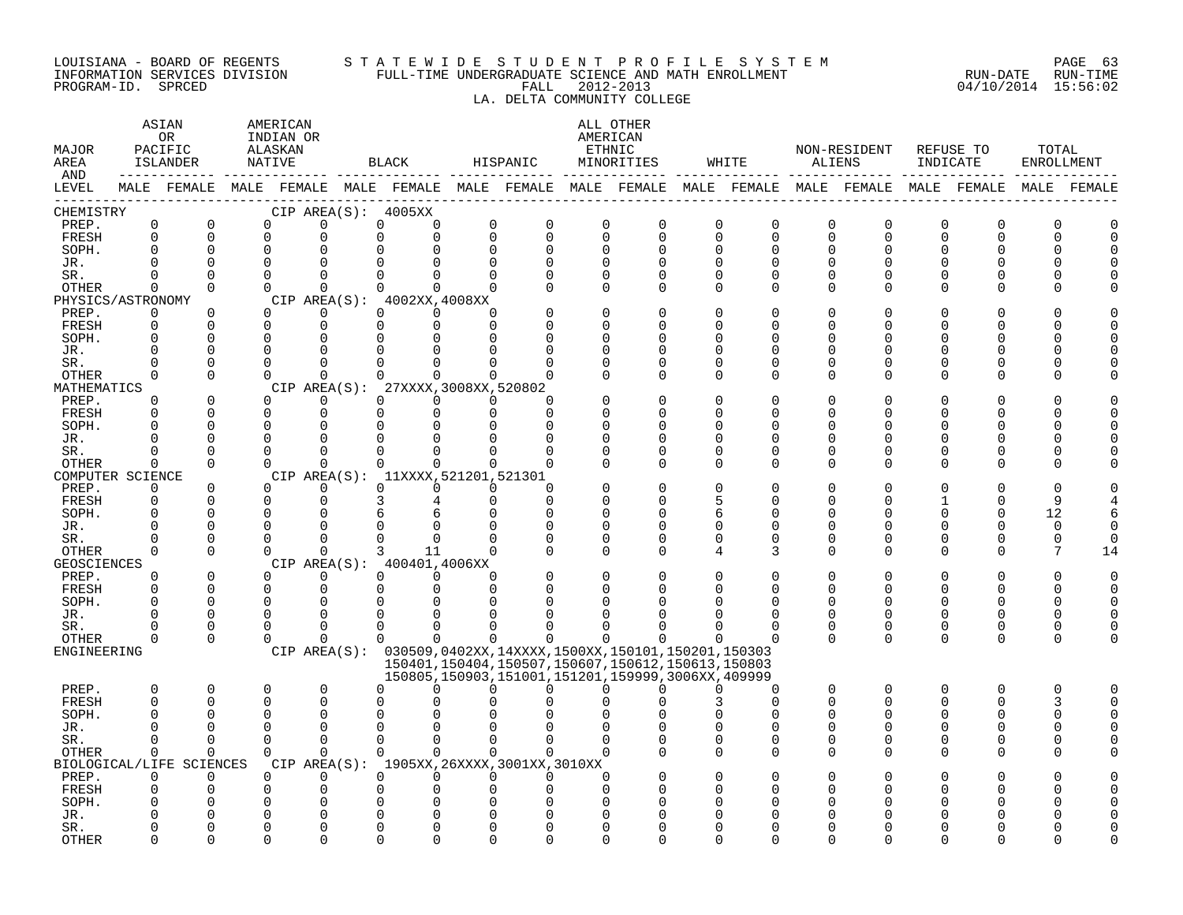LOUISIANA - BOARD OF REGENTS STATEWIDE STUDENT PROFILE SYSTEM
INFORMATION SERVICES DIVISION FULL-TIME UNDERGRADUATE SCIENCE AND MATH ENROLLMENT
PROGRAM-ID. SPRCED FALL 2012-2013
LA. DELTA COMMUNITY COLLEGE

RUN-DATE 04/10/2014 RUN-TIME 15:56:02

| MAJOR AREA AND LEVEL | ASIAN OR PACIFIC ISLANDER | | AMERICAN INDIAN OR ALASKAN NATIVE | | BLACK | | HISPANIC | | ALL OTHER AMERICAN ETHNIC MINORITIES | | WHITE | | NON-RESIDENT ALIENS | | REFUSE TO INDICATE | | TOTAL ENROLLMENT | |
|---|---|---|---|---|---|---|---|---|---|---|---|---|---|---|---|---|---|---|
| | MALE | FEMALE | MALE | FEMALE | MALE | FEMALE | MALE | FEMALE | MALE | FEMALE | MALE | FEMALE | MALE | FEMALE | MALE | FEMALE | MALE | FEMALE |
| CHEMISTRY CIP AREA(S): 4005XX | | | | | | | | | | | | | | | | | | |
| PREP. | 0 | 0 | 0 | 0 | 0 | 0 | 0 | 0 | 0 | 0 | 0 | 0 | 0 | 0 | 0 | 0 | 0 | 0 |
| FRESH | 0 | 0 | 0 | 0 | 0 | 0 | 0 | 0 | 0 | 0 | 0 | 0 | 0 | 0 | 0 | 0 | 0 | 0 |
| SOPH. | 0 | 0 | 0 | 0 | 0 | 0 | 0 | 0 | 0 | 0 | 0 | 0 | 0 | 0 | 0 | 0 | 0 | 0 |
| JR. | 0 | 0 | 0 | 0 | 0 | 0 | 0 | 0 | 0 | 0 | 0 | 0 | 0 | 0 | 0 | 0 | 0 | 0 |
| SR. | 0 | 0 | 0 | 0 | 0 | 0 | 0 | 0 | 0 | 0 | 0 | 0 | 0 | 0 | 0 | 0 | 0 | 0 |
| OTHER | 0 | 0 | 0 | 0 | 0 | 0 | 0 | 0 | 0 | 0 | 0 | 0 | 0 | 0 | 0 | 0 | 0 | 0 |
| PHYSICS/ASTRONOMY CIP AREA(S): 4002XX,4008XX | | | | | | | | | | | | | | | | | | |
| PREP. | 0 | 0 | 0 | 0 | 0 | 0 | 0 | 0 | 0 | 0 | 0 | 0 | 0 | 0 | 0 | 0 | 0 | 0 |
| FRESH | 0 | 0 | 0 | 0 | 0 | 0 | 0 | 0 | 0 | 0 | 0 | 0 | 0 | 0 | 0 | 0 | 0 | 0 |
| SOPH. | 0 | 0 | 0 | 0 | 0 | 0 | 0 | 0 | 0 | 0 | 0 | 0 | 0 | 0 | 0 | 0 | 0 | 0 |
| JR. | 0 | 0 | 0 | 0 | 0 | 0 | 0 | 0 | 0 | 0 | 0 | 0 | 0 | 0 | 0 | 0 | 0 | 0 |
| SR. | 0 | 0 | 0 | 0 | 0 | 0 | 0 | 0 | 0 | 0 | 0 | 0 | 0 | 0 | 0 | 0 | 0 | 0 |
| OTHER | 0 | 0 | 0 | 0 | 0 | 0 | 0 | 0 | 0 | 0 | 0 | 0 | 0 | 0 | 0 | 0 | 0 | 0 |
| MATHEMATICS CIP AREA(S): 27XXXX,3008XX,520802 | | | | | | | | | | | | | | | | | | |
| PREP. | 0 | 0 | 0 | 0 | 0 | 0 | 0 | 0 | 0 | 0 | 0 | 0 | 0 | 0 | 0 | 0 | 0 | 0 |
| FRESH | 0 | 0 | 0 | 0 | 0 | 0 | 0 | 0 | 0 | 0 | 0 | 0 | 0 | 0 | 0 | 0 | 0 | 0 |
| SOPH. | 0 | 0 | 0 | 0 | 0 | 0 | 0 | 0 | 0 | 0 | 0 | 0 | 0 | 0 | 0 | 0 | 0 | 0 |
| JR. | 0 | 0 | 0 | 0 | 0 | 0 | 0 | 0 | 0 | 0 | 0 | 0 | 0 | 0 | 0 | 0 | 0 | 0 |
| SR. | 0 | 0 | 0 | 0 | 0 | 0 | 0 | 0 | 0 | 0 | 0 | 0 | 0 | 0 | 0 | 0 | 0 | 0 |
| OTHER | 0 | 0 | 0 | 0 | 0 | 0 | 0 | 0 | 0 | 0 | 0 | 0 | 0 | 0 | 0 | 0 | 0 | 0 |
| COMPUTER SCIENCE CIP AREA(S): 11XXXX,521201,521301 | | | | | | | | | | | | | | | | | | |
| PREP. | 0 | 0 | 0 | 0 | 0 | 0 | 0 | 0 | 0 | 0 | 0 | 0 | 0 | 0 | 0 | 0 | 0 | 0 |
| FRESH | 0 | 0 | 0 | 0 | 3 | 4 | 0 | 0 | 0 | 0 | 5 | 0 | 0 | 0 | 1 | 0 | 9 | 4 |
| SOPH. | 0 | 0 | 0 | 0 | 6 | 6 | 0 | 0 | 0 | 0 | 6 | 0 | 0 | 0 | 0 | 0 | 12 | 6 |
| JR. | 0 | 0 | 0 | 0 | 0 | 0 | 0 | 0 | 0 | 0 | 0 | 0 | 0 | 0 | 0 | 0 | 0 | 0 |
| SR. | 0 | 0 | 0 | 0 | 0 | 0 | 0 | 0 | 0 | 0 | 0 | 0 | 0 | 0 | 0 | 0 | 0 | 0 |
| OTHER | 0 | 0 | 0 | 0 | 3 | 11 | 0 | 0 | 0 | 0 | 4 | 3 | 0 | 0 | 0 | 0 | 7 | 14 |
| GEOSCIENCES CIP AREA(S): 400401,4006XX | | | | | | | | | | | | | | | | | | |
| PREP. | 0 | 0 | 0 | 0 | 0 | 0 | 0 | 0 | 0 | 0 | 0 | 0 | 0 | 0 | 0 | 0 | 0 | 0 |
| FRESH | 0 | 0 | 0 | 0 | 0 | 0 | 0 | 0 | 0 | 0 | 0 | 0 | 0 | 0 | 0 | 0 | 0 | 0 |
| SOPH. | 0 | 0 | 0 | 0 | 0 | 0 | 0 | 0 | 0 | 0 | 0 | 0 | 0 | 0 | 0 | 0 | 0 | 0 |
| JR. | 0 | 0 | 0 | 0 | 0 | 0 | 0 | 0 | 0 | 0 | 0 | 0 | 0 | 0 | 0 | 0 | 0 | 0 |
| SR. | 0 | 0 | 0 | 0 | 0 | 0 | 0 | 0 | 0 | 0 | 0 | 0 | 0 | 0 | 0 | 0 | 0 | 0 |
| OTHER | 0 | 0 | 0 | 0 | 0 | 0 | 0 | 0 | 0 | 0 | 0 | 0 | 0 | 0 | 0 | 0 | 0 | 0 |
| ENGINEERING CIP AREA(S): 030509,0402XX,14XXXX,1500XX,150101,150201,150303 150401,150404,150507,150607,150612,150613,150803 150805,150903,151001,151201,159999,3006XX,409999 | | | | | | | | | | | | | | | | | | |
| PREP. | 0 | 0 | 0 | 0 | 0 | 0 | 0 | 0 | 0 | 0 | 0 | 0 | 0 | 0 | 0 | 0 | 0 | 0 |
| FRESH | 0 | 0 | 0 | 0 | 0 | 0 | 0 | 0 | 0 | 0 | 3 | 0 | 0 | 0 | 0 | 0 | 3 | 0 |
| SOPH. | 0 | 0 | 0 | 0 | 0 | 0 | 0 | 0 | 0 | 0 | 0 | 0 | 0 | 0 | 0 | 0 | 0 | 0 |
| JR. | 0 | 0 | 0 | 0 | 0 | 0 | 0 | 0 | 0 | 0 | 0 | 0 | 0 | 0 | 0 | 0 | 0 | 0 |
| SR. | 0 | 0 | 0 | 0 | 0 | 0 | 0 | 0 | 0 | 0 | 0 | 0 | 0 | 0 | 0 | 0 | 0 | 0 |
| OTHER | 0 | 0 | 0 | 0 | 0 | 0 | 0 | 0 | 0 | 0 | 0 | 0 | 0 | 0 | 0 | 0 | 0 | 0 |
| BIOLOGICAL/LIFE SCIENCES CIP AREA(S): 1905XX,26XXXX,3001XX,3010XX | | | | | | | | | | | | | | | | | | |
| PREP. | 0 | 0 | 0 | 0 | 0 | 0 | 0 | 0 | 0 | 0 | 0 | 0 | 0 | 0 | 0 | 0 | 0 | 0 |
| FRESH | 0 | 0 | 0 | 0 | 0 | 0 | 0 | 0 | 0 | 0 | 0 | 0 | 0 | 0 | 0 | 0 | 0 | 0 |
| SOPH. | 0 | 0 | 0 | 0 | 0 | 0 | 0 | 0 | 0 | 0 | 0 | 0 | 0 | 0 | 0 | 0 | 0 | 0 |
| JR. | 0 | 0 | 0 | 0 | 0 | 0 | 0 | 0 | 0 | 0 | 0 | 0 | 0 | 0 | 0 | 0 | 0 | 0 |
| SR. | 0 | 0 | 0 | 0 | 0 | 0 | 0 | 0 | 0 | 0 | 0 | 0 | 0 | 0 | 0 | 0 | 0 | 0 |
| OTHER | 0 | 0 | 0 | 0 | 0 | 0 | 0 | 0 | 0 | 0 | 0 | 0 | 0 | 0 | 0 | 0 | 0 | 0 |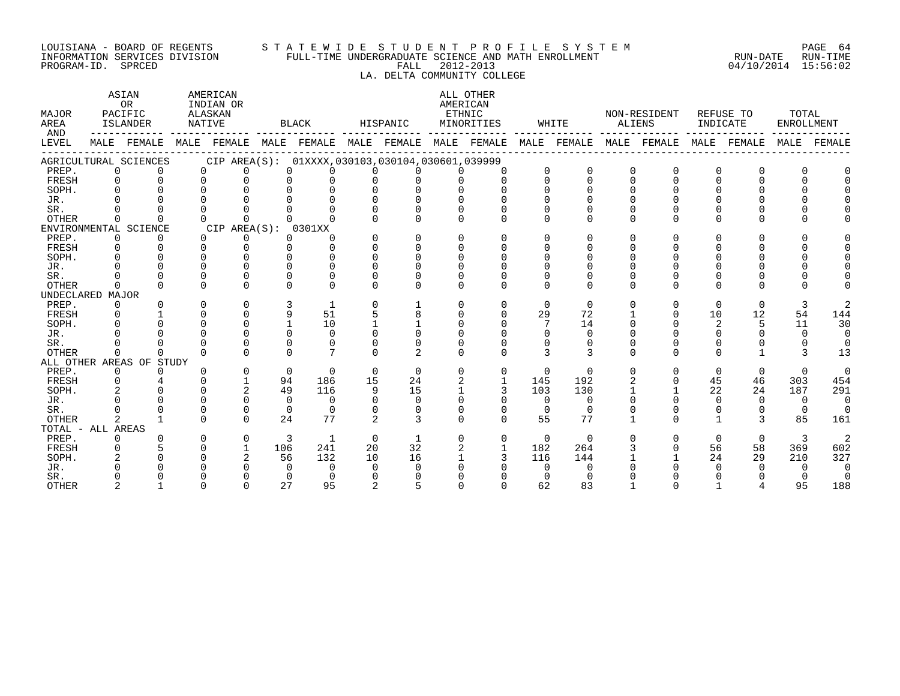LOUISIANA - BOARD OF REGENTS
INFORMATION SERVICES DIVISION
PROGRAM-ID. SPRCED

STATEWIDE STUDENT PROFILE SYSTEM
FULL-TIME UNDERGRADUATE SCIENCE AND MATH ENROLLMENT
FALL 2012-2013
LA. DELTA COMMUNITY COLLEGE

RUN-DATE 04/10/2014 RUN-TIME 15:56:02

| MAJOR AREA AND LEVEL | ASIAN OR PACIFIC ISLANDER MALE | ASIAN OR PACIFIC ISLANDER FEMALE | AMERICAN INDIAN OR ALASKAN NATIVE MALE | AMERICAN INDIAN OR ALASKAN NATIVE FEMALE | BLACK MALE | BLACK FEMALE | HISPANIC MALE | HISPANIC FEMALE | ALL OTHER AMERICAN ETHNIC MINORITIES MALE | ALL OTHER AMERICAN ETHNIC MINORITIES FEMALE | WHITE MALE | WHITE FEMALE | NON-RESIDENT ALIENS MALE | NON-RESIDENT ALIENS FEMALE | REFUSE TO INDICATE MALE | REFUSE TO INDICATE FEMALE | TOTAL ENROLLMENT MALE | TOTAL ENROLLMENT FEMALE |
|---|---|---|---|---|---|---|---|---|---|---|---|---|---|---|---|---|---|---|
| AGRICULTURAL SCIENCES CIP AREA(S): 01XXXX,030103,030104,030601,039999 | | | | | | | | | | | | | | | | | | |
| PREP. | 0 | 0 | 0 | 0 | 0 | 0 | 0 | 0 | 0 | 0 | 0 | 0 | 0 | 0 | 0 | 0 | 0 | 0 |
| FRESH | 0 | 0 | 0 | 0 | 0 | 0 | 0 | 0 | 0 | 0 | 0 | 0 | 0 | 0 | 0 | 0 | 0 | 0 |
| SOPH. | 0 | 0 | 0 | 0 | 0 | 0 | 0 | 0 | 0 | 0 | 0 | 0 | 0 | 0 | 0 | 0 | 0 | 0 |
| JR. | 0 | 0 | 0 | 0 | 0 | 0 | 0 | 0 | 0 | 0 | 0 | 0 | 0 | 0 | 0 | 0 | 0 | 0 |
| SR. | 0 | 0 | 0 | 0 | 0 | 0 | 0 | 0 | 0 | 0 | 0 | 0 | 0 | 0 | 0 | 0 | 0 | 0 |
| OTHER | 0 | 0 | 0 | 0 | 0 | 0 | 0 | 0 | 0 | 0 | 0 | 0 | 0 | 0 | 0 | 0 | 0 | 0 |
| ENVIRONMENTAL SCIENCE CIP AREA(S): 0301XX | | | | | | | | | | | | | | | | | | |
| PREP. | 0 | 0 | 0 | 0 | 0 | 0 | 0 | 0 | 0 | 0 | 0 | 0 | 0 | 0 | 0 | 0 | 0 | 0 |
| FRESH | 0 | 0 | 0 | 0 | 0 | 0 | 0 | 0 | 0 | 0 | 0 | 0 | 0 | 0 | 0 | 0 | 0 | 0 |
| SOPH. | 0 | 0 | 0 | 0 | 0 | 0 | 0 | 0 | 0 | 0 | 0 | 0 | 0 | 0 | 0 | 0 | 0 | 0 |
| JR. | 0 | 0 | 0 | 0 | 0 | 0 | 0 | 0 | 0 | 0 | 0 | 0 | 0 | 0 | 0 | 0 | 0 | 0 |
| SR. | 0 | 0 | 0 | 0 | 0 | 0 | 0 | 0 | 0 | 0 | 0 | 0 | 0 | 0 | 0 | 0 | 0 | 0 |
| OTHER | 0 | 0 | 0 | 0 | 0 | 0 | 0 | 0 | 0 | 0 | 0 | 0 | 0 | 0 | 0 | 0 | 0 | 0 |
| UNDECLARED MAJOR | | | | | | | | | | | | | | | | | | |
| PREP. | 0 | 0 | 0 | 0 | 3 | 1 | 0 | 1 | 0 | 0 | 0 | 0 | 0 | 0 | 0 | 0 | 3 | 2 |
| FRESH | 0 | 1 | 0 | 0 | 9 | 51 | 5 | 8 | 0 | 0 | 29 | 72 | 1 | 0 | 10 | 12 | 54 | 144 |
| SOPH. | 0 | 0 | 0 | 0 | 1 | 10 | 1 | 1 | 0 | 0 | 7 | 14 | 0 | 0 | 2 | 5 | 11 | 30 |
| JR. | 0 | 0 | 0 | 0 | 0 | 0 | 0 | 0 | 0 | 0 | 0 | 0 | 0 | 0 | 0 | 0 | 0 | 0 |
| SR. | 0 | 0 | 0 | 0 | 0 | 0 | 0 | 0 | 0 | 0 | 0 | 0 | 0 | 0 | 0 | 0 | 0 | 0 |
| OTHER | 0 | 0 | 0 | 0 | 0 | 7 | 0 | 2 | 0 | 0 | 3 | 3 | 0 | 0 | 0 | 1 | 3 | 13 |
| ALL OTHER AREAS OF STUDY | | | | | | | | | | | | | | | | | | |
| PREP. | 0 | 0 | 0 | 0 | 0 | 0 | 0 | 0 | 0 | 0 | 0 | 0 | 0 | 0 | 0 | 0 | 0 | 0 |
| FRESH | 0 | 4 | 0 | 1 | 94 | 186 | 15 | 24 | 2 | 1 | 145 | 192 | 2 | 0 | 45 | 46 | 303 | 454 |
| SOPH. | 2 | 0 | 0 | 2 | 49 | 116 | 9 | 15 | 1 | 3 | 103 | 130 | 1 | 1 | 22 | 24 | 187 | 291 |
| JR. | 0 | 0 | 0 | 0 | 0 | 0 | 0 | 0 | 0 | 0 | 0 | 0 | 0 | 0 | 0 | 0 | 0 | 0 |
| SR. | 0 | 0 | 0 | 0 | 0 | 0 | 0 | 0 | 0 | 0 | 0 | 0 | 0 | 0 | 0 | 0 | 0 | 0 |
| OTHER | 2 | 1 | 0 | 0 | 24 | 77 | 2 | 3 | 0 | 0 | 55 | 77 | 1 | 0 | 1 | 3 | 85 | 161 |
| TOTAL - ALL AREAS | | | | | | | | | | | | | | | | | | |
| PREP. | 0 | 0 | 0 | 0 | 3 | 1 | 0 | 1 | 0 | 0 | 0 | 0 | 0 | 0 | 0 | 0 | 3 | 2 |
| FRESH | 0 | 5 | 0 | 1 | 106 | 241 | 20 | 32 | 2 | 1 | 182 | 264 | 3 | 0 | 56 | 58 | 369 | 602 |
| SOPH. | 2 | 0 | 0 | 2 | 56 | 132 | 10 | 16 | 1 | 3 | 116 | 144 | 1 | 1 | 24 | 29 | 210 | 327 |
| JR. | 0 | 0 | 0 | 0 | 0 | 0 | 0 | 0 | 0 | 0 | 0 | 0 | 0 | 0 | 0 | 0 | 0 | 0 |
| SR. | 0 | 0 | 0 | 0 | 0 | 0 | 0 | 0 | 0 | 0 | 0 | 0 | 0 | 0 | 0 | 0 | 0 | 0 |
| OTHER | 2 | 1 | 0 | 0 | 27 | 95 | 2 | 5 | 0 | 0 | 62 | 83 | 1 | 0 | 1 | 4 | 95 | 188 |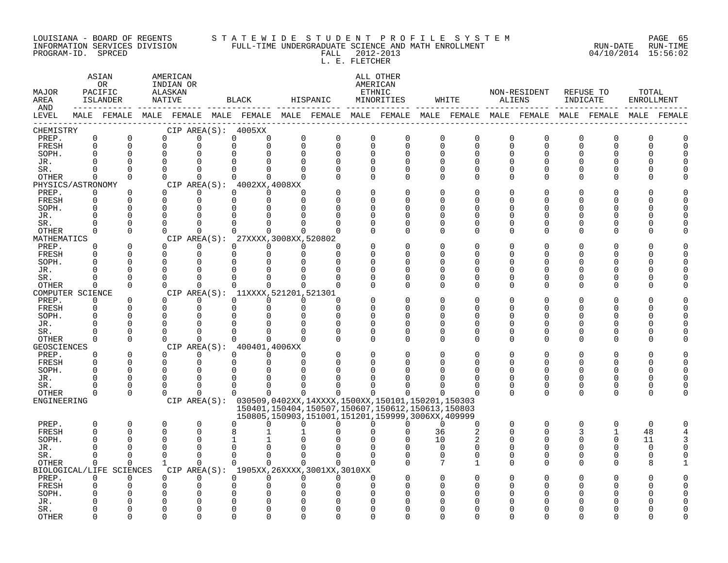LOUISIANA - BOARD OF REGENTS — STATEWIDE STUDENT PROFILE SYSTEM
INFORMATION SERVICES DIVISION — FULL-TIME UNDERGRADUATE SCIENCE AND MATH ENROLLMENT — RUN-DATE 04/10/2014 RUN-TIME 15:56:02
PROGRAM-ID. SPRCED — FALL 2012-2013

L. E. FLETCHER

| MAJOR AREA AND LEVEL | ASIAN OR PACIFIC ISLANDER MALE | ASIAN OR PACIFIC ISLANDER FEMALE | AMERICAN INDIAN OR ALASKAN NATIVE MALE | AMERICAN INDIAN OR ALASKAN NATIVE FEMALE | BLACK MALE | BLACK FEMALE | HISPANIC MALE | HISPANIC FEMALE | ALL OTHER AMERICAN ETHNIC MINORITIES MALE | ALL OTHER AMERICAN ETHNIC MINORITIES FEMALE | WHITE MALE | WHITE FEMALE | NON-RESIDENT ALIENS MALE | NON-RESIDENT ALIENS FEMALE | REFUSE TO INDICATE MALE | REFUSE TO INDICATE FEMALE | TOTAL ENROLLMENT MALE | TOTAL ENROLLMENT FEMALE |
|---|---|---|---|---|---|---|---|---|---|---|---|---|---|---|---|---|---|---|
| CHEMISTRY — CIP AREA(S): 4005XX | | | | | | | | | | | | | | | | | | |
| PREP. | 0 | 0 | 0 | 0 | 0 | 0 | 0 | 0 | 0 | 0 | 0 | 0 | 0 | 0 | 0 | 0 | 0 | 0 |
| FRESH | 0 | 0 | 0 | 0 | 0 | 0 | 0 | 0 | 0 | 0 | 0 | 0 | 0 | 0 | 0 | 0 | 0 | 0 |
| SOPH. | 0 | 0 | 0 | 0 | 0 | 0 | 0 | 0 | 0 | 0 | 0 | 0 | 0 | 0 | 0 | 0 | 0 | 0 |
| JR. | 0 | 0 | 0 | 0 | 0 | 0 | 0 | 0 | 0 | 0 | 0 | 0 | 0 | 0 | 0 | 0 | 0 | 0 |
| SR. | 0 | 0 | 0 | 0 | 0 | 0 | 0 | 0 | 0 | 0 | 0 | 0 | 0 | 0 | 0 | 0 | 0 | 0 |
| OTHER | 0 | 0 | 0 | 0 | 0 | 0 | 0 | 0 | 0 | 0 | 0 | 0 | 0 | 0 | 0 | 0 | 0 | 0 |
| PHYSICS/ASTRONOMY — CIP AREA(S): 4002XX,4008XX | | | | | | | | | | | | | | | | | | |
| PREP. | 0 | 0 | 0 | 0 | 0 | 0 | 0 | 0 | 0 | 0 | 0 | 0 | 0 | 0 | 0 | 0 | 0 | 0 |
| FRESH | 0 | 0 | 0 | 0 | 0 | 0 | 0 | 0 | 0 | 0 | 0 | 0 | 0 | 0 | 0 | 0 | 0 | 0 |
| SOPH. | 0 | 0 | 0 | 0 | 0 | 0 | 0 | 0 | 0 | 0 | 0 | 0 | 0 | 0 | 0 | 0 | 0 | 0 |
| JR. | 0 | 0 | 0 | 0 | 0 | 0 | 0 | 0 | 0 | 0 | 0 | 0 | 0 | 0 | 0 | 0 | 0 | 0 |
| SR. | 0 | 0 | 0 | 0 | 0 | 0 | 0 | 0 | 0 | 0 | 0 | 0 | 0 | 0 | 0 | 0 | 0 | 0 |
| OTHER | 0 | 0 | 0 | 0 | 0 | 0 | 0 | 0 | 0 | 0 | 0 | 0 | 0 | 0 | 0 | 0 | 0 | 0 |
| MATHEMATICS — CIP AREA(S): 27XXXX,3008XX,520802 | | | | | | | | | | | | | | | | | | |
| PREP. | 0 | 0 | 0 | 0 | 0 | 0 | 0 | 0 | 0 | 0 | 0 | 0 | 0 | 0 | 0 | 0 | 0 | 0 |
| FRESH | 0 | 0 | 0 | 0 | 0 | 0 | 0 | 0 | 0 | 0 | 0 | 0 | 0 | 0 | 0 | 0 | 0 | 0 |
| SOPH. | 0 | 0 | 0 | 0 | 0 | 0 | 0 | 0 | 0 | 0 | 0 | 0 | 0 | 0 | 0 | 0 | 0 | 0 |
| JR. | 0 | 0 | 0 | 0 | 0 | 0 | 0 | 0 | 0 | 0 | 0 | 0 | 0 | 0 | 0 | 0 | 0 | 0 |
| SR. | 0 | 0 | 0 | 0 | 0 | 0 | 0 | 0 | 0 | 0 | 0 | 0 | 0 | 0 | 0 | 0 | 0 | 0 |
| OTHER | 0 | 0 | 0 | 0 | 0 | 0 | 0 | 0 | 0 | 0 | 0 | 0 | 0 | 0 | 0 | 0 | 0 | 0 |
| COMPUTER SCIENCE — CIP AREA(S): 11XXXX,521201,521301 | | | | | | | | | | | | | | | | | | |
| PREP. | 0 | 0 | 0 | 0 | 0 | 0 | 0 | 0 | 0 | 0 | 0 | 0 | 0 | 0 | 0 | 0 | 0 | 0 |
| FRESH | 0 | 0 | 0 | 0 | 0 | 0 | 0 | 0 | 0 | 0 | 0 | 0 | 0 | 0 | 0 | 0 | 0 | 0 |
| SOPH. | 0 | 0 | 0 | 0 | 0 | 0 | 0 | 0 | 0 | 0 | 0 | 0 | 0 | 0 | 0 | 0 | 0 | 0 |
| JR. | 0 | 0 | 0 | 0 | 0 | 0 | 0 | 0 | 0 | 0 | 0 | 0 | 0 | 0 | 0 | 0 | 0 | 0 |
| SR. | 0 | 0 | 0 | 0 | 0 | 0 | 0 | 0 | 0 | 0 | 0 | 0 | 0 | 0 | 0 | 0 | 0 | 0 |
| OTHER | 0 | 0 | 0 | 0 | 0 | 0 | 0 | 0 | 0 | 0 | 0 | 0 | 0 | 0 | 0 | 0 | 0 | 0 |
| GEOSCIENCES — CIP AREA(S): 400401,4006XX | | | | | | | | | | | | | | | | | | |
| PREP. | 0 | 0 | 0 | 0 | 0 | 0 | 0 | 0 | 0 | 0 | 0 | 0 | 0 | 0 | 0 | 0 | 0 | 0 |
| FRESH | 0 | 0 | 0 | 0 | 0 | 0 | 0 | 0 | 0 | 0 | 0 | 0 | 0 | 0 | 0 | 0 | 0 | 0 |
| SOPH. | 0 | 0 | 0 | 0 | 0 | 0 | 0 | 0 | 0 | 0 | 0 | 0 | 0 | 0 | 0 | 0 | 0 | 0 |
| JR. | 0 | 0 | 0 | 0 | 0 | 0 | 0 | 0 | 0 | 0 | 0 | 0 | 0 | 0 | 0 | 0 | 0 | 0 |
| SR. | 0 | 0 | 0 | 0 | 0 | 0 | 0 | 0 | 0 | 0 | 0 | 0 | 0 | 0 | 0 | 0 | 0 | 0 |
| OTHER | 0 | 0 | 0 | 0 | 0 | 0 | 0 | 0 | 0 | 0 | 0 | 0 | 0 | 0 | 0 | 0 | 0 | 0 |
| ENGINEERING — CIP AREA(S): 030509,0402XX,14XXXX,1500XX,150101,150201,150303, 150401,150404,150507,150607,150612,150613,150803, 150805,150903,151001,151201,159999,3006XX,409999 | | | | | | | | | | | | | | | | | | |
| PREP. | 0 | 0 | 0 | 0 | 0 | 0 | 0 | 0 | 0 | 0 | 0 | 0 | 0 | 0 | 0 | 0 | 0 | 0 |
| FRESH | 0 | 0 | 0 | 0 | 8 | 1 | 1 | 0 | 0 | 0 | 36 | 2 | 0 | 0 | 3 | 1 | 48 | 4 |
| SOPH. | 0 | 0 | 0 | 0 | 1 | 1 | 0 | 0 | 0 | 0 | 10 | 2 | 0 | 0 | 0 | 0 | 11 | 3 |
| JR. | 0 | 0 | 0 | 0 | 0 | 0 | 0 | 0 | 0 | 0 | 0 | 0 | 0 | 0 | 0 | 0 | 0 | 0 |
| SR. | 0 | 0 | 0 | 0 | 0 | 0 | 0 | 0 | 0 | 0 | 0 | 0 | 0 | 0 | 0 | 0 | 0 | 0 |
| OTHER | 0 | 0 | 1 | 0 | 0 | 0 | 0 | 0 | 0 | 0 | 7 | 1 | 0 | 0 | 0 | 0 | 8 | 1 |
| BIOLOGICAL/LIFE SCIENCES — CIP AREA(S): 1905XX,26XXXX,3001XX,3010XX | | | | | | | | | | | | | | | | | | |
| PREP. | 0 | 0 | 0 | 0 | 0 | 0 | 0 | 0 | 0 | 0 | 0 | 0 | 0 | 0 | 0 | 0 | 0 | 0 |
| FRESH | 0 | 0 | 0 | 0 | 0 | 0 | 0 | 0 | 0 | 0 | 0 | 0 | 0 | 0 | 0 | 0 | 0 | 0 |
| SOPH. | 0 | 0 | 0 | 0 | 0 | 0 | 0 | 0 | 0 | 0 | 0 | 0 | 0 | 0 | 0 | 0 | 0 | 0 |
| JR. | 0 | 0 | 0 | 0 | 0 | 0 | 0 | 0 | 0 | 0 | 0 | 0 | 0 | 0 | 0 | 0 | 0 | 0 |
| SR. | 0 | 0 | 0 | 0 | 0 | 0 | 0 | 0 | 0 | 0 | 0 | 0 | 0 | 0 | 0 | 0 | 0 | 0 |
| OTHER | 0 | 0 | 0 | 0 | 0 | 0 | 0 | 0 | 0 | 0 | 0 | 0 | 0 | 0 | 0 | 0 | 0 | 0 |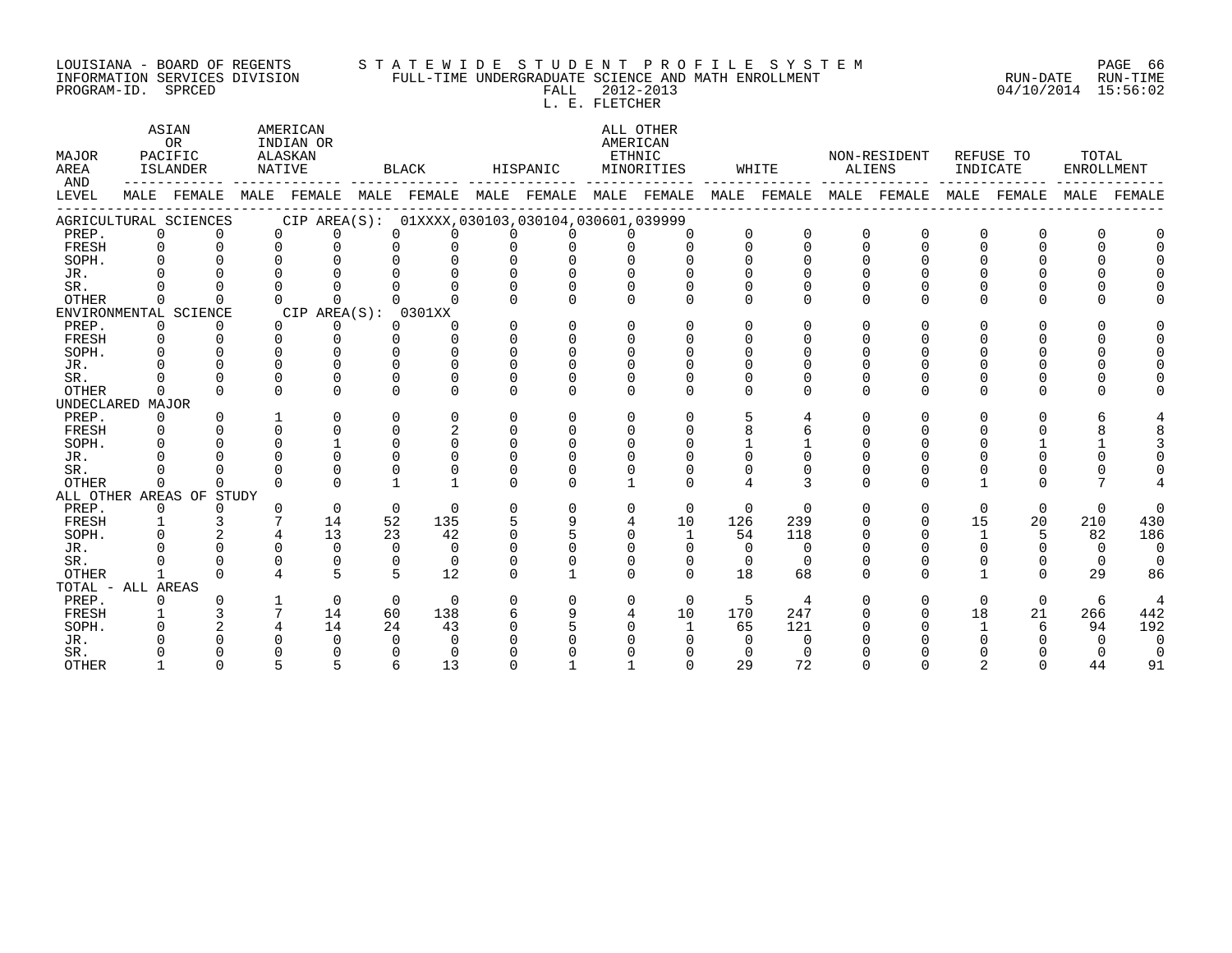LOUISIANA - BOARD OF REGENTS
INFORMATION SERVICES DIVISION
PROGRAM-ID. SPRCED

STATEWIDE STUDENT PROFILE SYSTEM
FULL-TIME UNDERGRADUATE SCIENCE AND MATH ENROLLMENT
FALL 2012-2013
L. E. FLETCHER

RUN-DATE 04/10/2014 RUN-TIME 15:56:02

| MAJOR AREA AND LEVEL | ASIAN OR PACIFIC ISLANDER | | AMERICAN INDIAN OR ALASKAN NATIVE | | BLACK | | HISPANIC | | ALL OTHER AMERICAN ETHNIC MINORITIES | | WHITE | | NON-RESIDENT ALIENS | | REFUSE TO INDICATE | | TOTAL ENROLLMENT | |
|---|---|---|---|---|---|---|---|---|---|---|---|---|---|---|---|---|---|---|
| | MALE | FEMALE | MALE | FEMALE | MALE | FEMALE | MALE | FEMALE | MALE | FEMALE | MALE | FEMALE | MALE | FEMALE | MALE | FEMALE | MALE | FEMALE |
| AGRICULTURAL SCIENCES CIP AREA(S): 01XXXX,030103,030104,030601,039999 | | | | | | | | | | | | | | | | | | |
| PREP. | 0 | 0 | 0 | 0 | 0 | 0 | 0 | 0 | 0 | 0 | 0 | 0 | 0 | 0 | 0 | 0 | 0 | 0 |
| FRESH | 0 | 0 | 0 | 0 | 0 | 0 | 0 | 0 | 0 | 0 | 0 | 0 | 0 | 0 | 0 | 0 | 0 | 0 |
| SOPH. | 0 | 0 | 0 | 0 | 0 | 0 | 0 | 0 | 0 | 0 | 0 | 0 | 0 | 0 | 0 | 0 | 0 | 0 |
| JR. | 0 | 0 | 0 | 0 | 0 | 0 | 0 | 0 | 0 | 0 | 0 | 0 | 0 | 0 | 0 | 0 | 0 | 0 |
| SR. | 0 | 0 | 0 | 0 | 0 | 0 | 0 | 0 | 0 | 0 | 0 | 0 | 0 | 0 | 0 | 0 | 0 | 0 |
| OTHER | 0 | 0 | 0 | 0 | 0 | 0 | 0 | 0 | 0 | 0 | 0 | 0 | 0 | 0 | 0 | 0 | 0 | 0 |
| ENVIRONMENTAL SCIENCE CIP AREA(S): 0301XX | | | | | | | | | | | | | | | | | | |
| PREP. | 0 | 0 | 0 | 0 | 0 | 0 | 0 | 0 | 0 | 0 | 0 | 0 | 0 | 0 | 0 | 0 | 0 | 0 |
| FRESH | 0 | 0 | 0 | 0 | 0 | 0 | 0 | 0 | 0 | 0 | 0 | 0 | 0 | 0 | 0 | 0 | 0 | 0 |
| SOPH. | 0 | 0 | 0 | 0 | 0 | 0 | 0 | 0 | 0 | 0 | 0 | 0 | 0 | 0 | 0 | 0 | 0 | 0 |
| JR. | 0 | 0 | 0 | 0 | 0 | 0 | 0 | 0 | 0 | 0 | 0 | 0 | 0 | 0 | 0 | 0 | 0 | 0 |
| SR. | 0 | 0 | 0 | 0 | 0 | 0 | 0 | 0 | 0 | 0 | 0 | 0 | 0 | 0 | 0 | 0 | 0 | 0 |
| OTHER | 0 | 0 | 0 | 0 | 0 | 0 | 0 | 0 | 0 | 0 | 0 | 0 | 0 | 0 | 0 | 0 | 0 | 0 |
| UNDECLARED MAJOR | | | | | | | | | | | | | | | | | | |
| PREP. | 0 | 0 | 1 | 0 | 0 | 0 | 0 | 0 | 0 | 0 | 5 | 4 | 0 | 0 | 0 | 0 | 6 | 4 |
| FRESH | 0 | 0 | 0 | 0 | 0 | 2 | 0 | 0 | 0 | 0 | 8 | 6 | 0 | 0 | 0 | 0 | 8 | 8 |
| SOPH. | 0 | 0 | 0 | 1 | 0 | 0 | 0 | 0 | 0 | 0 | 1 | 1 | 0 | 0 | 0 | 1 | 1 | 3 |
| JR. | 0 | 0 | 0 | 0 | 0 | 0 | 0 | 0 | 0 | 0 | 0 | 0 | 0 | 0 | 0 | 0 | 0 | 0 |
| SR. | 0 | 0 | 0 | 0 | 0 | 0 | 0 | 0 | 0 | 0 | 0 | 0 | 0 | 0 | 0 | 0 | 0 | 0 |
| OTHER | 0 | 0 | 0 | 0 | 1 | 1 | 0 | 0 | 1 | 0 | 4 | 3 | 0 | 0 | 1 | 0 | 7 | 4 |
| ALL OTHER AREAS OF STUDY | | | | | | | | | | | | | | | | | | |
| PREP. | 0 | 0 | 0 | 0 | 0 | 0 | 0 | 0 | 0 | 0 | 0 | 0 | 0 | 0 | 0 | 0 | 0 | 0 |
| FRESH | 1 | 3 | 7 | 14 | 52 | 135 | 5 | 9 | 4 | 10 | 126 | 239 | 0 | 0 | 15 | 20 | 210 | 430 |
| SOPH. | 0 | 2 | 4 | 13 | 23 | 42 | 0 | 5 | 0 | 1 | 54 | 118 | 0 | 0 | 1 | 5 | 82 | 186 |
| JR. | 0 | 0 | 0 | 0 | 0 | 0 | 0 | 0 | 0 | 0 | 0 | 0 | 0 | 0 | 0 | 0 | 0 | 0 |
| SR. | 0 | 0 | 0 | 0 | 0 | 0 | 0 | 0 | 0 | 0 | 0 | 0 | 0 | 0 | 0 | 0 | 0 | 0 |
| OTHER | 1 | 0 | 4 | 5 | 5 | 12 | 0 | 1 | 0 | 0 | 18 | 68 | 0 | 0 | 1 | 0 | 29 | 86 |
| TOTAL - ALL AREAS | | | | | | | | | | | | | | | | | | |
| PREP. | 0 | 0 | 1 | 0 | 0 | 0 | 0 | 0 | 0 | 0 | 5 | 4 | 0 | 0 | 0 | 0 | 6 | 4 |
| FRESH | 1 | 3 | 7 | 14 | 60 | 138 | 6 | 9 | 4 | 10 | 170 | 247 | 0 | 0 | 18 | 21 | 266 | 442 |
| SOPH. | 0 | 2 | 4 | 14 | 24 | 43 | 0 | 5 | 0 | 1 | 65 | 121 | 0 | 0 | 1 | 6 | 94 | 192 |
| JR. | 0 | 0 | 0 | 0 | 0 | 0 | 0 | 0 | 0 | 0 | 0 | 0 | 0 | 0 | 0 | 0 | 0 | 0 |
| SR. | 0 | 0 | 0 | 0 | 0 | 0 | 0 | 0 | 0 | 0 | 0 | 0 | 0 | 0 | 0 | 0 | 0 | 0 |
| OTHER | 1 | 0 | 5 | 5 | 6 | 13 | 0 | 1 | 1 | 0 | 29 | 72 | 0 | 0 | 2 | 0 | 44 | 91 |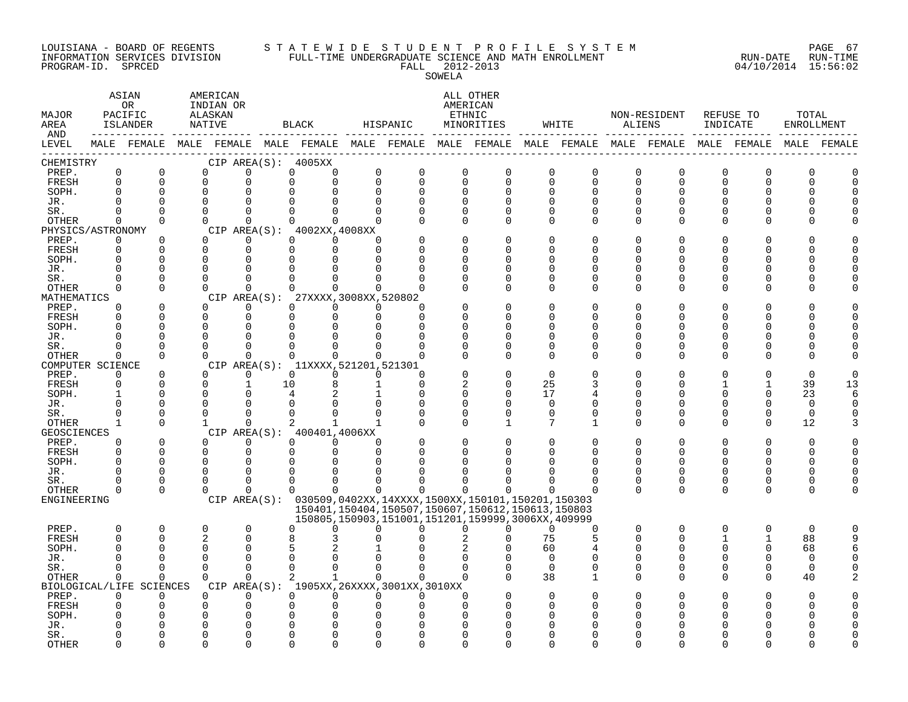LOUISIANA - BOARD OF REGENTS
INFORMATION SERVICES DIVISION
PROGRAM-ID. SPRCED

STATEWIDE STUDENT PROFILE SYSTEM
FULL-TIME UNDERGRADUATE SCIENCE AND MATH ENROLLMENT
FALL 2012-2013
SOWELA

RUN-DATE 04/10/2014 RUN-TIME 15:56:02

| MAJOR AREA AND LEVEL | ASIAN OR PACIFIC ISLANDER MALE | ASIAN OR PACIFIC ISLANDER FEMALE | AMERICAN INDIAN OR ALASKAN NATIVE MALE | AMERICAN INDIAN OR ALASKAN NATIVE FEMALE | BLACK MALE | BLACK FEMALE | HISPANIC MALE | HISPANIC FEMALE | ALL OTHER AMERICAN ETHNIC MINORITIES MALE | ALL OTHER AMERICAN ETHNIC MINORITIES FEMALE | WHITE MALE | WHITE FEMALE | NON-RESIDENT ALIENS MALE | NON-RESIDENT ALIENS FEMALE | REFUSE TO INDICATE MALE | REFUSE TO INDICATE FEMALE | TOTAL ENROLLMENT MALE | TOTAL ENROLLMENT FEMALE |
|---|---|---|---|---|---|---|---|---|---|---|---|---|---|---|---|---|---|---|
| CHEMISTRY — CIP AREA(S): 4005XX | | | | | | | | | | | | | | | | | | |
| PREP. | 0 | 0 | 0 | 0 | 0 | 0 | 0 | 0 | 0 | 0 | 0 | 0 | 0 | 0 | 0 | 0 | 0 | 0 |
| FRESH | 0 | 0 | 0 | 0 | 0 | 0 | 0 | 0 | 0 | 0 | 0 | 0 | 0 | 0 | 0 | 0 | 0 | 0 |
| SOPH. | 0 | 0 | 0 | 0 | 0 | 0 | 0 | 0 | 0 | 0 | 0 | 0 | 0 | 0 | 0 | 0 | 0 | 0 |
| JR. | 0 | 0 | 0 | 0 | 0 | 0 | 0 | 0 | 0 | 0 | 0 | 0 | 0 | 0 | 0 | 0 | 0 | 0 |
| SR. | 0 | 0 | 0 | 0 | 0 | 0 | 0 | 0 | 0 | 0 | 0 | 0 | 0 | 0 | 0 | 0 | 0 | 0 |
| OTHER | 0 | 0 | 0 | 0 | 0 | 0 | 0 | 0 | 0 | 0 | 0 | 0 | 0 | 0 | 0 | 0 | 0 | 0 |
| PHYSICS/ASTRONOMY — CIP AREA(S): 4002XX,4008XX | | | | | | | | | | | | | | | | | | |
| PREP. | 0 | 0 | 0 | 0 | 0 | 0 | 0 | 0 | 0 | 0 | 0 | 0 | 0 | 0 | 0 | 0 | 0 | 0 |
| FRESH | 0 | 0 | 0 | 0 | 0 | 0 | 0 | 0 | 0 | 0 | 0 | 0 | 0 | 0 | 0 | 0 | 0 | 0 |
| SOPH. | 0 | 0 | 0 | 0 | 0 | 0 | 0 | 0 | 0 | 0 | 0 | 0 | 0 | 0 | 0 | 0 | 0 | 0 |
| JR. | 0 | 0 | 0 | 0 | 0 | 0 | 0 | 0 | 0 | 0 | 0 | 0 | 0 | 0 | 0 | 0 | 0 | 0 |
| SR. | 0 | 0 | 0 | 0 | 0 | 0 | 0 | 0 | 0 | 0 | 0 | 0 | 0 | 0 | 0 | 0 | 0 | 0 |
| OTHER | 0 | 0 | 0 | 0 | 0 | 0 | 0 | 0 | 0 | 0 | 0 | 0 | 0 | 0 | 0 | 0 | 0 | 0 |
| MATHEMATICS — CIP AREA(S): 27XXXX,3008XX,520802 | | | | | | | | | | | | | | | | | | |
| PREP. | 0 | 0 | 0 | 0 | 0 | 0 | 0 | 0 | 0 | 0 | 0 | 0 | 0 | 0 | 0 | 0 | 0 | 0 |
| FRESH | 0 | 0 | 0 | 0 | 0 | 0 | 0 | 0 | 0 | 0 | 0 | 0 | 0 | 0 | 0 | 0 | 0 | 0 |
| SOPH. | 0 | 0 | 0 | 0 | 0 | 0 | 0 | 0 | 0 | 0 | 0 | 0 | 0 | 0 | 0 | 0 | 0 | 0 |
| JR. | 0 | 0 | 0 | 0 | 0 | 0 | 0 | 0 | 0 | 0 | 0 | 0 | 0 | 0 | 0 | 0 | 0 | 0 |
| SR. | 0 | 0 | 0 | 0 | 0 | 0 | 0 | 0 | 0 | 0 | 0 | 0 | 0 | 0 | 0 | 0 | 0 | 0 |
| OTHER | 0 | 0 | 0 | 0 | 0 | 0 | 0 | 0 | 0 | 0 | 0 | 0 | 0 | 0 | 0 | 0 | 0 | 0 |
| COMPUTER SCIENCE — CIP AREA(S): 11XXXX,521201,521301 | | | | | | | | | | | | | | | | | | |
| PREP. | 0 | 0 | 0 | 0 | 0 | 0 | 0 | 0 | 0 | 0 | 0 | 0 | 0 | 0 | 0 | 0 | 0 | 0 |
| FRESH | 0 | 0 | 0 | 1 | 10 | 8 | 1 | 0 | 2 | 0 | 25 | 3 | 0 | 0 | 1 | 1 | 39 | 13 |
| SOPH. | 1 | 0 | 0 | 0 | 4 | 2 | 1 | 0 | 0 | 0 | 17 | 4 | 0 | 0 | 0 | 0 | 23 | 6 |
| JR. | 0 | 0 | 0 | 0 | 0 | 0 | 0 | 0 | 0 | 0 | 0 | 0 | 0 | 0 | 0 | 0 | 0 | 0 |
| SR. | 0 | 0 | 0 | 0 | 0 | 0 | 0 | 0 | 0 | 0 | 0 | 0 | 0 | 0 | 0 | 0 | 0 | 0 |
| OTHER | 1 | 0 | 1 | 0 | 2 | 1 | 1 | 0 | 0 | 1 | 7 | 1 | 0 | 0 | 0 | 0 | 12 | 3 |
| GEOSCIENCES — CIP AREA(S): 400401,4006XX | | | | | | | | | | | | | | | | | | |
| PREP. | 0 | 0 | 0 | 0 | 0 | 0 | 0 | 0 | 0 | 0 | 0 | 0 | 0 | 0 | 0 | 0 | 0 | 0 |
| FRESH | 0 | 0 | 0 | 0 | 0 | 0 | 0 | 0 | 0 | 0 | 0 | 0 | 0 | 0 | 0 | 0 | 0 | 0 |
| SOPH. | 0 | 0 | 0 | 0 | 0 | 0 | 0 | 0 | 0 | 0 | 0 | 0 | 0 | 0 | 0 | 0 | 0 | 0 |
| JR. | 0 | 0 | 0 | 0 | 0 | 0 | 0 | 0 | 0 | 0 | 0 | 0 | 0 | 0 | 0 | 0 | 0 | 0 |
| SR. | 0 | 0 | 0 | 0 | 0 | 0 | 0 | 0 | 0 | 0 | 0 | 0 | 0 | 0 | 0 | 0 | 0 | 0 |
| OTHER | 0 | 0 | 0 | 0 | 0 | 0 | 0 | 0 | 0 | 0 | 0 | 0 | 0 | 0 | 0 | 0 | 0 | 0 |
| ENGINEERING — CIP AREA(S): 030509,0402XX,14XXXX,1500XX,150101,150201,150303, 150401,150404,150507,150607,150612,150613,150803, 150805,150903,151001,151201,159999,3006XX,409999 | | | | | | | | | | | | | | | | | | |
| PREP. | 0 | 0 | 0 | 0 | 0 | 0 | 0 | 0 | 0 | 0 | 0 | 0 | 0 | 0 | 0 | 0 | 0 | 0 |
| FRESH | 0 | 0 | 2 | 0 | 8 | 3 | 0 | 0 | 2 | 0 | 75 | 5 | 0 | 0 | 1 | 1 | 88 | 9 |
| SOPH. | 0 | 0 | 0 | 0 | 5 | 2 | 1 | 0 | 2 | 0 | 60 | 4 | 0 | 0 | 0 | 0 | 68 | 6 |
| JR. | 0 | 0 | 0 | 0 | 0 | 0 | 0 | 0 | 0 | 0 | 0 | 0 | 0 | 0 | 0 | 0 | 0 | 0 |
| SR. | 0 | 0 | 0 | 0 | 0 | 0 | 0 | 0 | 0 | 0 | 0 | 0 | 0 | 0 | 0 | 0 | 0 | 0 |
| OTHER | 0 | 0 | 0 | 0 | 2 | 1 | 0 | 0 | 0 | 0 | 38 | 1 | 0 | 0 | 0 | 0 | 40 | 2 |
| BIOLOGICAL/LIFE SCIENCES — CIP AREA(S): 1905XX,26XXXX,3001XX,3010XX | | | | | | | | | | | | | | | | | | |
| PREP. | 0 | 0 | 0 | 0 | 0 | 0 | 0 | 0 | 0 | 0 | 0 | 0 | 0 | 0 | 0 | 0 | 0 | 0 |
| FRESH | 0 | 0 | 0 | 0 | 0 | 0 | 0 | 0 | 0 | 0 | 0 | 0 | 0 | 0 | 0 | 0 | 0 | 0 |
| SOPH. | 0 | 0 | 0 | 0 | 0 | 0 | 0 | 0 | 0 | 0 | 0 | 0 | 0 | 0 | 0 | 0 | 0 | 0 |
| JR. | 0 | 0 | 0 | 0 | 0 | 0 | 0 | 0 | 0 | 0 | 0 | 0 | 0 | 0 | 0 | 0 | 0 | 0 |
| SR. | 0 | 0 | 0 | 0 | 0 | 0 | 0 | 0 | 0 | 0 | 0 | 0 | 0 | 0 | 0 | 0 | 0 | 0 |
| OTHER | 0 | 0 | 0 | 0 | 0 | 0 | 0 | 0 | 0 | 0 | 0 | 0 | 0 | 0 | 0 | 0 | 0 | 0 |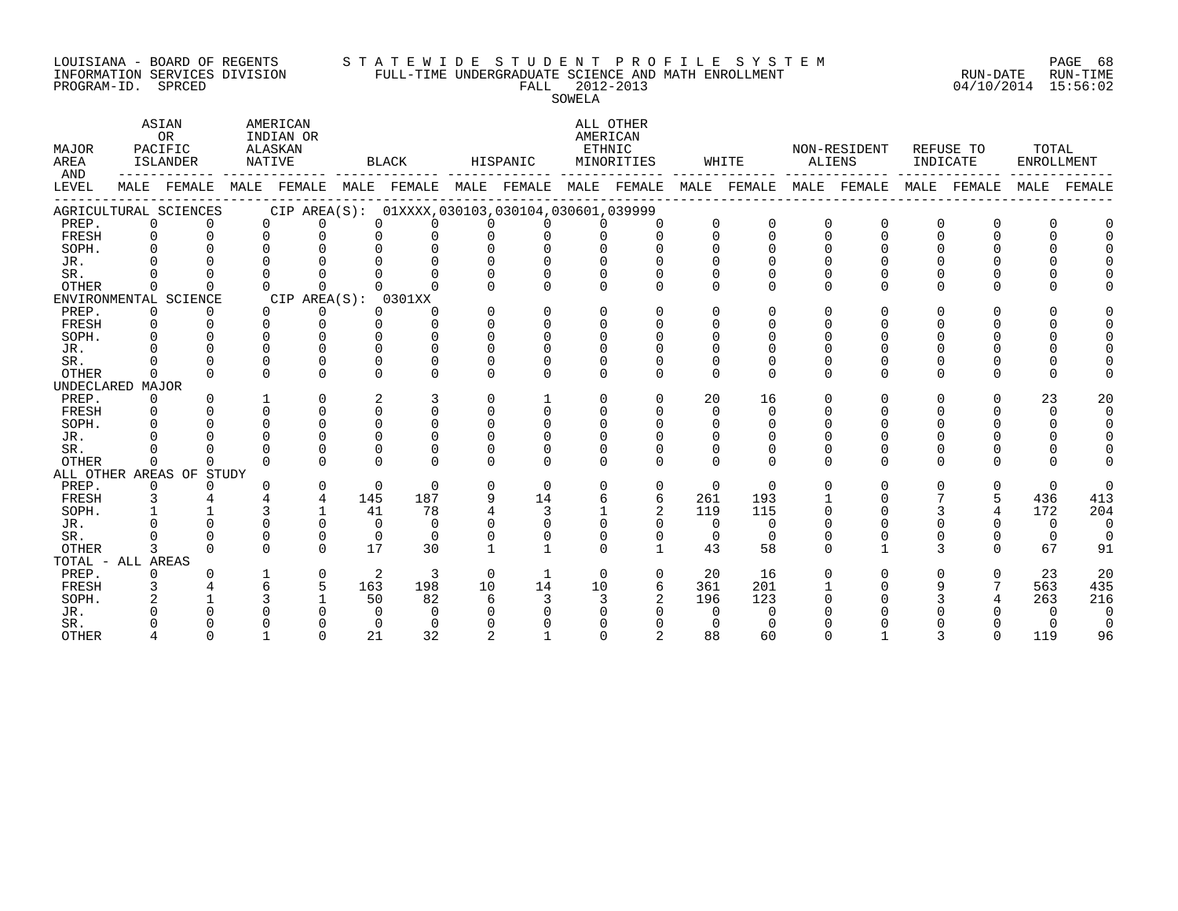LOUISIANA - BOARD OF REGENTS INFORMATION SERVICES DIVISION PROGRAM-ID. SPRCED

STATEWIDE STUDENT PROFILE SYSTEM
FULL-TIME UNDERGRADUATE SCIENCE AND MATH ENROLLMENT
FALL 2012-2013
SOWELA

RUN-DATE 04/10/2014 RUN-TIME 15:56:02

| MAJOR AREA AND LEVEL | ASIAN OR PACIFIC ISLANDER | | AMERICAN INDIAN OR ALASKAN NATIVE | | BLACK | | HISPANIC | | ALL OTHER AMERICAN ETHNIC MINORITIES | | WHITE | | NON-RESIDENT ALIENS | | REFUSE TO INDICATE | | TOTAL ENROLLMENT | |
|---|---|---|---|---|---|---|---|---|---|---|---|---|---|---|---|---|---|---|
| | MALE | FEMALE | MALE | FEMALE | MALE | FEMALE | MALE | FEMALE | MALE | FEMALE | MALE | FEMALE | MALE | FEMALE | MALE | FEMALE | MALE | FEMALE |
| AGRICULTURAL SCIENCES CIP AREA(S): 01XXXX,030103,030104,030601,039999 | | | | | | | | | | | | | | | | | | |
| PREP. | 0 | 0 | 0 | 0 | 0 | 0 | 0 | 0 | 0 | 0 | 0 | 0 | 0 | 0 | 0 | 0 | 0 | 0 |
| FRESH | 0 | 0 | 0 | 0 | 0 | 0 | 0 | 0 | 0 | 0 | 0 | 0 | 0 | 0 | 0 | 0 | 0 | 0 |
| SOPH. | 0 | 0 | 0 | 0 | 0 | 0 | 0 | 0 | 0 | 0 | 0 | 0 | 0 | 0 | 0 | 0 | 0 | 0 |
| JR. | 0 | 0 | 0 | 0 | 0 | 0 | 0 | 0 | 0 | 0 | 0 | 0 | 0 | 0 | 0 | 0 | 0 | 0 |
| SR. | 0 | 0 | 0 | 0 | 0 | 0 | 0 | 0 | 0 | 0 | 0 | 0 | 0 | 0 | 0 | 0 | 0 | 0 |
| OTHER | 0 | 0 | 0 | 0 | 0 | 0 | 0 | 0 | 0 | 0 | 0 | 0 | 0 | 0 | 0 | 0 | 0 | 0 |
| ENVIRONMENTAL SCIENCE CIP AREA(S): 0301XX | | | | | | | | | | | | | | | | | | |
| PREP. | 0 | 0 | 0 | 0 | 0 | 0 | 0 | 0 | 0 | 0 | 0 | 0 | 0 | 0 | 0 | 0 | 0 | 0 |
| FRESH | 0 | 0 | 0 | 0 | 0 | 0 | 0 | 0 | 0 | 0 | 0 | 0 | 0 | 0 | 0 | 0 | 0 | 0 |
| SOPH. | 0 | 0 | 0 | 0 | 0 | 0 | 0 | 0 | 0 | 0 | 0 | 0 | 0 | 0 | 0 | 0 | 0 | 0 |
| JR. | 0 | 0 | 0 | 0 | 0 | 0 | 0 | 0 | 0 | 0 | 0 | 0 | 0 | 0 | 0 | 0 | 0 | 0 |
| SR. | 0 | 0 | 0 | 0 | 0 | 0 | 0 | 0 | 0 | 0 | 0 | 0 | 0 | 0 | 0 | 0 | 0 | 0 |
| OTHER | 0 | 0 | 0 | 0 | 0 | 0 | 0 | 0 | 0 | 0 | 0 | 0 | 0 | 0 | 0 | 0 | 0 | 0 |
| UNDECLARED MAJOR | | | | | | | | | | | | | | | | | | |
| PREP. | 0 | 0 | 1 | 0 | 2 | 3 | 0 | 1 | 0 | 0 | 20 | 16 | 0 | 0 | 0 | 0 | 23 | 20 |
| FRESH | 0 | 0 | 0 | 0 | 0 | 0 | 0 | 0 | 0 | 0 | 0 | 0 | 0 | 0 | 0 | 0 | 0 | 0 |
| SOPH. | 0 | 0 | 0 | 0 | 0 | 0 | 0 | 0 | 0 | 0 | 0 | 0 | 0 | 0 | 0 | 0 | 0 | 0 |
| JR. | 0 | 0 | 0 | 0 | 0 | 0 | 0 | 0 | 0 | 0 | 0 | 0 | 0 | 0 | 0 | 0 | 0 | 0 |
| SR. | 0 | 0 | 0 | 0 | 0 | 0 | 0 | 0 | 0 | 0 | 0 | 0 | 0 | 0 | 0 | 0 | 0 | 0 |
| OTHER | 0 | 0 | 0 | 0 | 0 | 0 | 0 | 0 | 0 | 0 | 0 | 0 | 0 | 0 | 0 | 0 | 0 | 0 |
| ALL OTHER AREAS OF STUDY | | | | | | | | | | | | | | | | | | |
| PREP. | 0 | 0 | 0 | 0 | 0 | 0 | 0 | 0 | 0 | 0 | 0 | 0 | 0 | 0 | 0 | 0 | 0 | 0 |
| FRESH | 3 | 4 | 4 | 4 | 145 | 187 | 9 | 14 | 6 | 6 | 261 | 193 | 1 | 0 | 7 | 5 | 436 | 413 |
| SOPH. | 1 | 1 | 3 | 1 | 41 | 78 | 4 | 3 | 1 | 2 | 119 | 115 | 0 | 0 | 3 | 4 | 172 | 204 |
| JR. | 0 | 0 | 0 | 0 | 0 | 0 | 0 | 0 | 0 | 0 | 0 | 0 | 0 | 0 | 0 | 0 | 0 | 0 |
| SR. | 0 | 0 | 0 | 0 | 0 | 0 | 0 | 0 | 0 | 0 | 0 | 0 | 0 | 0 | 0 | 0 | 0 | 0 |
| OTHER | 3 | 0 | 0 | 0 | 17 | 30 | 1 | 1 | 0 | 1 | 43 | 58 | 0 | 1 | 3 | 0 | 67 | 91 |
| TOTAL - ALL AREAS | | | | | | | | | | | | | | | | | | |
| PREP. | 0 | 0 | 1 | 0 | 2 | 3 | 0 | 1 | 0 | 0 | 20 | 16 | 0 | 0 | 0 | 0 | 23 | 20 |
| FRESH | 3 | 4 | 6 | 5 | 163 | 198 | 10 | 14 | 10 | 6 | 361 | 201 | 1 | 0 | 9 | 7 | 563 | 435 |
| SOPH. | 2 | 1 | 3 | 1 | 50 | 82 | 6 | 3 | 3 | 2 | 196 | 123 | 0 | 0 | 3 | 4 | 263 | 216 |
| JR. | 0 | 0 | 0 | 0 | 0 | 0 | 0 | 0 | 0 | 0 | 0 | 0 | 0 | 0 | 0 | 0 | 0 | 0 |
| SR. | 0 | 0 | 0 | 0 | 0 | 0 | 0 | 0 | 0 | 0 | 0 | 0 | 0 | 0 | 0 | 0 | 0 | 0 |
| OTHER | 4 | 0 | 1 | 0 | 21 | 32 | 2 | 1 | 0 | 2 | 88 | 60 | 0 | 1 | 3 | 0 | 119 | 96 |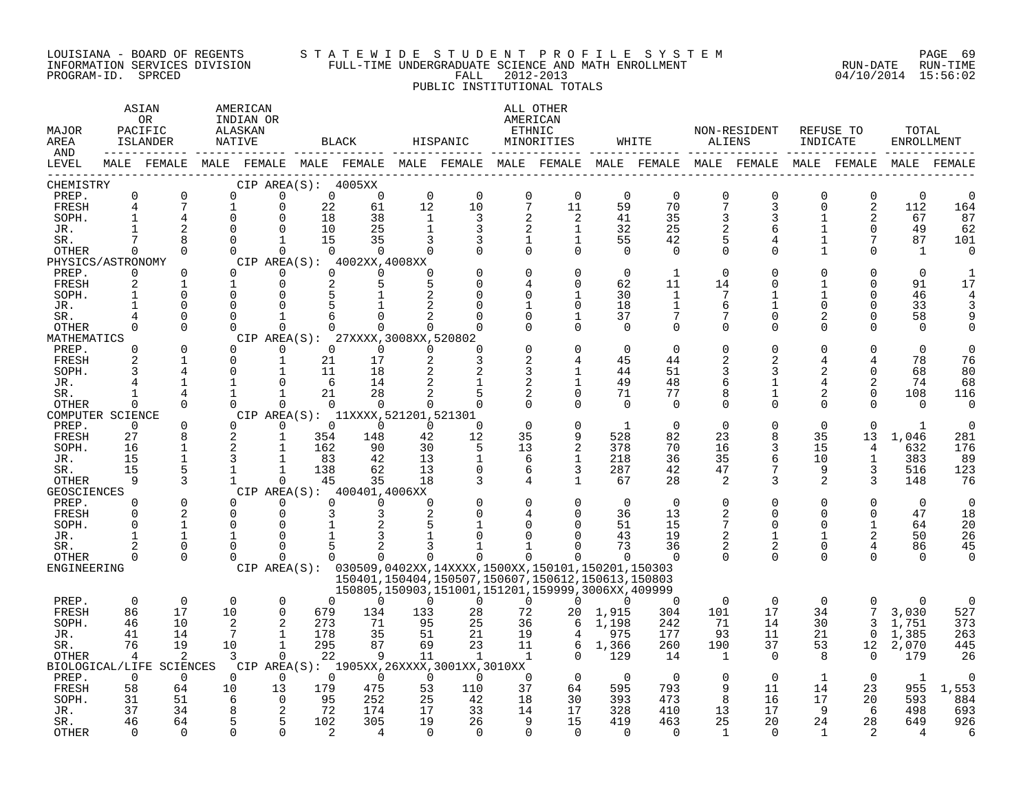LOUISIANA - BOARD OF REGENTS — STATEWIDE STUDENT PROFILE SYSTEM
INFORMATION SERVICES DIVISION — FULL-TIME UNDERGRADUATE SCIENCE AND MATH ENROLLMENT — RUN-DATE 04/10/2014 RUN-TIME 15:56:02
PROGRAM-ID. SPRCED — FALL 2012-2013
PUBLIC INSTITUTIONAL TOTALS

| MAJOR AREA AND LEVEL | ASIAN OR PACIFIC ISLANDER | | AMERICAN INDIAN OR ALASKAN NATIVE | | BLACK | | HISPANIC | | ALL OTHER AMERICAN ETHNIC MINORITIES | | WHITE | | NON-RESIDENT ALIENS | | REFUSE TO INDICATE | | TOTAL ENROLLMENT | |
|---|---|---|---|---|---|---|---|---|---|---|---|---|---|---|---|---|---|---|
| | MALE | FEMALE | MALE | FEMALE | MALE | FEMALE | MALE | FEMALE | MALE | FEMALE | MALE | FEMALE | MALE | FEMALE | MALE | FEMALE | MALE | FEMALE |
| **CHEMISTRY** CIP AREA(S): 4005XX | | | | | | | | | | | | | | | | | | |
| PREP. | 0 | 0 | 0 | 0 | 0 | 0 | 0 | 0 | 0 | 0 | 0 | 0 | 0 | 0 | 0 | 0 | 0 | 0 |
| FRESH | 4 | 7 | 1 | 0 | 22 | 61 | 12 | 10 | 7 | 11 | 59 | 70 | 7 | 3 | 0 | 2 | 112 | 164 |
| SOPH. | 1 | 4 | 0 | 0 | 18 | 38 | 1 | 3 | 2 | 2 | 41 | 35 | 3 | 3 | 1 | 2 | 67 | 87 |
| JR. | 1 | 2 | 0 | 0 | 10 | 25 | 1 | 3 | 2 | 1 | 32 | 25 | 2 | 6 | 1 | 0 | 49 | 62 |
| SR. | 7 | 8 | 0 | 1 | 15 | 35 | 3 | 3 | 1 | 1 | 55 | 42 | 5 | 4 | 1 | 7 | 87 | 101 |
| OTHER | 0 | 0 | 0 | 0 | 0 | 0 | 0 | 0 | 0 | 0 | 0 | 0 | 0 | 0 | 1 | 0 | 1 | 0 |
| **PHYSICS/ASTRONOMY** CIP AREA(S): 4002XX,4008XX | | | | | | | | | | | | | | | | | | |
| PREP. | 0 | 0 | 0 | 0 | 0 | 0 | 0 | 0 | 0 | 0 | 0 | 1 | 0 | 0 | 0 | 0 | 0 | 1 |
| FRESH | 2 | 1 | 1 | 0 | 2 | 5 | 5 | 0 | 4 | 0 | 62 | 11 | 14 | 0 | 1 | 0 | 91 | 17 |
| SOPH. | 1 | 0 | 0 | 0 | 5 | 1 | 2 | 0 | 0 | 1 | 30 | 1 | 7 | 1 | 1 | 0 | 46 | 4 |
| JR. | 1 | 0 | 0 | 0 | 5 | 1 | 2 | 0 | 1 | 0 | 18 | 1 | 6 | 1 | 0 | 0 | 33 | 3 |
| SR. | 4 | 0 | 0 | 1 | 6 | 0 | 2 | 0 | 0 | 1 | 37 | 7 | 7 | 0 | 2 | 0 | 58 | 9 |
| OTHER | 0 | 0 | 0 | 0 | 0 | 0 | 0 | 0 | 0 | 0 | 0 | 0 | 0 | 0 | 0 | 0 | 0 | 0 |
| **MATHEMATICS** CIP AREA(S): 27XXXX,3008XX,520802 | | | | | | | | | | | | | | | | | | |
| PREP. | 0 | 0 | 0 | 0 | 0 | 0 | 0 | 0 | 0 | 0 | 0 | 0 | 0 | 0 | 0 | 0 | 0 | 0 |
| FRESH | 2 | 1 | 0 | 1 | 21 | 17 | 2 | 3 | 2 | 4 | 45 | 44 | 2 | 2 | 4 | 4 | 78 | 76 |
| SOPH. | 3 | 4 | 0 | 1 | 11 | 18 | 2 | 2 | 3 | 1 | 44 | 51 | 3 | 3 | 2 | 0 | 68 | 80 |
| JR. | 4 | 1 | 1 | 0 | 6 | 14 | 2 | 1 | 2 | 1 | 49 | 48 | 6 | 1 | 4 | 2 | 74 | 68 |
| SR. | 1 | 4 | 1 | 1 | 21 | 28 | 2 | 5 | 2 | 0 | 71 | 77 | 8 | 1 | 2 | 0 | 108 | 116 |
| OTHER | 0 | 0 | 0 | 0 | 0 | 0 | 0 | 0 | 0 | 0 | 0 | 0 | 0 | 0 | 0 | 0 | 0 | 0 |
| **COMPUTER SCIENCE** CIP AREA(S): 11XXXX,521201,521301 | | | | | | | | | | | | | | | | | | |
| PREP. | 0 | 0 | 0 | 0 | 0 | 0 | 0 | 0 | 0 | 0 | 1 | 0 | 0 | 0 | 0 | 0 | 1 | 0 |
| FRESH | 27 | 8 | 2 | 1 | 354 | 148 | 42 | 12 | 35 | 9 | 528 | 82 | 23 | 8 | 35 | 13 | 1,046 | 281 |
| SOPH. | 16 | 1 | 2 | 1 | 162 | 90 | 30 | 5 | 13 | 2 | 378 | 70 | 16 | 3 | 15 | 4 | 632 | 176 |
| JR. | 15 | 1 | 3 | 1 | 83 | 42 | 13 | 1 | 6 | 1 | 218 | 36 | 35 | 6 | 10 | 1 | 383 | 89 |
| SR. | 15 | 5 | 1 | 1 | 138 | 62 | 13 | 0 | 6 | 3 | 287 | 42 | 47 | 7 | 9 | 3 | 516 | 123 |
| OTHER | 9 | 3 | 1 | 0 | 45 | 35 | 18 | 3 | 4 | 1 | 67 | 28 | 2 | 3 | 2 | 3 | 148 | 76 |
| **GEOSCIENCES** CIP AREA(S): 400401,4006XX | | | | | | | | | | | | | | | | | | |
| PREP. | 0 | 0 | 0 | 0 | 0 | 0 | 0 | 0 | 0 | 0 | 0 | 0 | 0 | 0 | 0 | 0 | 0 | 0 |
| FRESH | 0 | 2 | 0 | 0 | 3 | 3 | 2 | 0 | 4 | 0 | 36 | 13 | 2 | 0 | 0 | 0 | 47 | 18 |
| SOPH. | 0 | 1 | 0 | 0 | 1 | 2 | 5 | 1 | 0 | 0 | 51 | 15 | 7 | 0 | 0 | 1 | 64 | 20 |
| JR. | 1 | 1 | 1 | 0 | 1 | 3 | 1 | 0 | 0 | 0 | 43 | 19 | 2 | 1 | 1 | 2 | 50 | 26 |
| SR. | 2 | 0 | 0 | 0 | 5 | 2 | 3 | 1 | 1 | 0 | 73 | 36 | 2 | 2 | 0 | 4 | 86 | 45 |
| OTHER | 0 | 0 | 0 | 0 | 0 | 0 | 0 | 0 | 0 | 0 | 0 | 0 | 0 | 0 | 0 | 0 | 0 | 0 |
| **ENGINEERING** CIP AREA(S): 030509,0402XX,14XXXX,1500XX,150101,150201,150303,150401,150404,150507,150607,150612,150613,150803,150805,150903,151001,151201,159999,3006XX,409999 | | | | | | | | | | | | | | | | | | |
| PREP. | 0 | 0 | 0 | 0 | 0 | 0 | 0 | 0 | 0 | 0 | 0 | 0 | 0 | 0 | 0 | 0 | 0 | 0 |
| FRESH | 86 | 17 | 10 | 0 | 679 | 134 | 133 | 28 | 72 | 20 | 1,915 | 304 | 101 | 17 | 34 | 7 | 3,030 | 527 |
| SOPH. | 46 | 10 | 2 | 2 | 273 | 71 | 95 | 25 | 36 | 6 | 1,198 | 242 | 71 | 14 | 30 | 3 | 1,751 | 373 |
| JR. | 41 | 14 | 7 | 1 | 178 | 35 | 51 | 21 | 19 | 4 | 975 | 177 | 93 | 11 | 21 | 0 | 1,385 | 263 |
| SR. | 76 | 19 | 10 | 1 | 295 | 87 | 69 | 23 | 11 | 6 | 1,366 | 260 | 190 | 37 | 53 | 12 | 2,070 | 445 |
| OTHER | 4 | 2 | 3 | 0 | 22 | 9 | 11 | 1 | 1 | 0 | 129 | 14 | 1 | 0 | 8 | 0 | 179 | 26 |
| **BIOLOGICAL/LIFE SCIENCES** CIP AREA(S): 1905XX,26XXXX,3001XX,3010XX | | | | | | | | | | | | | | | | | | |
| PREP. | 0 | 0 | 0 | 0 | 0 | 0 | 0 | 0 | 0 | 0 | 0 | 0 | 0 | 0 | 1 | 0 | 1 | 0 |
| FRESH | 58 | 64 | 10 | 13 | 179 | 475 | 53 | 110 | 37 | 64 | 595 | 793 | 9 | 11 | 14 | 23 | 955 | 1,553 |
| SOPH. | 31 | 51 | 6 | 0 | 95 | 252 | 25 | 42 | 18 | 30 | 393 | 473 | 8 | 16 | 17 | 20 | 593 | 884 |
| JR. | 37 | 34 | 8 | 2 | 72 | 174 | 17 | 33 | 14 | 17 | 328 | 410 | 13 | 17 | 9 | 6 | 498 | 693 |
| SR. | 46 | 64 | 5 | 5 | 102 | 305 | 19 | 26 | 9 | 15 | 419 | 463 | 25 | 20 | 24 | 28 | 649 | 926 |
| OTHER | 0 | 0 | 0 | 0 | 2 | 4 | 0 | 0 | 0 | 0 | 0 | 0 | 1 | 0 | 1 | 2 | 4 | 6 |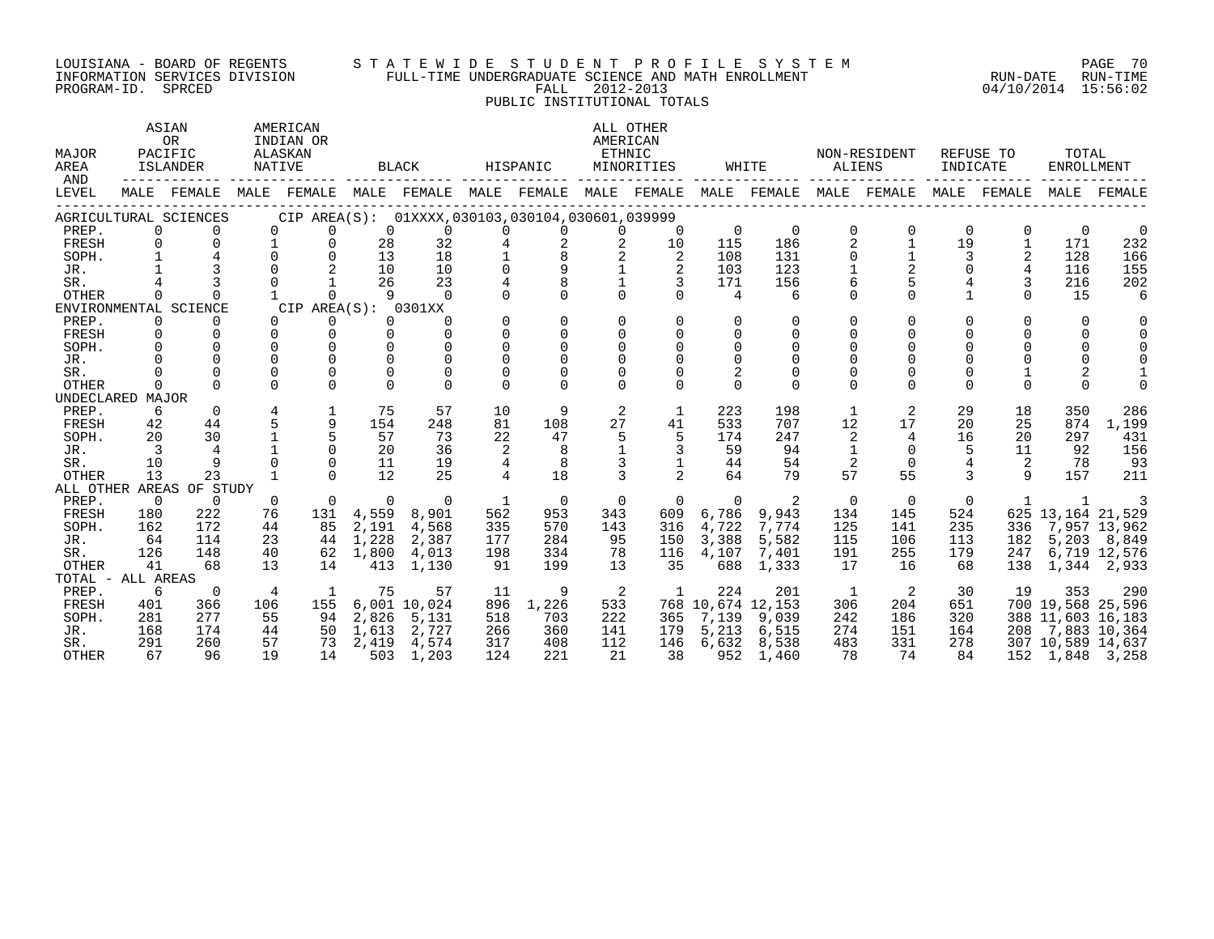LOUISIANA - BOARD OF REGENTS
INFORMATION SERVICES DIVISION
PROGRAM-ID. SPRCED

STATEWIDE STUDENT PROFILE SYSTEM
FULL-TIME UNDERGRADUATE SCIENCE AND MATH ENROLLMENT
FALL 2012-2013
PUBLIC INSTITUTIONAL TOTALS

RUN-DATE 04/10/2014 RUN-TIME 15:56:02

| MAJOR AREA AND LEVEL | ASIAN OR PACIFIC ISLANDER | | AMERICAN INDIAN OR ALASKAN NATIVE | | BLACK | | HISPANIC | | ALL OTHER AMERICAN ETHNIC MINORITIES | | WHITE | | NON-RESIDENT ALIENS | | REFUSE TO INDICATE | | TOTAL ENROLLMENT | |
|---|---|---|---|---|---|---|---|---|---|---|---|---|---|---|---|---|---|---|
| | MALE | FEMALE | MALE | FEMALE | MALE | FEMALE | MALE | FEMALE | MALE | FEMALE | MALE | FEMALE | MALE | FEMALE | MALE | FEMALE | MALE | FEMALE |
| AGRICULTURAL SCIENCES CIP AREA(S): 01XXXX,030103,030104,030601,039999 | | | | | | | | | | | | | | | | | | |
| PREP. | 0 | 0 | 0 | 0 | 0 | 0 | 0 | 0 | 0 | 0 | 0 | 0 | 0 | 0 | 0 | 0 | 0 | 0 |
| FRESH | 0 | 0 | 1 | 0 | 28 | 32 | 4 | 2 | 2 | 10 | 115 | 186 | 2 | 1 | 19 | 1 | 171 | 232 |
| SOPH. | 1 | 4 | 0 | 0 | 13 | 18 | 1 | 8 | 2 | 2 | 108 | 131 | 0 | 1 | 3 | 2 | 128 | 166 |
| JR. | 1 | 3 | 0 | 2 | 10 | 10 | 0 | 9 | 1 | 2 | 103 | 123 | 1 | 2 | 0 | 4 | 116 | 155 |
| SR. | 4 | 3 | 0 | 1 | 26 | 23 | 4 | 8 | 1 | 3 | 171 | 156 | 6 | 5 | 4 | 3 | 216 | 202 |
| OTHER | 0 | 0 | 1 | 0 | 9 | 0 | 0 | 0 | 0 | 0 | 4 | 6 | 0 | 0 | 1 | 0 | 15 | 6 |
| ENVIRONMENTAL SCIENCE CIP AREA(S): 0301XX | | | | | | | | | | | | | | | | | | |
| PREP. | 0 | 0 | 0 | 0 | 0 | 0 | 0 | 0 | 0 | 0 | 0 | 0 | 0 | 0 | 0 | 0 | 0 | 0 |
| FRESH | 0 | 0 | 0 | 0 | 0 | 0 | 0 | 0 | 0 | 0 | 0 | 0 | 0 | 0 | 0 | 0 | 0 | 0 |
| SOPH. | 0 | 0 | 0 | 0 | 0 | 0 | 0 | 0 | 0 | 0 | 0 | 0 | 0 | 0 | 0 | 0 | 0 | 0 |
| JR. | 0 | 0 | 0 | 0 | 0 | 0 | 0 | 0 | 0 | 0 | 0 | 0 | 0 | 0 | 0 | 0 | 0 | 0 |
| SR. | 0 | 0 | 0 | 0 | 0 | 0 | 0 | 0 | 0 | 0 | 2 | 0 | 0 | 0 | 0 | 1 | 2 | 1 |
| OTHER | 0 | 0 | 0 | 0 | 0 | 0 | 0 | 0 | 0 | 0 | 0 | 0 | 0 | 0 | 0 | 0 | 0 | 0 |
| UNDECLARED MAJOR | | | | | | | | | | | | | | | | | | |
| PREP. | 6 | 0 | 4 | 1 | 75 | 57 | 10 | 9 | 2 | 1 | 223 | 198 | 1 | 2 | 29 | 18 | 350 | 286 |
| FRESH | 42 | 44 | 5 | 9 | 154 | 248 | 81 | 108 | 27 | 41 | 533 | 707 | 12 | 17 | 20 | 25 | 874 | 1,199 |
| SOPH. | 20 | 30 | 1 | 5 | 57 | 73 | 22 | 47 | 5 | 5 | 174 | 247 | 2 | 4 | 16 | 20 | 297 | 431 |
| JR. | 3 | 4 | 1 | 0 | 20 | 36 | 2 | 8 | 1 | 3 | 59 | 94 | 1 | 0 | 5 | 11 | 92 | 156 |
| SR. | 10 | 9 | 0 | 0 | 11 | 19 | 4 | 8 | 3 | 1 | 44 | 54 | 2 | 0 | 4 | 2 | 78 | 93 |
| OTHER | 13 | 23 | 1 | 0 | 12 | 25 | 4 | 18 | 3 | 2 | 64 | 79 | 57 | 55 | 3 | 9 | 157 | 211 |
| ALL OTHER AREAS OF STUDY | | | | | | | | | | | | | | | | | | |
| PREP. | 0 | 0 | 0 | 0 | 0 | 0 | 1 | 0 | 0 | 0 | 0 | 2 | 0 | 0 | 0 | 1 | 1 | 3 |
| FRESH | 180 | 222 | 76 | 131 | 4,559 | 8,901 | 562 | 953 | 343 | 609 | 6,786 | 9,943 | 134 | 145 | 524 | 625 | 13,164 | 21,529 |
| SOPH. | 162 | 172 | 44 | 85 | 2,191 | 4,568 | 335 | 570 | 143 | 316 | 4,722 | 7,774 | 125 | 141 | 235 | 336 | 7,957 | 13,962 |
| JR. | 64 | 114 | 23 | 44 | 1,228 | 2,387 | 177 | 284 | 95 | 150 | 3,388 | 5,582 | 115 | 106 | 113 | 182 | 5,203 | 8,849 |
| SR. | 126 | 148 | 40 | 62 | 1,800 | 4,013 | 198 | 334 | 78 | 116 | 4,107 | 7,401 | 191 | 255 | 179 | 247 | 6,719 | 12,576 |
| OTHER | 41 | 68 | 13 | 14 | 413 | 1,130 | 91 | 199 | 13 | 35 | 688 | 1,333 | 17 | 16 | 68 | 138 | 1,344 | 2,933 |
| TOTAL - ALL AREAS | | | | | | | | | | | | | | | | | | |
| PREP. | 6 | 0 | 4 | 1 | 75 | 57 | 11 | 9 | 2 | 1 | 224 | 201 | 1 | 2 | 30 | 19 | 353 | 290 |
| FRESH | 401 | 366 | 106 | 155 | 6,001 | 10,024 | 896 | 1,226 | 533 | 768 | 10,674 | 12,153 | 306 | 204 | 651 | 700 | 19,568 | 25,596 |
| SOPH. | 281 | 277 | 55 | 94 | 2,826 | 5,131 | 518 | 703 | 222 | 365 | 7,139 | 9,039 | 242 | 186 | 320 | 388 | 11,603 | 16,183 |
| JR. | 168 | 174 | 44 | 50 | 1,613 | 2,727 | 266 | 360 | 141 | 179 | 5,213 | 6,515 | 274 | 151 | 164 | 208 | 7,883 | 10,364 |
| SR. | 291 | 260 | 57 | 73 | 2,419 | 4,574 | 317 | 408 | 112 | 146 | 6,632 | 8,538 | 483 | 331 | 278 | 307 | 10,589 | 14,637 |
| OTHER | 67 | 96 | 19 | 14 | 503 | 1,203 | 124 | 221 | 21 | 38 | 952 | 1,460 | 78 | 74 | 84 | 152 | 1,848 | 3,258 |